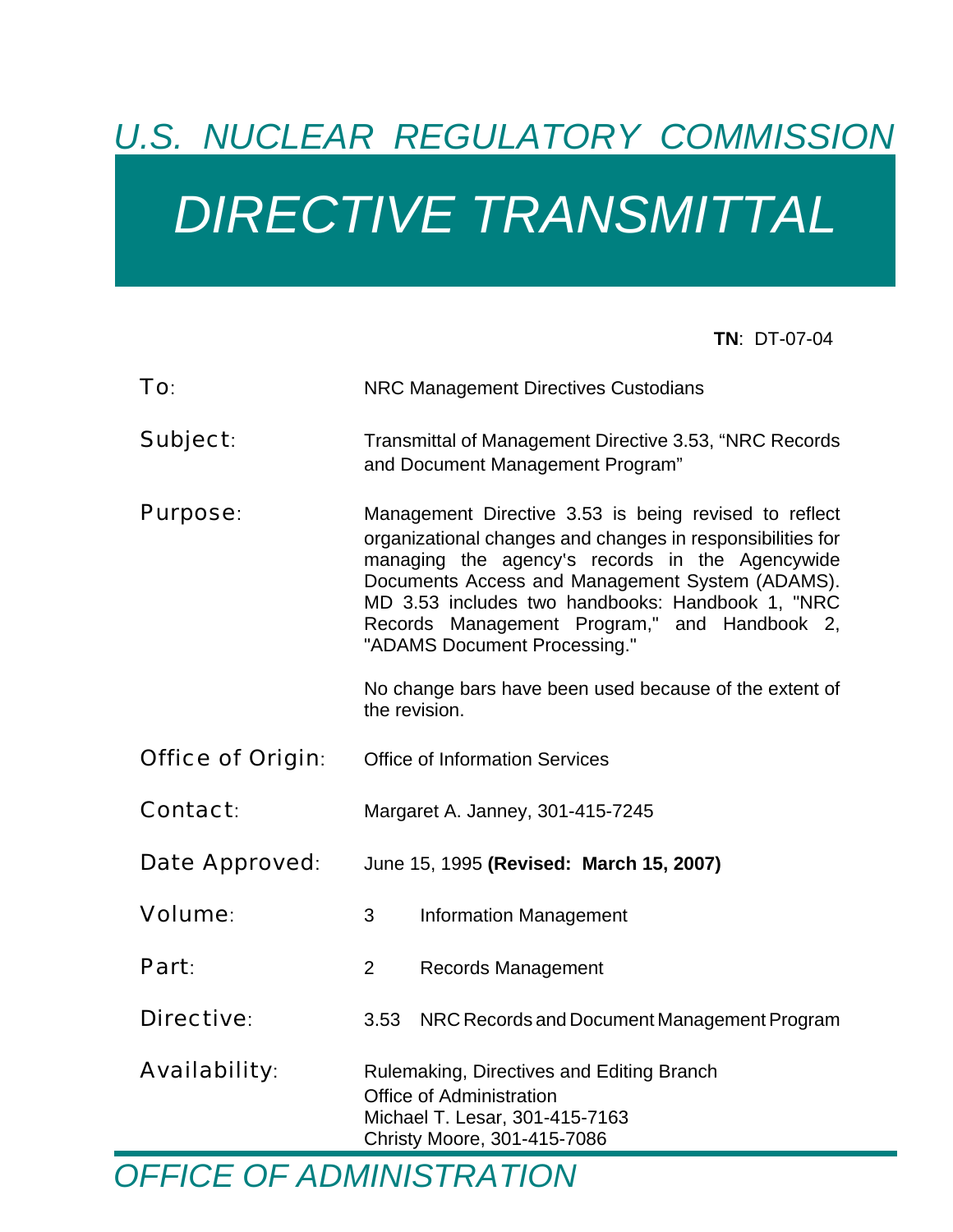*U.S. NUCLEAR REGULATORY COMMISSION*

# *DIRECTIVE TRANSMITTAL*

**TN**: DT-07-04

**To**: NRC Management Directives Custodians

**Subject**: Transmittal of Management Directive 3.53, "NRC Records and Document Management Program"

**Purpose**: Management Directive 3.53 is being revised to reflect organizational changes and changes in responsibilities for managing the agency's records in the Agencywide Documents Access and Management System (ADAMS). MD 3.53 includes two handbooks: Handbook 1, "NRC Records Management Program," and Handbook 2, "ADAMS Document Processing."

No change bars have been used because of the extent of the revision.

**Office of Origin**: Office of Information Services

**Contact**: Margaret A. Janney, 301-415-7245

**Date Approved**: June 15, 1995 **(Revised: March 15, 2007)**

**Volume**: 3 Information Management

**Part**: 2 Records Management

**Directive**: 3.53 NRC Records and Document Management Program

**Availability**: Rulemaking, Directives and Editing Branch  
Office of Administration  
Michael T. Lesar, 301-415-7163  
Christy Moore, 301-415-7086

*OFFICE OF ADMINISTRATION*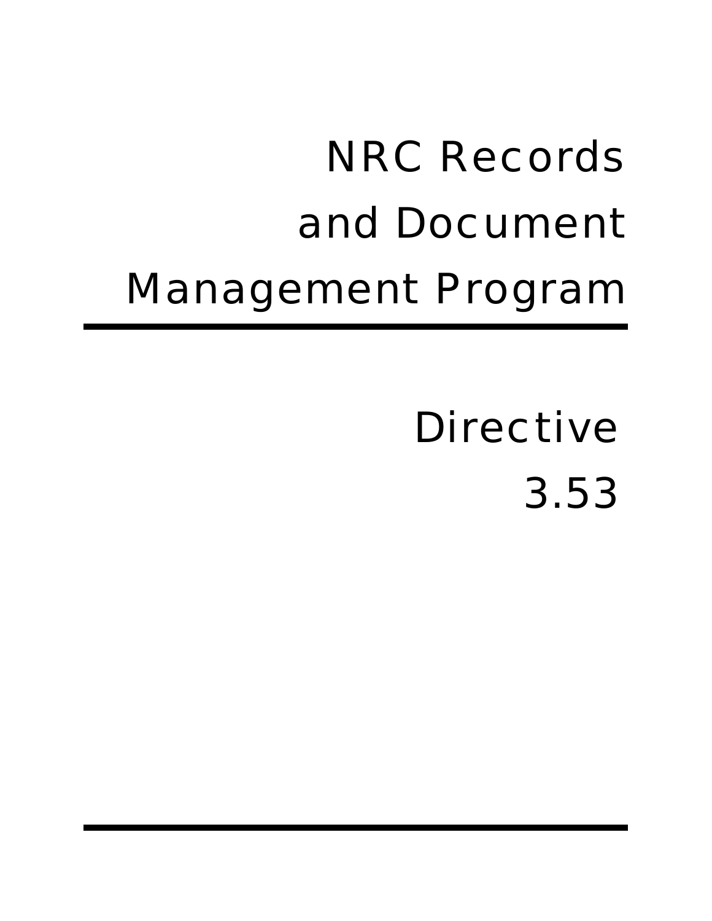# NRC Records and Document Management Program

## Directive 3.53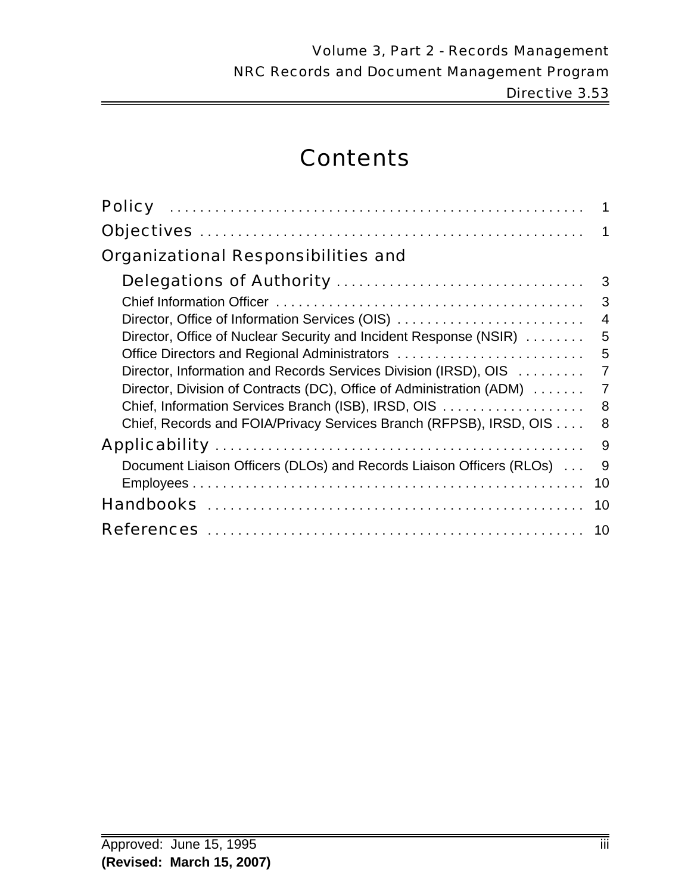# Contents

| | |
|---|---|
| Policy | 1 |
| Objectives | 1 |
| Organizational Responsibilities and Delegations of Authority | 3 |
| Chief Information Officer | 3 |
| Director, Office of Information Services (OIS) | 4 |
| Director, Office of Nuclear Security and Incident Response (NSIR) | 5 |
| Office Directors and Regional Administrators | 5 |
| Director, Information and Records Services Division (IRSD), OIS | 7 |
| Director, Division of Contracts (DC), Office of Administration (ADM) | 7 |
| Chief, Information Services Branch (ISB), IRSD, OIS | 8 |
| Chief, Records and FOIA/Privacy Services Branch (RFPSB), IRSD, OIS | 8 |
| Applicability | 9 |
| Document Liaison Officers (DLOs) and Records Liaison Officers (RLOs) | 9 |
| Employees | 10 |
| Handbooks | 10 |
| References | 10 |

Approved: June 15, 1995
**(Revised: March 15, 2007)**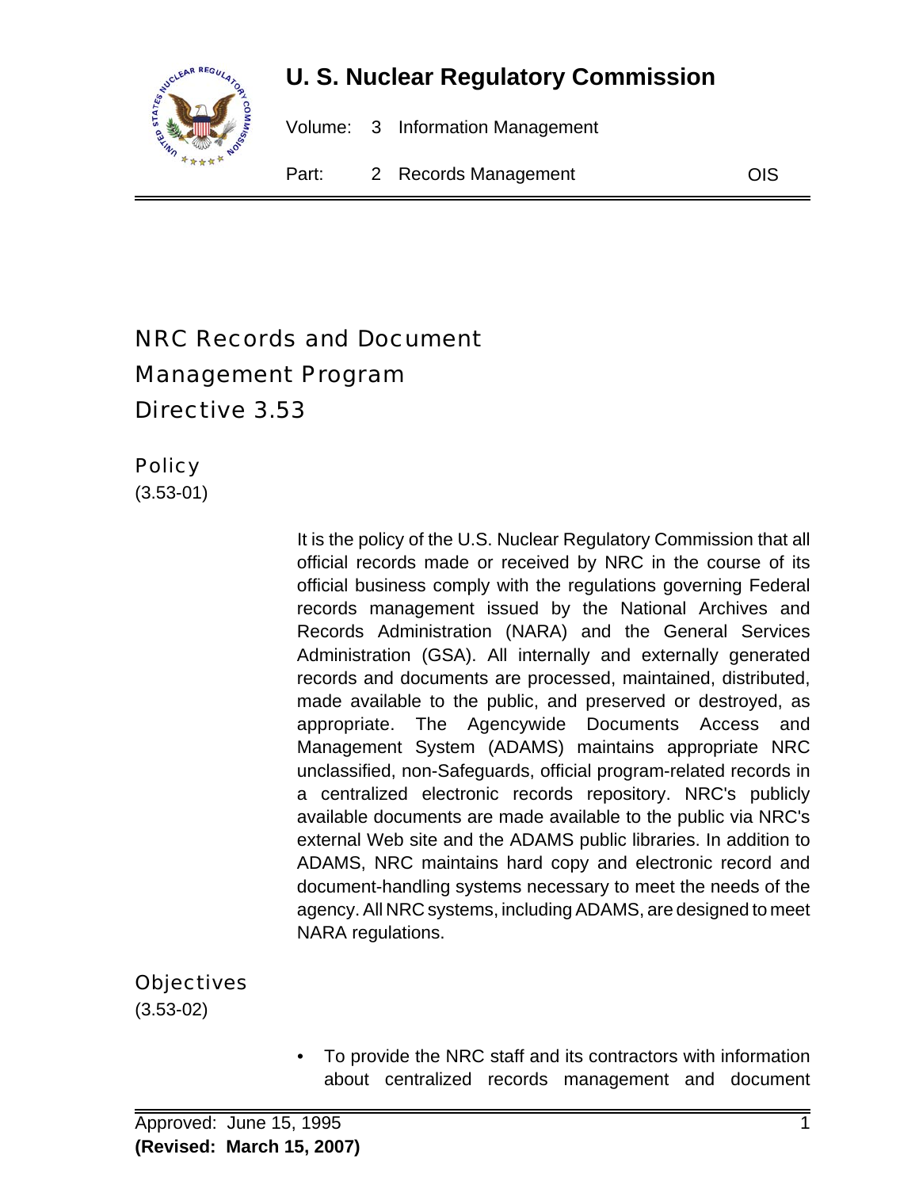# NRC Records and Document Management Program
# Directive 3.53

## Policy
(3.53-01)

It is the policy of the U.S. Nuclear Regulatory Commission that all official records made or received by NRC in the course of its official business comply with the regulations governing Federal records management issued by the National Archives and Records Administration (NARA) and the General Services Administration (GSA). All internally and externally generated records and documents are processed, maintained, distributed, made available to the public, and preserved or destroyed, as appropriate. The Agencywide Documents Access and Management System (ADAMS) maintains appropriate NRC unclassified, non-Safeguards, official program-related records in a centralized electronic records repository. NRC's publicly available documents are made available to the public via NRC's external Web site and the ADAMS public libraries. In addition to ADAMS, NRC maintains hard copy and electronic record and document-handling systems necessary to meet the needs of the agency. All NRC systems, including ADAMS, are designed to meet NARA regulations.

## Objectives
(3.53-02)

- To provide the NRC staff and its contractors with information about centralized records management and document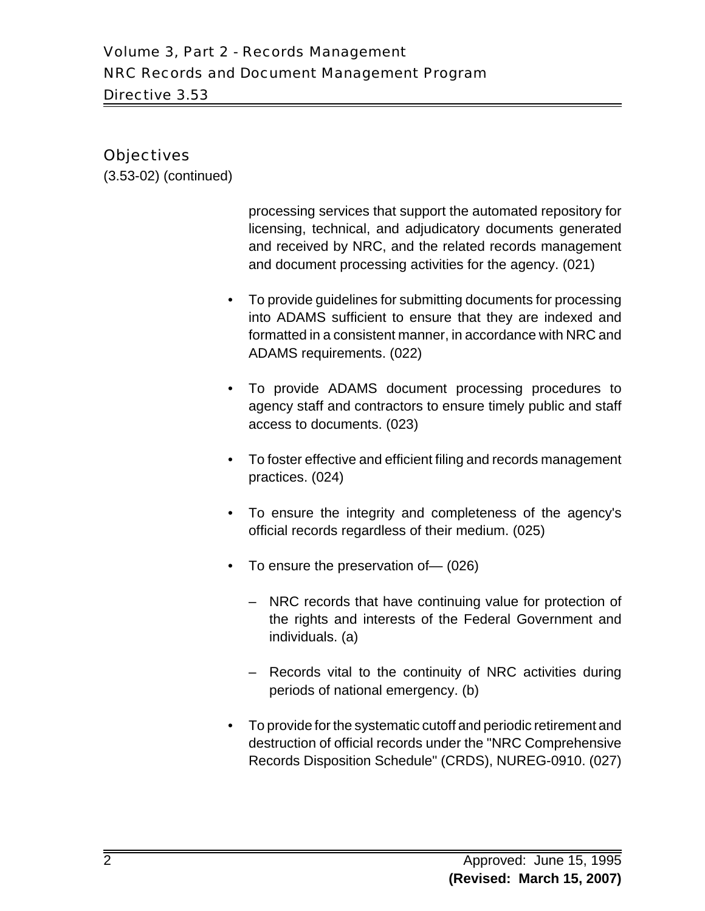## Objectives

(3.53-02) (continued)

processing services that support the automated repository for licensing, technical, and adjudicatory documents generated and received by NRC, and the related records management and document processing activities for the agency. (021)

- To provide guidelines for submitting documents for processing into ADAMS sufficient to ensure that they are indexed and formatted in a consistent manner, in accordance with NRC and ADAMS requirements. (022)
- To provide ADAMS document processing procedures to agency staff and contractors to ensure timely public and staff access to documents. (023)
- To foster effective and efficient filing and records management practices. (024)
- To ensure the integrity and completeness of the agency's official records regardless of their medium. (025)
- To ensure the preservation of— (026)
  - NRC records that have continuing value for protection of the rights and interests of the Federal Government and individuals. (a)
  - Records vital to the continuity of NRC activities during periods of national emergency. (b)
- To provide for the systematic cutoff and periodic retirement and destruction of official records under the "NRC Comprehensive Records Disposition Schedule" (CRDS), NUREG-0910. (027)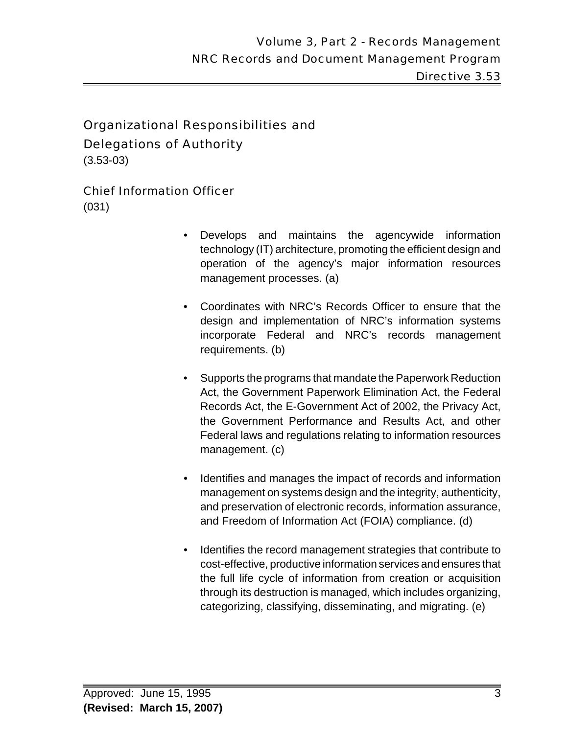## Organizational Responsibilities and Delegations of Authority

(3.53-03)

### Chief Information Officer

(031)

- Develops and maintains the agencywide information technology (IT) architecture, promoting the efficient design and operation of the agency's major information resources management processes. (a)

- Coordinates with NRC's Records Officer to ensure that the design and implementation of NRC's information systems incorporate Federal and NRC's records management requirements. (b)

- Supports the programs that mandate the Paperwork Reduction Act, the Government Paperwork Elimination Act, the Federal Records Act, the E-Government Act of 2002, the Privacy Act, the Government Performance and Results Act, and other Federal laws and regulations relating to information resources management. (c)

- Identifies and manages the impact of records and information management on systems design and the integrity, authenticity, and preservation of electronic records, information assurance, and Freedom of Information Act (FOIA) compliance. (d)

- Identifies the record management strategies that contribute to cost-effective, productive information services and ensures that the full life cycle of information from creation or acquisition through its destruction is managed, which includes organizing, categorizing, classifying, disseminating, and migrating. (e)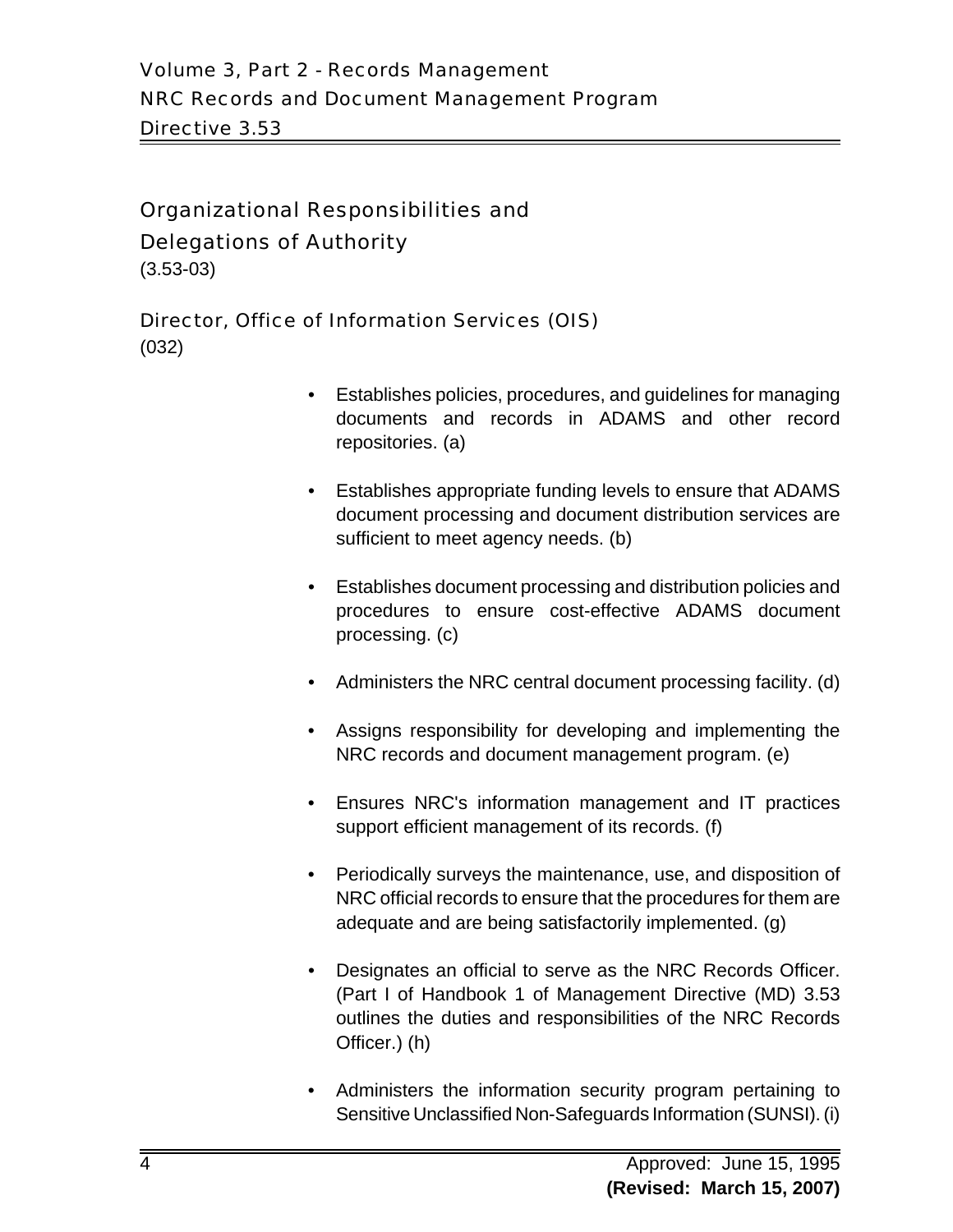## Organizational Responsibilities and Delegations of Authority

(3.53-03)

### Director, Office of Information Services (OIS)

(032)

- Establishes policies, procedures, and guidelines for managing documents and records in ADAMS and other record repositories. (a)
- Establishes appropriate funding levels to ensure that ADAMS document processing and document distribution services are sufficient to meet agency needs. (b)
- Establishes document processing and distribution policies and procedures to ensure cost-effective ADAMS document processing. (c)
- Administers the NRC central document processing facility. (d)
- Assigns responsibility for developing and implementing the NRC records and document management program. (e)
- Ensures NRC's information management and IT practices support efficient management of its records. (f)
- Periodically surveys the maintenance, use, and disposition of NRC official records to ensure that the procedures for them are adequate and are being satisfactorily implemented. (g)
- Designates an official to serve as the NRC Records Officer. (Part I of Handbook 1 of Management Directive (MD) 3.53 outlines the duties and responsibilities of the NRC Records Officer.) (h)
- Administers the information security program pertaining to Sensitive Unclassified Non-Safeguards Information (SUNSI). (i)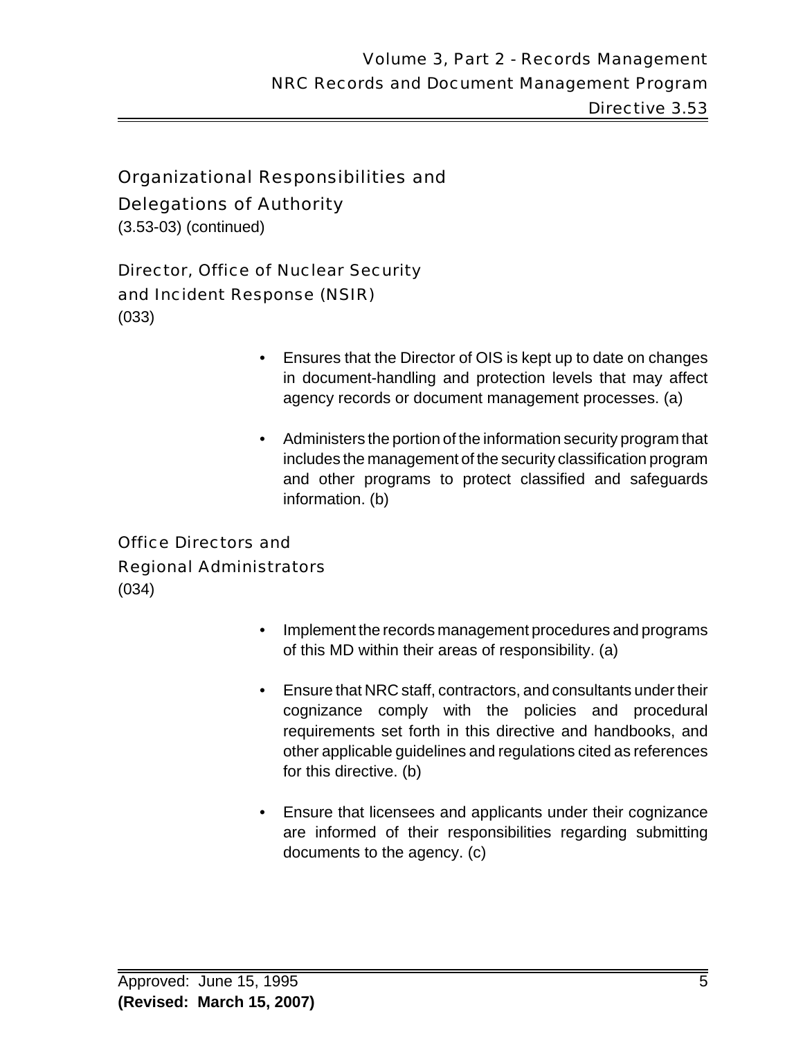## Organizational Responsibilities and Delegations of Authority

(3.53-03) (continued)

### Director, Office of Nuclear Security and Incident Response (NSIR)

(033)

- Ensures that the Director of OIS is kept up to date on changes in document-handling and protection levels that may affect agency records or document management processes. (a)
- Administers the portion of the information security program that includes the management of the security classification program and other programs to protect classified and safeguards information. (b)

### Office Directors and Regional Administrators

(034)

- Implement the records management procedures and programs of this MD within their areas of responsibility. (a)
- Ensure that NRC staff, contractors, and consultants under their cognizance comply with the policies and procedural requirements set forth in this directive and handbooks, and other applicable guidelines and regulations cited as references for this directive. (b)
- Ensure that licensees and applicants under their cognizance are informed of their responsibilities regarding submitting documents to the agency. (c)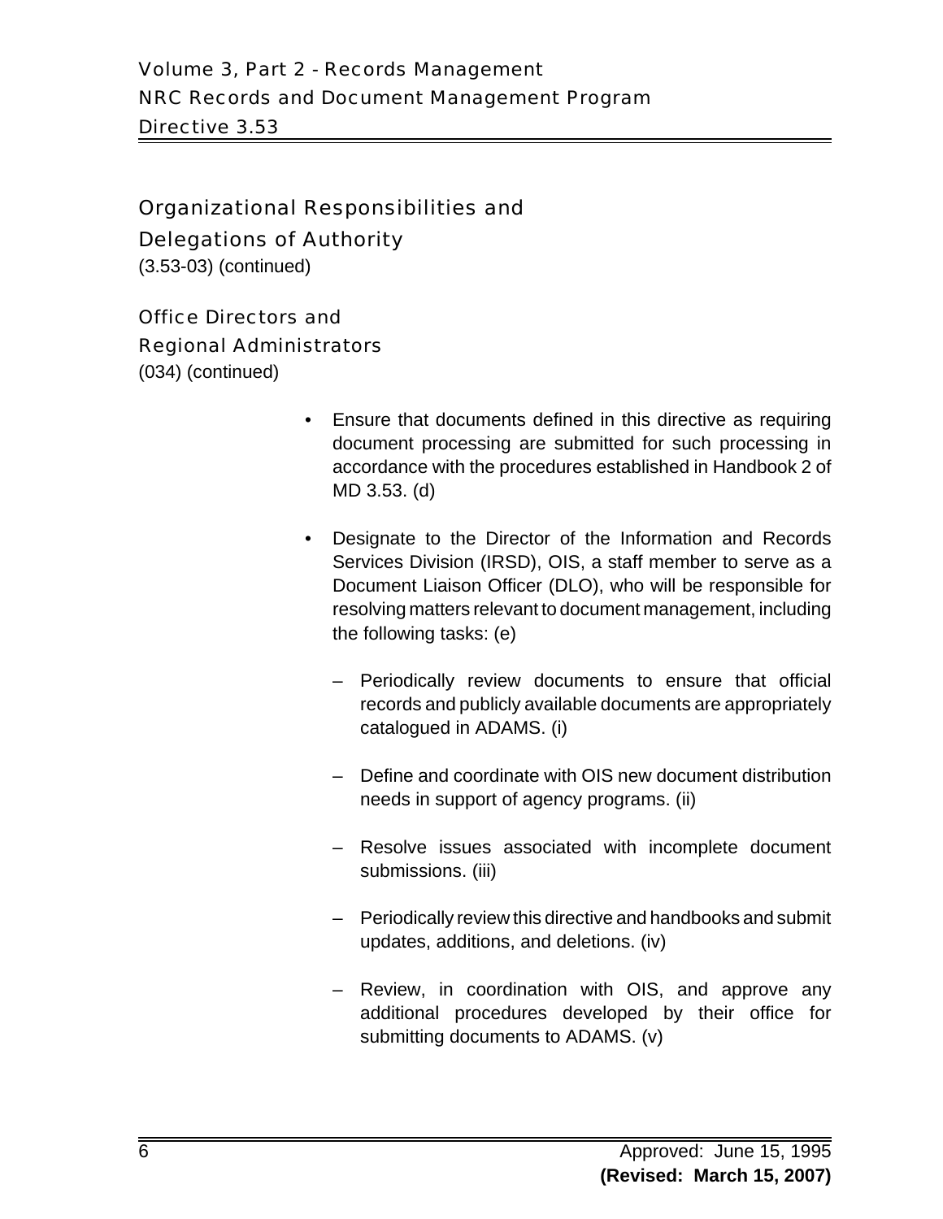## Organizational Responsibilities and Delegations of Authority

(3.53-03) (continued)

### Office Directors and Regional Administrators

(034) (continued)

- Ensure that documents defined in this directive as requiring document processing are submitted for such processing in accordance with the procedures established in Handbook 2 of MD 3.53. (d)
- Designate to the Director of the Information and Records Services Division (IRSD), OIS, a staff member to serve as a Document Liaison Officer (DLO), who will be responsible for resolving matters relevant to document management, including the following tasks: (e)
  - Periodically review documents to ensure that official records and publicly available documents are appropriately catalogued in ADAMS. (i)
  - Define and coordinate with OIS new document distribution needs in support of agency programs. (ii)
  - Resolve issues associated with incomplete document submissions. (iii)
  - Periodically review this directive and handbooks and submit updates, additions, and deletions. (iv)
  - Review, in coordination with OIS, and approve any additional procedures developed by their office for submitting documents to ADAMS. (v)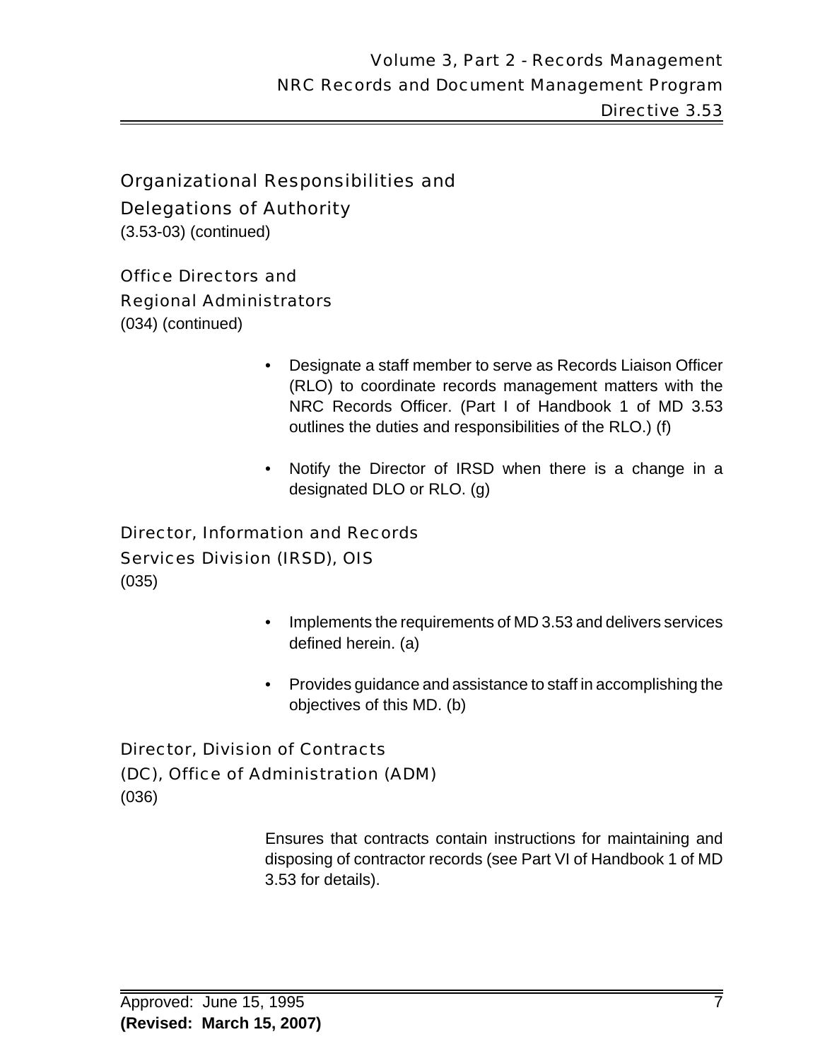## Organizational Responsibilities and Delegations of Authority

(3.53-03) (continued)

### Office Directors and Regional Administrators

(034) (continued)

- Designate a staff member to serve as Records Liaison Officer (RLO) to coordinate records management matters with the NRC Records Officer. (Part I of Handbook 1 of MD 3.53 outlines the duties and responsibilities of the RLO.) (f)
- Notify the Director of IRSD when there is a change in a designated DLO or RLO. (g)

### Director, Information and Records Services Division (IRSD), OIS

(035)

- Implements the requirements of MD 3.53 and delivers services defined herein. (a)
- Provides guidance and assistance to staff in accomplishing the objectives of this MD. (b)

### Director, Division of Contracts (DC), Office of Administration (ADM)

(036)

Ensures that contracts contain instructions for maintaining and disposing of contractor records (see Part VI of Handbook 1 of MD 3.53 for details).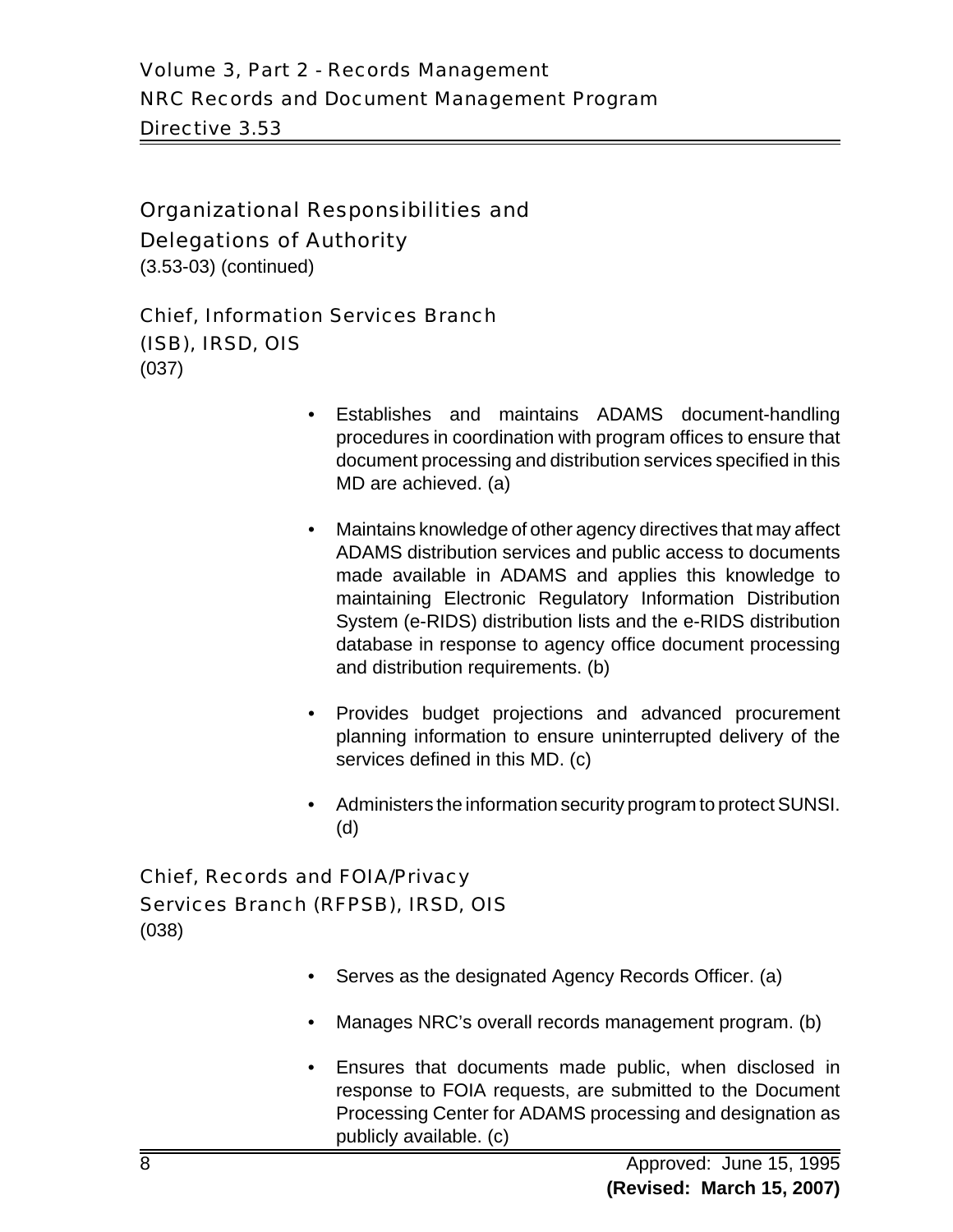## Organizational Responsibilities and Delegations of Authority
(3.53-03) (continued)

### Chief, Information Services Branch (ISB), IRSD, OIS
(037)

- Establishes and maintains ADAMS document-handling procedures in coordination with program offices to ensure that document processing and distribution services specified in this MD are achieved. (a)
- Maintains knowledge of other agency directives that may affect ADAMS distribution services and public access to documents made available in ADAMS and applies this knowledge to maintaining Electronic Regulatory Information Distribution System (e-RIDS) distribution lists and the e-RIDS distribution database in response to agency office document processing and distribution requirements. (b)
- Provides budget projections and advanced procurement planning information to ensure uninterrupted delivery of the services defined in this MD. (c)
- Administers the information security program to protect SUNSI. (d)

### Chief, Records and FOIA/Privacy Services Branch (RFPSB), IRSD, OIS
(038)

- Serves as the designated Agency Records Officer. (a)
- Manages NRC's overall records management program. (b)
- Ensures that documents made public, when disclosed in response to FOIA requests, are submitted to the Document Processing Center for ADAMS processing and designation as publicly available. (c)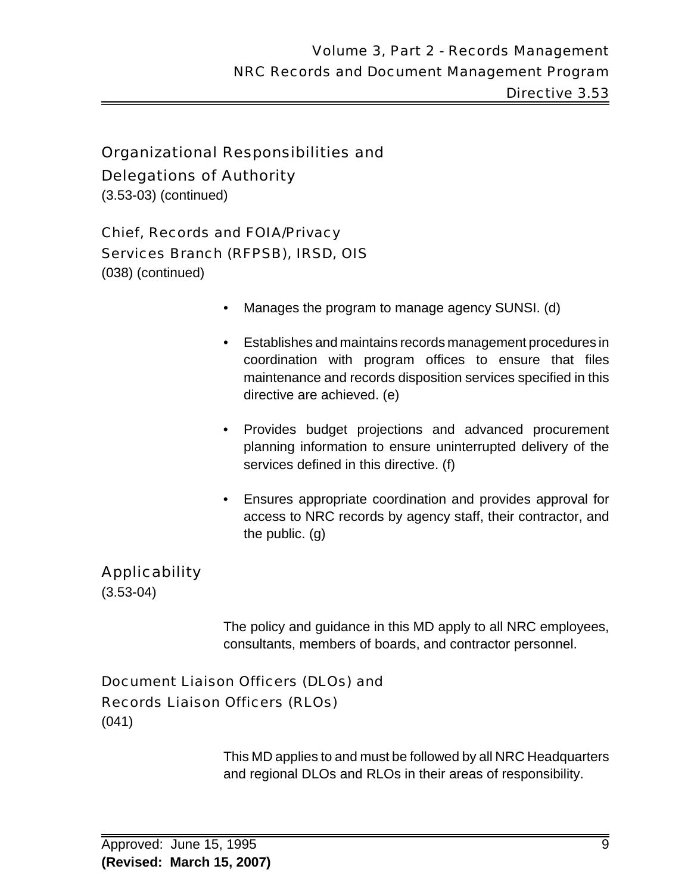## Organizational Responsibilities and Delegations of Authority

(3.53-03) (continued)

### Chief, Records and FOIA/Privacy Services Branch (RFPSB), IRSD, OIS

(038) (continued)

- Manages the program to manage agency SUNSI. (d)
- Establishes and maintains records management procedures in coordination with program offices to ensure that files maintenance and records disposition services specified in this directive are achieved. (e)
- Provides budget projections and advanced procurement planning information to ensure uninterrupted delivery of the services defined in this directive. (f)
- Ensures appropriate coordination and provides approval for access to NRC records by agency staff, their contractor, and the public. (g)

## Applicability

(3.53-04)

The policy and guidance in this MD apply to all NRC employees, consultants, members of boards, and contractor personnel.

### Document Liaison Officers (DLOs) and Records Liaison Officers (RLOs)

(041)

This MD applies to and must be followed by all NRC Headquarters and regional DLOs and RLOs in their areas of responsibility.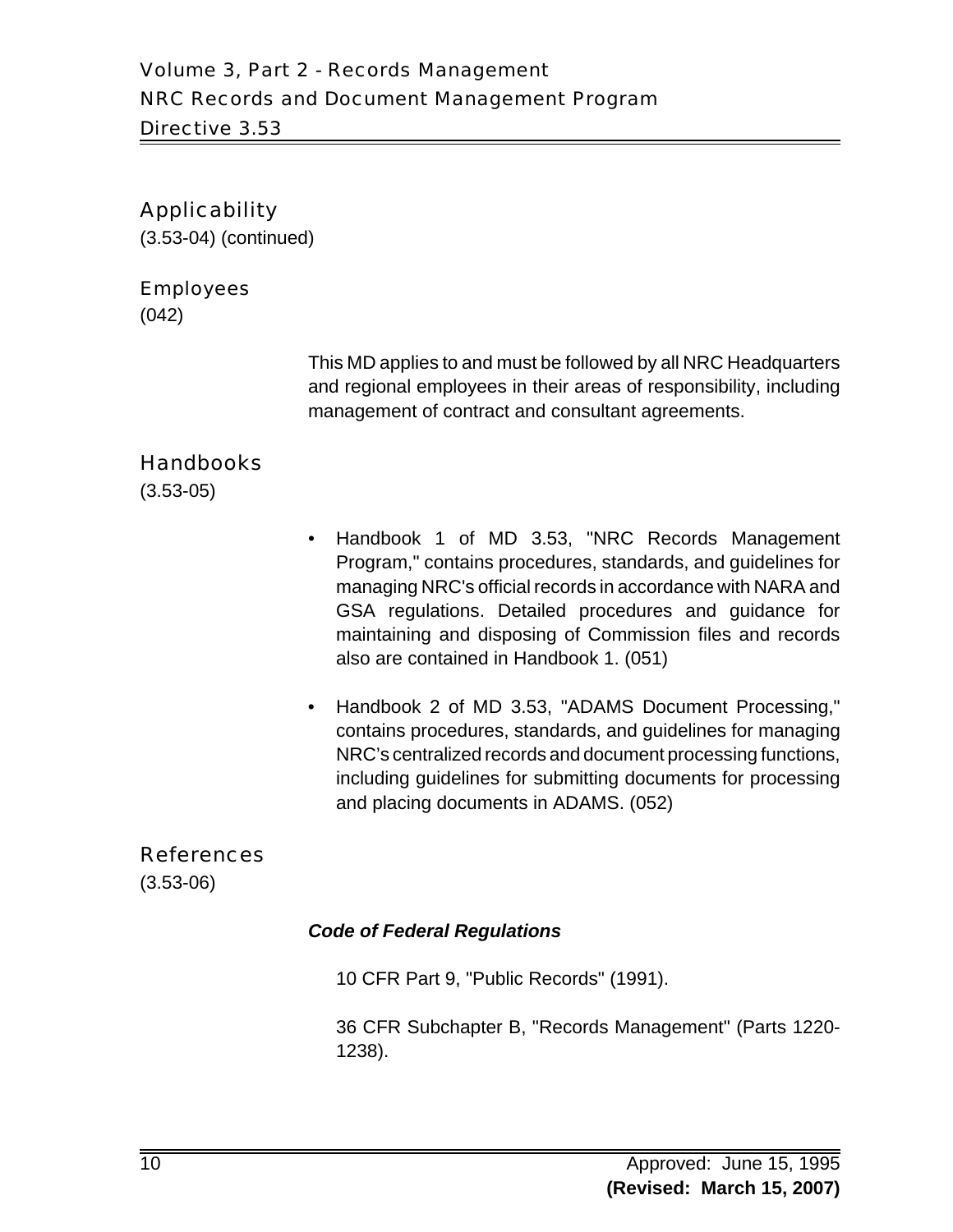## Applicability

(3.53-04) (continued)

### Employees

(042)

This MD applies to and must be followed by all NRC Headquarters and regional employees in their areas of responsibility, including management of contract and consultant agreements.

## Handbooks

(3.53-05)

- Handbook 1 of MD 3.53, "NRC Records Management Program," contains procedures, standards, and guidelines for managing NRC's official records in accordance with NARA and GSA regulations. Detailed procedures and guidance for maintaining and disposing of Commission files and records also are contained in Handbook 1. (051)
- Handbook 2 of MD 3.53, "ADAMS Document Processing," contains procedures, standards, and guidelines for managing NRC's centralized records and document processing functions, including guidelines for submitting documents for processing and placing documents in ADAMS. (052)

## References

(3.53-06)

***Code of Federal Regulations***

10 CFR Part 9, "Public Records" (1991).

36 CFR Subchapter B, "Records Management" (Parts 1220-1238).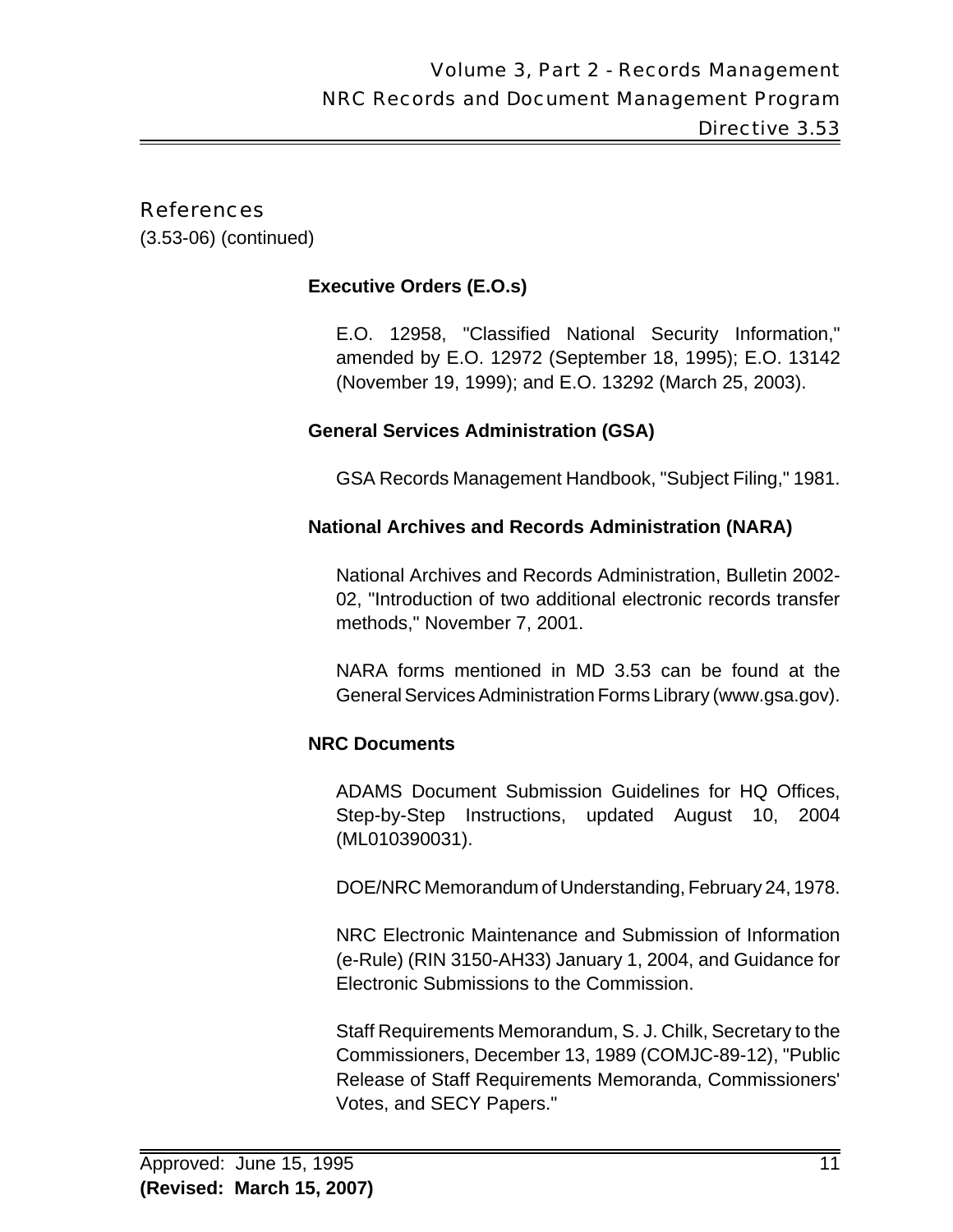## References

(3.53-06) (continued)

### Executive Orders (E.O.s)

E.O. 12958, "Classified National Security Information," amended by E.O. 12972 (September 18, 1995); E.O. 13142 (November 19, 1999); and E.O. 13292 (March 25, 2003).

### General Services Administration (GSA)

GSA Records Management Handbook, "Subject Filing," 1981.

### National Archives and Records Administration (NARA)

National Archives and Records Administration, Bulletin 2002-02, "Introduction of two additional electronic records transfer methods," November 7, 2001.

NARA forms mentioned in MD 3.53 can be found at the General Services Administration Forms Library (www.gsa.gov).

### NRC Documents

ADAMS Document Submission Guidelines for HQ Offices, Step-by-Step Instructions, updated August 10, 2004 (ML010390031).

DOE/NRC Memorandum of Understanding, February 24, 1978.

NRC Electronic Maintenance and Submission of Information (e-Rule) (RIN 3150-AH33) January 1, 2004, and Guidance for Electronic Submissions to the Commission.

Staff Requirements Memorandum, S. J. Chilk, Secretary to the Commissioners, December 13, 1989 (COMJC-89-12), "Public Release of Staff Requirements Memoranda, Commissioners' Votes, and SECY Papers."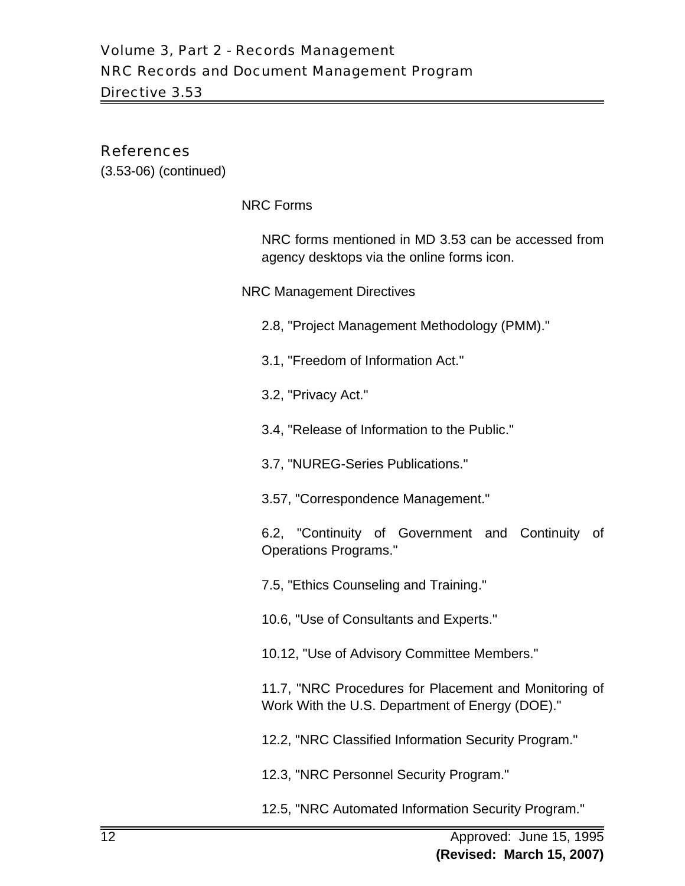## References

(3.53-06) (continued)

NRC Forms

NRC forms mentioned in MD 3.53 can be accessed from agency desktops via the online forms icon.

NRC Management Directives

2.8, "Project Management Methodology (PMM)."

3.1, "Freedom of Information Act."

3.2, "Privacy Act."

3.4, "Release of Information to the Public."

3.7, "NUREG-Series Publications."

3.57, "Correspondence Management."

6.2, "Continuity of Government and Continuity of Operations Programs."

7.5, "Ethics Counseling and Training."

10.6, "Use of Consultants and Experts."

10.12, "Use of Advisory Committee Members."

11.7, "NRC Procedures for Placement and Monitoring of Work With the U.S. Department of Energy (DOE)."

12.2, "NRC Classified Information Security Program."

12.3, "NRC Personnel Security Program."

12.5, "NRC Automated Information Security Program."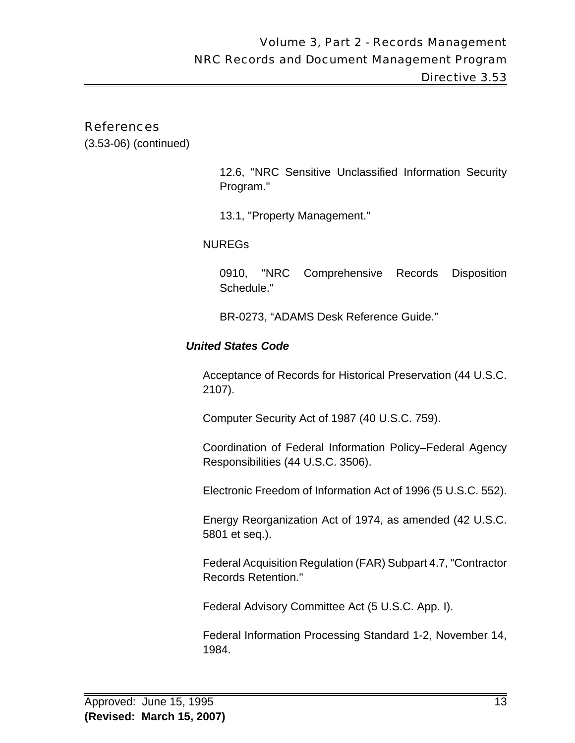## References

(3.53-06) (continued)

12.6, "NRC Sensitive Unclassified Information Security Program."

13.1, "Property Management."

NUREGs

0910, "NRC Comprehensive Records Disposition Schedule."

BR-0273, “ADAMS Desk Reference Guide.”

***United States Code***

Acceptance of Records for Historical Preservation (44 U.S.C. 2107).

Computer Security Act of 1987 (40 U.S.C. 759).

Coordination of Federal Information Policy–Federal Agency Responsibilities (44 U.S.C. 3506).

Electronic Freedom of Information Act of 1996 (5 U.S.C. 552).

Energy Reorganization Act of 1974, as amended (42 U.S.C. 5801 et seq.).

Federal Acquisition Regulation (FAR) Subpart 4.7, "Contractor Records Retention."

Federal Advisory Committee Act (5 U.S.C. App. I).

Federal Information Processing Standard 1-2, November 14, 1984.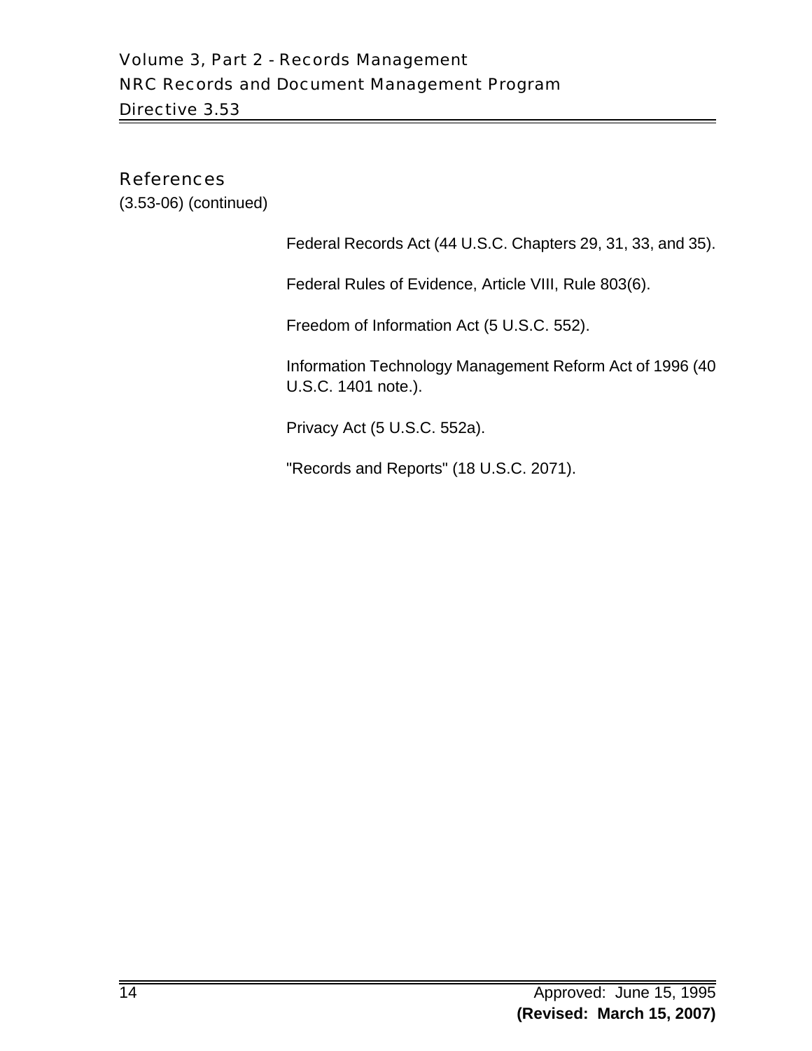## References

(3.53-06) (continued)

Federal Records Act (44 U.S.C. Chapters 29, 31, 33, and 35).

Federal Rules of Evidence, Article VIII, Rule 803(6).

Freedom of Information Act (5 U.S.C. 552).

Information Technology Management Reform Act of 1996 (40 U.S.C. 1401 note.).

Privacy Act (5 U.S.C. 552a).

"Records and Reports" (18 U.S.C. 2071).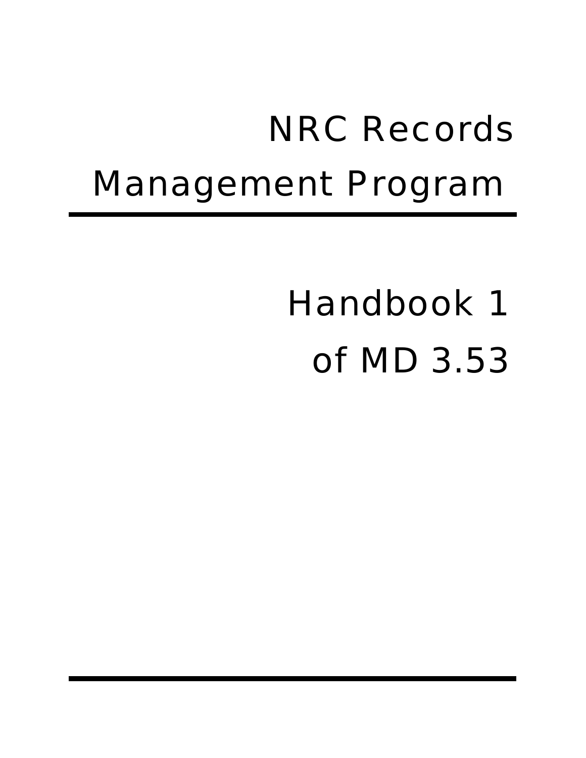# NRC Records Management Program

## Handbook 1 of MD 3.53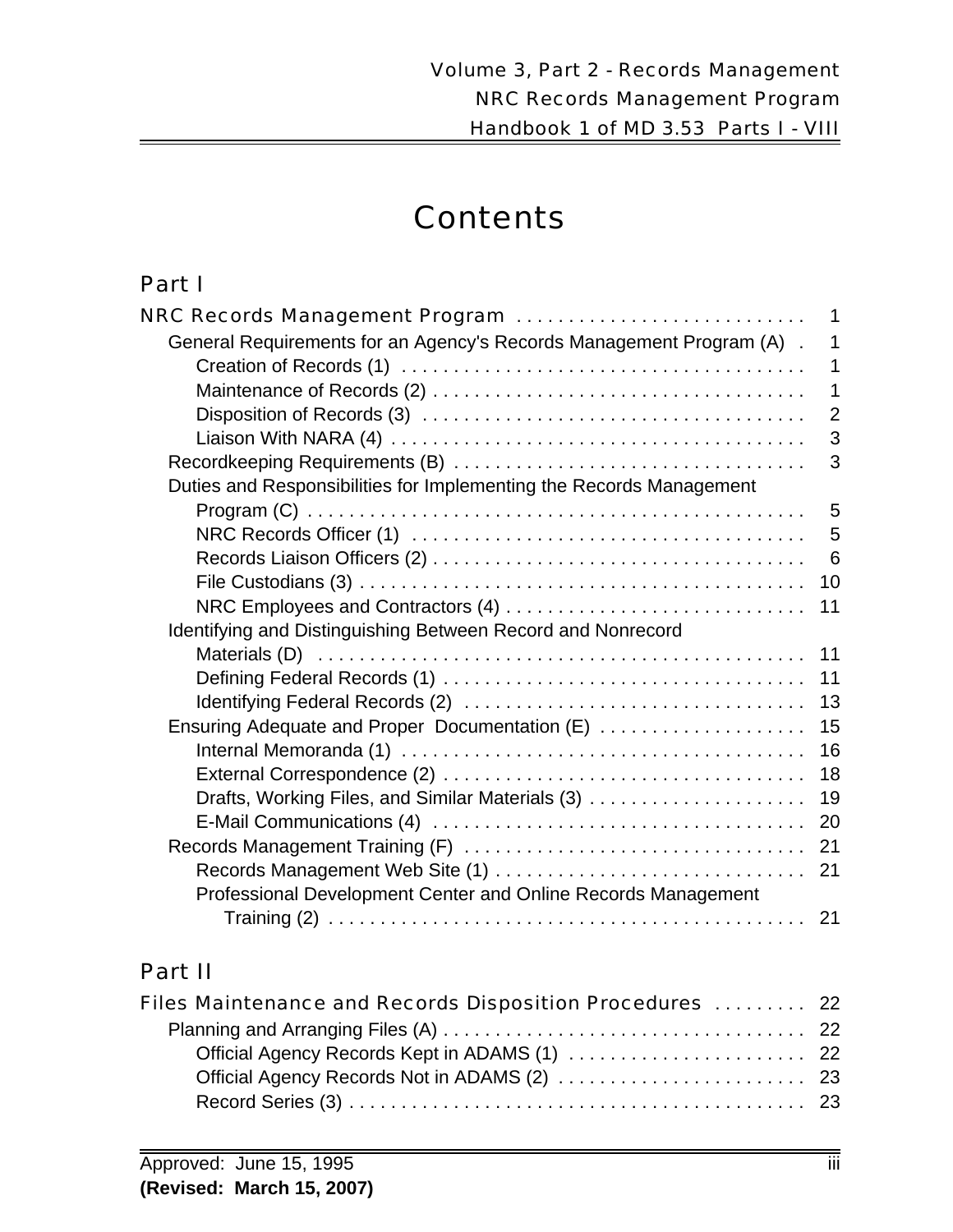# Contents

## Part I

**NRC Records Management Program** ..... 1

- General Requirements for an Agency's Records Management Program (A) ..... 1
  - Creation of Records (1) ..... 1
  - Maintenance of Records (2) ..... 1
  - Disposition of Records (3) ..... 2
  - Liaison With NARA (4) ..... 3
- Recordkeeping Requirements (B) ..... 3
- Duties and Responsibilities for Implementing the Records Management Program (C) ..... 5
  - NRC Records Officer (1) ..... 5
  - Records Liaison Officers (2) ..... 6
  - File Custodians (3) ..... 10
  - NRC Employees and Contractors (4) ..... 11
- Identifying and Distinguishing Between Record and Nonrecord Materials (D) ..... 11
  - Defining Federal Records (1) ..... 11
  - Identifying Federal Records (2) ..... 13
- Ensuring Adequate and Proper Documentation (E) ..... 15
  - Internal Memoranda (1) ..... 16
  - External Correspondence (2) ..... 18
  - Drafts, Working Files, and Similar Materials (3) ..... 19
  - E-Mail Communications (4) ..... 20
- Records Management Training (F) ..... 21
  - Records Management Web Site (1) ..... 21
  - Professional Development Center and Online Records Management Training (2) ..... 21

## Part II

**Files Maintenance and Records Disposition Procedures** ..... 22

- Planning and Arranging Files (A) ..... 22
  - Official Agency Records Kept in ADAMS (1) ..... 22
  - Official Agency Records Not in ADAMS (2) ..... 23
  - Record Series (3) ..... 23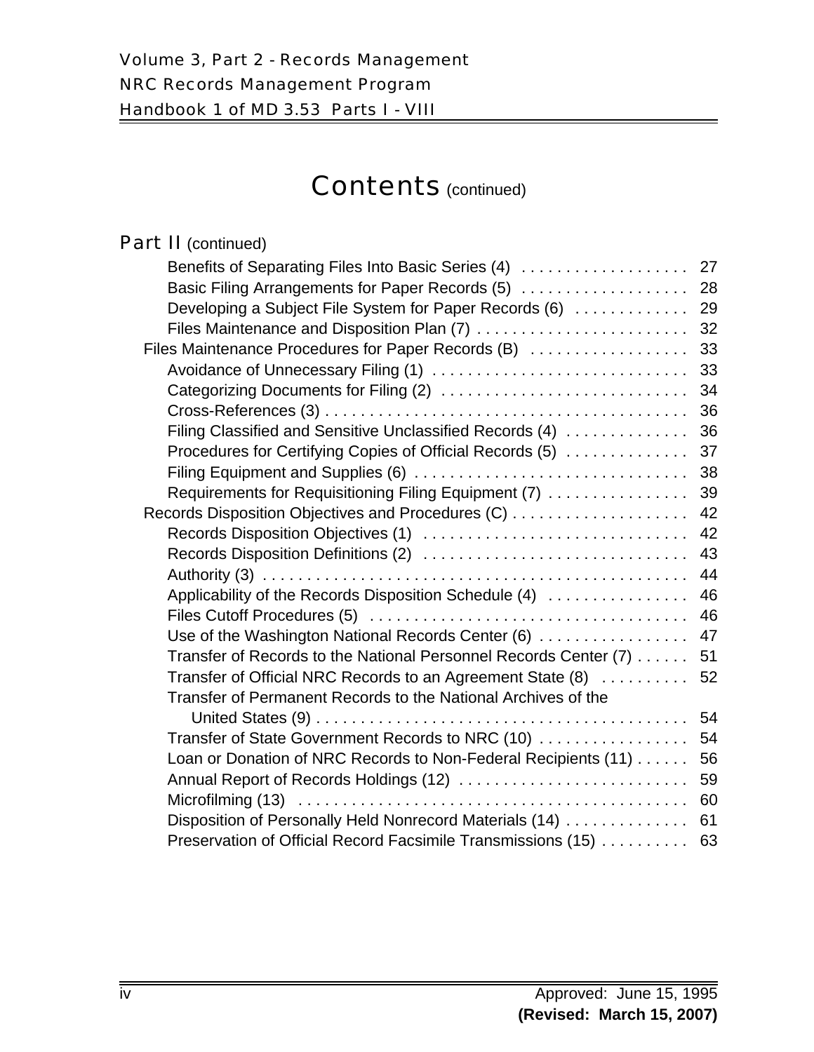# Contents (continued)

## Part II (continued)

- Benefits of Separating Files Into Basic Series (4) . . . . . . . . . . . . . . . . . . . 27
- Basic Filing Arrangements for Paper Records (5) . . . . . . . . . . . . . . . . . . . 28
- Developing a Subject File System for Paper Records (6) . . . . . . . . . . . . . 29
- Files Maintenance and Disposition Plan (7) . . . . . . . . . . . . . . . . . . . . . . . . 32

Files Maintenance Procedures for Paper Records (B) . . . . . . . . . . . . . . . . . . 33

- Avoidance of Unnecessary Filing (1) . . . . . . . . . . . . . . . . . . . . . . . . . . . . 33
- Categorizing Documents for Filing (2) . . . . . . . . . . . . . . . . . . . . . . . . . . . 34
- Cross-References (3) . . . . . . . . . . . . . . . . . . . . . . . . . . . . . . . . . . . . . . . . 36
- Filing Classified and Sensitive Unclassified Records (4) . . . . . . . . . . . . . . 36
- Procedures for Certifying Copies of Official Records (5) . . . . . . . . . . . . . . 37
- Filing Equipment and Supplies (6) . . . . . . . . . . . . . . . . . . . . . . . . . . . . . . 38
- Requirements for Requisitioning Filing Equipment (7) . . . . . . . . . . . . . . . . 39

Records Disposition Objectives and Procedures (C) . . . . . . . . . . . . . . . . . . . 42

- Records Disposition Objectives (1) . . . . . . . . . . . . . . . . . . . . . . . . . . . . . . 42
- Records Disposition Definitions (2) . . . . . . . . . . . . . . . . . . . . . . . . . . . . . . 43
- Authority (3) . . . . . . . . . . . . . . . . . . . . . . . . . . . . . . . . . . . . . . . . . . . . . . . 44
- Applicability of the Records Disposition Schedule (4) . . . . . . . . . . . . . . . . 46
- Files Cutoff Procedures (5) . . . . . . . . . . . . . . . . . . . . . . . . . . . . . . . . . . . . 46
- Use of the Washington National Records Center (6) . . . . . . . . . . . . . . . . . 47
- Transfer of Records to the National Personnel Records Center (7) . . . . . . 51
- Transfer of Official NRC Records to an Agreement State (8) . . . . . . . . . . 52
- Transfer of Permanent Records to the National Archives of the United States (9) . . . . . . . . . . . . . . . . . . . . . . . . . . . . . . . . . . . . . . . . . . 54
- Transfer of State Government Records to NRC (10) . . . . . . . . . . . . . . . . . 54
- Loan or Donation of NRC Records to Non-Federal Recipients (11) . . . . . . 56
- Annual Report of Records Holdings (12) . . . . . . . . . . . . . . . . . . . . . . . . . . 59
- Microfilming (13) . . . . . . . . . . . . . . . . . . . . . . . . . . . . . . . . . . . . . . . . . . . 60
- Disposition of Personally Held Nonrecord Materials (14) . . . . . . . . . . . . . . 61
- Preservation of Official Record Facsimile Transmissions (15) . . . . . . . . . . 63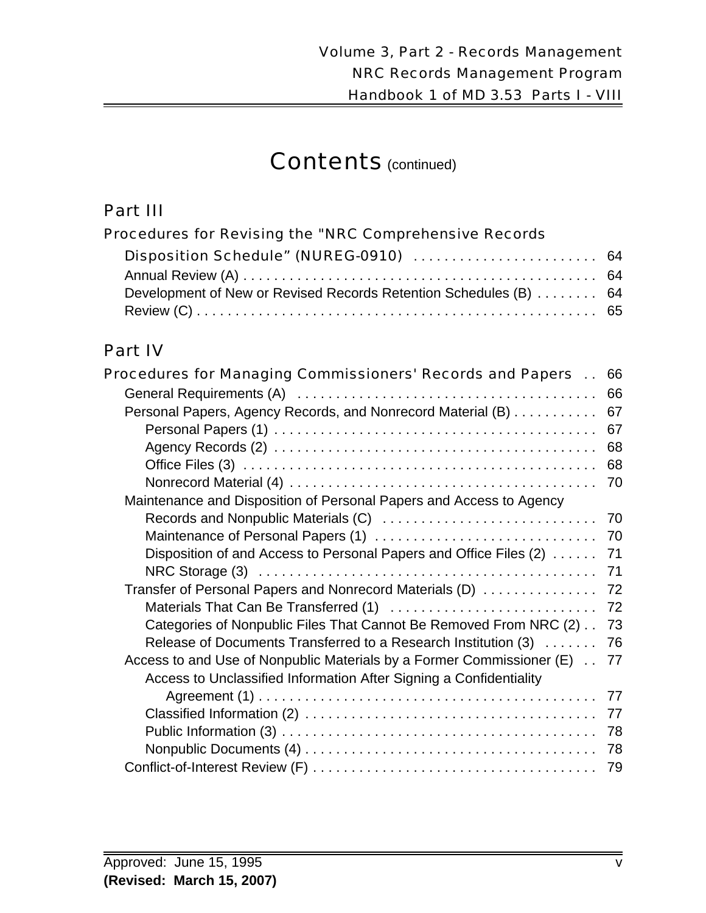# Contents (continued)

## Part III

**Procedures for Revising the "NRC Comprehensive Records Disposition Schedule" (NUREG-0910)** . . . . . . . . . . . . . . . . . . . . . . . 64

- Annual Review (A) . . . . . . . . . . . . . . . . . . . . . . . . . . . . . . . . . . . . . . . . . . . . 64
- Development of New or Revised Records Retention Schedules (B) . . . . . . . . 64
- Review (C) . . . . . . . . . . . . . . . . . . . . . . . . . . . . . . . . . . . . . . . . . . . . . . . . . 65

## Part IV

**Procedures for Managing Commissioners' Records and Papers** . . 66

- General Requirements (A) . . . . . . . . . . . . . . . . . . . . . . . . . . . . . . . . . . . . . . 66
- Personal Papers, Agency Records, and Nonrecord Material (B) . . . . . . . . . . . 67
  - Personal Papers (1) . . . . . . . . . . . . . . . . . . . . . . . . . . . . . . . . . . . . . . . . . 67
  - Agency Records (2) . . . . . . . . . . . . . . . . . . . . . . . . . . . . . . . . . . . . . . . . . 68
  - Office Files (3) . . . . . . . . . . . . . . . . . . . . . . . . . . . . . . . . . . . . . . . . . . . . . 68
  - Nonrecord Material (4) . . . . . . . . . . . . . . . . . . . . . . . . . . . . . . . . . . . . . . . 70
- Maintenance and Disposition of Personal Papers and Access to Agency Records and Nonpublic Materials (C) . . . . . . . . . . . . . . . . . . . . . . . . . . . 70
  - Maintenance of Personal Papers (1) . . . . . . . . . . . . . . . . . . . . . . . . . . . . 70
  - Disposition of and Access to Personal Papers and Office Files (2) . . . . . . 71
  - NRC Storage (3) . . . . . . . . . . . . . . . . . . . . . . . . . . . . . . . . . . . . . . . . . . . 71
- Transfer of Personal Papers and Nonrecord Materials (D) . . . . . . . . . . . . . . . 72
  - Materials That Can Be Transferred (1) . . . . . . . . . . . . . . . . . . . . . . . . . . 72
  - Categories of Nonpublic Files That Cannot Be Removed From NRC (2) . . 73
  - Release of Documents Transferred to a Research Institution (3) . . . . . . . 76
- Access to and Use of Nonpublic Materials by a Former Commissioner (E) . . 77
  - Access to Unclassified Information After Signing a Confidentiality Agreement (1) . . . . . . . . . . . . . . . . . . . . . . . . . . . . . . . . . . . . . . . . . . . . 77
  - Classified Information (2) . . . . . . . . . . . . . . . . . . . . . . . . . . . . . . . . . . . . . 77
  - Public Information (3) . . . . . . . . . . . . . . . . . . . . . . . . . . . . . . . . . . . . . . . . 78
  - Nonpublic Documents (4) . . . . . . . . . . . . . . . . . . . . . . . . . . . . . . . . . . . . . 78
- Conflict-of-Interest Review (F) . . . . . . . . . . . . . . . . . . . . . . . . . . . . . . . . . . . . 79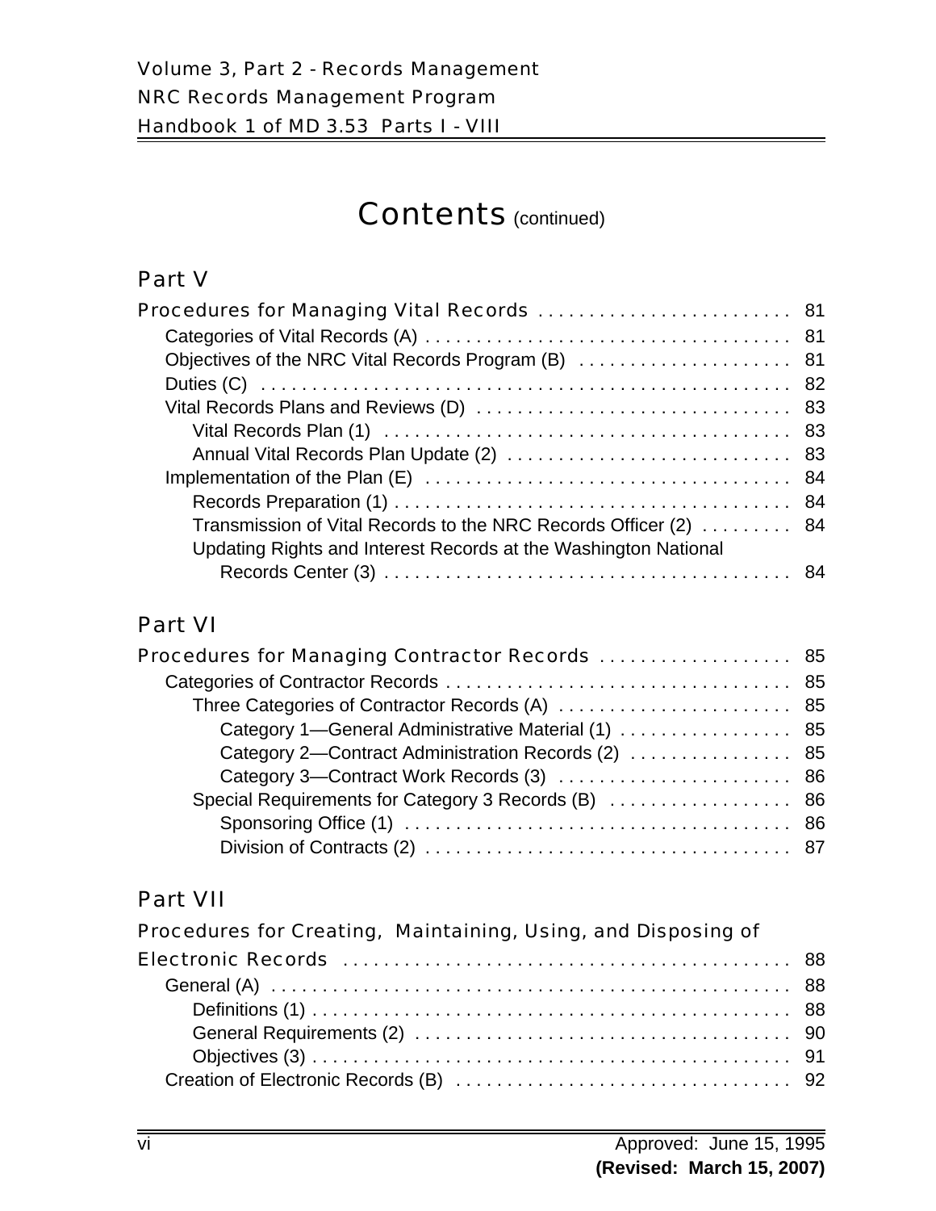# Contents (continued)

## Part V

**Procedures for Managing Vital Records** . . . . . . . . . . . . . . . . . . . . . . . . . . 81

- Categories of Vital Records (A) . . . . . . . . . . . . . . . . . . . . . . . . . . . . . . . . . . . . 81
- Objectives of the NRC Vital Records Program (B) . . . . . . . . . . . . . . . . . . . . . 81
- Duties (C) . . . . . . . . . . . . . . . . . . . . . . . . . . . . . . . . . . . . . . . . . . . . . . . . . . . . 82
- Vital Records Plans and Reviews (D) . . . . . . . . . . . . . . . . . . . . . . . . . . . . . . . 83
  - Vital Records Plan (1) . . . . . . . . . . . . . . . . . . . . . . . . . . . . . . . . . . . . . . . . 83
  - Annual Vital Records Plan Update (2) . . . . . . . . . . . . . . . . . . . . . . . . . . . . 83
- Implementation of the Plan (E) . . . . . . . . . . . . . . . . . . . . . . . . . . . . . . . . . . . . 84
  - Records Preparation (1) . . . . . . . . . . . . . . . . . . . . . . . . . . . . . . . . . . . . . . . 84
  - Transmission of Vital Records to the NRC Records Officer (2) . . . . . . . . . 84
  - Updating Rights and Interest Records at the Washington National Records Center (3) . . . . . . . . . . . . . . . . . . . . . . . . . . . . . . . . . . . . . . . . . 84

## Part VI

**Procedures for Managing Contractor Records** . . . . . . . . . . . . . . . . . . . 85

- Categories of Contractor Records . . . . . . . . . . . . . . . . . . . . . . . . . . . . . . . . . . 85
  - Three Categories of Contractor Records (A) . . . . . . . . . . . . . . . . . . . . . . . 85
    - Category 1—General Administrative Material (1) . . . . . . . . . . . . . . . . . 85
    - Category 2—Contract Administration Records (2) . . . . . . . . . . . . . . . . 85
    - Category 3—Contract Work Records (3) . . . . . . . . . . . . . . . . . . . . . . . 86
  - Special Requirements for Category 3 Records (B) . . . . . . . . . . . . . . . . . . 86
    - Sponsoring Office (1) . . . . . . . . . . . . . . . . . . . . . . . . . . . . . . . . . . . . . . 86
    - Division of Contracts (2) . . . . . . . . . . . . . . . . . . . . . . . . . . . . . . . . . . . . 87

## Part VII

**Procedures for Creating, Maintaining, Using, and Disposing of Electronic Records** . . . . . . . . . . . . . . . . . . . . . . . . . . . . . . . . . . . . . . . . . . . 88

- General (A) . . . . . . . . . . . . . . . . . . . . . . . . . . . . . . . . . . . . . . . . . . . . . . . . . . 88
  - Definitions (1) . . . . . . . . . . . . . . . . . . . . . . . . . . . . . . . . . . . . . . . . . . . . . . . 88
  - General Requirements (2) . . . . . . . . . . . . . . . . . . . . . . . . . . . . . . . . . . . . . 90
  - Objectives (3) . . . . . . . . . . . . . . . . . . . . . . . . . . . . . . . . . . . . . . . . . . . . . . . 91
- Creation of Electronic Records (B) . . . . . . . . . . . . . . . . . . . . . . . . . . . . . . . . 92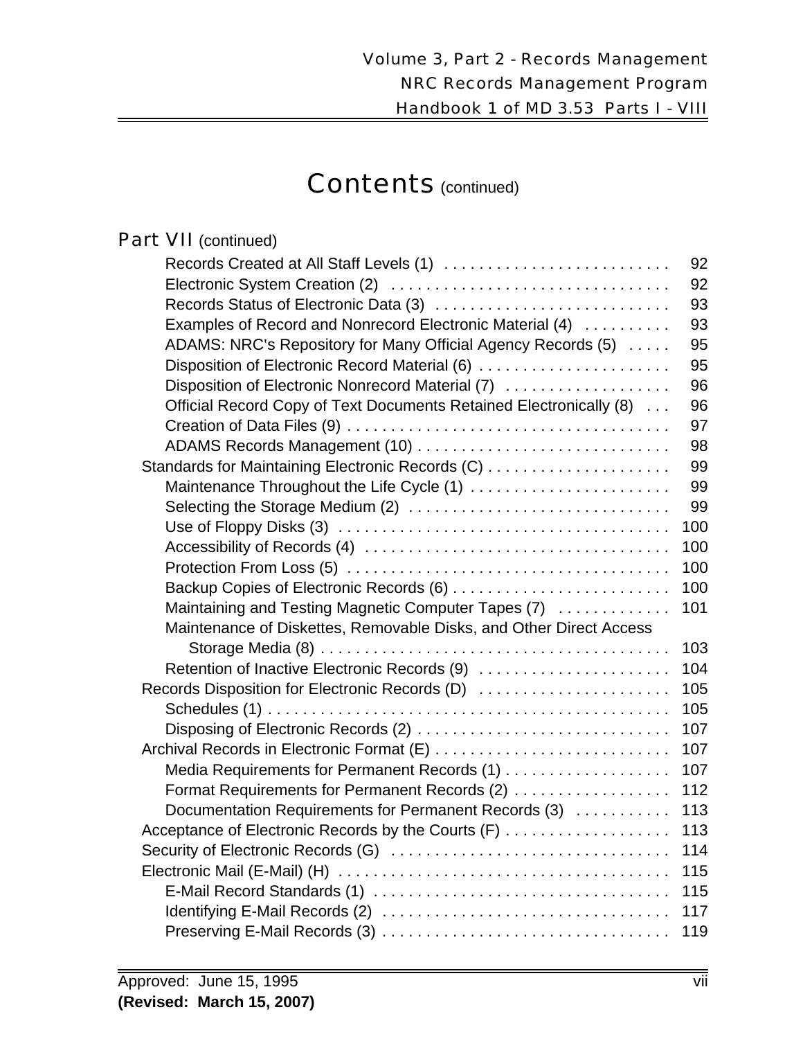# Contents (continued)

## Part VII (continued)

| | |
|---|---|
| Records Created at All Staff Levels (1) | 92 |
| Electronic System Creation (2) | 92 |
| Records Status of Electronic Data (3) | 93 |
| Examples of Record and Nonrecord Electronic Material (4) | 93 |
| ADAMS: NRC's Repository for Many Official Agency Records (5) | 95 |
| Disposition of Electronic Record Material (6) | 95 |
| Disposition of Electronic Nonrecord Material (7) | 96 |
| Official Record Copy of Text Documents Retained Electronically (8) | 96 |
| Creation of Data Files (9) | 97 |
| ADAMS Records Management (10) | 98 |
| Standards for Maintaining Electronic Records (C) | 99 |
| Maintenance Throughout the Life Cycle (1) | 99 |
| Selecting the Storage Medium (2) | 99 |
| Use of Floppy Disks (3) | 100 |
| Accessibility of Records (4) | 100 |
| Protection From Loss (5) | 100 |
| Backup Copies of Electronic Records (6) | 100 |
| Maintaining and Testing Magnetic Computer Tapes (7) | 101 |
| Maintenance of Diskettes, Removable Disks, and Other Direct Access Storage Media (8) | 103 |
| Retention of Inactive Electronic Records (9) | 104 |
| Records Disposition for Electronic Records (D) | 105 |
| Schedules (1) | 105 |
| Disposing of Electronic Records (2) | 107 |
| Archival Records in Electronic Format (E) | 107 |
| Media Requirements for Permanent Records (1) | 107 |
| Format Requirements for Permanent Records (2) | 112 |
| Documentation Requirements for Permanent Records (3) | 113 |
| Acceptance of Electronic Records by the Courts (F) | 113 |
| Security of Electronic Records (G) | 114 |
| Electronic Mail (E-Mail) (H) | 115 |
| E-Mail Record Standards (1) | 115 |
| Identifying E-Mail Records (2) | 117 |
| Preserving E-Mail Records (3) | 119 |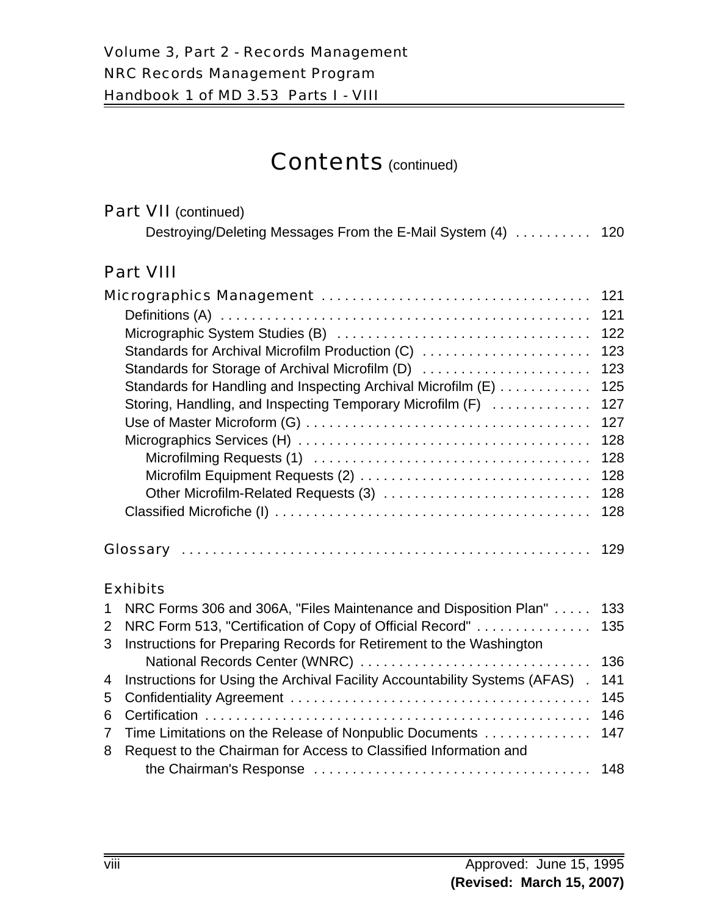# Contents (continued)

## Part VII (continued)

Destroying/Deleting Messages From the E-Mail System (4) . . . . . . . . . . 120

## Part VIII

Micrographics Management . . . . . . . . . . . . . . . . . . . . . . . . . . . . . . . . . . . 121

- Definitions (A) . . . . . . . . . . . . . . . . . . . . . . . . . . . . . . . . . . . . . . . . . . . . . . . . 121
- Micrographic System Studies (B) . . . . . . . . . . . . . . . . . . . . . . . . . . . . . . . . 122
- Standards for Archival Microfilm Production (C) . . . . . . . . . . . . . . . . . . . . . . 123
- Standards for Storage of Archival Microfilm (D) . . . . . . . . . . . . . . . . . . . . . . 123
- Standards for Handling and Inspecting Archival Microfilm (E) . . . . . . . . . . . . 125
- Storing, Handling, and Inspecting Temporary Microfilm (F) . . . . . . . . . . . . . 127
- Use of Master Microform (G) . . . . . . . . . . . . . . . . . . . . . . . . . . . . . . . . . . . . . 127
- Micrographics Services (H) . . . . . . . . . . . . . . . . . . . . . . . . . . . . . . . . . . . . . . 128
  - Microfilming Requests (1) . . . . . . . . . . . . . . . . . . . . . . . . . . . . . . . . . . . . 128
  - Microfilm Equipment Requests (2) . . . . . . . . . . . . . . . . . . . . . . . . . . . . . . 128
  - Other Microfilm-Related Requests (3) . . . . . . . . . . . . . . . . . . . . . . . . . . . 128
- Classified Microfiche (I) . . . . . . . . . . . . . . . . . . . . . . . . . . . . . . . . . . . . . . . . . 128

Glossary . . . . . . . . . . . . . . . . . . . . . . . . . . . . . . . . . . . . . . . . . . . . . . . . . . . . . 129

## Exhibits

1. NRC Forms 306 and 306A, "Files Maintenance and Disposition Plan" . . . . . 133
2. NRC Form 513, "Certification of Copy of Official Record" . . . . . . . . . . . . . . . 135
3. Instructions for Preparing Records for Retirement to the Washington National Records Center (WNRC) . . . . . . . . . . . . . . . . . . . . . . . . . . . . . . 136
4. Instructions for Using the Archival Facility Accountability Systems (AFAS) . 141
5. Confidentiality Agreement . . . . . . . . . . . . . . . . . . . . . . . . . . . . . . . . . . . . . . . 145
6. Certification . . . . . . . . . . . . . . . . . . . . . . . . . . . . . . . . . . . . . . . . . . . . . . . . . . . 146
7. Time Limitations on the Release of Nonpublic Documents . . . . . . . . . . . . . . 147
8. Request to the Chairman for Access to Classified Information and the Chairman's Response . . . . . . . . . . . . . . . . . . . . . . . . . . . . . . . . . . . . 148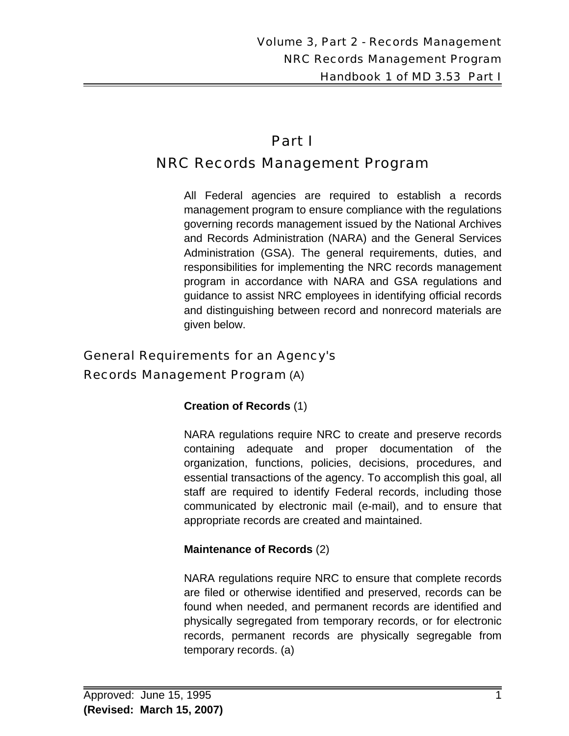# Part I

# NRC Records Management Program

All Federal agencies are required to establish a records management program to ensure compliance with the regulations governing records management issued by the National Archives and Records Administration (NARA) and the General Services Administration (GSA). The general requirements, duties, and responsibilities for implementing the NRC records management program in accordance with NARA and GSA regulations and guidance to assist NRC employees in identifying official records and distinguishing between record and nonrecord materials are given below.

## General Requirements for an Agency's Records Management Program (A)

**Creation of Records** (1)

NARA regulations require NRC to create and preserve records containing adequate and proper documentation of the organization, functions, policies, decisions, procedures, and essential transactions of the agency. To accomplish this goal, all staff are required to identify Federal records, including those communicated by electronic mail (e-mail), and to ensure that appropriate records are created and maintained.

**Maintenance of Records** (2)

NARA regulations require NRC to ensure that complete records are filed or otherwise identified and preserved, records can be found when needed, and permanent records are identified and physically segregated from temporary records, or for electronic records, permanent records are physically segregable from temporary records. (a)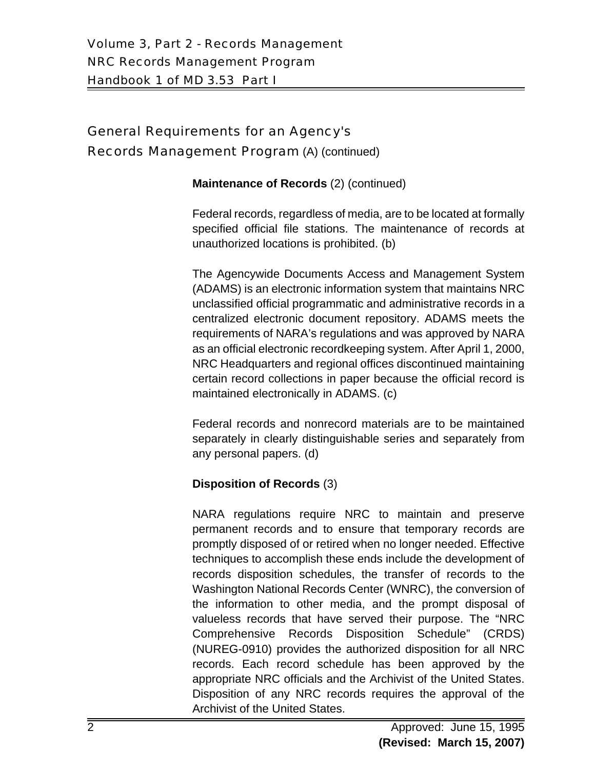## General Requirements for an Agency's Records Management Program (A) (continued)

**Maintenance of Records** (2) (continued)

Federal records, regardless of media, are to be located at formally specified official file stations. The maintenance of records at unauthorized locations is prohibited. (b)

The Agencywide Documents Access and Management System (ADAMS) is an electronic information system that maintains NRC unclassified official programmatic and administrative records in a centralized electronic document repository. ADAMS meets the requirements of NARA's regulations and was approved by NARA as an official electronic recordkeeping system. After April 1, 2000, NRC Headquarters and regional offices discontinued maintaining certain record collections in paper because the official record is maintained electronically in ADAMS. (c)

Federal records and nonrecord materials are to be maintained separately in clearly distinguishable series and separately from any personal papers. (d)

**Disposition of Records** (3)

NARA regulations require NRC to maintain and preserve permanent records and to ensure that temporary records are promptly disposed of or retired when no longer needed. Effective techniques to accomplish these ends include the development of records disposition schedules, the transfer of records to the Washington National Records Center (WNRC), the conversion of the information to other media, and the prompt disposal of valueless records that have served their purpose. The "NRC Comprehensive Records Disposition Schedule" (CRDS) (NUREG-0910) provides the authorized disposition for all NRC records. Each record schedule has been approved by the appropriate NRC officials and the Archivist of the United States. Disposition of any NRC records requires the approval of the Archivist of the United States.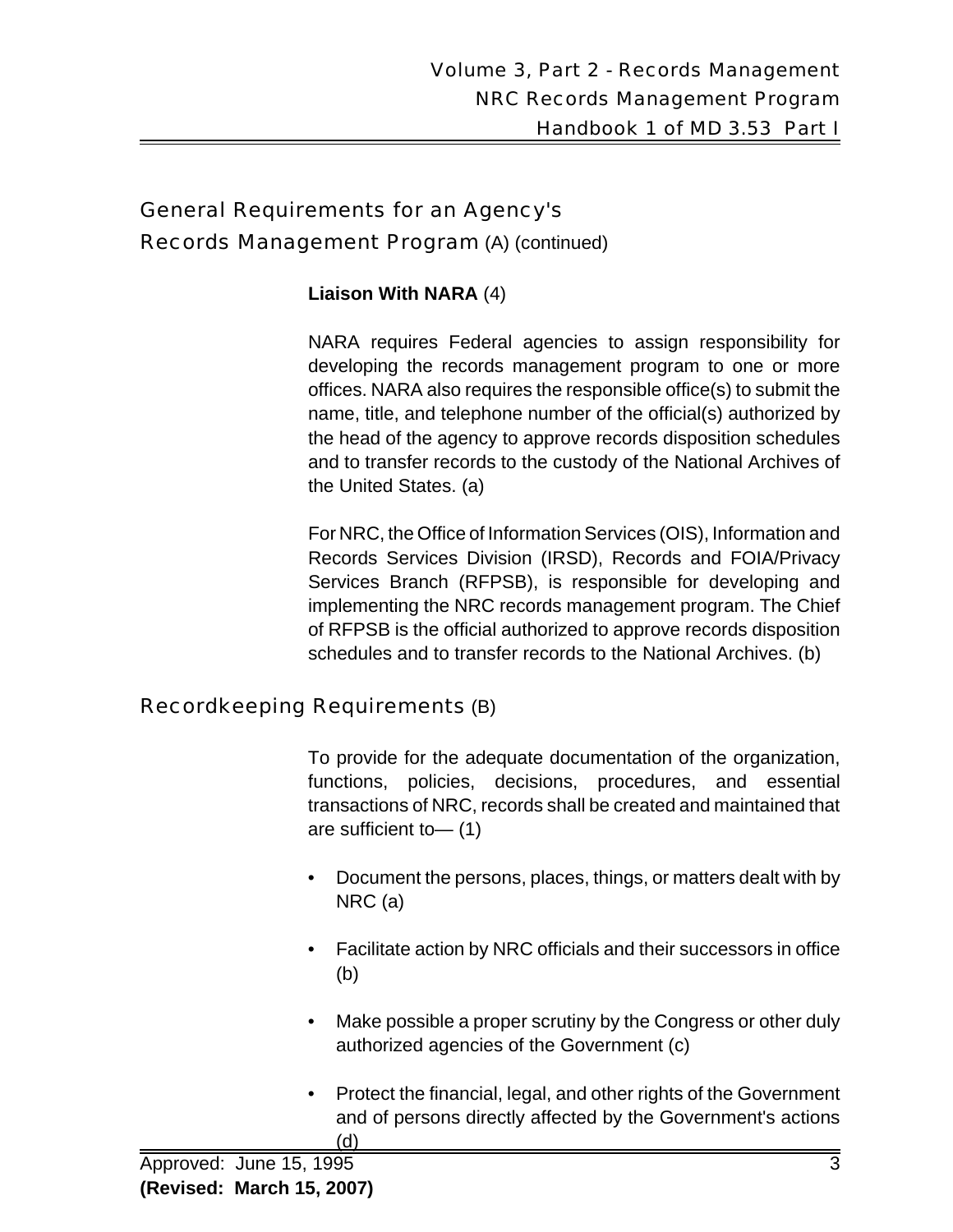## General Requirements for an Agency's Records Management Program (A) (continued)

**Liaison With NARA** (4)

NARA requires Federal agencies to assign responsibility for developing the records management program to one or more offices. NARA also requires the responsible office(s) to submit the name, title, and telephone number of the official(s) authorized by the head of the agency to approve records disposition schedules and to transfer records to the custody of the National Archives of the United States. (a)

For NRC, the Office of Information Services (OIS), Information and Records Services Division (IRSD), Records and FOIA/Privacy Services Branch (RFPSB), is responsible for developing and implementing the NRC records management program. The Chief of RFPSB is the official authorized to approve records disposition schedules and to transfer records to the National Archives. (b)

## Recordkeeping Requirements (B)

To provide for the adequate documentation of the organization, functions, policies, decisions, procedures, and essential transactions of NRC, records shall be created and maintained that are sufficient to— (1)

- Document the persons, places, things, or matters dealt with by NRC (a)
- Facilitate action by NRC officials and their successors in office (b)
- Make possible a proper scrutiny by the Congress or other duly authorized agencies of the Government (c)
- Protect the financial, legal, and other rights of the Government and of persons directly affected by the Government's actions (d)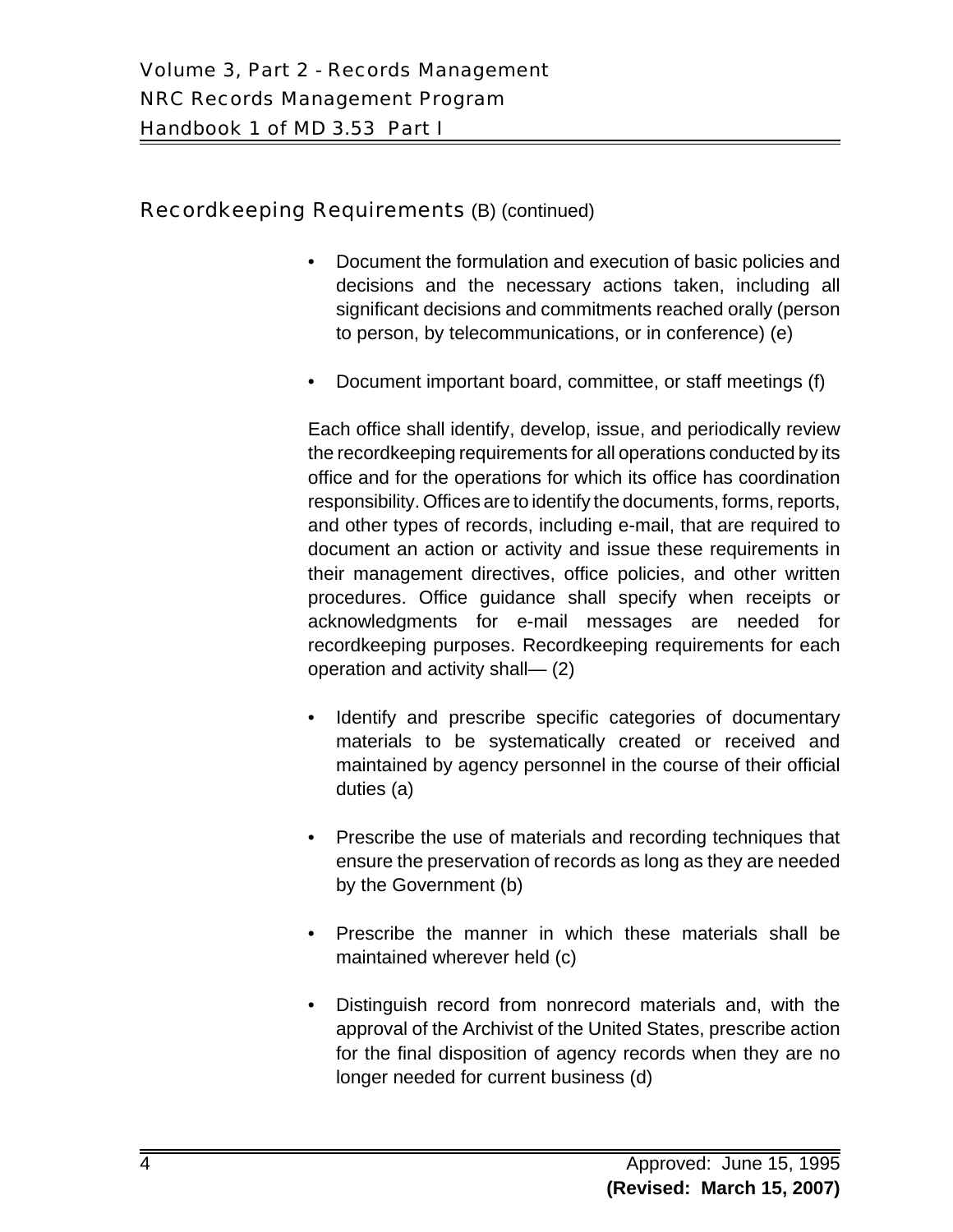## Recordkeeping Requirements (B) (continued)

- Document the formulation and execution of basic policies and decisions and the necessary actions taken, including all significant decisions and commitments reached orally (person to person, by telecommunications, or in conference) (e)

- Document important board, committee, or staff meetings (f)

Each office shall identify, develop, issue, and periodically review the recordkeeping requirements for all operations conducted by its office and for the operations for which its office has coordination responsibility. Offices are to identify the documents, forms, reports, and other types of records, including e-mail, that are required to document an action or activity and issue these requirements in their management directives, office policies, and other written procedures. Office guidance shall specify when receipts or acknowledgments for e-mail messages are needed for recordkeeping purposes. Recordkeeping requirements for each operation and activity shall— (2)

- Identify and prescribe specific categories of documentary materials to be systematically created or received and maintained by agency personnel in the course of their official duties (a)

- Prescribe the use of materials and recording techniques that ensure the preservation of records as long as they are needed by the Government (b)

- Prescribe the manner in which these materials shall be maintained wherever held (c)

- Distinguish record from nonrecord materials and, with the approval of the Archivist of the United States, prescribe action for the final disposition of agency records when they are no longer needed for current business (d)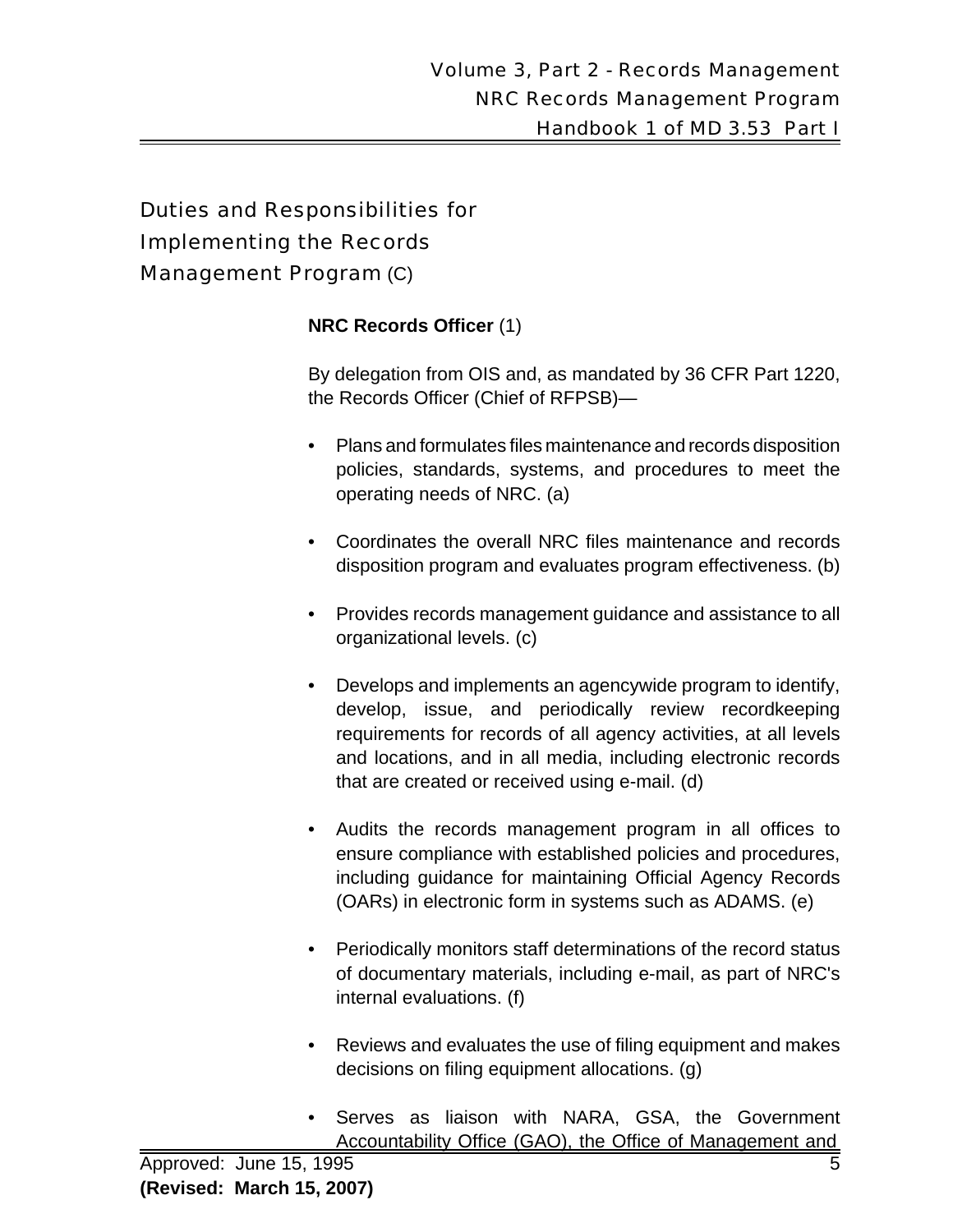## Duties and Responsibilities for Implementing the Records Management Program (C)

**NRC Records Officer** (1)

By delegation from OIS and, as mandated by 36 CFR Part 1220, the Records Officer (Chief of RFPSB)—

- Plans and formulates files maintenance and records disposition policies, standards, systems, and procedures to meet the operating needs of NRC. (a)
- Coordinates the overall NRC files maintenance and records disposition program and evaluates program effectiveness. (b)
- Provides records management guidance and assistance to all organizational levels. (c)
- Develops and implements an agencywide program to identify, develop, issue, and periodically review recordkeeping requirements for records of all agency activities, at all levels and locations, and in all media, including electronic records that are created or received using e-mail. (d)
- Audits the records management program in all offices to ensure compliance with established policies and procedures, including guidance for maintaining Official Agency Records (OARs) in electronic form in systems such as ADAMS. (e)
- Periodically monitors staff determinations of the record status of documentary materials, including e-mail, as part of NRC's internal evaluations. (f)
- Reviews and evaluates the use of filing equipment and makes decisions on filing equipment allocations. (g)
- Serves as liaison with NARA, GSA, the Government Accountability Office (GAO), the Office of Management and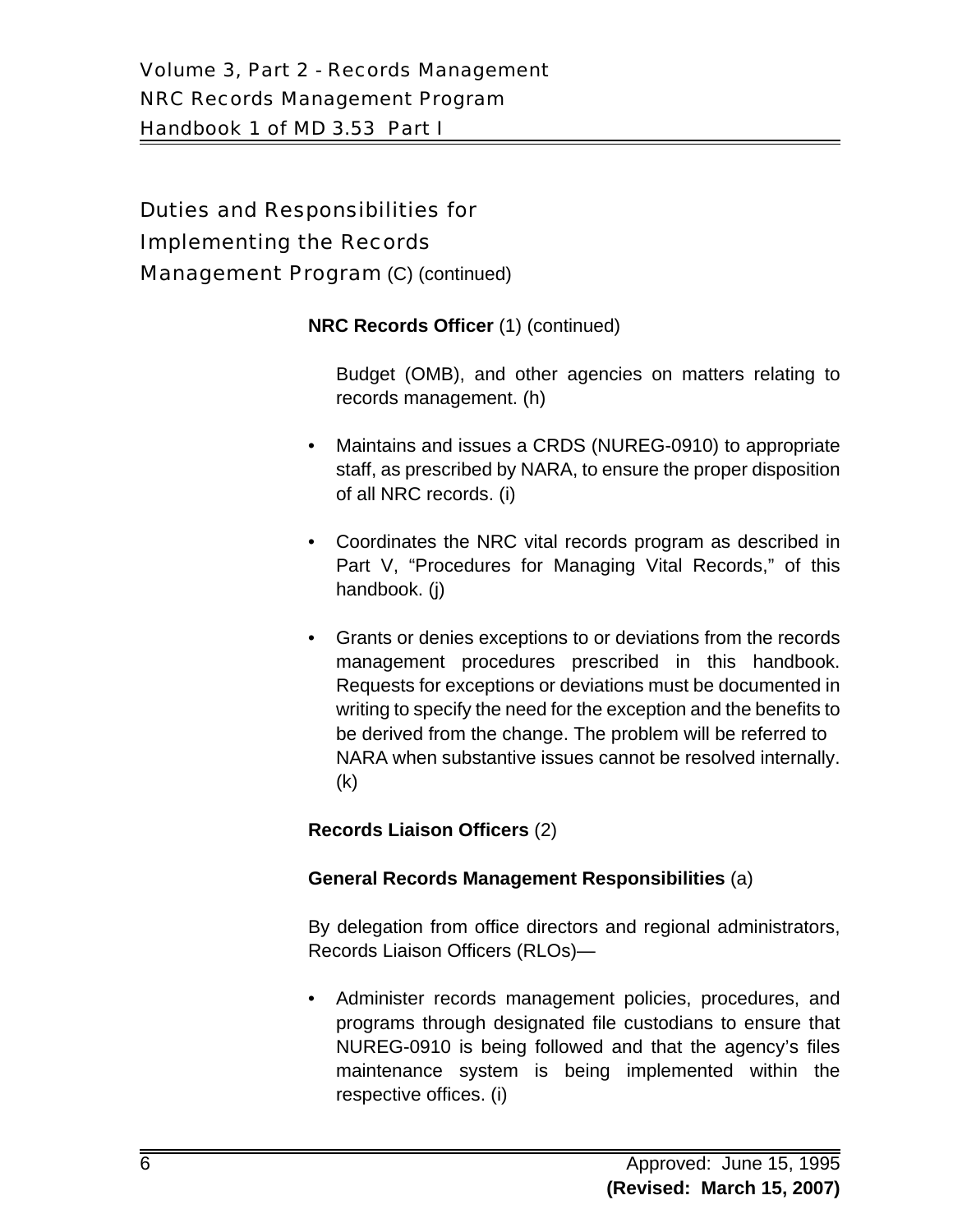## Duties and Responsibilities for Implementing the Records Management Program (C) (continued)

**NRC Records Officer** (1) (continued)

Budget (OMB), and other agencies on matters relating to records management. (h)

- Maintains and issues a CRDS (NUREG-0910) to appropriate staff, as prescribed by NARA, to ensure the proper disposition of all NRC records. (i)
- Coordinates the NRC vital records program as described in Part V, "Procedures for Managing Vital Records," of this handbook. (j)
- Grants or denies exceptions to or deviations from the records management procedures prescribed in this handbook. Requests for exceptions or deviations must be documented in writing to specify the need for the exception and the benefits to be derived from the change. The problem will be referred to NARA when substantive issues cannot be resolved internally. (k)

**Records Liaison Officers** (2)

**General Records Management Responsibilities** (a)

By delegation from office directors and regional administrators, Records Liaison Officers (RLOs)—

- Administer records management policies, procedures, and programs through designated file custodians to ensure that NUREG-0910 is being followed and that the agency's files maintenance system is being implemented within the respective offices. (i)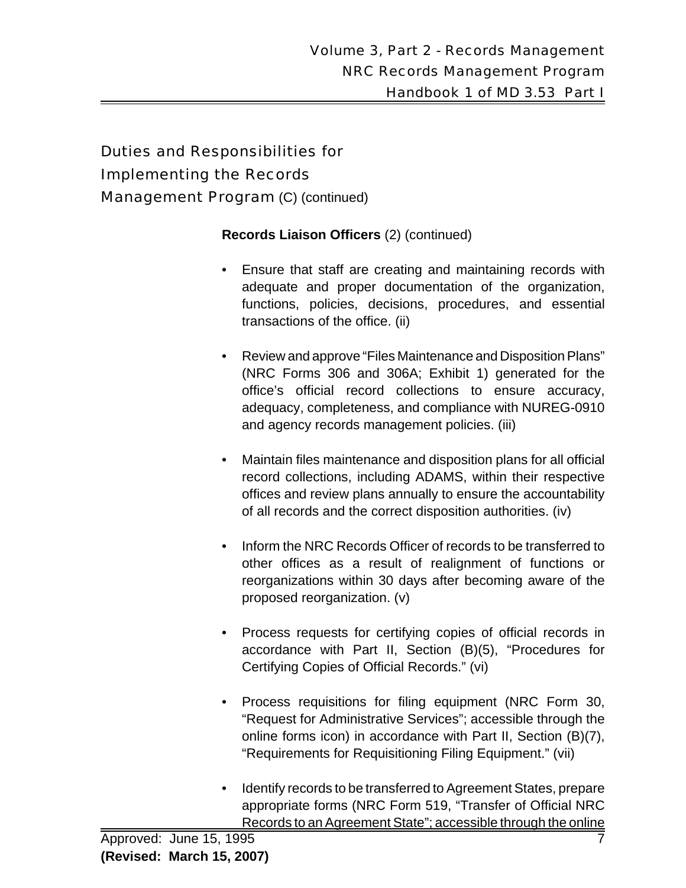## Duties and Responsibilities for Implementing the Records Management Program (C) (continued)

**Records Liaison Officers** (2) (continued)

- Ensure that staff are creating and maintaining records with adequate and proper documentation of the organization, functions, policies, decisions, procedures, and essential transactions of the office. (ii)

- Review and approve "Files Maintenance and Disposition Plans" (NRC Forms 306 and 306A; Exhibit 1) generated for the office's official record collections to ensure accuracy, adequacy, completeness, and compliance with NUREG-0910 and agency records management policies. (iii)

- Maintain files maintenance and disposition plans for all official record collections, including ADAMS, within their respective offices and review plans annually to ensure the accountability of all records and the correct disposition authorities. (iv)

- Inform the NRC Records Officer of records to be transferred to other offices as a result of realignment of functions or reorganizations within 30 days after becoming aware of the proposed reorganization. (v)

- Process requests for certifying copies of official records in accordance with Part II, Section (B)(5), "Procedures for Certifying Copies of Official Records." (vi)

- Process requisitions for filing equipment (NRC Form 30, "Request for Administrative Services"; accessible through the online forms icon) in accordance with Part II, Section (B)(7), "Requirements for Requisitioning Filing Equipment." (vii)

- Identify records to be transferred to Agreement States, prepare appropriate forms (NRC Form 519, "Transfer of Official NRC Records to an Agreement State"; accessible through the online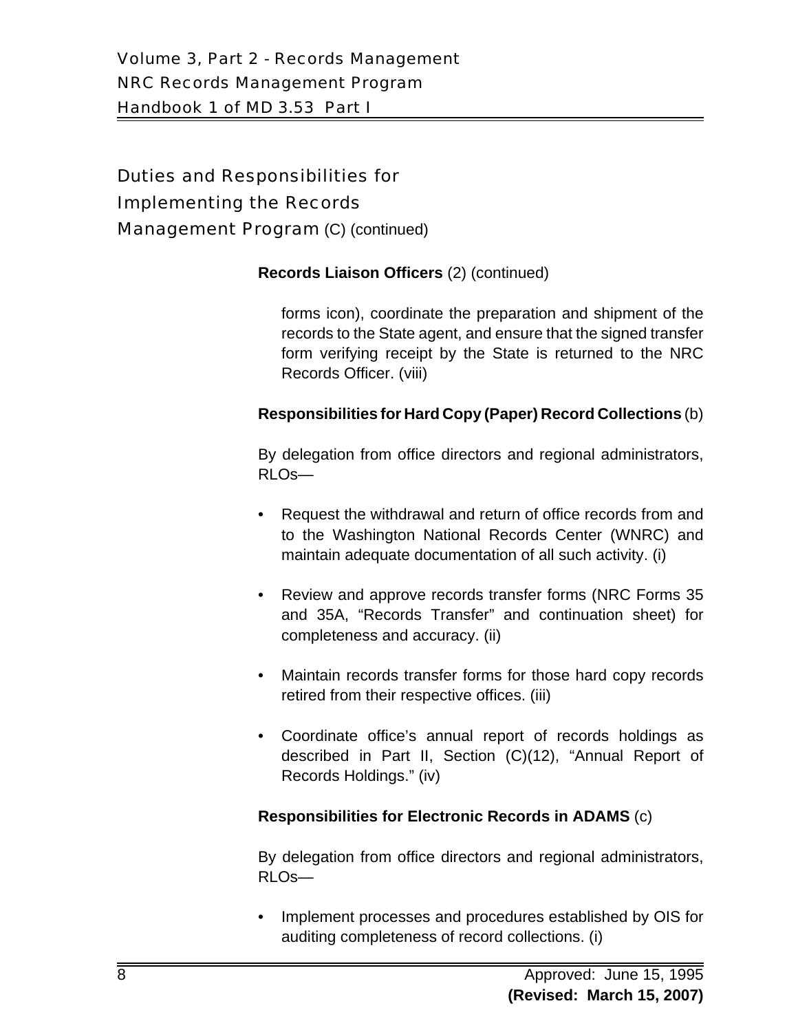## Duties and Responsibilities for Implementing the Records Management Program (C) (continued)

**Records Liaison Officers** (2) (continued)

forms icon), coordinate the preparation and shipment of the records to the State agent, and ensure that the signed transfer form verifying receipt by the State is returned to the NRC Records Officer. (viii)

**Responsibilities for Hard Copy (Paper) Record Collections** (b)

By delegation from office directors and regional administrators, RLOs—

- Request the withdrawal and return of office records from and to the Washington National Records Center (WNRC) and maintain adequate documentation of all such activity. (i)
- Review and approve records transfer forms (NRC Forms 35 and 35A, "Records Transfer" and continuation sheet) for completeness and accuracy. (ii)
- Maintain records transfer forms for those hard copy records retired from their respective offices. (iii)
- Coordinate office's annual report of records holdings as described in Part II, Section (C)(12), "Annual Report of Records Holdings." (iv)

**Responsibilities for Electronic Records in ADAMS** (c)

By delegation from office directors and regional administrators, RLOs—

- Implement processes and procedures established by OIS for auditing completeness of record collections. (i)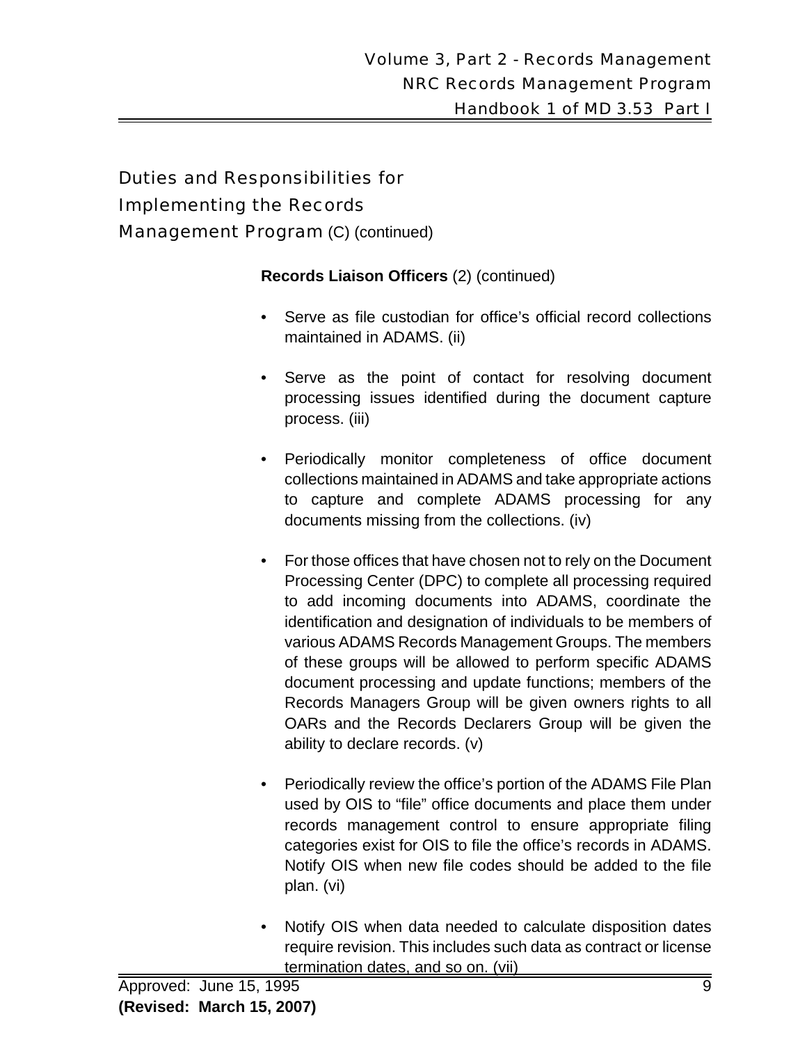## Duties and Responsibilities for Implementing the Records Management Program (C) (continued)

**Records Liaison Officers** (2) (continued)

- Serve as file custodian for office's official record collections maintained in ADAMS. (ii)

- Serve as the point of contact for resolving document processing issues identified during the document capture process. (iii)

- Periodically monitor completeness of office document collections maintained in ADAMS and take appropriate actions to capture and complete ADAMS processing for any documents missing from the collections. (iv)

- For those offices that have chosen not to rely on the Document Processing Center (DPC) to complete all processing required to add incoming documents into ADAMS, coordinate the identification and designation of individuals to be members of various ADAMS Records Management Groups. The members of these groups will be allowed to perform specific ADAMS document processing and update functions; members of the Records Managers Group will be given owners rights to all OARs and the Records Declarers Group will be given the ability to declare records. (v)

- Periodically review the office's portion of the ADAMS File Plan used by OIS to "file" office documents and place them under records management control to ensure appropriate filing categories exist for OIS to file the office's records in ADAMS. Notify OIS when new file codes should be added to the file plan. (vi)

- Notify OIS when data needed to calculate disposition dates require revision. This includes such data as contract or license termination dates, and so on. (vii)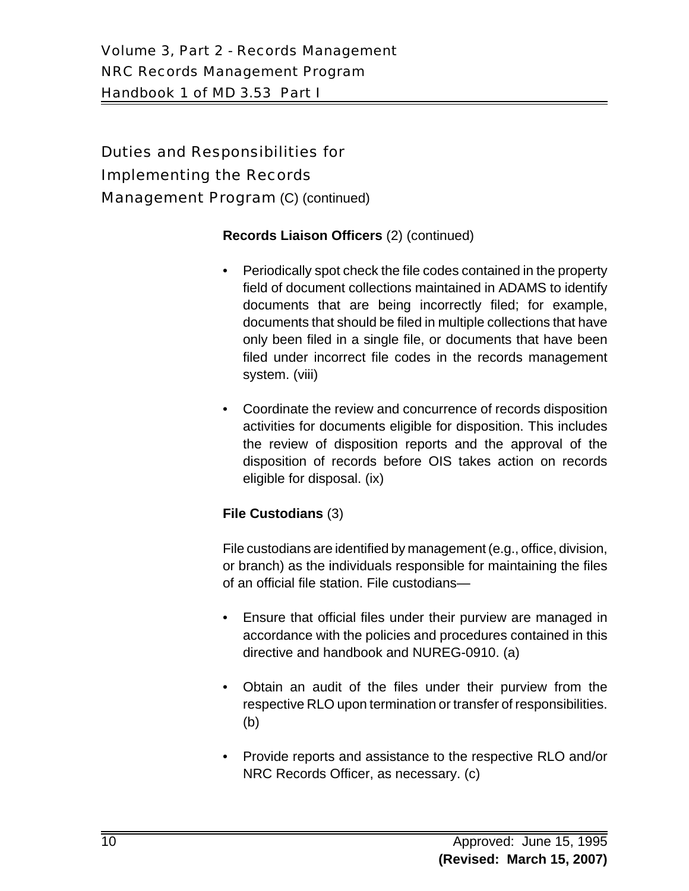## Duties and Responsibilities for Implementing the Records Management Program (C) (continued)

**Records Liaison Officers** (2) (continued)

- Periodically spot check the file codes contained in the property field of document collections maintained in ADAMS to identify documents that are being incorrectly filed; for example, documents that should be filed in multiple collections that have only been filed in a single file, or documents that have been filed under incorrect file codes in the records management system. (viii)

- Coordinate the review and concurrence of records disposition activities for documents eligible for disposition. This includes the review of disposition reports and the approval of the disposition of records before OIS takes action on records eligible for disposal. (ix)

**File Custodians** (3)

File custodians are identified by management (e.g., office, division, or branch) as the individuals responsible for maintaining the files of an official file station. File custodians—

- Ensure that official files under their purview are managed in accordance with the policies and procedures contained in this directive and handbook and NUREG-0910. (a)

- Obtain an audit of the files under their purview from the respective RLO upon termination or transfer of responsibilities. (b)

- Provide reports and assistance to the respective RLO and/or NRC Records Officer, as necessary. (c)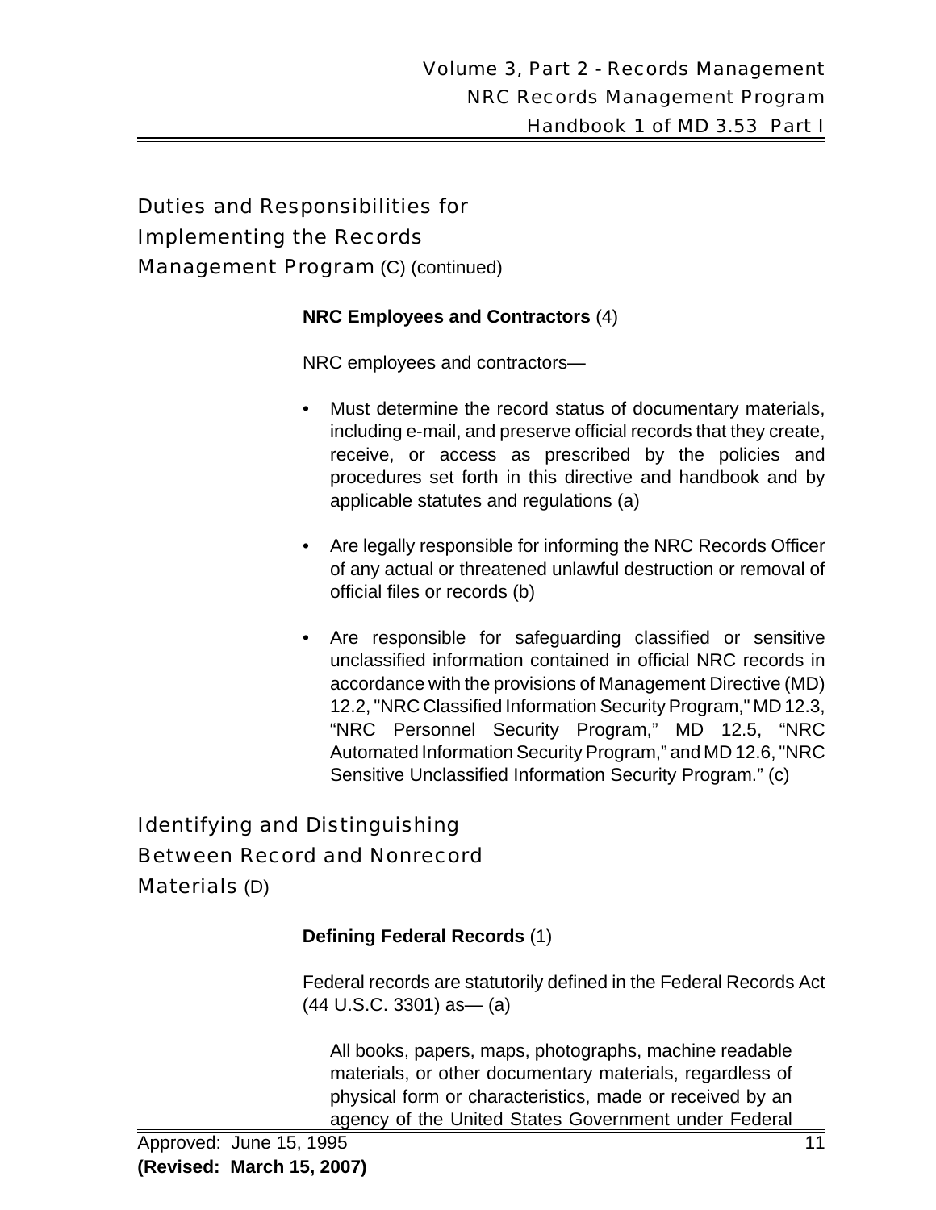## Duties and Responsibilities for Implementing the Records Management Program (C) (continued)

**NRC Employees and Contractors** (4)

NRC employees and contractors—

- Must determine the record status of documentary materials, including e-mail, and preserve official records that they create, receive, or access as prescribed by the policies and procedures set forth in this directive and handbook and by applicable statutes and regulations (a)
- Are legally responsible for informing the NRC Records Officer of any actual or threatened unlawful destruction or removal of official files or records (b)
- Are responsible for safeguarding classified or sensitive unclassified information contained in official NRC records in accordance with the provisions of Management Directive (MD) 12.2, "NRC Classified Information Security Program," MD 12.3, “NRC Personnel Security Program,” MD 12.5, “NRC Automated Information Security Program,” and MD 12.6, "NRC Sensitive Unclassified Information Security Program.” (c)

## Identifying and Distinguishing Between Record and Nonrecord Materials (D)

**Defining Federal Records** (1)

Federal records are statutorily defined in the Federal Records Act (44 U.S.C. 3301) as— (a)

> All books, papers, maps, photographs, machine readable materials, or other documentary materials, regardless of physical form or characteristics, made or received by an agency of the United States Government under Federal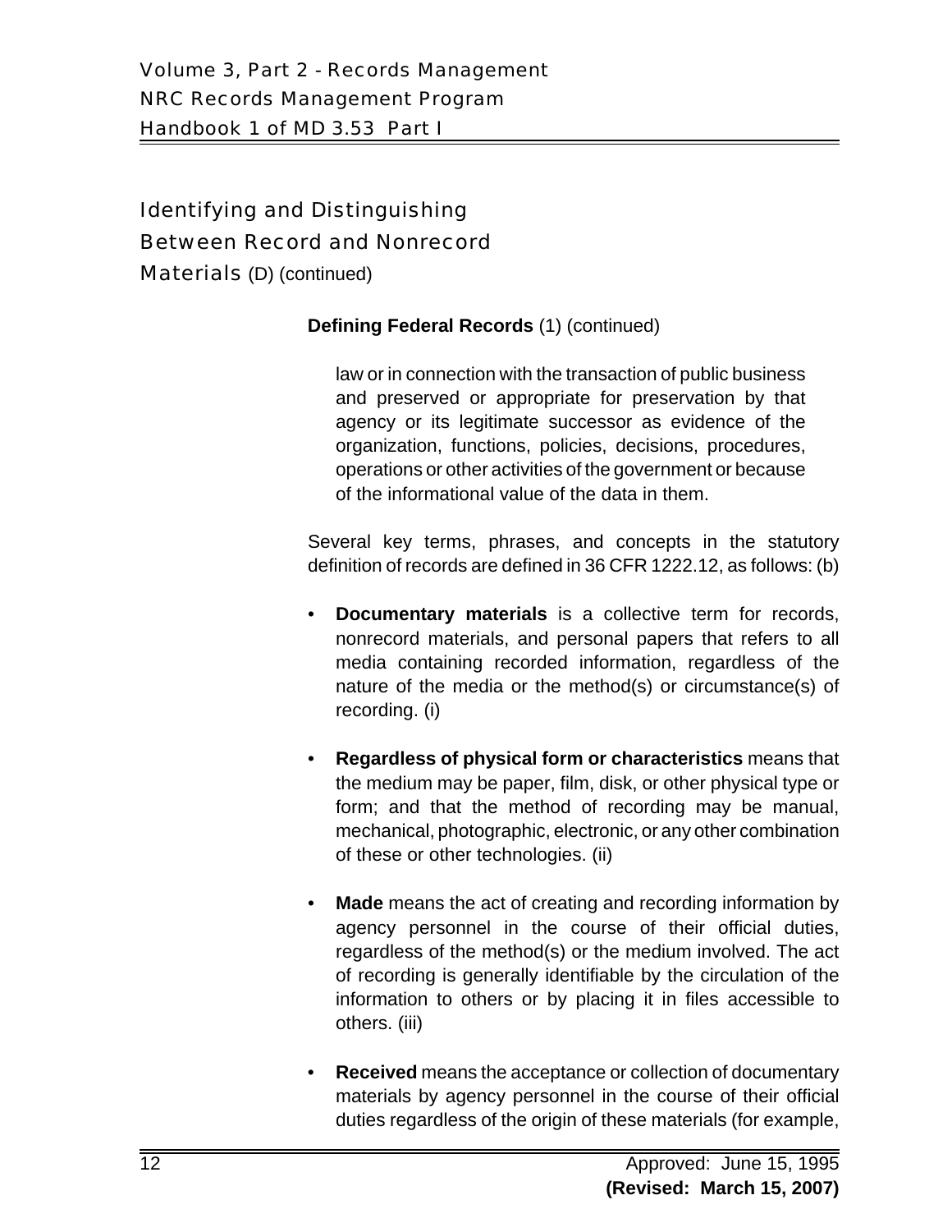## Identifying and Distinguishing Between Record and Nonrecord Materials (D) (continued)

**Defining Federal Records** (1) (continued)

law or in connection with the transaction of public business and preserved or appropriate for preservation by that agency or its legitimate successor as evidence of the organization, functions, policies, decisions, procedures, operations or other activities of the government or because of the informational value of the data in them.

Several key terms, phrases, and concepts in the statutory definition of records are defined in 36 CFR 1222.12, as follows: (b)

- **Documentary materials** is a collective term for records, nonrecord materials, and personal papers that refers to all media containing recorded information, regardless of the nature of the media or the method(s) or circumstance(s) of recording. (i)

- **Regardless of physical form or characteristics** means that the medium may be paper, film, disk, or other physical type or form; and that the method of recording may be manual, mechanical, photographic, electronic, or any other combination of these or other technologies. (ii)

- **Made** means the act of creating and recording information by agency personnel in the course of their official duties, regardless of the method(s) or the medium involved. The act of recording is generally identifiable by the circulation of the information to others or by placing it in files accessible to others. (iii)

- **Received** means the acceptance or collection of documentary materials by agency personnel in the course of their official duties regardless of the origin of these materials (for example,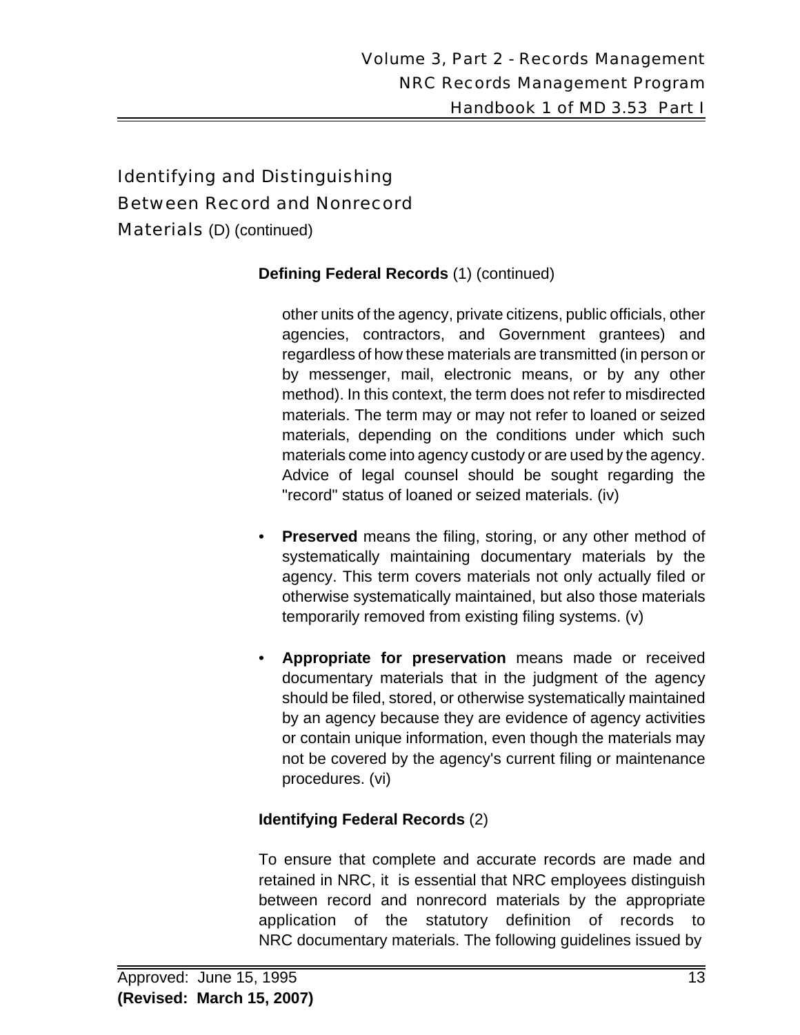## Identifying and Distinguishing Between Record and Nonrecord Materials (D) (continued)

**Defining Federal Records** (1) (continued)

other units of the agency, private citizens, public officials, other agencies, contractors, and Government grantees) and regardless of how these materials are transmitted (in person or by messenger, mail, electronic means, or by any other method). In this context, the term does not refer to misdirected materials. The term may or may not refer to loaned or seized materials, depending on the conditions under which such materials come into agency custody or are used by the agency. Advice of legal counsel should be sought regarding the "record" status of loaned or seized materials. (iv)

- **Preserved** means the filing, storing, or any other method of systematically maintaining documentary materials by the agency. This term covers materials not only actually filed or otherwise systematically maintained, but also those materials temporarily removed from existing filing systems. (v)

- **Appropriate for preservation** means made or received documentary materials that in the judgment of the agency should be filed, stored, or otherwise systematically maintained by an agency because they are evidence of agency activities or contain unique information, even though the materials may not be covered by the agency's current filing or maintenance procedures. (vi)

**Identifying Federal Records** (2)

To ensure that complete and accurate records are made and retained in NRC, it is essential that NRC employees distinguish between record and nonrecord materials by the appropriate application of the statutory definition of records to NRC documentary materials. The following guidelines issued by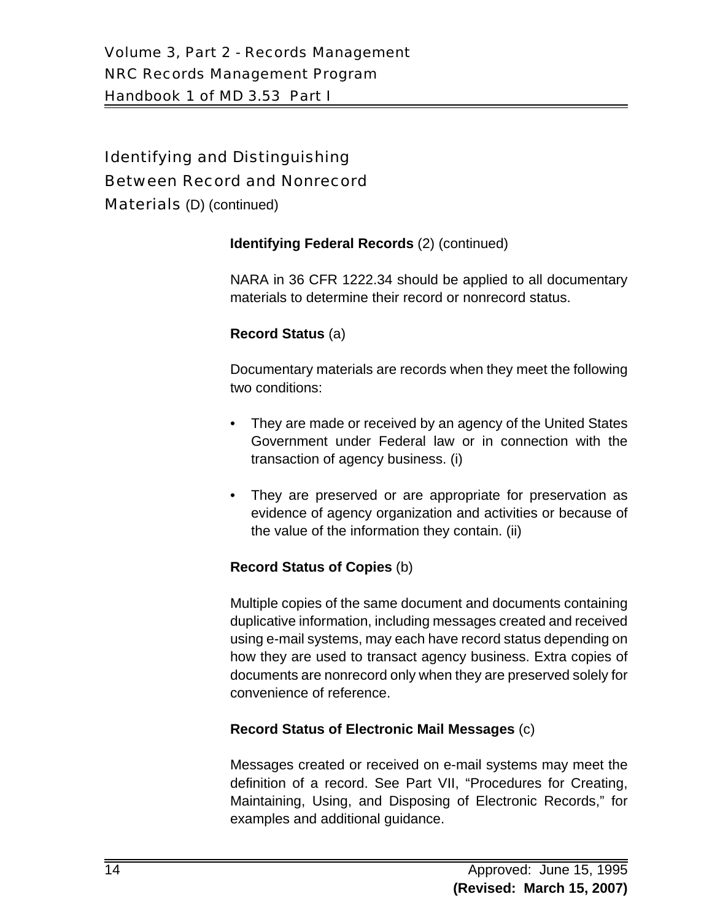## Identifying and Distinguishing Between Record and Nonrecord Materials (D) (continued)

### **Identifying Federal Records** (2) (continued)

NARA in 36 CFR 1222.34 should be applied to all documentary materials to determine their record or nonrecord status.

#### **Record Status** (a)

Documentary materials are records when they meet the following two conditions:

- They are made or received by an agency of the United States Government under Federal law or in connection with the transaction of agency business. (i)
- They are preserved or are appropriate for preservation as evidence of agency organization and activities or because of the value of the information they contain. (ii)

#### **Record Status of Copies** (b)

Multiple copies of the same document and documents containing duplicative information, including messages created and received using e-mail systems, may each have record status depending on how they are used to transact agency business. Extra copies of documents are nonrecord only when they are preserved solely for convenience of reference.

#### **Record Status of Electronic Mail Messages** (c)

Messages created or received on e-mail systems may meet the definition of a record. See Part VII, "Procedures for Creating, Maintaining, Using, and Disposing of Electronic Records," for examples and additional guidance.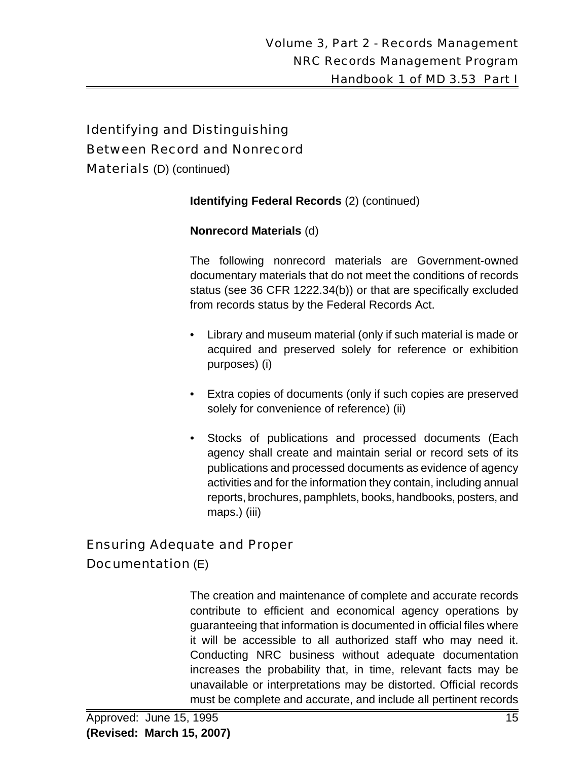## Identifying and Distinguishing Between Record and Nonrecord Materials (D) (continued)

**Identifying Federal Records** (2) (continued)

**Nonrecord Materials** (d)

The following nonrecord materials are Government-owned documentary materials that do not meet the conditions of records status (see 36 CFR 1222.34(b)) or that are specifically excluded from records status by the Federal Records Act.

- Library and museum material (only if such material is made or acquired and preserved solely for reference or exhibition purposes) (i)
- Extra copies of documents (only if such copies are preserved solely for convenience of reference) (ii)
- Stocks of publications and processed documents (Each agency shall create and maintain serial or record sets of its publications and processed documents as evidence of agency activities and for the information they contain, including annual reports, brochures, pamphlets, books, handbooks, posters, and maps.) (iii)

## Ensuring Adequate and Proper Documentation (E)

The creation and maintenance of complete and accurate records contribute to efficient and economical agency operations by guaranteeing that information is documented in official files where it will be accessible to all authorized staff who may need it. Conducting NRC business without adequate documentation increases the probability that, in time, relevant facts may be unavailable or interpretations may be distorted. Official records must be complete and accurate, and include all pertinent records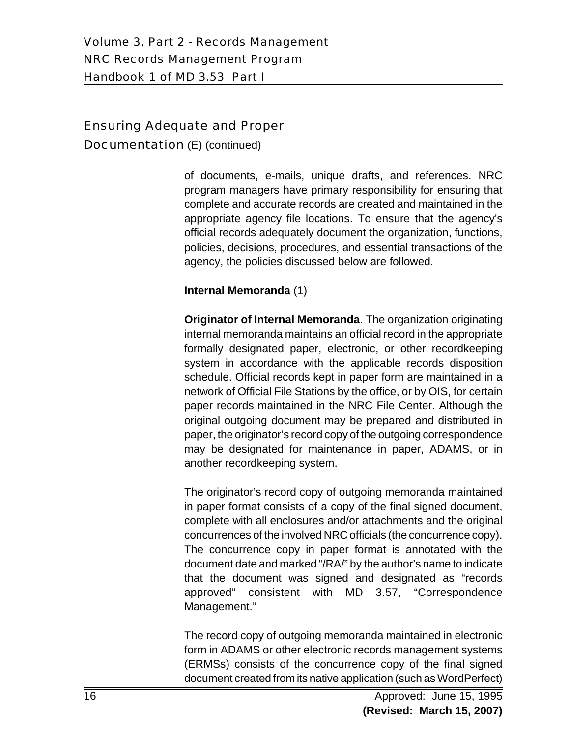## Ensuring Adequate and Proper Documentation (E) (continued)

of documents, e-mails, unique drafts, and references. NRC program managers have primary responsibility for ensuring that complete and accurate records are created and maintained in the appropriate agency file locations. To ensure that the agency's official records adequately document the organization, functions, policies, decisions, procedures, and essential transactions of the agency, the policies discussed below are followed.

**Internal Memoranda** (1)

**Originator of Internal Memoranda**. The organization originating internal memoranda maintains an official record in the appropriate formally designated paper, electronic, or other recordkeeping system in accordance with the applicable records disposition schedule. Official records kept in paper form are maintained in a network of Official File Stations by the office, or by OIS, for certain paper records maintained in the NRC File Center. Although the original outgoing document may be prepared and distributed in paper, the originator's record copy of the outgoing correspondence may be designated for maintenance in paper, ADAMS, or in another recordkeeping system.

The originator's record copy of outgoing memoranda maintained in paper format consists of a copy of the final signed document, complete with all enclosures and/or attachments and the original concurrences of the involved NRC officials (the concurrence copy). The concurrence copy in paper format is annotated with the document date and marked "/RA/" by the author's name to indicate that the document was signed and designated as "records approved" consistent with MD 3.57, "Correspondence Management."

The record copy of outgoing memoranda maintained in electronic form in ADAMS or other electronic records management systems (ERMSs) consists of the concurrence copy of the final signed document created from its native application (such as WordPerfect)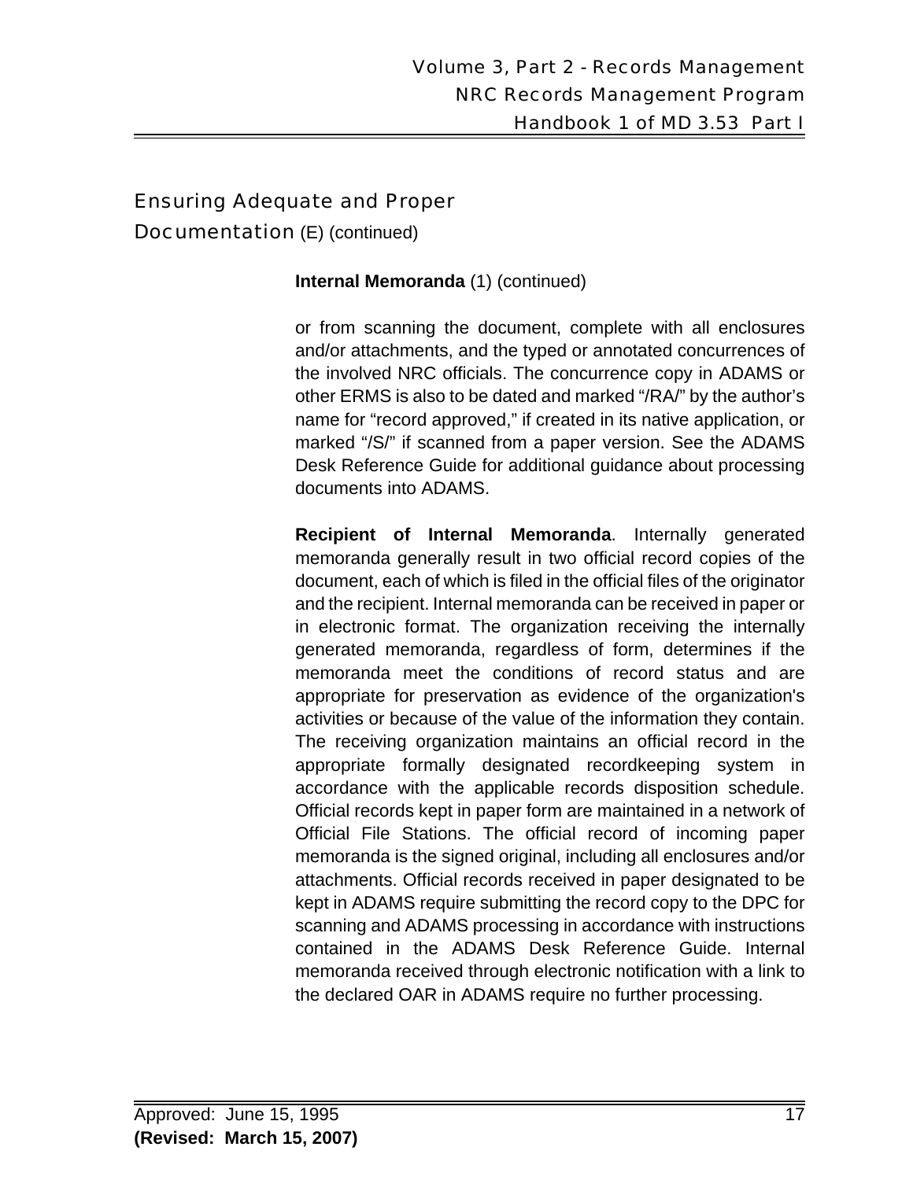## Ensuring Adequate and Proper Documentation (E) (continued)

**Internal Memoranda** (1) (continued)

or from scanning the document, complete with all enclosures and/or attachments, and the typed or annotated concurrences of the involved NRC officials. The concurrence copy in ADAMS or other ERMS is also to be dated and marked "/RA/" by the author's name for "record approved," if created in its native application, or marked "/S/" if scanned from a paper version. See the ADAMS Desk Reference Guide for additional guidance about processing documents into ADAMS.

**Recipient of Internal Memoranda**. Internally generated memoranda generally result in two official record copies of the document, each of which is filed in the official files of the originator and the recipient. Internal memoranda can be received in paper or in electronic format. The organization receiving the internally generated memoranda, regardless of form, determines if the memoranda meet the conditions of record status and are appropriate for preservation as evidence of the organization's activities or because of the value of the information they contain. The receiving organization maintains an official record in the appropriate formally designated recordkeeping system in accordance with the applicable records disposition schedule. Official records kept in paper form are maintained in a network of Official File Stations. The official record of incoming paper memoranda is the signed original, including all enclosures and/or attachments. Official records received in paper designated to be kept in ADAMS require submitting the record copy to the DPC for scanning and ADAMS processing in accordance with instructions contained in the ADAMS Desk Reference Guide. Internal memoranda received through electronic notification with a link to the declared OAR in ADAMS require no further processing.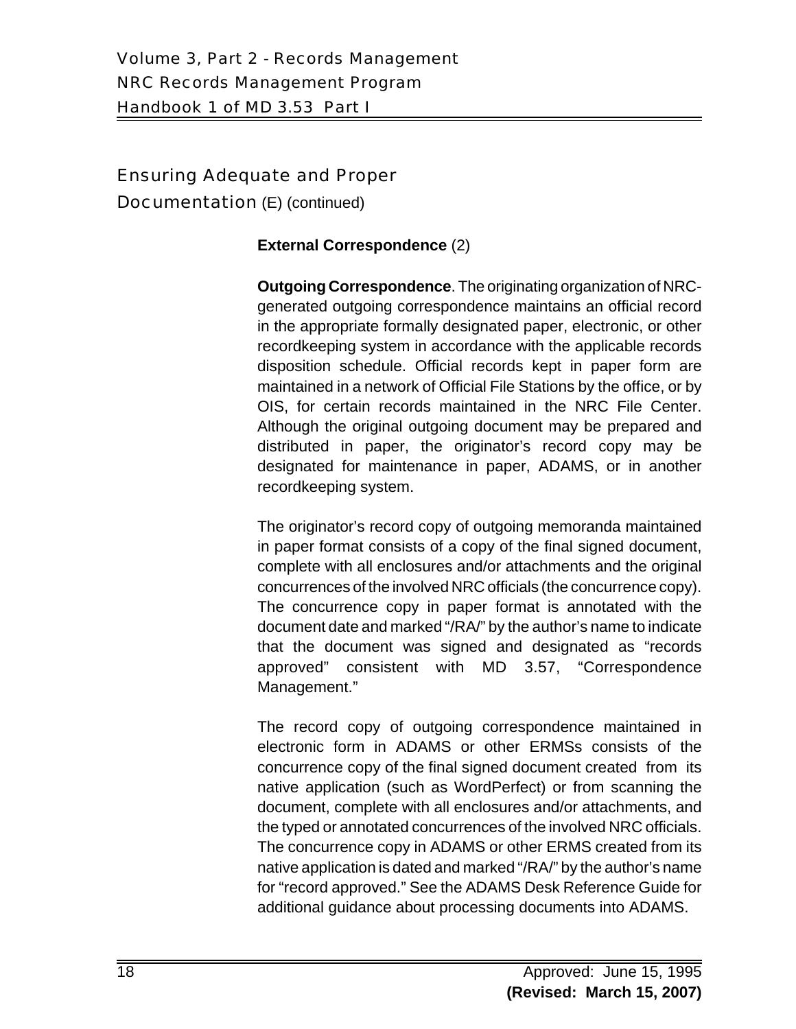## Ensuring Adequate and Proper Documentation (E) (continued)

**External Correspondence** (2)

**Outgoing Correspondence**. The originating organization of NRC-generated outgoing correspondence maintains an official record in the appropriate formally designated paper, electronic, or other recordkeeping system in accordance with the applicable records disposition schedule. Official records kept in paper form are maintained in a network of Official File Stations by the office, or by OIS, for certain records maintained in the NRC File Center. Although the original outgoing document may be prepared and distributed in paper, the originator's record copy may be designated for maintenance in paper, ADAMS, or in another recordkeeping system.

The originator's record copy of outgoing memoranda maintained in paper format consists of a copy of the final signed document, complete with all enclosures and/or attachments and the original concurrences of the involved NRC officials (the concurrence copy). The concurrence copy in paper format is annotated with the document date and marked "/RA/" by the author's name to indicate that the document was signed and designated as "records approved" consistent with MD 3.57, "Correspondence Management."

The record copy of outgoing correspondence maintained in electronic form in ADAMS or other ERMSs consists of the concurrence copy of the final signed document created from its native application (such as WordPerfect) or from scanning the document, complete with all enclosures and/or attachments, and the typed or annotated concurrences of the involved NRC officials. The concurrence copy in ADAMS or other ERMS created from its native application is dated and marked "/RA/" by the author's name for "record approved." See the ADAMS Desk Reference Guide for additional guidance about processing documents into ADAMS.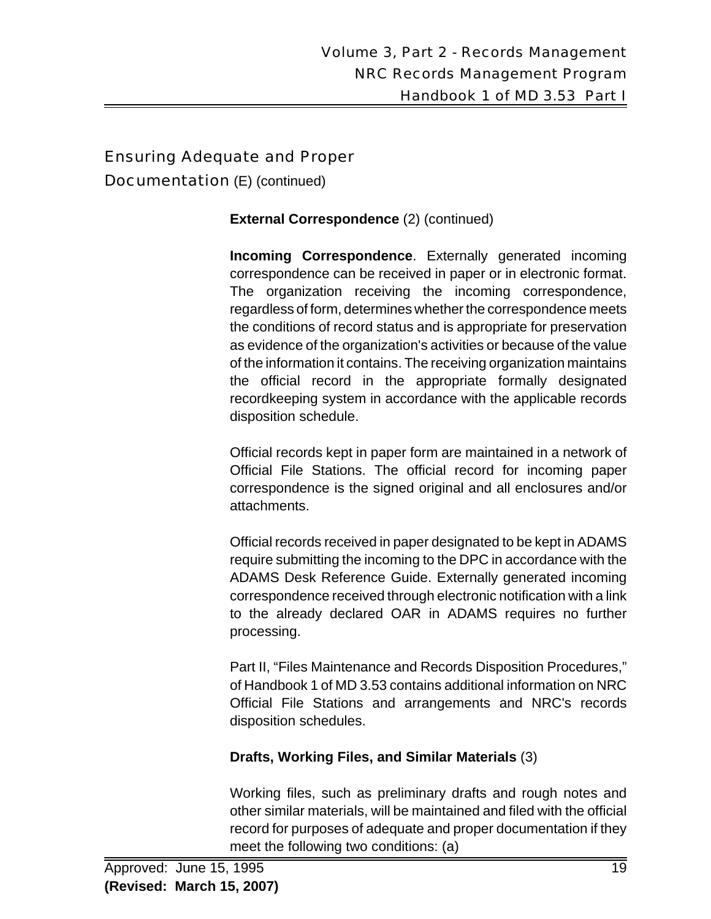## Ensuring Adequate and Proper Documentation (E) (continued)

**External Correspondence** (2) (continued)

**Incoming Correspondence**. Externally generated incoming correspondence can be received in paper or in electronic format. The organization receiving the incoming correspondence, regardless of form, determines whether the correspondence meets the conditions of record status and is appropriate for preservation as evidence of the organization's activities or because of the value of the information it contains. The receiving organization maintains the official record in the appropriate formally designated recordkeeping system in accordance with the applicable records disposition schedule.

Official records kept in paper form are maintained in a network of Official File Stations. The official record for incoming paper correspondence is the signed original and all enclosures and/or attachments.

Official records received in paper designated to be kept in ADAMS require submitting the incoming to the DPC in accordance with the ADAMS Desk Reference Guide. Externally generated incoming correspondence received through electronic notification with a link to the already declared OAR in ADAMS requires no further processing.

Part II, "Files Maintenance and Records Disposition Procedures," of Handbook 1 of MD 3.53 contains additional information on NRC Official File Stations and arrangements and NRC's records disposition schedules.

**Drafts, Working Files, and Similar Materials** (3)

Working files, such as preliminary drafts and rough notes and other similar materials, will be maintained and filed with the official record for purposes of adequate and proper documentation if they meet the following two conditions: (a)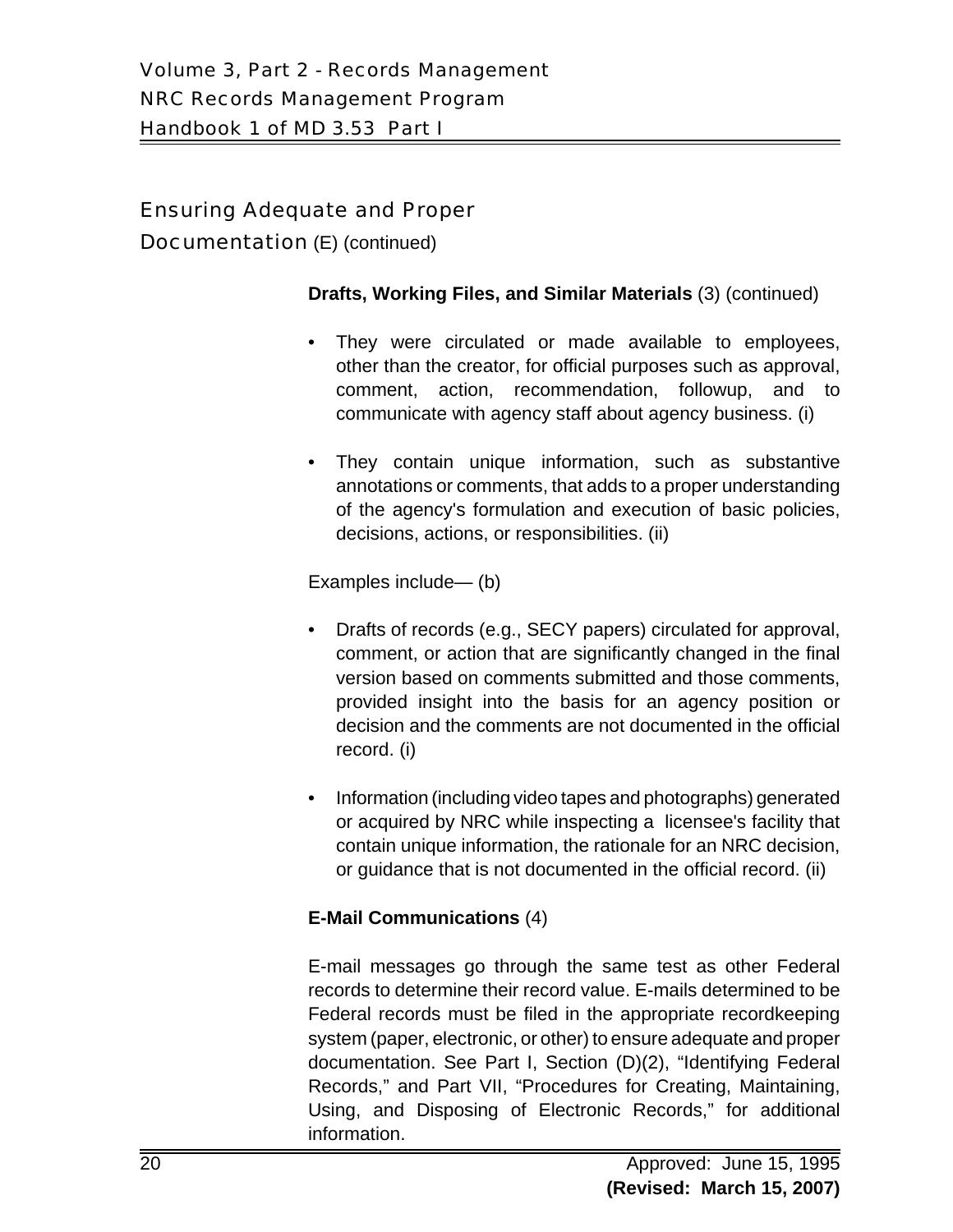## Ensuring Adequate and Proper Documentation (E) (continued)

**Drafts, Working Files, and Similar Materials** (3) (continued)

- They were circulated or made available to employees, other than the creator, for official purposes such as approval, comment, action, recommendation, followup, and to communicate with agency staff about agency business. (i)

- They contain unique information, such as substantive annotations or comments, that adds to a proper understanding of the agency's formulation and execution of basic policies, decisions, actions, or responsibilities. (ii)

Examples include— (b)

- Drafts of records (e.g., SECY papers) circulated for approval, comment, or action that are significantly changed in the final version based on comments submitted and those comments, provided insight into the basis for an agency position or decision and the comments are not documented in the official record. (i)

- Information (including video tapes and photographs) generated or acquired by NRC while inspecting a licensee's facility that contain unique information, the rationale for an NRC decision, or guidance that is not documented in the official record. (ii)

**E-Mail Communications** (4)

E-mail messages go through the same test as other Federal records to determine their record value. E-mails determined to be Federal records must be filed in the appropriate recordkeeping system (paper, electronic, or other) to ensure adequate and proper documentation. See Part I, Section (D)(2), "Identifying Federal Records," and Part VII, "Procedures for Creating, Maintaining, Using, and Disposing of Electronic Records," for additional information.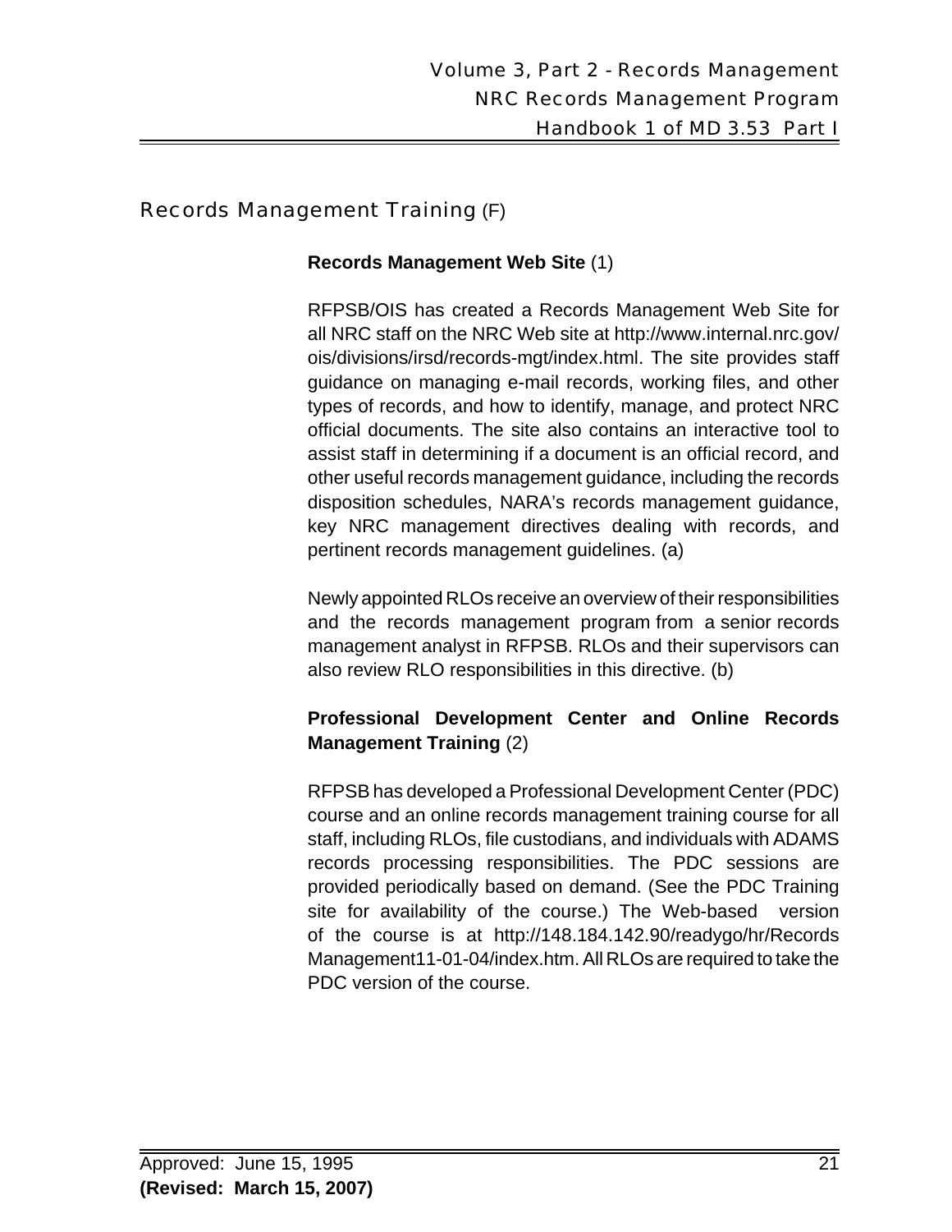## Records Management Training (F)

**Records Management Web Site** (1)

RFPSB/OIS has created a Records Management Web Site for all NRC staff on the NRC Web site at http://www.internal.nrc.gov/ois/divisions/irsd/records-mgt/index.html. The site provides staff guidance on managing e-mail records, working files, and other types of records, and how to identify, manage, and protect NRC official documents. The site also contains an interactive tool to assist staff in determining if a document is an official record, and other useful records management guidance, including the records disposition schedules, NARA's records management guidance, key NRC management directives dealing with records, and pertinent records management guidelines. (a)

Newly appointed RLOs receive an overview of their responsibilities and the records management program from a senior records management analyst in RFPSB. RLOs and their supervisors can also review RLO responsibilities in this directive. (b)

**Professional Development Center and Online Records Management Training** (2)

RFPSB has developed a Professional Development Center (PDC) course and an online records management training course for all staff, including RLOs, file custodians, and individuals with ADAMS records processing responsibilities. The PDC sessions are provided periodically based on demand. (See the PDC Training site for availability of the course.) The Web-based version of the course is at http://148.184.142.90/readygo/hr/RecordsManagement11-01-04/index.htm. All RLOs are required to take the PDC version of the course.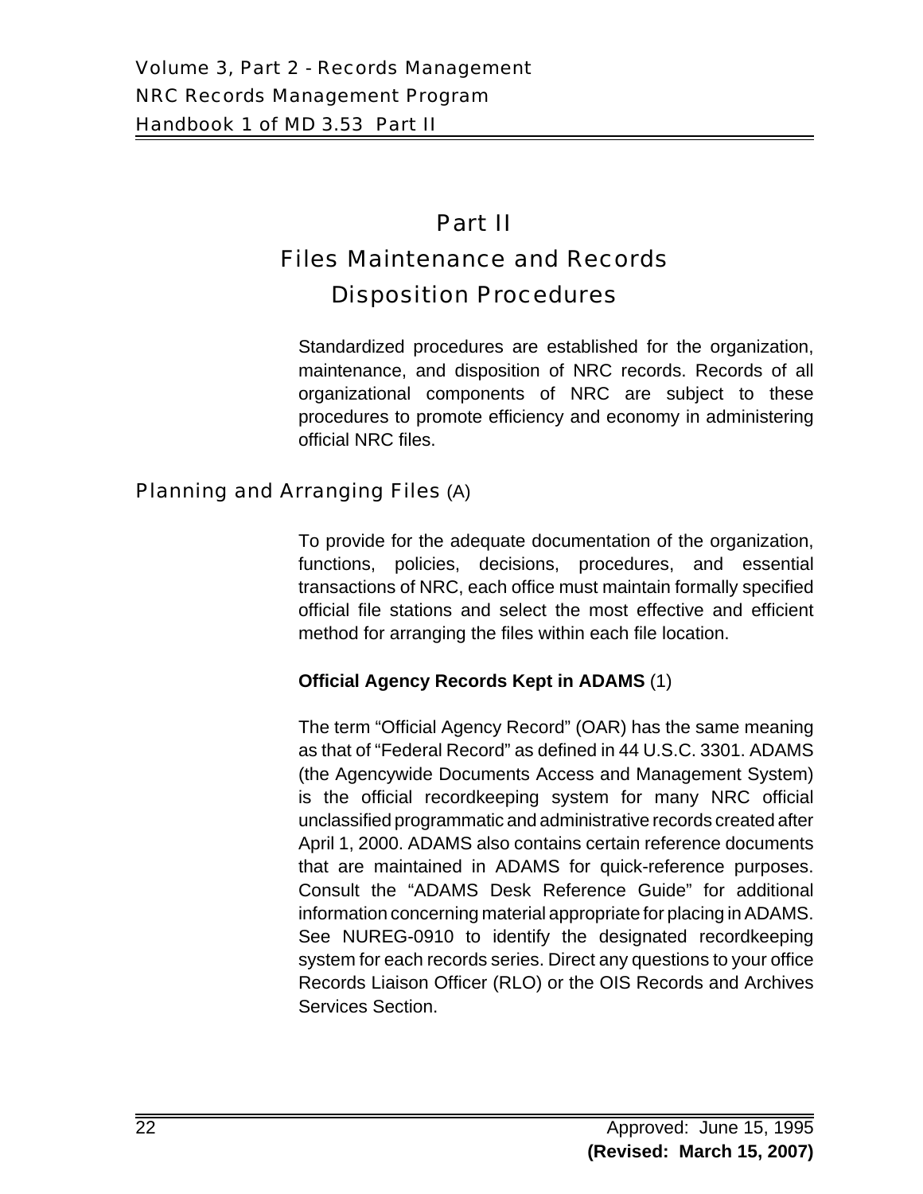# Part II
# Files Maintenance and Records Disposition Procedures

Standardized procedures are established for the organization, maintenance, and disposition of NRC records. Records of all organizational components of NRC are subject to these procedures to promote efficiency and economy in administering official NRC files.

## Planning and Arranging Files (A)

To provide for the adequate documentation of the organization, functions, policies, decisions, procedures, and essential transactions of NRC, each office must maintain formally specified official file stations and select the most effective and efficient method for arranging the files within each file location.

**Official Agency Records Kept in ADAMS** (1)

The term "Official Agency Record" (OAR) has the same meaning as that of "Federal Record" as defined in 44 U.S.C. 3301. ADAMS (the Agencywide Documents Access and Management System) is the official recordkeeping system for many NRC official unclassified programmatic and administrative records created after April 1, 2000. ADAMS also contains certain reference documents that are maintained in ADAMS for quick-reference purposes. Consult the "ADAMS Desk Reference Guide" for additional information concerning material appropriate for placing in ADAMS. See NUREG-0910 to identify the designated recordkeeping system for each records series. Direct any questions to your office Records Liaison Officer (RLO) or the OIS Records and Archives Services Section.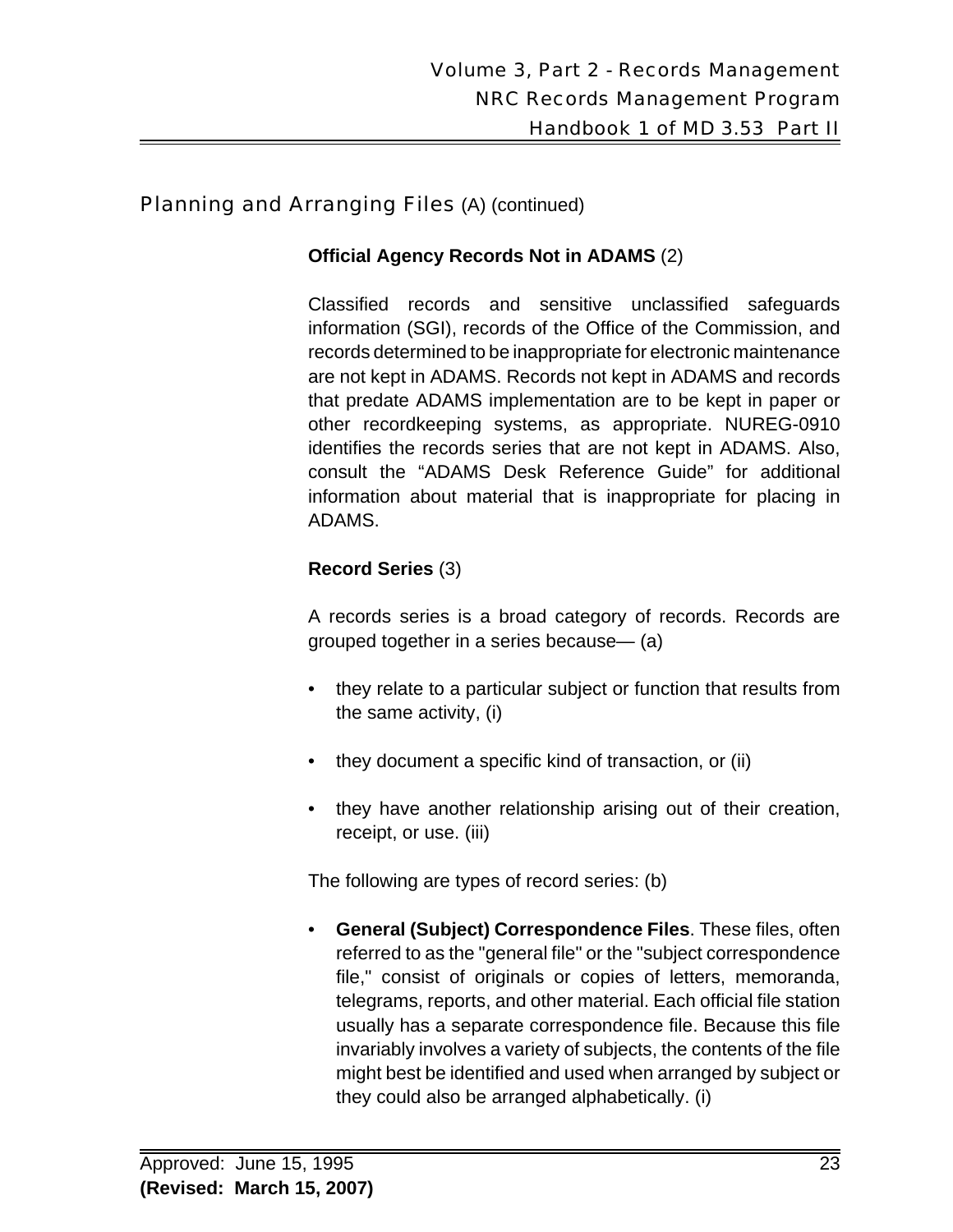## Planning and Arranging Files (A) (continued)

**Official Agency Records Not in ADAMS** (2)

Classified records and sensitive unclassified safeguards information (SGI), records of the Office of the Commission, and records determined to be inappropriate for electronic maintenance are not kept in ADAMS. Records not kept in ADAMS and records that predate ADAMS implementation are to be kept in paper or other recordkeeping systems, as appropriate. NUREG-0910 identifies the records series that are not kept in ADAMS. Also, consult the "ADAMS Desk Reference Guide" for additional information about material that is inappropriate for placing in ADAMS.

**Record Series** (3)

A records series is a broad category of records. Records are grouped together in a series because— (a)

- they relate to a particular subject or function that results from the same activity, (i)
- they document a specific kind of transaction, or (ii)
- they have another relationship arising out of their creation, receipt, or use. (iii)

The following are types of record series: (b)

- **General (Subject) Correspondence Files**. These files, often referred to as the "general file" or the "subject correspondence file," consist of originals or copies of letters, memoranda, telegrams, reports, and other material. Each official file station usually has a separate correspondence file. Because this file invariably involves a variety of subjects, the contents of the file might best be identified and used when arranged by subject or they could also be arranged alphabetically. (i)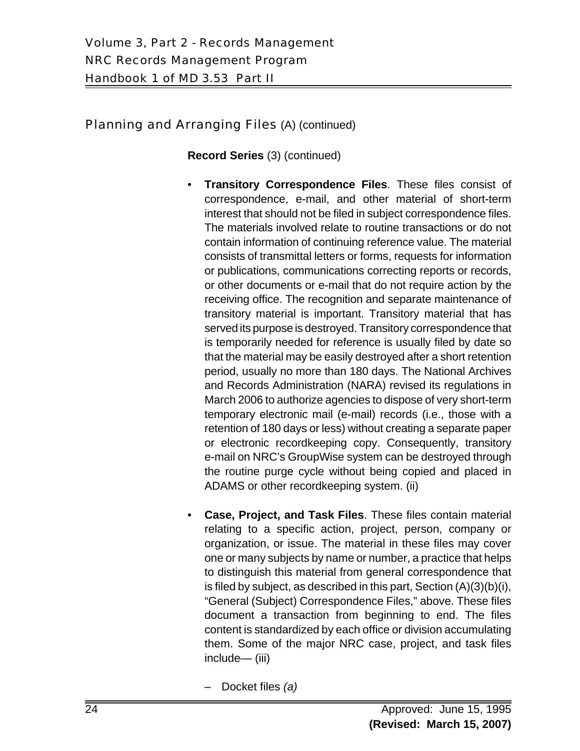## Planning and Arranging Files (A) (continued)

**Record Series** (3) (continued)

- **Transitory Correspondence Files**. These files consist of correspondence, e-mail, and other material of short-term interest that should not be filed in subject correspondence files. The materials involved relate to routine transactions or do not contain information of continuing reference value. The material consists of transmittal letters or forms, requests for information or publications, communications correcting reports or records, or other documents or e-mail that do not require action by the receiving office. The recognition and separate maintenance of transitory material is important. Transitory material that has served its purpose is destroyed. Transitory correspondence that is temporarily needed for reference is usually filed by date so that the material may be easily destroyed after a short retention period, usually no more than 180 days. The National Archives and Records Administration (NARA) revised its regulations in March 2006 to authorize agencies to dispose of very short-term temporary electronic mail (e-mail) records (i.e., those with a retention of 180 days or less) without creating a separate paper or electronic recordkeeping copy. Consequently, transitory e-mail on NRC's GroupWise system can be destroyed through the routine purge cycle without being copied and placed in ADAMS or other recordkeeping system. (ii)

- **Case, Project, and Task Files**. These files contain material relating to a specific action, project, person, company or organization, or issue. The material in these files may cover one or many subjects by name or number, a practice that helps to distinguish this material from general correspondence that is filed by subject, as described in this part, Section (A)(3)(b)(i), "General (Subject) Correspondence Files," above. These files document a transaction from beginning to end. The files content is standardized by each office or division accumulating them. Some of the major NRC case, project, and task files include— (iii)

  - Docket files *(a)*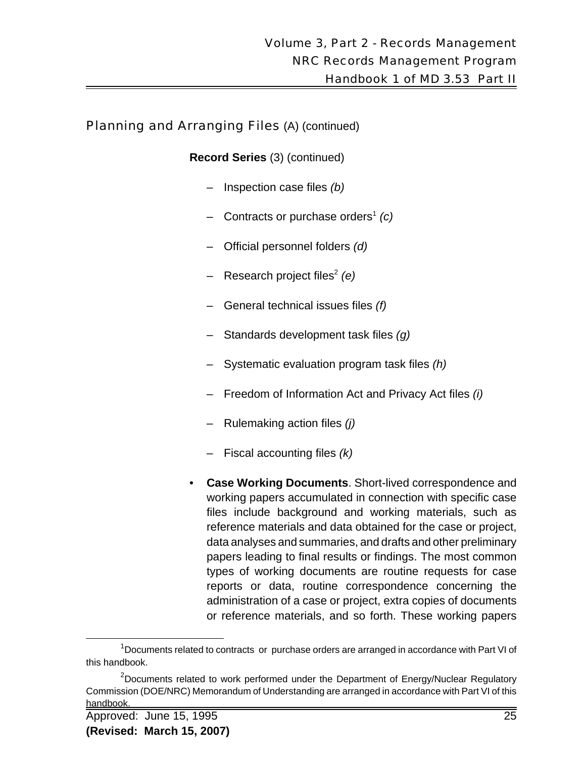## Planning and Arranging Files (A) (continued)

**Record Series** (3) (continued)

- Inspection case files *(b)*
- Contracts or purchase orders[1] *(c)*
- Official personnel folders *(d)*
- Research project files[2] *(e)*
- General technical issues files *(f)*
- Standards development task files *(g)*
- Systematic evaluation program task files *(h)*
- Freedom of Information Act and Privacy Act files *(i)*
- Rulemaking action files *(j)*
- Fiscal accounting files *(k)*

- **Case Working Documents**. Short-lived correspondence and working papers accumulated in connection with specific case files include background and working materials, such as reference materials and data obtained for the case or project, data analyses and summaries, and drafts and other preliminary papers leading to final results or findings. The most common types of working documents are routine requests for case reports or data, routine correspondence concerning the administration of a case or project, extra copies of documents or reference materials, and so forth. These working papers

---

[1] Documents related to contracts or purchase orders are arranged in accordance with Part VI of this handbook.

[2] Documents related to work performed under the Department of Energy/Nuclear Regulatory Commission (DOE/NRC) Memorandum of Understanding are arranged in accordance with Part VI of this handbook.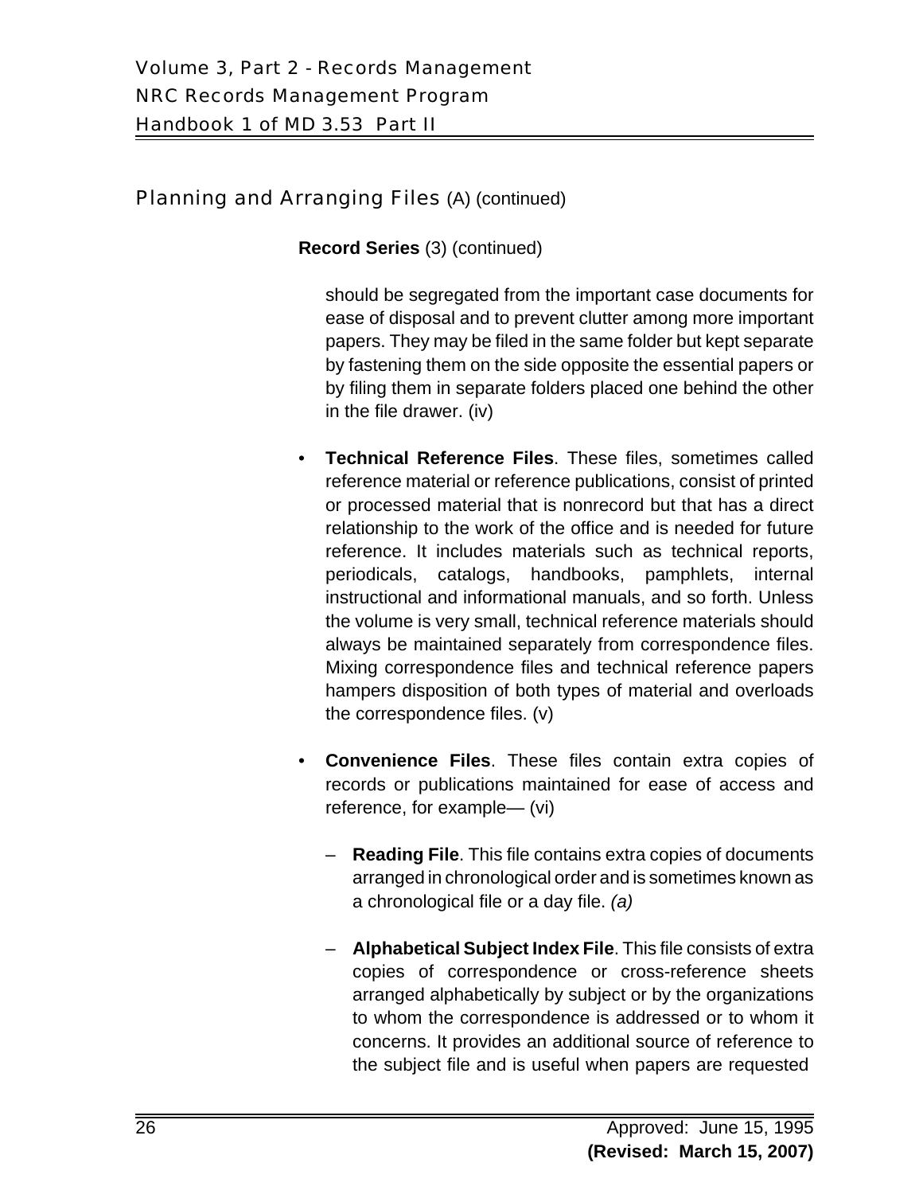## Planning and Arranging Files (A) (continued)

**Record Series** (3) (continued)

should be segregated from the important case documents for ease of disposal and to prevent clutter among more important papers. They may be filed in the same folder but kept separate by fastening them on the side opposite the essential papers or by filing them in separate folders placed one behind the other in the file drawer. (iv)

- **Technical Reference Files**. These files, sometimes called reference material or reference publications, consist of printed or processed material that is nonrecord but that has a direct relationship to the work of the office and is needed for future reference. It includes materials such as technical reports, periodicals, catalogs, handbooks, pamphlets, internal instructional and informational manuals, and so forth. Unless the volume is very small, technical reference materials should always be maintained separately from correspondence files. Mixing correspondence files and technical reference papers hampers disposition of both types of material and overloads the correspondence files. (v)

- **Convenience Files**. These files contain extra copies of records or publications maintained for ease of access and reference, for example— (vi)

  – **Reading File**. This file contains extra copies of documents arranged in chronological order and is sometimes known as a chronological file or a day file. *(a)*

  – **Alphabetical Subject Index File**. This file consists of extra copies of correspondence or cross-reference sheets arranged alphabetically by subject or by the organizations to whom the correspondence is addressed or to whom it concerns. It provides an additional source of reference to the subject file and is useful when papers are requested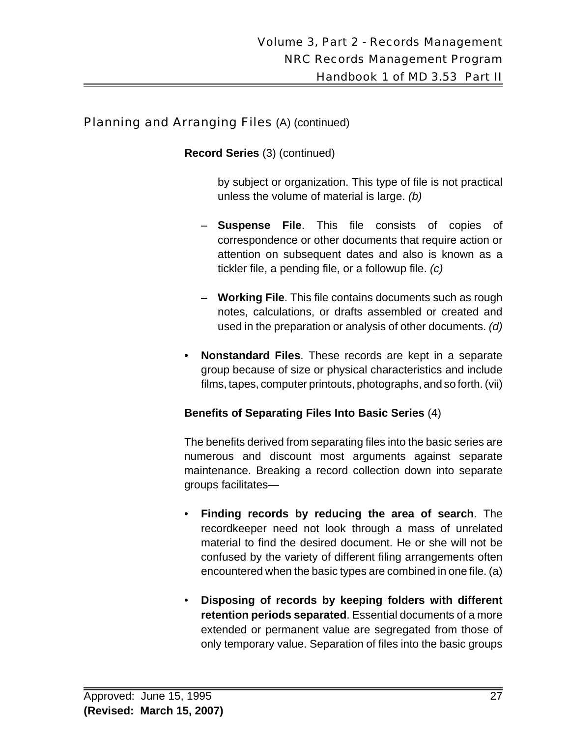## Planning and Arranging Files (A) (continued)

**Record Series** (3) (continued)

by subject or organization. This type of file is not practical unless the volume of material is large. *(b)*

- **Suspense File**. This file consists of copies of correspondence or other documents that require action or attention on subsequent dates and also is known as a tickler file, a pending file, or a followup file. *(c)*

- **Working File**. This file contains documents such as rough notes, calculations, or drafts assembled or created and used in the preparation or analysis of other documents. *(d)*

- **Nonstandard Files**. These records are kept in a separate group because of size or physical characteristics and include films, tapes, computer printouts, photographs, and so forth. (vii)

**Benefits of Separating Files Into Basic Series** (4)

The benefits derived from separating files into the basic series are numerous and discount most arguments against separate maintenance. Breaking a record collection down into separate groups facilitates—

- **Finding records by reducing the area of search**. The recordkeeper need not look through a mass of unrelated material to find the desired document. He or she will not be confused by the variety of different filing arrangements often encountered when the basic types are combined in one file. (a)

- **Disposing of records by keeping folders with different retention periods separated**. Essential documents of a more extended or permanent value are segregated from those of only temporary value. Separation of files into the basic groups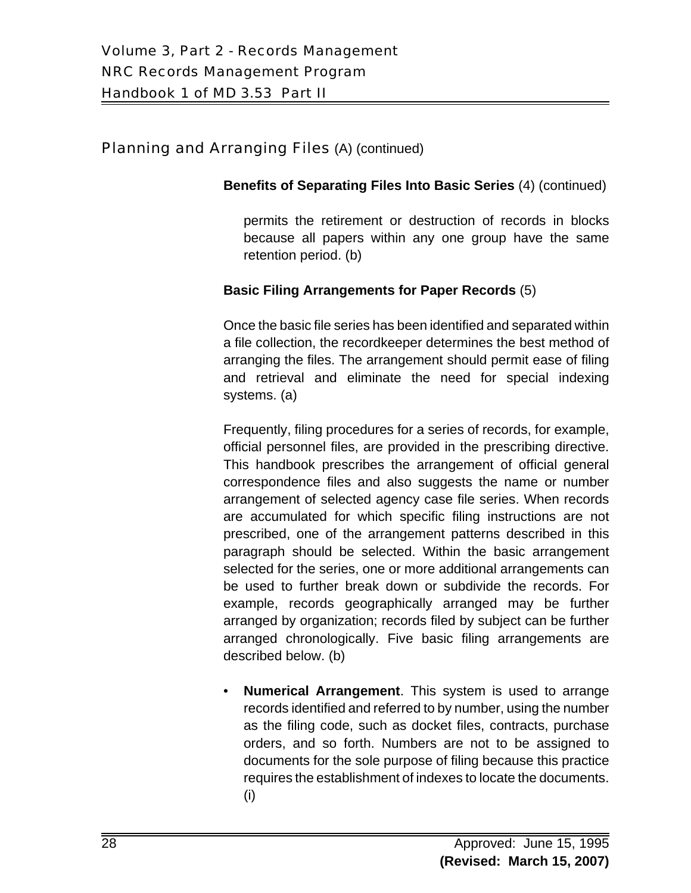## Planning and Arranging Files (A) (continued)

**Benefits of Separating Files Into Basic Series** (4) (continued)

permits the retirement or destruction of records in blocks because all papers within any one group have the same retention period. (b)

**Basic Filing Arrangements for Paper Records** (5)

Once the basic file series has been identified and separated within a file collection, the recordkeeper determines the best method of arranging the files. The arrangement should permit ease of filing and retrieval and eliminate the need for special indexing systems. (a)

Frequently, filing procedures for a series of records, for example, official personnel files, are provided in the prescribing directive. This handbook prescribes the arrangement of official general correspondence files and also suggests the name or number arrangement of selected agency case file series. When records are accumulated for which specific filing instructions are not prescribed, one of the arrangement patterns described in this paragraph should be selected. Within the basic arrangement selected for the series, one or more additional arrangements can be used to further break down or subdivide the records. For example, records geographically arranged may be further arranged by organization; records filed by subject can be further arranged chronologically. Five basic filing arrangements are described below. (b)

- **Numerical Arrangement**. This system is used to arrange records identified and referred to by number, using the number as the filing code, such as docket files, contracts, purchase orders, and so forth. Numbers are not to be assigned to documents for the sole purpose of filing because this practice requires the establishment of indexes to locate the documents. (i)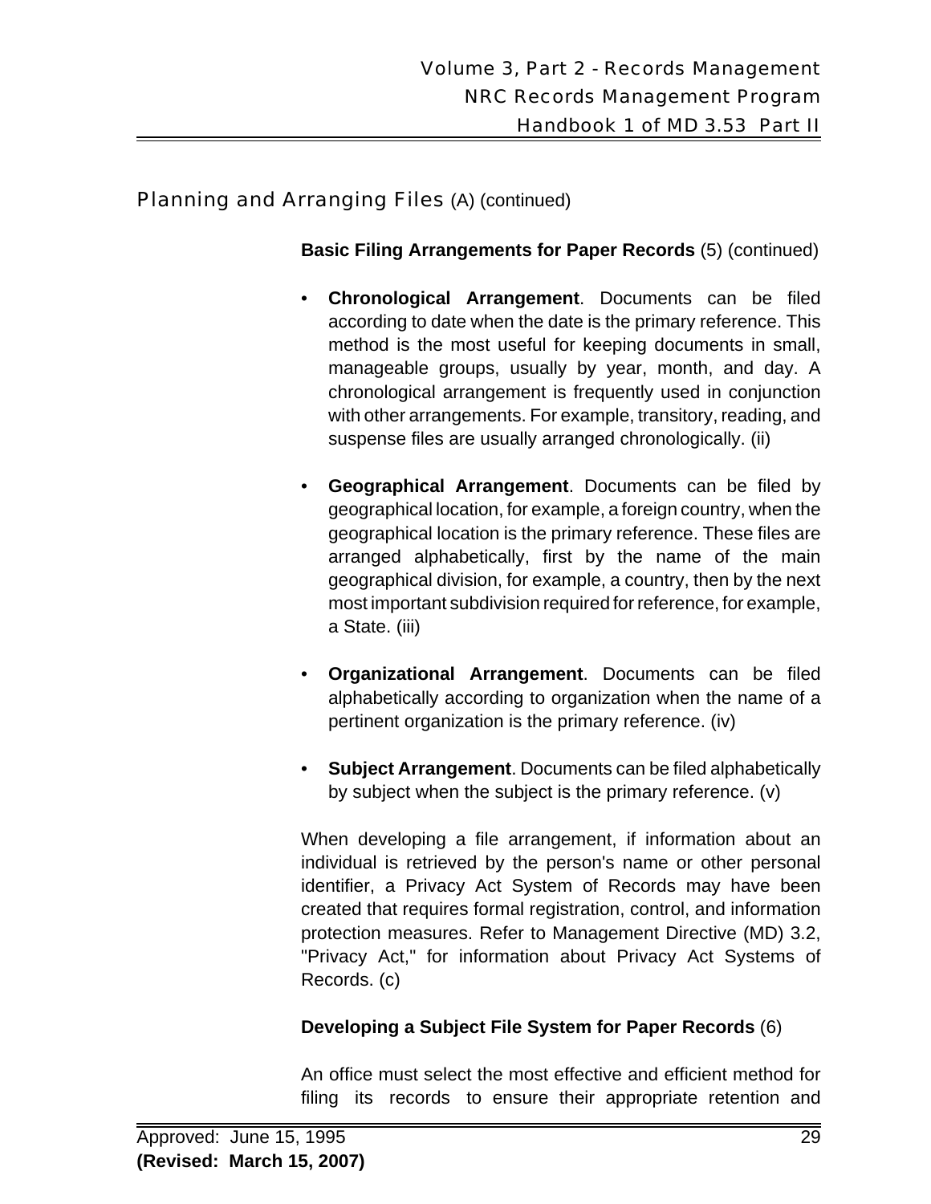## Planning and Arranging Files (A) (continued)

**Basic Filing Arrangements for Paper Records** (5) (continued)

- **Chronological Arrangement**. Documents can be filed according to date when the date is the primary reference. This method is the most useful for keeping documents in small, manageable groups, usually by year, month, and day. A chronological arrangement is frequently used in conjunction with other arrangements. For example, transitory, reading, and suspense files are usually arranged chronologically. (ii)

- **Geographical Arrangement**. Documents can be filed by geographical location, for example, a foreign country, when the geographical location is the primary reference. These files are arranged alphabetically, first by the name of the main geographical division, for example, a country, then by the next most important subdivision required for reference, for example, a State. (iii)

- **Organizational Arrangement**. Documents can be filed alphabetically according to organization when the name of a pertinent organization is the primary reference. (iv)

- **Subject Arrangement**. Documents can be filed alphabetically by subject when the subject is the primary reference. (v)

When developing a file arrangement, if information about an individual is retrieved by the person's name or other personal identifier, a Privacy Act System of Records may have been created that requires formal registration, control, and information protection measures. Refer to Management Directive (MD) 3.2, "Privacy Act," for information about Privacy Act Systems of Records. (c)

**Developing a Subject File System for Paper Records** (6)

An office must select the most effective and efficient method for filing its records to ensure their appropriate retention and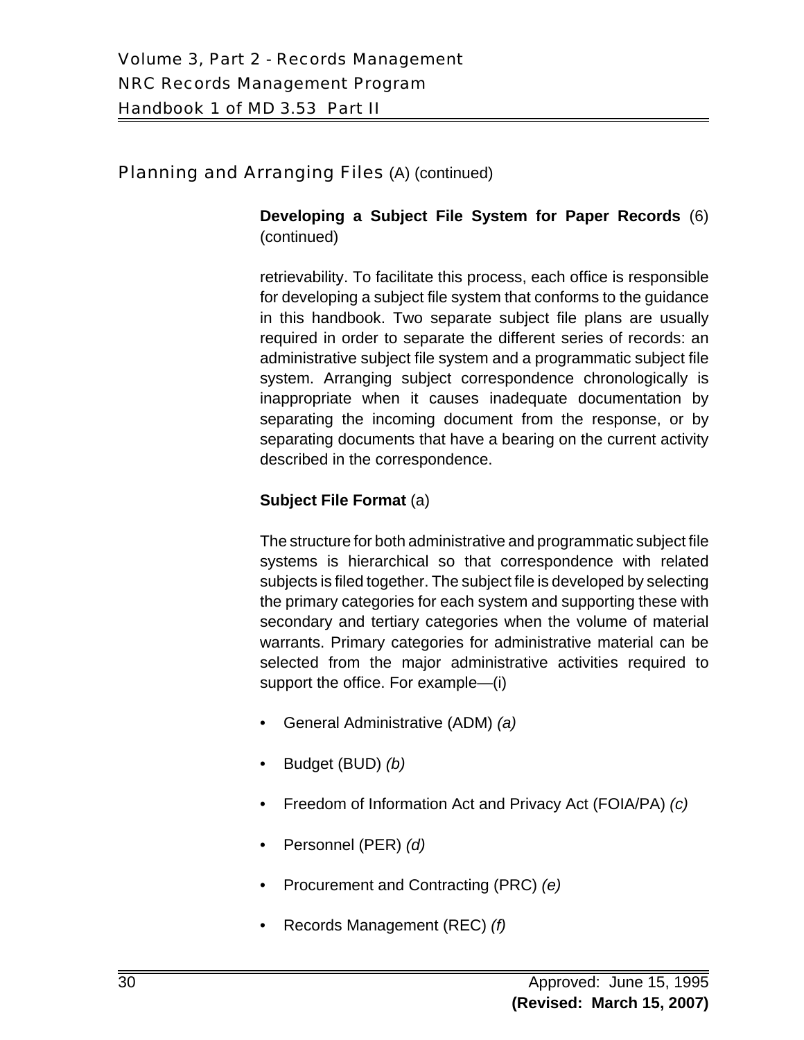## Planning and Arranging Files (A) (continued)

**Developing a Subject File System for Paper Records** (6) (continued)

retrievability. To facilitate this process, each office is responsible for developing a subject file system that conforms to the guidance in this handbook. Two separate subject file plans are usually required in order to separate the different series of records: an administrative subject file system and a programmatic subject file system. Arranging subject correspondence chronologically is inappropriate when it causes inadequate documentation by separating the incoming document from the response, or by separating documents that have a bearing on the current activity described in the correspondence.

**Subject File Format** (a)

The structure for both administrative and programmatic subject file systems is hierarchical so that correspondence with related subjects is filed together. The subject file is developed by selecting the primary categories for each system and supporting these with secondary and tertiary categories when the volume of material warrants. Primary categories for administrative material can be selected from the major administrative activities required to support the office. For example—(i)

- General Administrative (ADM) *(a)*
- Budget (BUD) *(b)*
- Freedom of Information Act and Privacy Act (FOIA/PA) *(c)*
- Personnel (PER) *(d)*
- Procurement and Contracting (PRC) *(e)*
- Records Management (REC) *(f)*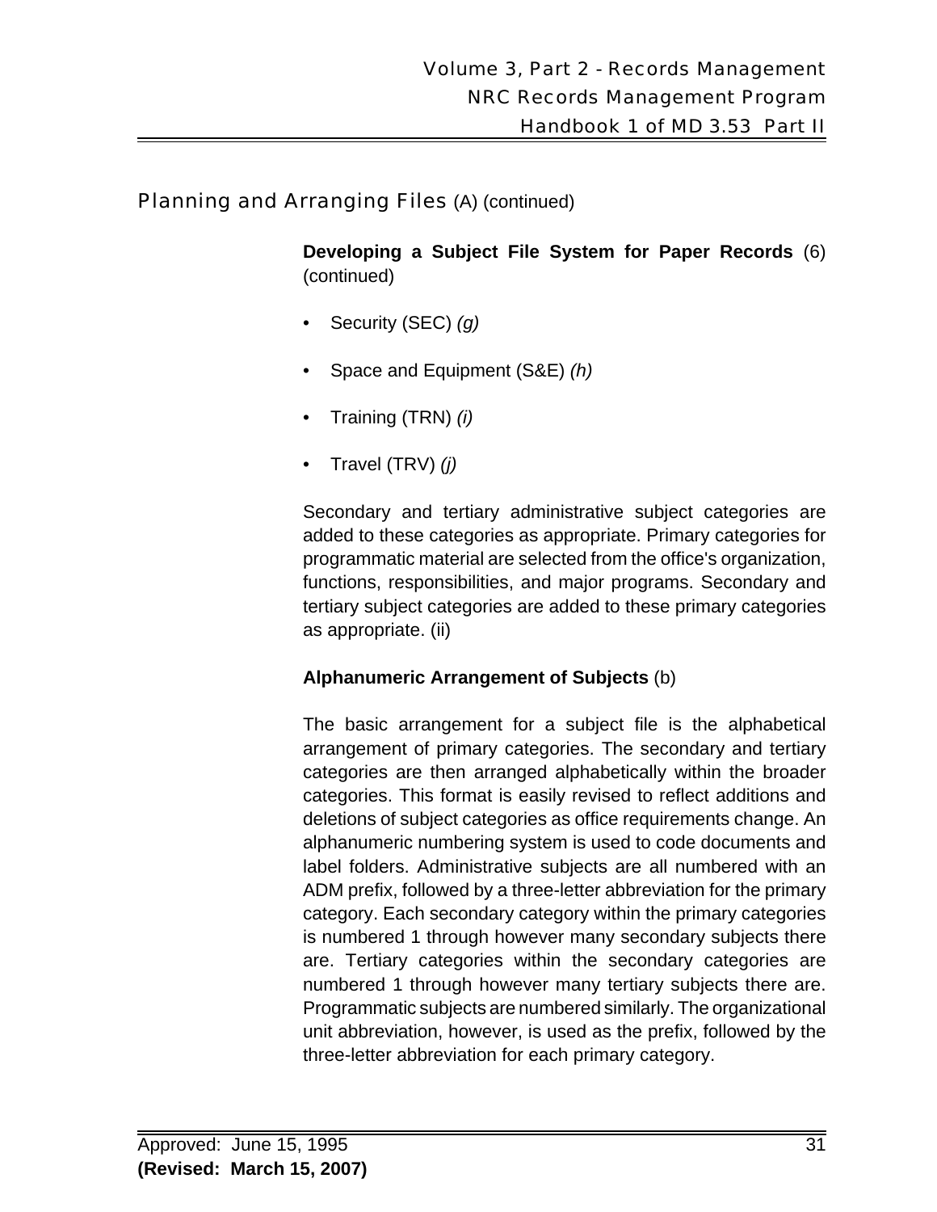## Planning and Arranging Files (A) (continued)

**Developing a Subject File System for Paper Records** (6) (continued)

- Security (SEC) *(g)*
- Space and Equipment (S&E) *(h)*
- Training (TRN) *(i)*
- Travel (TRV) *(j)*

Secondary and tertiary administrative subject categories are added to these categories as appropriate. Primary categories for programmatic material are selected from the office's organization, functions, responsibilities, and major programs. Secondary and tertiary subject categories are added to these primary categories as appropriate. (ii)

**Alphanumeric Arrangement of Subjects** (b)

The basic arrangement for a subject file is the alphabetical arrangement of primary categories. The secondary and tertiary categories are then arranged alphabetically within the broader categories. This format is easily revised to reflect additions and deletions of subject categories as office requirements change. An alphanumeric numbering system is used to code documents and label folders. Administrative subjects are all numbered with an ADM prefix, followed by a three-letter abbreviation for the primary category. Each secondary category within the primary categories is numbered 1 through however many secondary subjects there are. Tertiary categories within the secondary categories are numbered 1 through however many tertiary subjects there are. Programmatic subjects are numbered similarly. The organizational unit abbreviation, however, is used as the prefix, followed by the three-letter abbreviation for each primary category.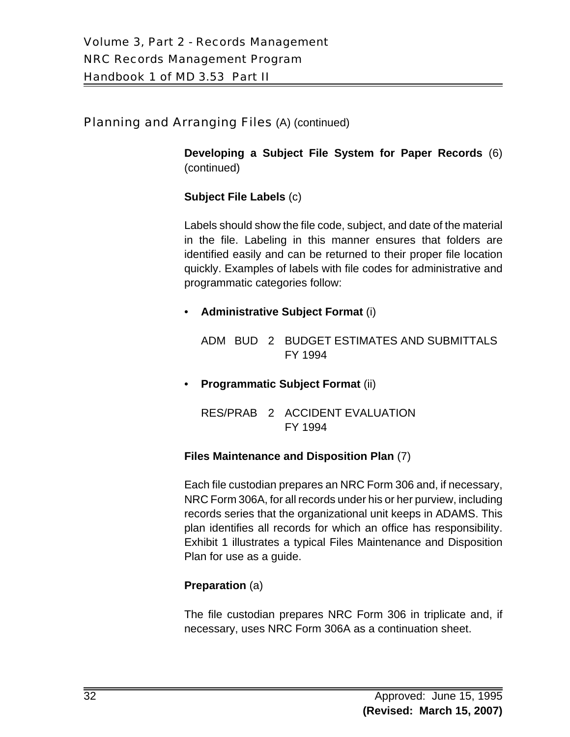## Planning and Arranging Files (A) (continued)

**Developing a Subject File System for Paper Records** (6) (continued)

**Subject File Labels** (c)

Labels should show the file code, subject, and date of the material in the file. Labeling in this manner ensures that folders are identified easily and can be returned to their proper file location quickly. Examples of labels with file codes for administrative and programmatic categories follow:

- **Administrative Subject Format** (i)

  ADM BUD 2 BUDGET ESTIMATES AND SUBMITTALS
  FY 1994

- **Programmatic Subject Format** (ii)

  RES/PRAB 2 ACCIDENT EVALUATION
  FY 1994

**Files Maintenance and Disposition Plan** (7)

Each file custodian prepares an NRC Form 306 and, if necessary, NRC Form 306A, for all records under his or her purview, including records series that the organizational unit keeps in ADAMS. This plan identifies all records for which an office has responsibility. Exhibit 1 illustrates a typical Files Maintenance and Disposition Plan for use as a guide.

**Preparation** (a)

The file custodian prepares NRC Form 306 in triplicate and, if necessary, uses NRC Form 306A as a continuation sheet.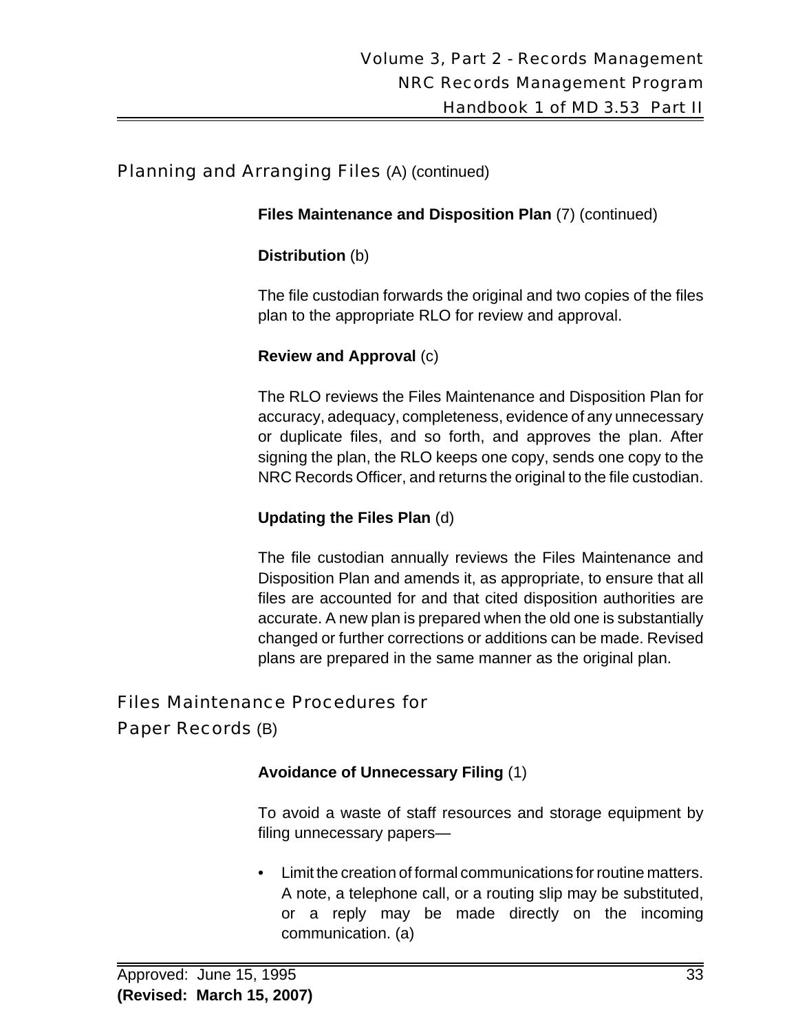## Planning and Arranging Files (A) (continued)

**Files Maintenance and Disposition Plan** (7) (continued)

**Distribution** (b)

The file custodian forwards the original and two copies of the files plan to the appropriate RLO for review and approval.

**Review and Approval** (c)

The RLO reviews the Files Maintenance and Disposition Plan for accuracy, adequacy, completeness, evidence of any unnecessary or duplicate files, and so forth, and approves the plan. After signing the plan, the RLO keeps one copy, sends one copy to the NRC Records Officer, and returns the original to the file custodian.

**Updating the Files Plan** (d)

The file custodian annually reviews the Files Maintenance and Disposition Plan and amends it, as appropriate, to ensure that all files are accounted for and that cited disposition authorities are accurate. A new plan is prepared when the old one is substantially changed or further corrections or additions can be made. Revised plans are prepared in the same manner as the original plan.

## Files Maintenance Procedures for Paper Records (B)

**Avoidance of Unnecessary Filing** (1)

To avoid a waste of staff resources and storage equipment by filing unnecessary papers—

- Limit the creation of formal communications for routine matters. A note, a telephone call, or a routing slip may be substituted, or a reply may be made directly on the incoming communication. (a)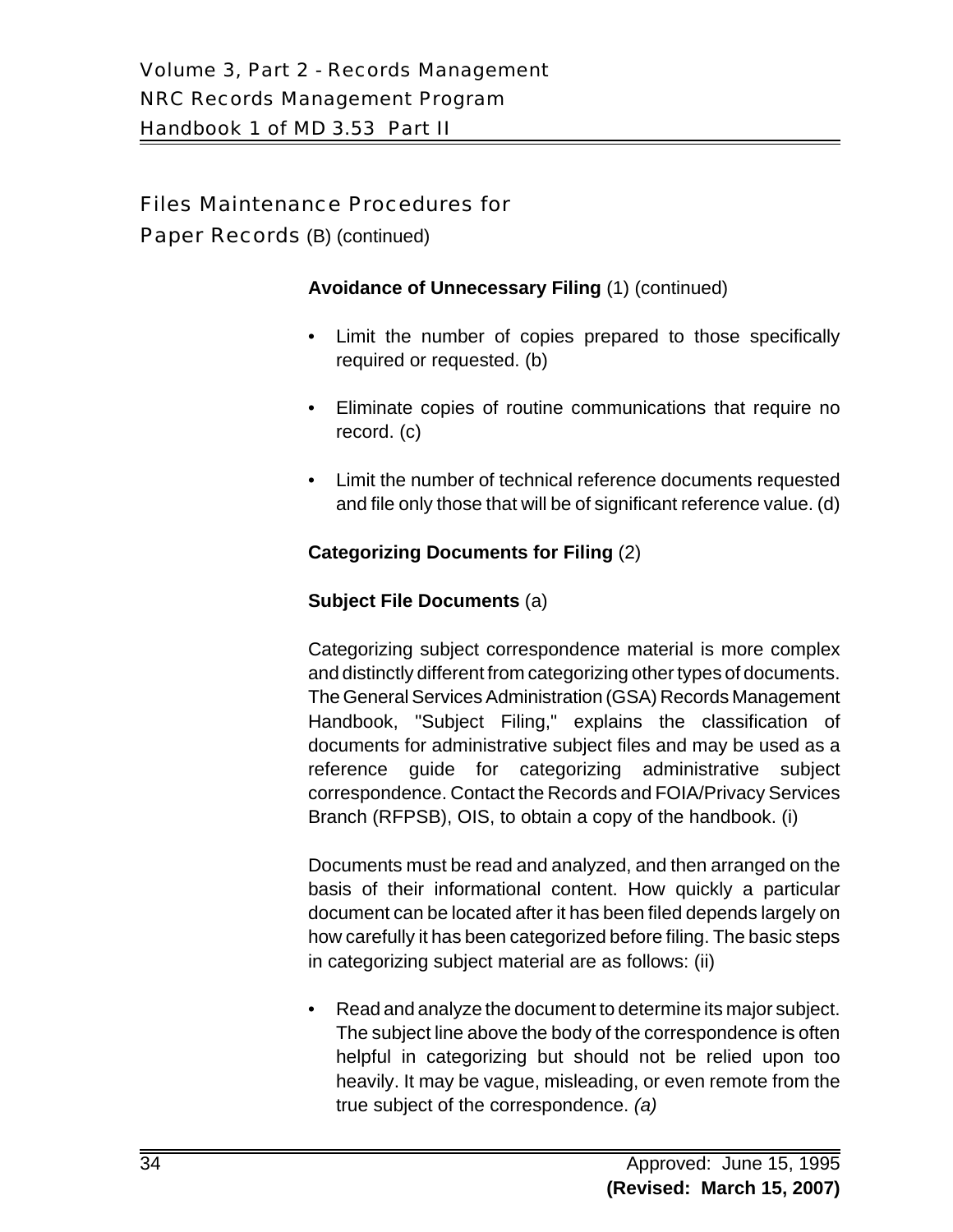## Files Maintenance Procedures for Paper Records (B) (continued)

**Avoidance of Unnecessary Filing** (1) (continued)

- Limit the number of copies prepared to those specifically required or requested. (b)
- Eliminate copies of routine communications that require no record. (c)
- Limit the number of technical reference documents requested and file only those that will be of significant reference value. (d)

**Categorizing Documents for Filing** (2)

**Subject File Documents** (a)

Categorizing subject correspondence material is more complex and distinctly different from categorizing other types of documents. The General Services Administration (GSA) Records Management Handbook, "Subject Filing," explains the classification of documents for administrative subject files and may be used as a reference guide for categorizing administrative subject correspondence. Contact the Records and FOIA/Privacy Services Branch (RFPSB), OIS, to obtain a copy of the handbook. (i)

Documents must be read and analyzed, and then arranged on the basis of their informational content. How quickly a particular document can be located after it has been filed depends largely on how carefully it has been categorized before filing. The basic steps in categorizing subject material are as follows: (ii)

- Read and analyze the document to determine its major subject. The subject line above the body of the correspondence is often helpful in categorizing but should not be relied upon too heavily. It may be vague, misleading, or even remote from the true subject of the correspondence. *(a)*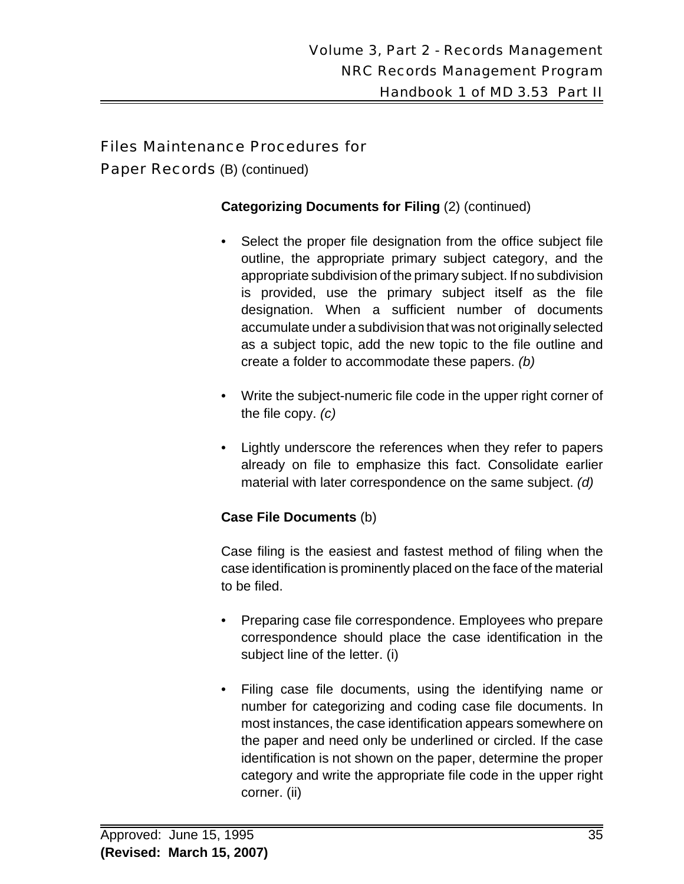## Files Maintenance Procedures for Paper Records (B) (continued)

**Categorizing Documents for Filing** (2) (continued)

- Select the proper file designation from the office subject file outline, the appropriate primary subject category, and the appropriate subdivision of the primary subject. If no subdivision is provided, use the primary subject itself as the file designation. When a sufficient number of documents accumulate under a subdivision that was not originally selected as a subject topic, add the new topic to the file outline and create a folder to accommodate these papers. *(b)*

- Write the subject-numeric file code in the upper right corner of the file copy. *(c)*

- Lightly underscore the references when they refer to papers already on file to emphasize this fact. Consolidate earlier material with later correspondence on the same subject. *(d)*

**Case File Documents** (b)

Case filing is the easiest and fastest method of filing when the case identification is prominently placed on the face of the material to be filed.

- Preparing case file correspondence. Employees who prepare correspondence should place the case identification in the subject line of the letter. (i)

- Filing case file documents, using the identifying name or number for categorizing and coding case file documents. In most instances, the case identification appears somewhere on the paper and need only be underlined or circled. If the case identification is not shown on the paper, determine the proper category and write the appropriate file code in the upper right corner. (ii)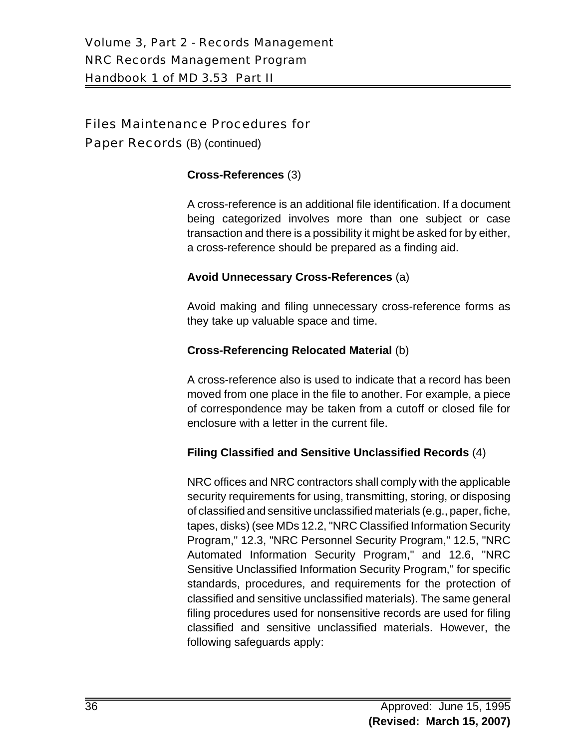## Files Maintenance Procedures for Paper Records (B) (continued)

**Cross-References** (3)

A cross-reference is an additional file identification. If a document being categorized involves more than one subject or case transaction and there is a possibility it might be asked for by either, a cross-reference should be prepared as a finding aid.

**Avoid Unnecessary Cross-References** (a)

Avoid making and filing unnecessary cross-reference forms as they take up valuable space and time.

**Cross-Referencing Relocated Material** (b)

A cross-reference also is used to indicate that a record has been moved from one place in the file to another. For example, a piece of correspondence may be taken from a cutoff or closed file for enclosure with a letter in the current file.

**Filing Classified and Sensitive Unclassified Records** (4)

NRC offices and NRC contractors shall comply with the applicable security requirements for using, transmitting, storing, or disposing of classified and sensitive unclassified materials (e.g., paper, fiche, tapes, disks) (see MDs 12.2, "NRC Classified Information Security Program," 12.3, "NRC Personnel Security Program," 12.5, "NRC Automated Information Security Program," and 12.6, "NRC Sensitive Unclassified Information Security Program," for specific standards, procedures, and requirements for the protection of classified and sensitive unclassified materials). The same general filing procedures used for nonsensitive records are used for filing classified and sensitive unclassified materials. However, the following safeguards apply: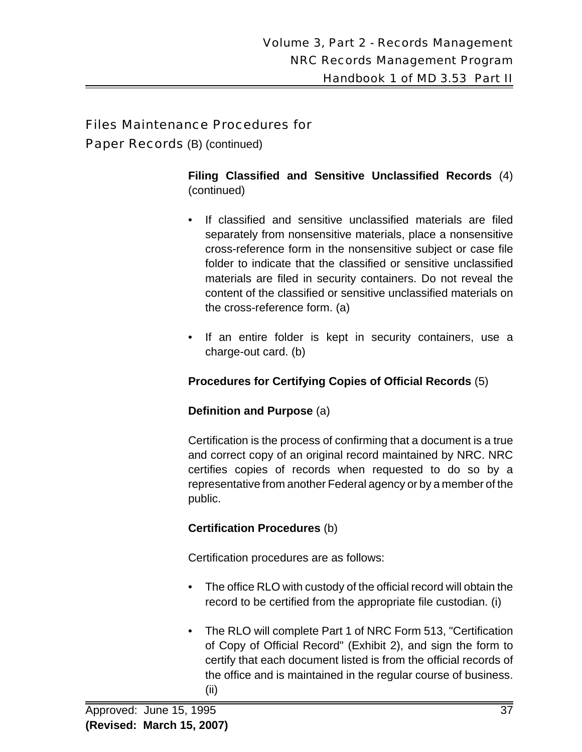## Files Maintenance Procedures for Paper Records (B) (continued)

**Filing Classified and Sensitive Unclassified Records** (4) (continued)

- If classified and sensitive unclassified materials are filed separately from nonsensitive materials, place a nonsensitive cross-reference form in the nonsensitive subject or case file folder to indicate that the classified or sensitive unclassified materials are filed in security containers. Do not reveal the content of the classified or sensitive unclassified materials on the cross-reference form. (a)
- If an entire folder is kept in security containers, use a charge-out card. (b)

**Procedures for Certifying Copies of Official Records** (5)

**Definition and Purpose** (a)

Certification is the process of confirming that a document is a true and correct copy of an original record maintained by NRC. NRC certifies copies of records when requested to do so by a representative from another Federal agency or by a member of the public.

**Certification Procedures** (b)

Certification procedures are as follows:

- The office RLO with custody of the official record will obtain the record to be certified from the appropriate file custodian. (i)
- The RLO will complete Part 1 of NRC Form 513, "Certification of Copy of Official Record" (Exhibit 2), and sign the form to certify that each document listed is from the official records of the office and is maintained in the regular course of business. (ii)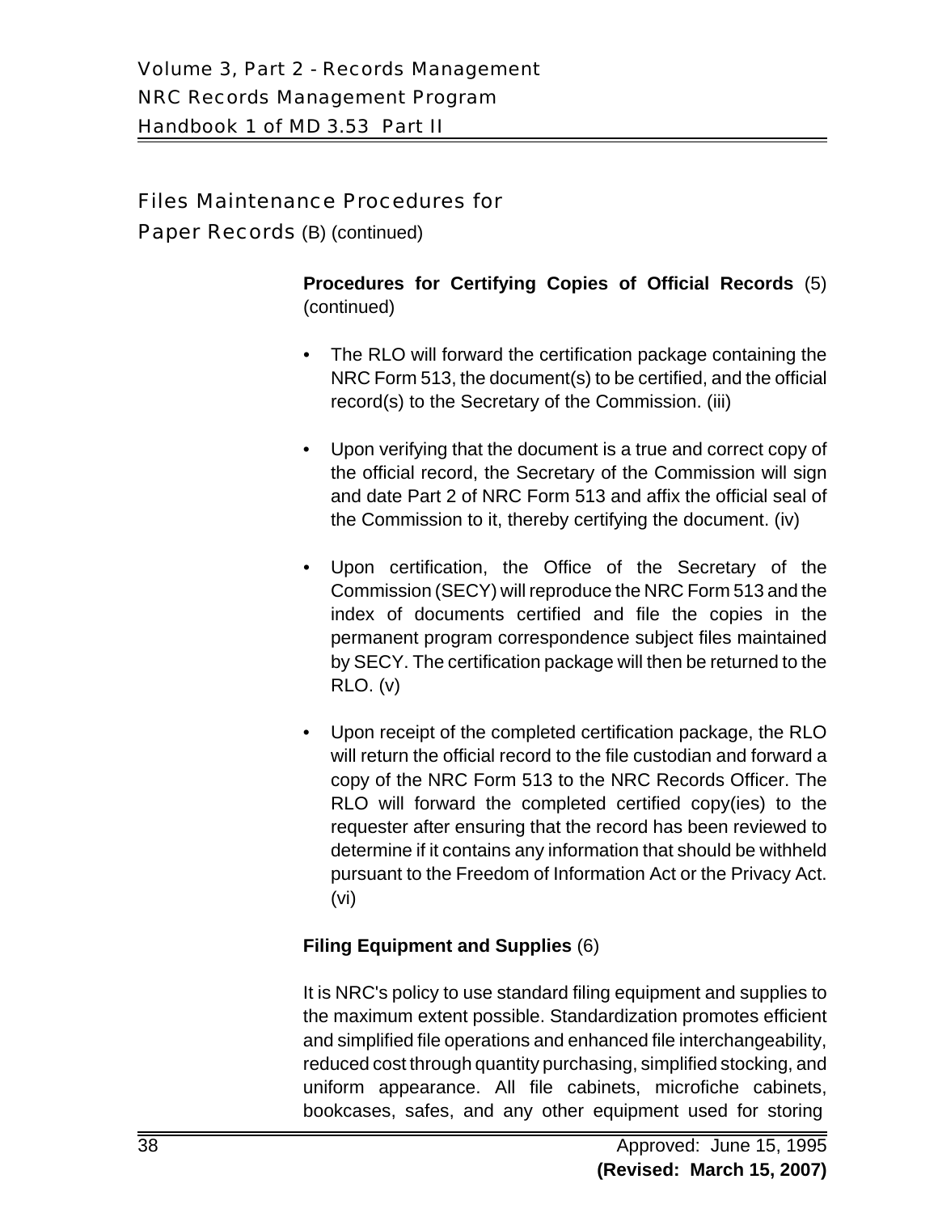## Files Maintenance Procedures for Paper Records (B) (continued)

**Procedures for Certifying Copies of Official Records** (5) (continued)

- The RLO will forward the certification package containing the NRC Form 513, the document(s) to be certified, and the official record(s) to the Secretary of the Commission. (iii)
- Upon verifying that the document is a true and correct copy of the official record, the Secretary of the Commission will sign and date Part 2 of NRC Form 513 and affix the official seal of the Commission to it, thereby certifying the document. (iv)
- Upon certification, the Office of the Secretary of the Commission (SECY) will reproduce the NRC Form 513 and the index of documents certified and file the copies in the permanent program correspondence subject files maintained by SECY. The certification package will then be returned to the RLO. (v)
- Upon receipt of the completed certification package, the RLO will return the official record to the file custodian and forward a copy of the NRC Form 513 to the NRC Records Officer. The RLO will forward the completed certified copy(ies) to the requester after ensuring that the record has been reviewed to determine if it contains any information that should be withheld pursuant to the Freedom of Information Act or the Privacy Act. (vi)

**Filing Equipment and Supplies** (6)

It is NRC's policy to use standard filing equipment and supplies to the maximum extent possible. Standardization promotes efficient and simplified file operations and enhanced file interchangeability, reduced cost through quantity purchasing, simplified stocking, and uniform appearance. All file cabinets, microfiche cabinets, bookcases, safes, and any other equipment used for storing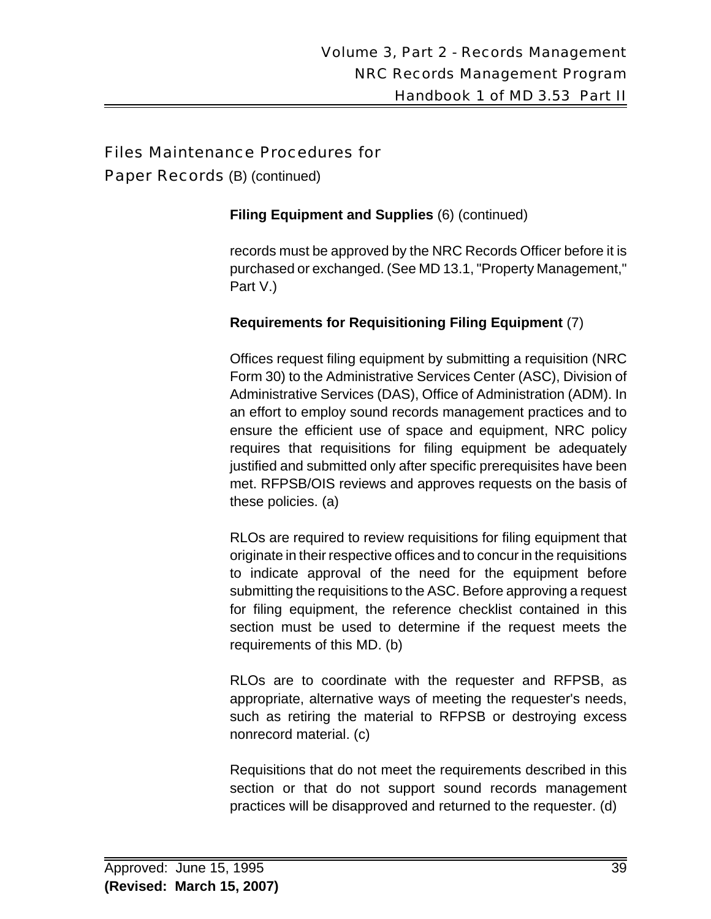## Files Maintenance Procedures for Paper Records (B) (continued)

**Filing Equipment and Supplies** (6) (continued)

records must be approved by the NRC Records Officer before it is purchased or exchanged. (See MD 13.1, "Property Management," Part V.)

**Requirements for Requisitioning Filing Equipment** (7)

Offices request filing equipment by submitting a requisition (NRC Form 30) to the Administrative Services Center (ASC), Division of Administrative Services (DAS), Office of Administration (ADM). In an effort to employ sound records management practices and to ensure the efficient use of space and equipment, NRC policy requires that requisitions for filing equipment be adequately justified and submitted only after specific prerequisites have been met. RFPSB/OIS reviews and approves requests on the basis of these policies. (a)

RLOs are required to review requisitions for filing equipment that originate in their respective offices and to concur in the requisitions to indicate approval of the need for the equipment before submitting the requisitions to the ASC. Before approving a request for filing equipment, the reference checklist contained in this section must be used to determine if the request meets the requirements of this MD. (b)

RLOs are to coordinate with the requester and RFPSB, as appropriate, alternative ways of meeting the requester's needs, such as retiring the material to RFPSB or destroying excess nonrecord material. (c)

Requisitions that do not meet the requirements described in this section or that do not support sound records management practices will be disapproved and returned to the requester. (d)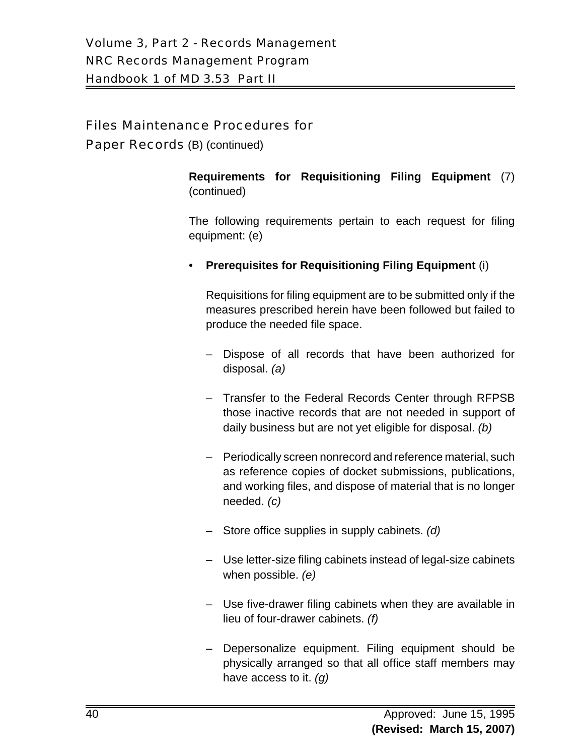## Files Maintenance Procedures for Paper Records (B) (continued)

**Requirements for Requisitioning Filing Equipment** (7) (continued)

The following requirements pertain to each request for filing equipment: (e)

- **Prerequisites for Requisitioning Filing Equipment** (i)

  Requisitions for filing equipment are to be submitted only if the measures prescribed herein have been followed but failed to produce the needed file space.

  - Dispose of all records that have been authorized for disposal. *(a)*

  - Transfer to the Federal Records Center through RFPSB those inactive records that are not needed in support of daily business but are not yet eligible for disposal. *(b)*

  - Periodically screen nonrecord and reference material, such as reference copies of docket submissions, publications, and working files, and dispose of material that is no longer needed. *(c)*

  - Store office supplies in supply cabinets. *(d)*

  - Use letter-size filing cabinets instead of legal-size cabinets when possible. *(e)*

  - Use five-drawer filing cabinets when they are available in lieu of four-drawer cabinets. *(f)*

  - Depersonalize equipment. Filing equipment should be physically arranged so that all office staff members may have access to it. *(g)*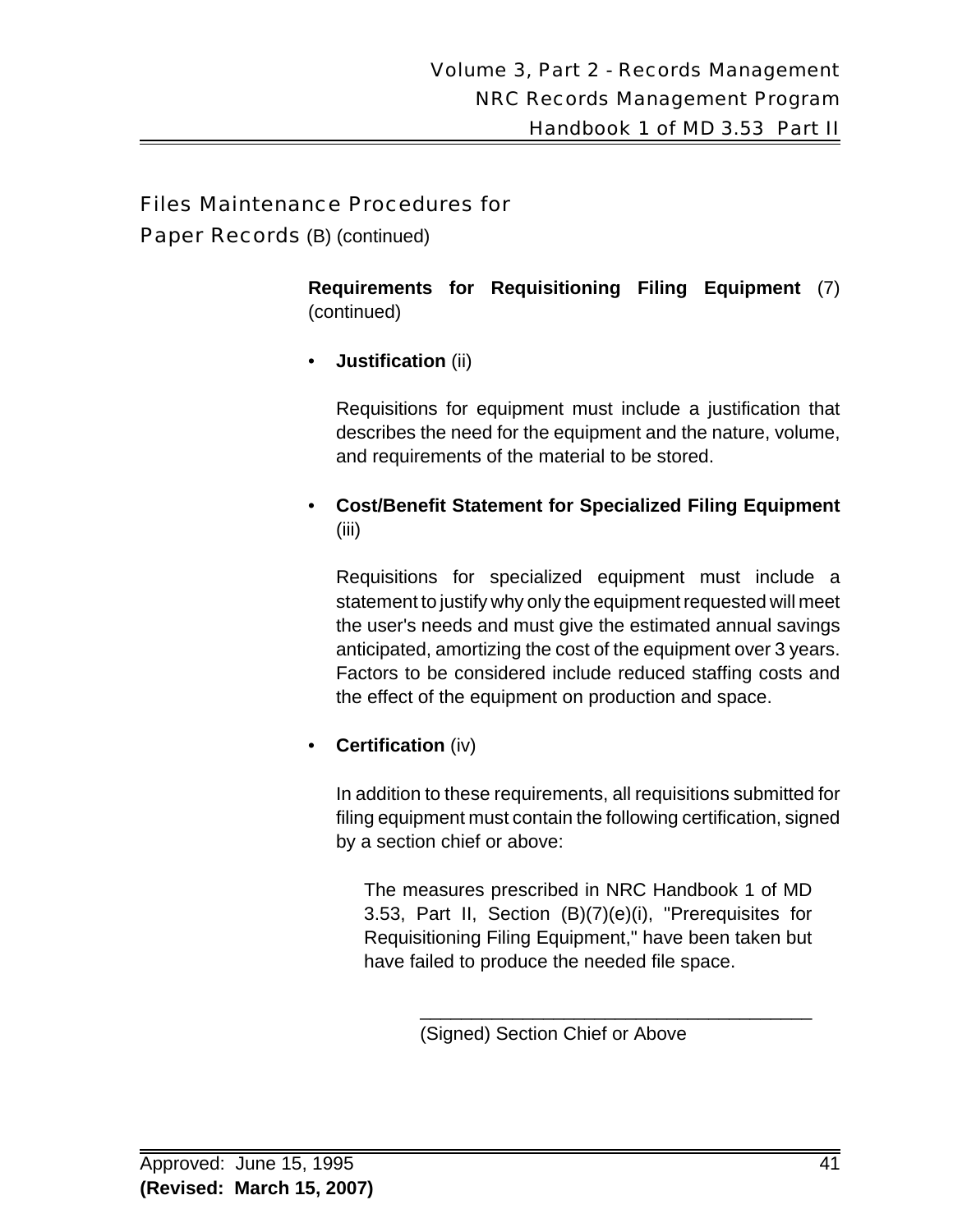## Files Maintenance Procedures for Paper Records (B) (continued)

**Requirements for Requisitioning Filing Equipment** (7) (continued)

- **Justification** (ii)

  Requisitions for equipment must include a justification that describes the need for the equipment and the nature, volume, and requirements of the material to be stored.

- **Cost/Benefit Statement for Specialized Filing Equipment** (iii)

  Requisitions for specialized equipment must include a statement to justify why only the equipment requested will meet the user's needs and must give the estimated annual savings anticipated, amortizing the cost of the equipment over 3 years. Factors to be considered include reduced staffing costs and the effect of the equipment on production and space.

- **Certification** (iv)

  In addition to these requirements, all requisitions submitted for filing equipment must contain the following certification, signed by a section chief or above:

  > The measures prescribed in NRC Handbook 1 of MD 3.53, Part II, Section (B)(7)(e)(i), "Prerequisites for Requisitioning Filing Equipment," have been taken but have failed to produce the needed file space.
  >
  > ______________________________________
  > (Signed) Section Chief or Above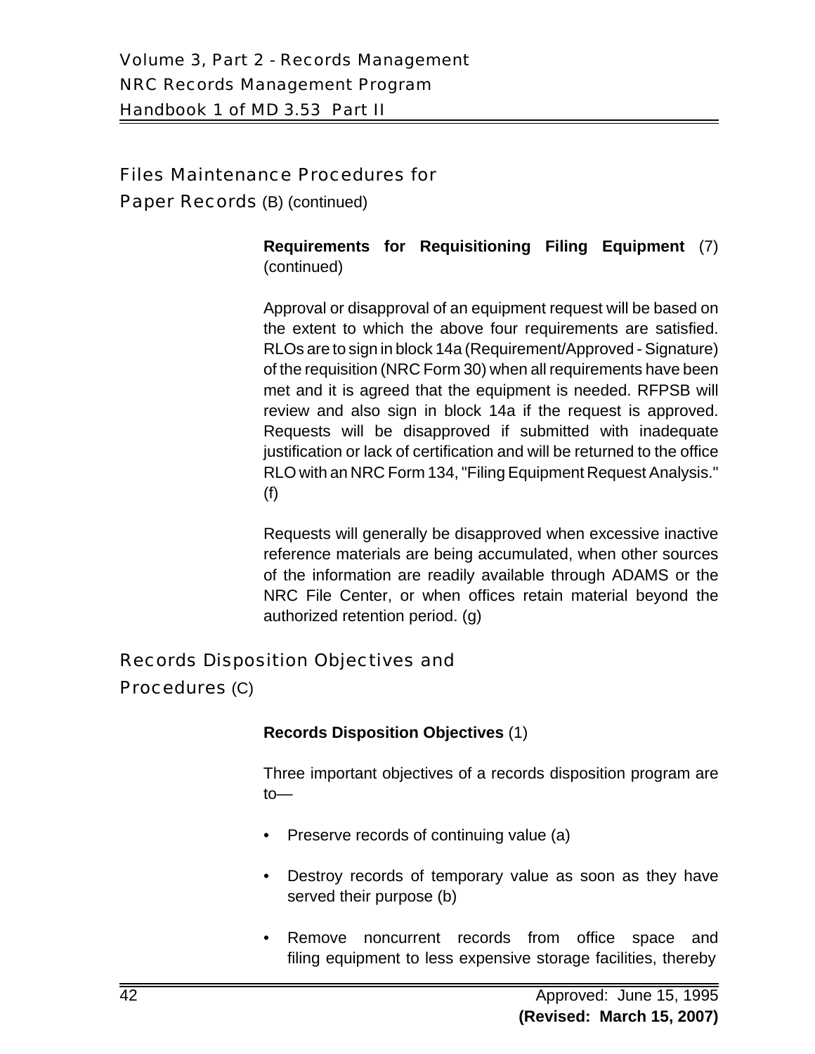## Files Maintenance Procedures for Paper Records (B) (continued)

**Requirements for Requisitioning Filing Equipment** (7) (continued)

Approval or disapproval of an equipment request will be based on the extent to which the above four requirements are satisfied. RLOs are to sign in block 14a (Requirement/Approved - Signature) of the requisition (NRC Form 30) when all requirements have been met and it is agreed that the equipment is needed. RFPSB will review and also sign in block 14a if the request is approved. Requests will be disapproved if submitted with inadequate justification or lack of certification and will be returned to the office RLO with an NRC Form 134, "Filing Equipment Request Analysis." (f)

Requests will generally be disapproved when excessive inactive reference materials are being accumulated, when other sources of the information are readily available through ADAMS or the NRC File Center, or when offices retain material beyond the authorized retention period. (g)

## Records Disposition Objectives and Procedures (C)

**Records Disposition Objectives** (1)

Three important objectives of a records disposition program are to—

- Preserve records of continuing value (a)
- Destroy records of temporary value as soon as they have served their purpose (b)
- Remove noncurrent records from office space and filing equipment to less expensive storage facilities, thereby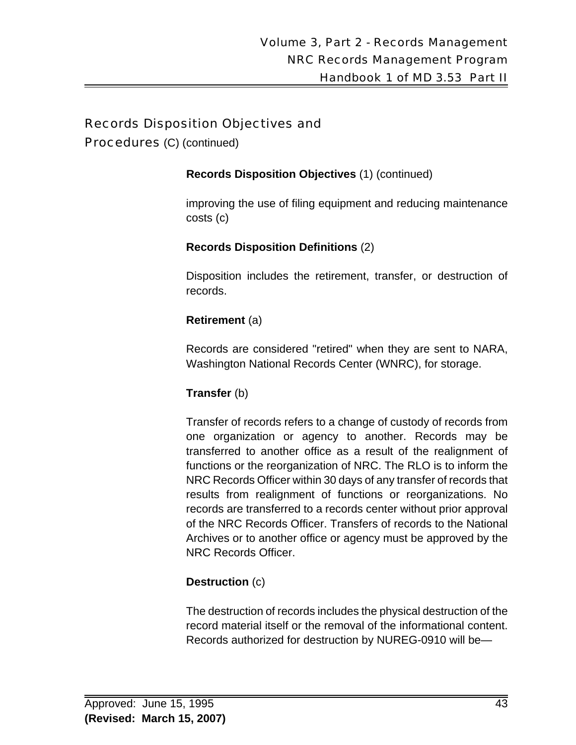## Records Disposition Objectives and Procedures (C) (continued)

**Records Disposition Objectives** (1) (continued)

improving the use of filing equipment and reducing maintenance costs (c)

**Records Disposition Definitions** (2)

Disposition includes the retirement, transfer, or destruction of records.

**Retirement** (a)

Records are considered "retired" when they are sent to NARA, Washington National Records Center (WNRC), for storage.

**Transfer** (b)

Transfer of records refers to a change of custody of records from one organization or agency to another. Records may be transferred to another office as a result of the realignment of functions or the reorganization of NRC. The RLO is to inform the NRC Records Officer within 30 days of any transfer of records that results from realignment of functions or reorganizations. No records are transferred to a records center without prior approval of the NRC Records Officer. Transfers of records to the National Archives or to another office or agency must be approved by the NRC Records Officer.

**Destruction** (c)

The destruction of records includes the physical destruction of the record material itself or the removal of the informational content. Records authorized for destruction by NUREG-0910 will be—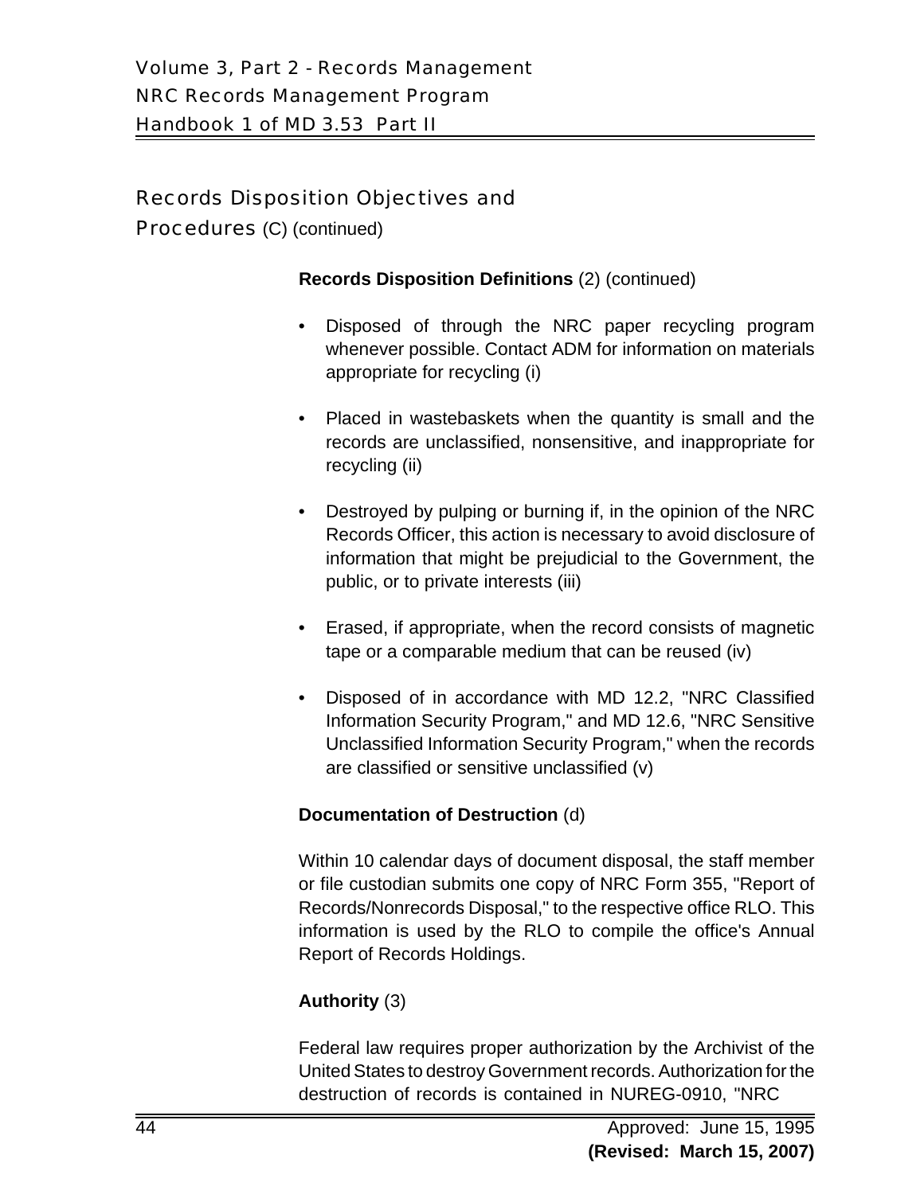## Records Disposition Objectives and Procedures (C) (continued)

**Records Disposition Definitions** (2) (continued)

- Disposed of through the NRC paper recycling program whenever possible. Contact ADM for information on materials appropriate for recycling (i)
- Placed in wastebaskets when the quantity is small and the records are unclassified, nonsensitive, and inappropriate for recycling (ii)
- Destroyed by pulping or burning if, in the opinion of the NRC Records Officer, this action is necessary to avoid disclosure of information that might be prejudicial to the Government, the public, or to private interests (iii)
- Erased, if appropriate, when the record consists of magnetic tape or a comparable medium that can be reused (iv)
- Disposed of in accordance with MD 12.2, "NRC Classified Information Security Program," and MD 12.6, "NRC Sensitive Unclassified Information Security Program," when the records are classified or sensitive unclassified (v)

**Documentation of Destruction** (d)

Within 10 calendar days of document disposal, the staff member or file custodian submits one copy of NRC Form 355, "Report of Records/Nonrecords Disposal," to the respective office RLO. This information is used by the RLO to compile the office's Annual Report of Records Holdings.

**Authority** (3)

Federal law requires proper authorization by the Archivist of the United States to destroy Government records. Authorization for the destruction of records is contained in NUREG-0910, "NRC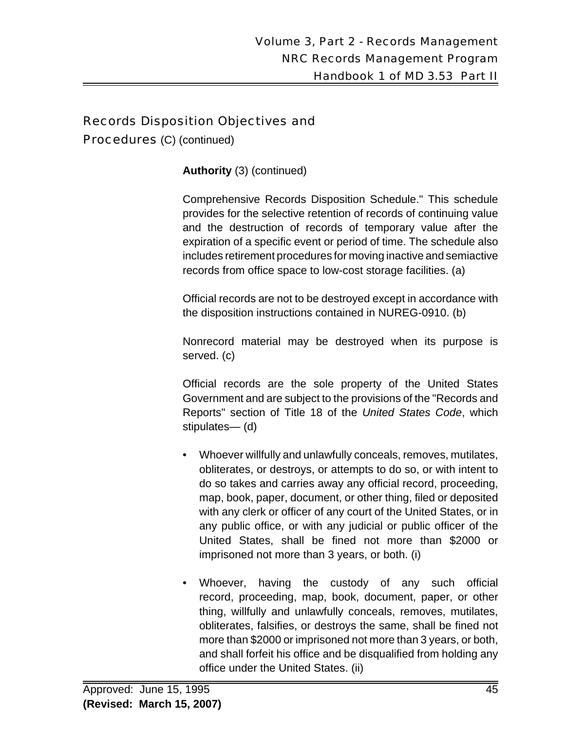## Records Disposition Objectives and Procedures (C) (continued)

**Authority** (3) (continued)

Comprehensive Records Disposition Schedule." This schedule provides for the selective retention of records of continuing value and the destruction of records of temporary value after the expiration of a specific event or period of time. The schedule also includes retirement procedures for moving inactive and semiactive records from office space to low-cost storage facilities. (a)

Official records are not to be destroyed except in accordance with the disposition instructions contained in NUREG-0910. (b)

Nonrecord material may be destroyed when its purpose is served. (c)

Official records are the sole property of the United States Government and are subject to the provisions of the "Records and Reports" section of Title 18 of the *United States Code*, which stipulates— (d)

- Whoever willfully and unlawfully conceals, removes, mutilates, obliterates, or destroys, or attempts to do so, or with intent to do so takes and carries away any official record, proceeding, map, book, paper, document, or other thing, filed or deposited with any clerk or officer of any court of the United States, or in any public office, or with any judicial or public officer of the United States, shall be fined not more than $2000 or imprisoned not more than 3 years, or both. (i)
- Whoever, having the custody of any such official record, proceeding, map, book, document, paper, or other thing, willfully and unlawfully conceals, removes, mutilates, obliterates, falsifies, or destroys the same, shall be fined not more than $2000 or imprisoned not more than 3 years, or both, and shall forfeit his office and be disqualified from holding any office under the United States. (ii)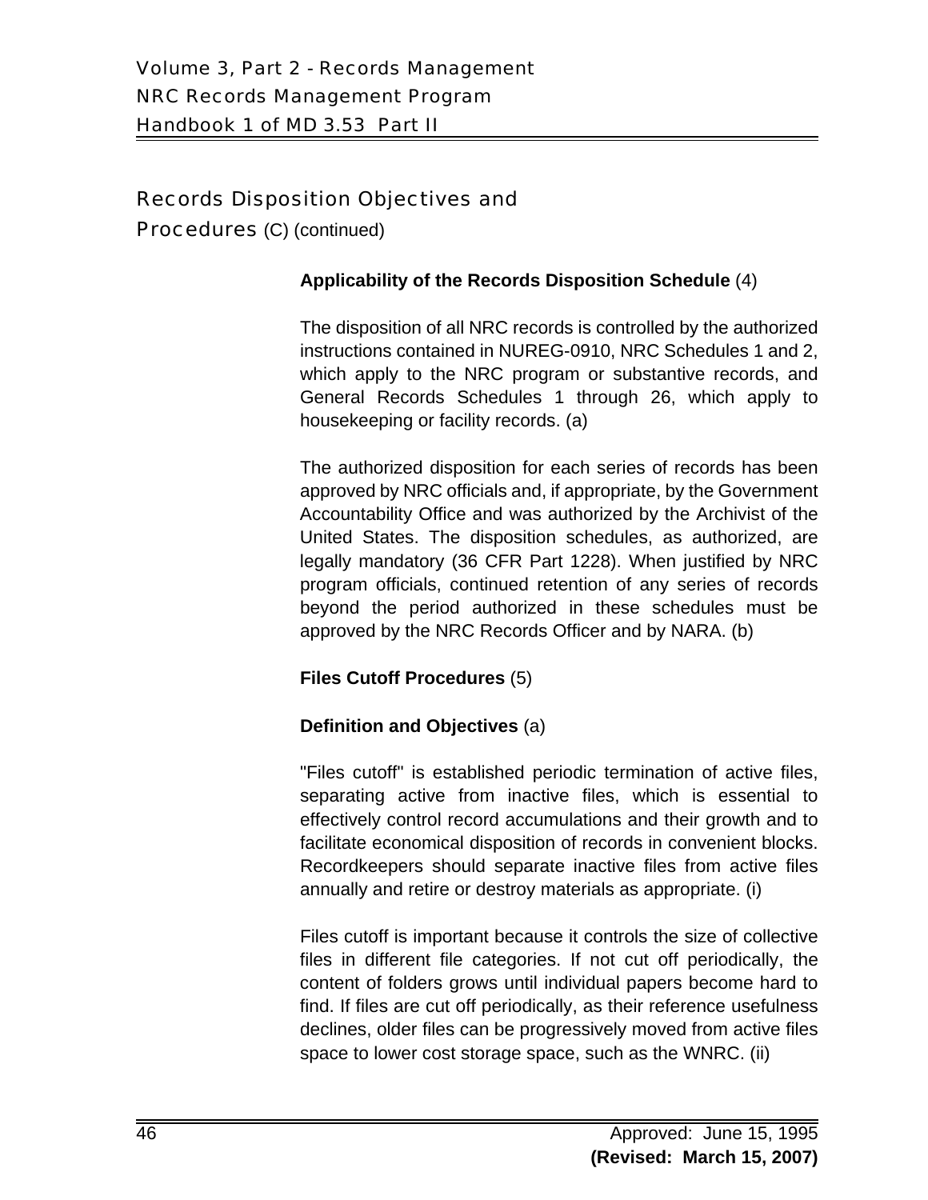## Records Disposition Objectives and Procedures (C) (continued)

**Applicability of the Records Disposition Schedule** (4)

The disposition of all NRC records is controlled by the authorized instructions contained in NUREG-0910, NRC Schedules 1 and 2, which apply to the NRC program or substantive records, and General Records Schedules 1 through 26, which apply to housekeeping or facility records. (a)

The authorized disposition for each series of records has been approved by NRC officials and, if appropriate, by the Government Accountability Office and was authorized by the Archivist of the United States. The disposition schedules, as authorized, are legally mandatory (36 CFR Part 1228). When justified by NRC program officials, continued retention of any series of records beyond the period authorized in these schedules must be approved by the NRC Records Officer and by NARA. (b)

**Files Cutoff Procedures** (5)

**Definition and Objectives** (a)

"Files cutoff" is established periodic termination of active files, separating active from inactive files, which is essential to effectively control record accumulations and their growth and to facilitate economical disposition of records in convenient blocks. Recordkeepers should separate inactive files from active files annually and retire or destroy materials as appropriate. (i)

Files cutoff is important because it controls the size of collective files in different file categories. If not cut off periodically, the content of folders grows until individual papers become hard to find. If files are cut off periodically, as their reference usefulness declines, older files can be progressively moved from active files space to lower cost storage space, such as the WNRC. (ii)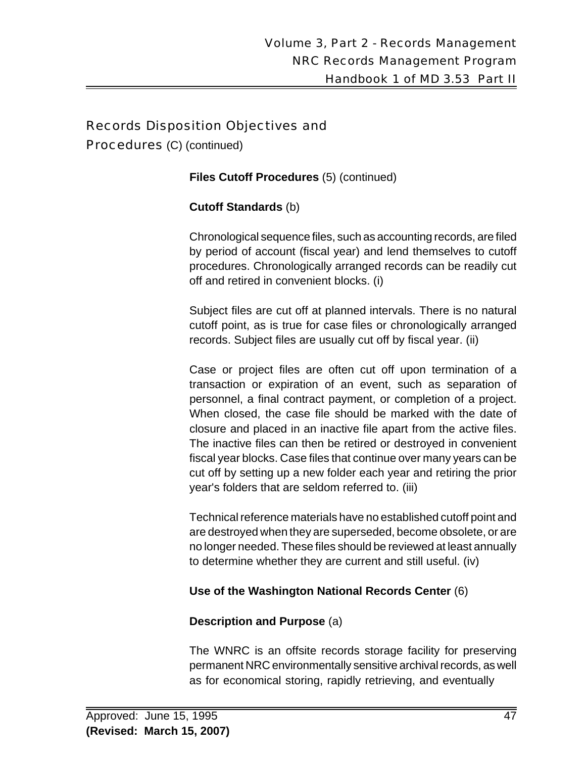## Records Disposition Objectives and Procedures (C) (continued)

**Files Cutoff Procedures** (5) (continued)

**Cutoff Standards** (b)

Chronological sequence files, such as accounting records, are filed by period of account (fiscal year) and lend themselves to cutoff procedures. Chronologically arranged records can be readily cut off and retired in convenient blocks. (i)

Subject files are cut off at planned intervals. There is no natural cutoff point, as is true for case files or chronologically arranged records. Subject files are usually cut off by fiscal year. (ii)

Case or project files are often cut off upon termination of a transaction or expiration of an event, such as separation of personnel, a final contract payment, or completion of a project. When closed, the case file should be marked with the date of closure and placed in an inactive file apart from the active files. The inactive files can then be retired or destroyed in convenient fiscal year blocks. Case files that continue over many years can be cut off by setting up a new folder each year and retiring the prior year's folders that are seldom referred to. (iii)

Technical reference materials have no established cutoff point and are destroyed when they are superseded, become obsolete, or are no longer needed. These files should be reviewed at least annually to determine whether they are current and still useful. (iv)

**Use of the Washington National Records Center** (6)

**Description and Purpose** (a)

The WNRC is an offsite records storage facility for preserving permanent NRC environmentally sensitive archival records, as well as for economical storing, rapidly retrieving, and eventually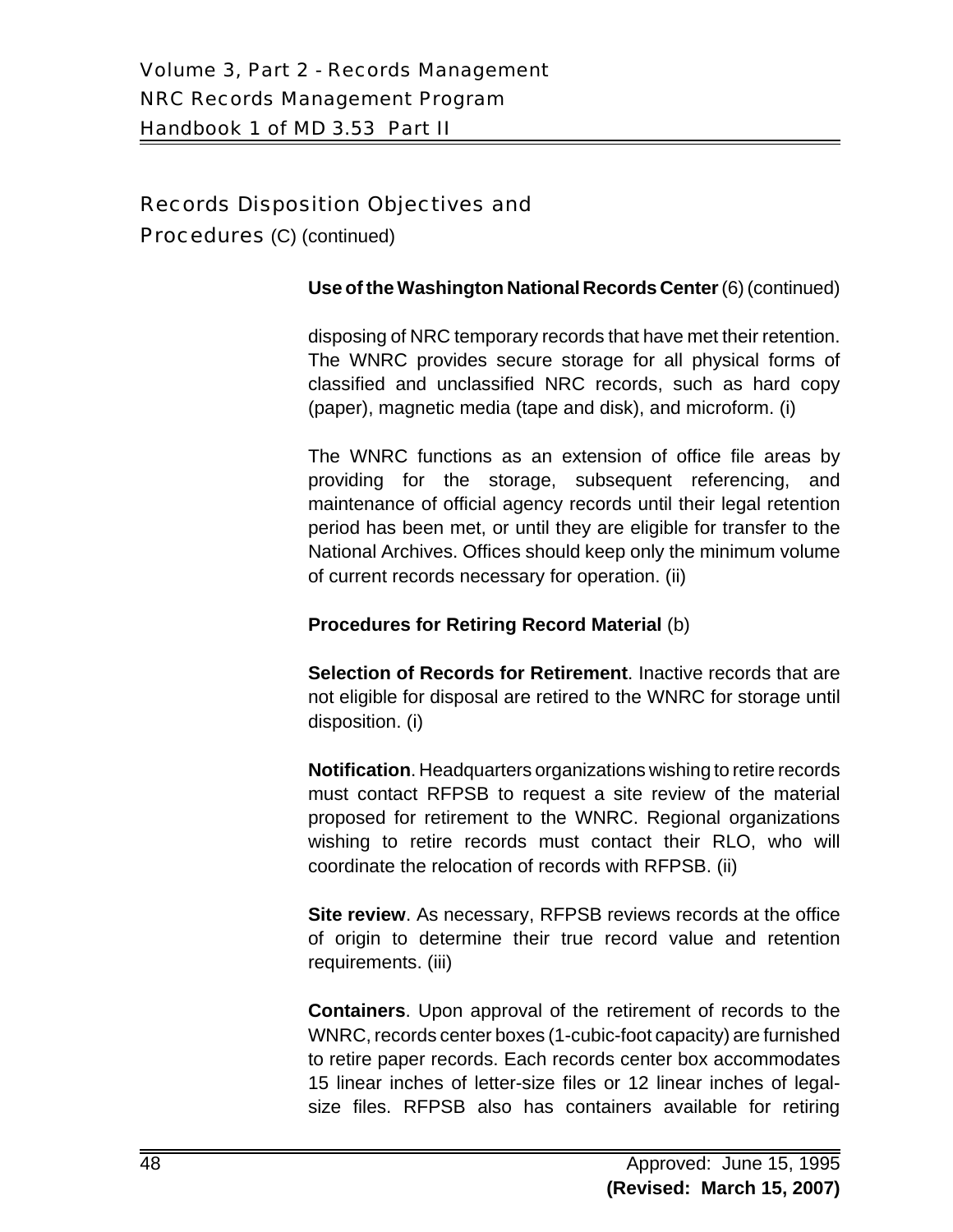## Records Disposition Objectives and Procedures (C) (continued)

**Use of the Washington National Records Center** (6) (continued)

disposing of NRC temporary records that have met their retention. The WNRC provides secure storage for all physical forms of classified and unclassified NRC records, such as hard copy (paper), magnetic media (tape and disk), and microform. (i)

The WNRC functions as an extension of office file areas by providing for the storage, subsequent referencing, and maintenance of official agency records until their legal retention period has been met, or until they are eligible for transfer to the National Archives. Offices should keep only the minimum volume of current records necessary for operation. (ii)

**Procedures for Retiring Record Material** (b)

**Selection of Records for Retirement**. Inactive records that are not eligible for disposal are retired to the WNRC for storage until disposition. (i)

**Notification**. Headquarters organizations wishing to retire records must contact RFPSB to request a site review of the material proposed for retirement to the WNRC. Regional organizations wishing to retire records must contact their RLO, who will coordinate the relocation of records with RFPSB. (ii)

**Site review**. As necessary, RFPSB reviews records at the office of origin to determine their true record value and retention requirements. (iii)

**Containers**. Upon approval of the retirement of records to the WNRC, records center boxes (1-cubic-foot capacity) are furnished to retire paper records. Each records center box accommodates 15 linear inches of letter-size files or 12 linear inches of legal-size files. RFPSB also has containers available for retiring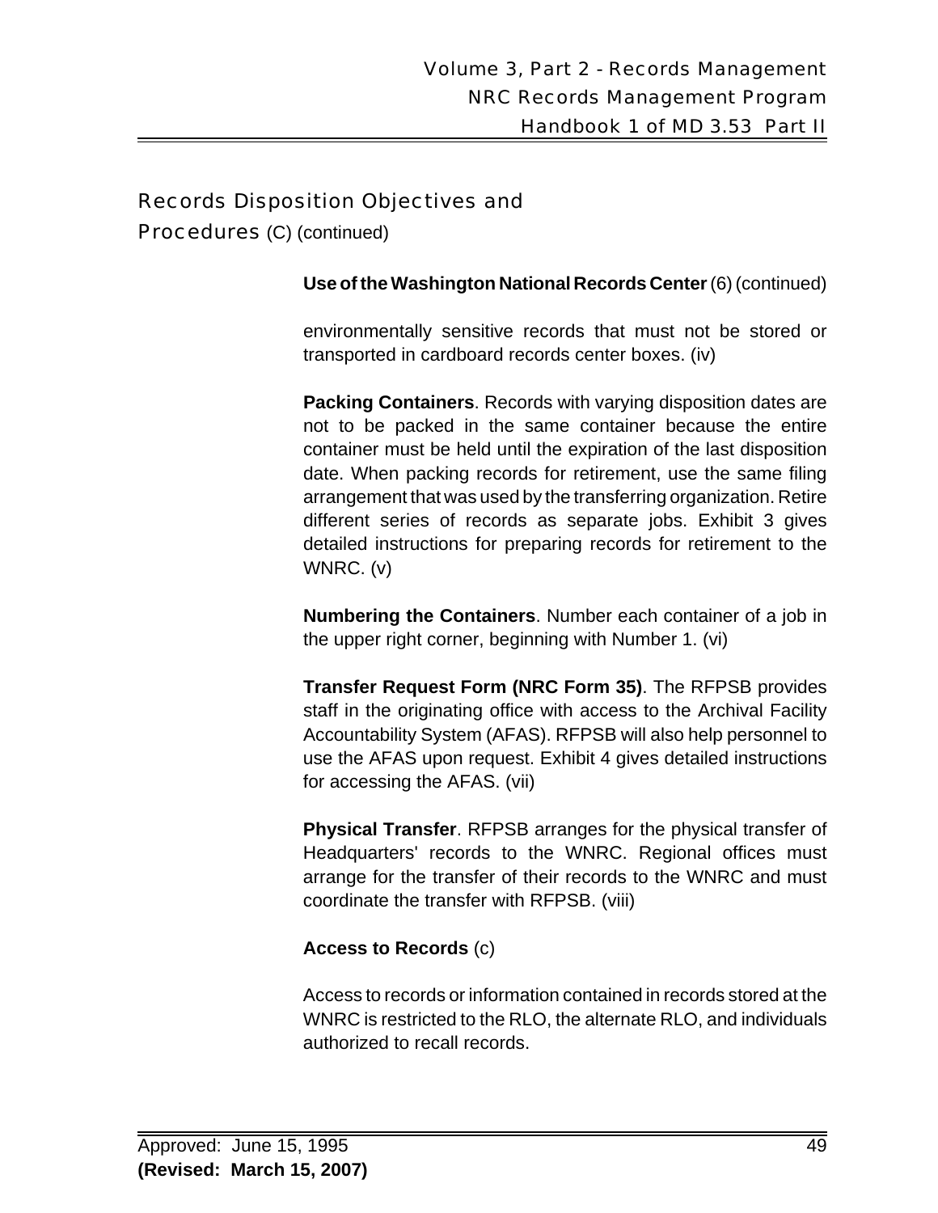## Records Disposition Objectives and Procedures (C) (continued)

**Use of the Washington National Records Center** (6) (continued)

environmentally sensitive records that must not be stored or transported in cardboard records center boxes. (iv)

**Packing Containers**. Records with varying disposition dates are not to be packed in the same container because the entire container must be held until the expiration of the last disposition date. When packing records for retirement, use the same filing arrangement that was used by the transferring organization. Retire different series of records as separate jobs. Exhibit 3 gives detailed instructions for preparing records for retirement to the WNRC. (v)

**Numbering the Containers**. Number each container of a job in the upper right corner, beginning with Number 1. (vi)

**Transfer Request Form (NRC Form 35)**. The RFPSB provides staff in the originating office with access to the Archival Facility Accountability System (AFAS). RFPSB will also help personnel to use the AFAS upon request. Exhibit 4 gives detailed instructions for accessing the AFAS. (vii)

**Physical Transfer**. RFPSB arranges for the physical transfer of Headquarters' records to the WNRC. Regional offices must arrange for the transfer of their records to the WNRC and must coordinate the transfer with RFPSB. (viii)

**Access to Records** (c)

Access to records or information contained in records stored at the WNRC is restricted to the RLO, the alternate RLO, and individuals authorized to recall records.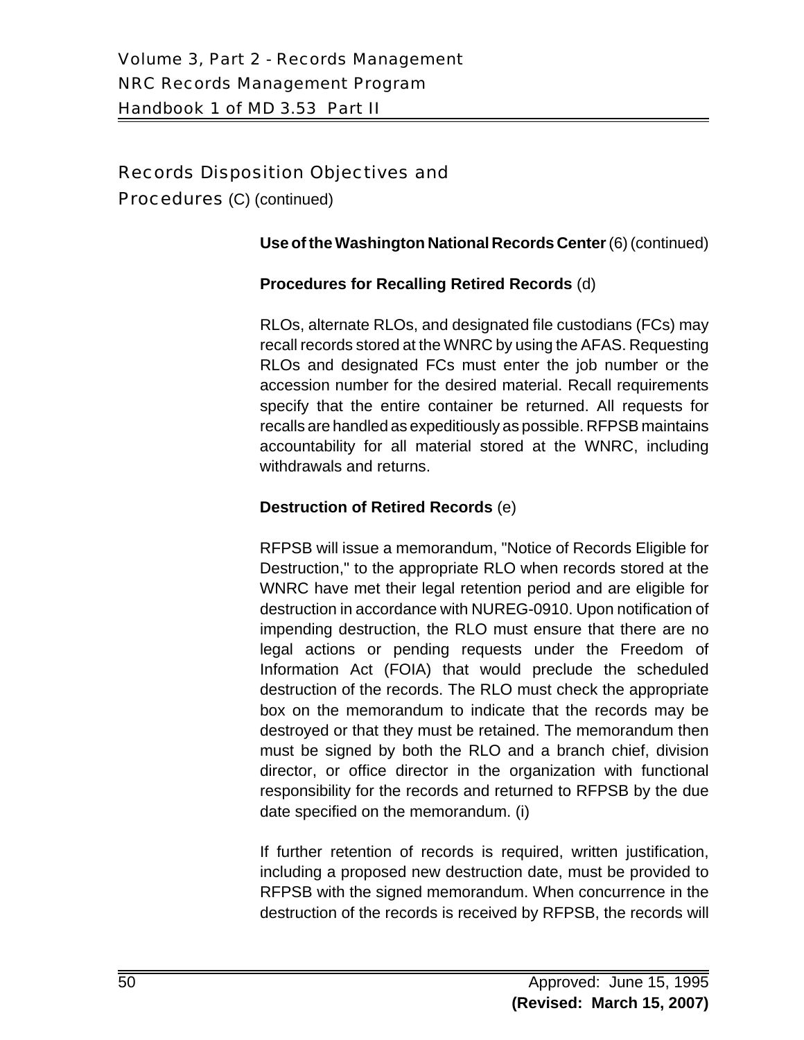## Records Disposition Objectives and Procedures (C) (continued)

**Use of the Washington National Records Center** (6) (continued)

**Procedures for Recalling Retired Records** (d)

RLOs, alternate RLOs, and designated file custodians (FCs) may recall records stored at the WNRC by using the AFAS. Requesting RLOs and designated FCs must enter the job number or the accession number for the desired material. Recall requirements specify that the entire container be returned. All requests for recalls are handled as expeditiously as possible. RFPSB maintains accountability for all material stored at the WNRC, including withdrawals and returns.

**Destruction of Retired Records** (e)

RFPSB will issue a memorandum, "Notice of Records Eligible for Destruction," to the appropriate RLO when records stored at the WNRC have met their legal retention period and are eligible for destruction in accordance with NUREG-0910. Upon notification of impending destruction, the RLO must ensure that there are no legal actions or pending requests under the Freedom of Information Act (FOIA) that would preclude the scheduled destruction of the records. The RLO must check the appropriate box on the memorandum to indicate that the records may be destroyed or that they must be retained. The memorandum then must be signed by both the RLO and a branch chief, division director, or office director in the organization with functional responsibility for the records and returned to RFPSB by the due date specified on the memorandum. (i)

If further retention of records is required, written justification, including a proposed new destruction date, must be provided to RFPSB with the signed memorandum. When concurrence in the destruction of the records is received by RFPSB, the records will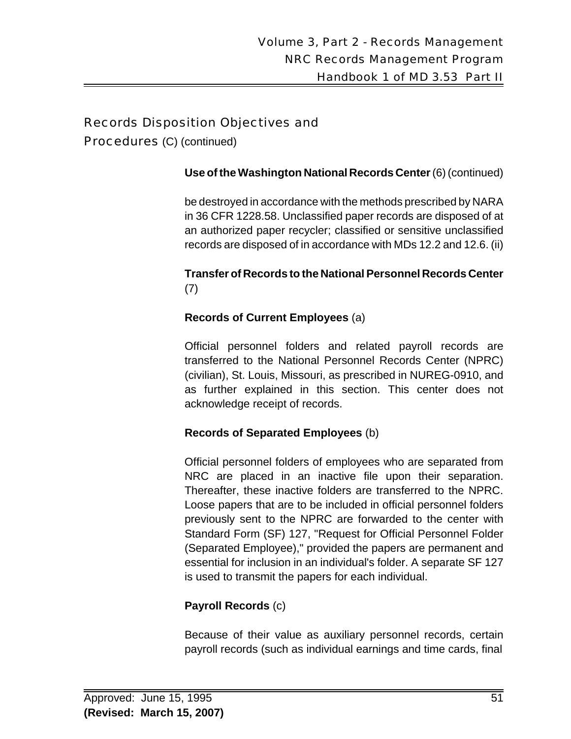## Records Disposition Objectives and Procedures (C) (continued)

**Use of the Washington National Records Center** (6) (continued)

be destroyed in accordance with the methods prescribed by NARA in 36 CFR 1228.58. Unclassified paper records are disposed of at an authorized paper recycler; classified or sensitive unclassified records are disposed of in accordance with MDs 12.2 and 12.6. (ii)

**Transfer of Records to the National Personnel Records Center** (7)

**Records of Current Employees** (a)

Official personnel folders and related payroll records are transferred to the National Personnel Records Center (NPRC) (civilian), St. Louis, Missouri, as prescribed in NUREG-0910, and as further explained in this section. This center does not acknowledge receipt of records.

**Records of Separated Employees** (b)

Official personnel folders of employees who are separated from NRC are placed in an inactive file upon their separation. Thereafter, these inactive folders are transferred to the NPRC. Loose papers that are to be included in official personnel folders previously sent to the NPRC are forwarded to the center with Standard Form (SF) 127, "Request for Official Personnel Folder (Separated Employee)," provided the papers are permanent and essential for inclusion in an individual's folder. A separate SF 127 is used to transmit the papers for each individual.

**Payroll Records** (c)

Because of their value as auxiliary personnel records, certain payroll records (such as individual earnings and time cards, final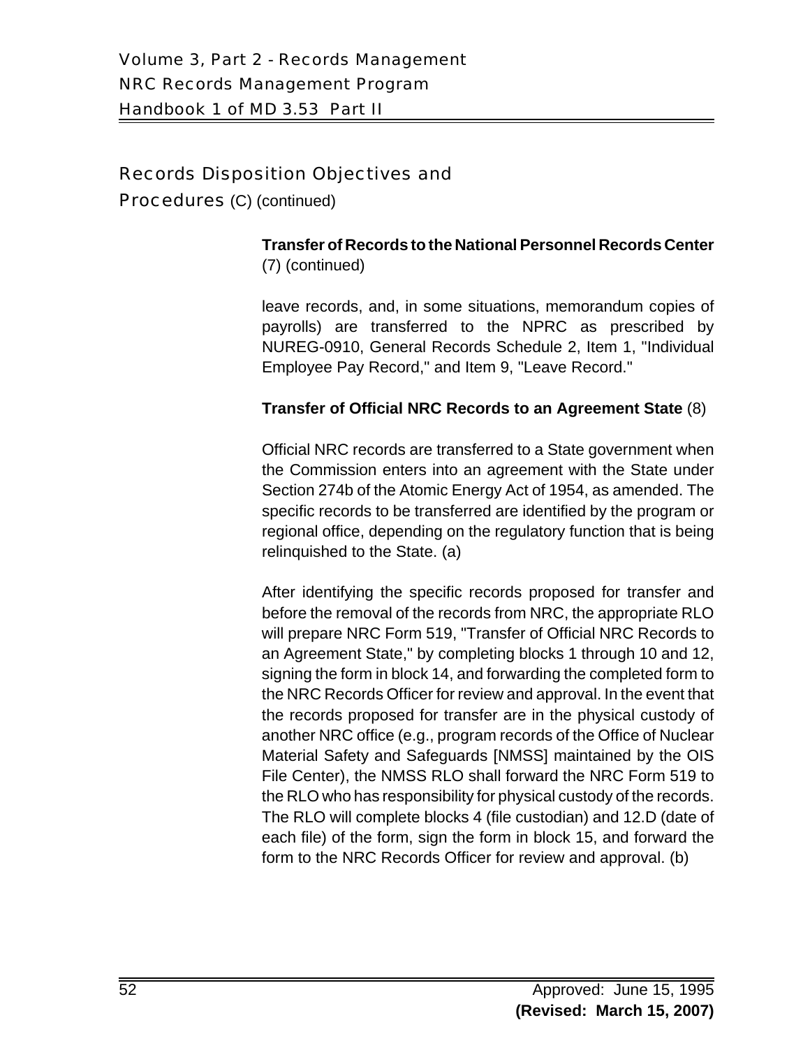## Records Disposition Objectives and Procedures (C) (continued)

**Transfer of Records to the National Personnel Records Center** (7) (continued)

leave records, and, in some situations, memorandum copies of payrolls) are transferred to the NPRC as prescribed by NUREG-0910, General Records Schedule 2, Item 1, "Individual Employee Pay Record," and Item 9, "Leave Record."

**Transfer of Official NRC Records to an Agreement State** (8)

Official NRC records are transferred to a State government when the Commission enters into an agreement with the State under Section 274b of the Atomic Energy Act of 1954, as amended. The specific records to be transferred are identified by the program or regional office, depending on the regulatory function that is being relinquished to the State. (a)

After identifying the specific records proposed for transfer and before the removal of the records from NRC, the appropriate RLO will prepare NRC Form 519, "Transfer of Official NRC Records to an Agreement State," by completing blocks 1 through 10 and 12, signing the form in block 14, and forwarding the completed form to the NRC Records Officer for review and approval. In the event that the records proposed for transfer are in the physical custody of another NRC office (e.g., program records of the Office of Nuclear Material Safety and Safeguards [NMSS] maintained by the OIS File Center), the NMSS RLO shall forward the NRC Form 519 to the RLO who has responsibility for physical custody of the records. The RLO will complete blocks 4 (file custodian) and 12.D (date of each file) of the form, sign the form in block 15, and forward the form to the NRC Records Officer for review and approval. (b)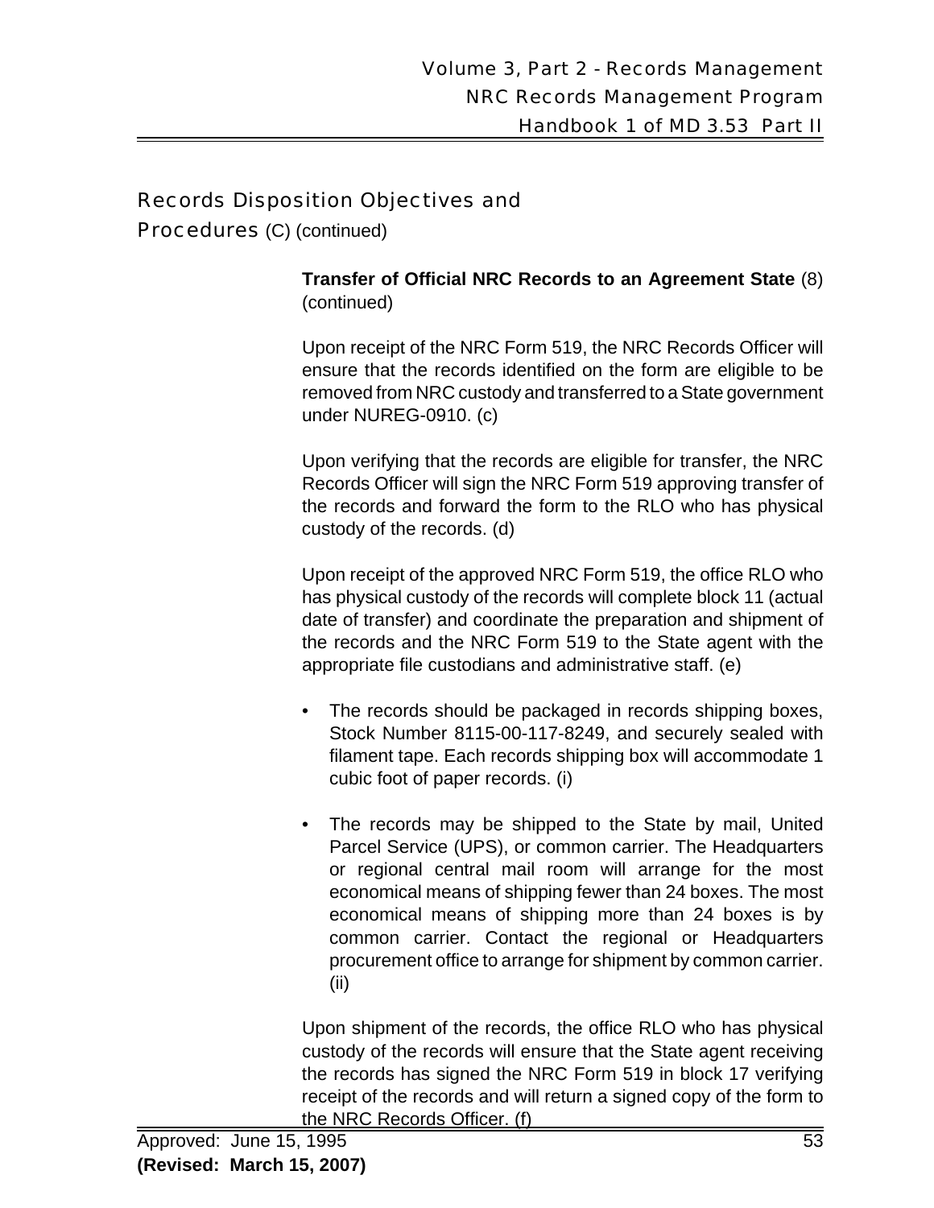## Records Disposition Objectives and Procedures (C) (continued)

**Transfer of Official NRC Records to an Agreement State** (8) (continued)

Upon receipt of the NRC Form 519, the NRC Records Officer will ensure that the records identified on the form are eligible to be removed from NRC custody and transferred to a State government under NUREG-0910. (c)

Upon verifying that the records are eligible for transfer, the NRC Records Officer will sign the NRC Form 519 approving transfer of the records and forward the form to the RLO who has physical custody of the records. (d)

Upon receipt of the approved NRC Form 519, the office RLO who has physical custody of the records will complete block 11 (actual date of transfer) and coordinate the preparation and shipment of the records and the NRC Form 519 to the State agent with the appropriate file custodians and administrative staff. (e)

- The records should be packaged in records shipping boxes, Stock Number 8115-00-117-8249, and securely sealed with filament tape. Each records shipping box will accommodate 1 cubic foot of paper records. (i)

- The records may be shipped to the State by mail, United Parcel Service (UPS), or common carrier. The Headquarters or regional central mail room will arrange for the most economical means of shipping fewer than 24 boxes. The most economical means of shipping more than 24 boxes is by common carrier. Contact the regional or Headquarters procurement office to arrange for shipment by common carrier. (ii)

Upon shipment of the records, the office RLO who has physical custody of the records will ensure that the State agent receiving the records has signed the NRC Form 519 in block 17 verifying receipt of the records and will return a signed copy of the form to the NRC Records Officer. (f)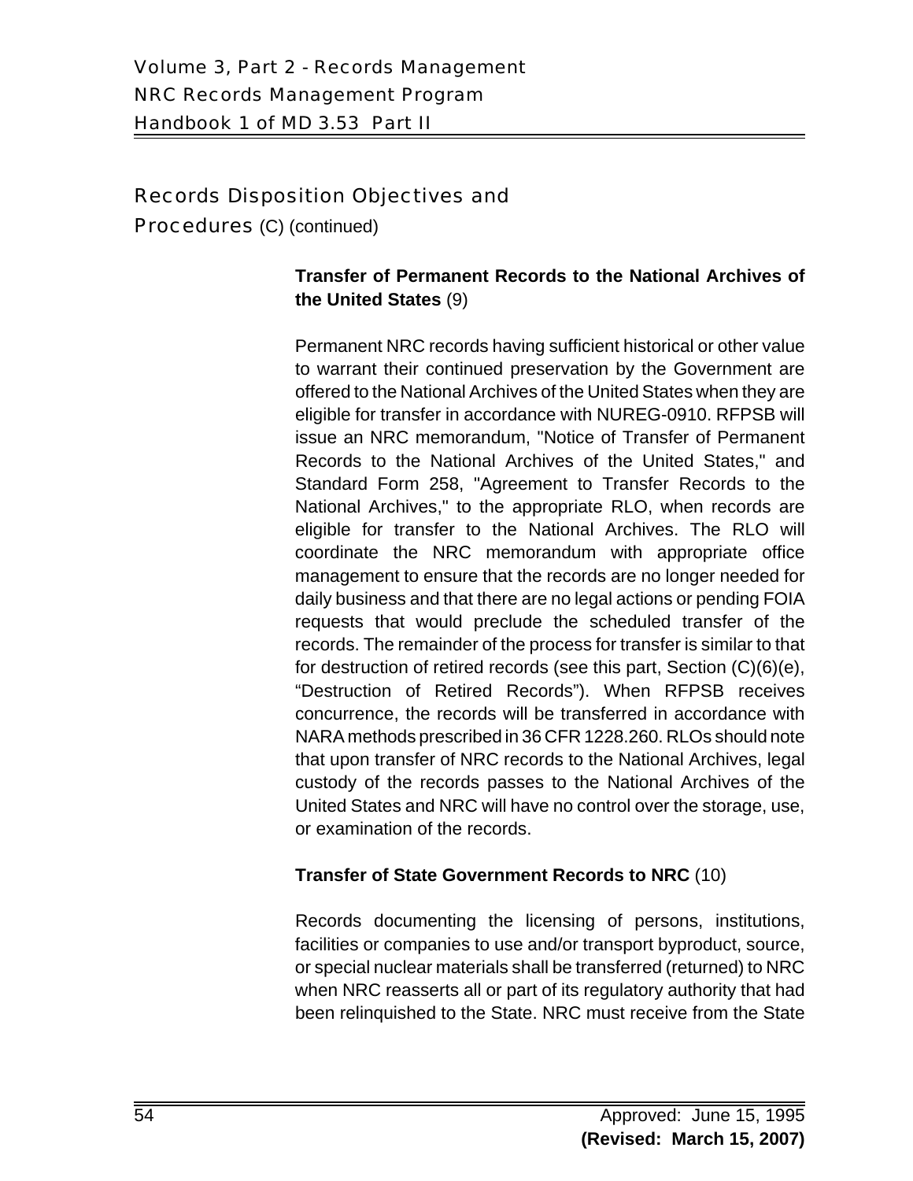## Records Disposition Objectives and Procedures (C) (continued)

**Transfer of Permanent Records to the National Archives of the United States** (9)

Permanent NRC records having sufficient historical or other value to warrant their continued preservation by the Government are offered to the National Archives of the United States when they are eligible for transfer in accordance with NUREG-0910. RFPSB will issue an NRC memorandum, "Notice of Transfer of Permanent Records to the National Archives of the United States," and Standard Form 258, "Agreement to Transfer Records to the National Archives," to the appropriate RLO, when records are eligible for transfer to the National Archives. The RLO will coordinate the NRC memorandum with appropriate office management to ensure that the records are no longer needed for daily business and that there are no legal actions or pending FOIA requests that would preclude the scheduled transfer of the records. The remainder of the process for transfer is similar to that for destruction of retired records (see this part, Section (C)(6)(e), “Destruction of Retired Records”). When RFPSB receives concurrence, the records will be transferred in accordance with NARA methods prescribed in 36 CFR 1228.260. RLOs should note that upon transfer of NRC records to the National Archives, legal custody of the records passes to the National Archives of the United States and NRC will have no control over the storage, use, or examination of the records.

**Transfer of State Government Records to NRC** (10)

Records documenting the licensing of persons, institutions, facilities or companies to use and/or transport byproduct, source, or special nuclear materials shall be transferred (returned) to NRC when NRC reasserts all or part of its regulatory authority that had been relinquished to the State. NRC must receive from the State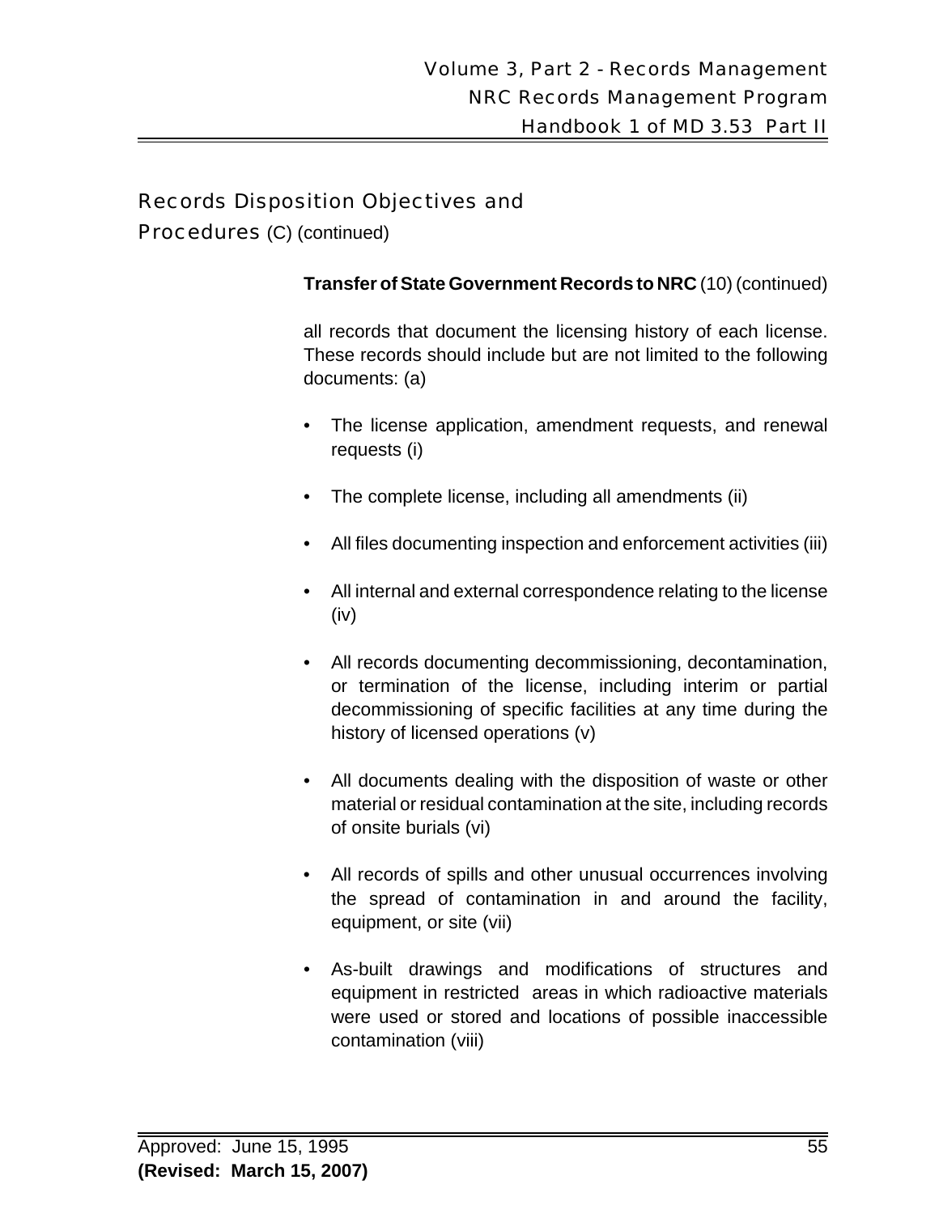## Records Disposition Objectives and Procedures (C) (continued)

**Transfer of State Government Records to NRC** (10) (continued)

all records that document the licensing history of each license. These records should include but are not limited to the following documents: (a)

- The license application, amendment requests, and renewal requests (i)
- The complete license, including all amendments (ii)
- All files documenting inspection and enforcement activities (iii)
- All internal and external correspondence relating to the license (iv)
- All records documenting decommissioning, decontamination, or termination of the license, including interim or partial decommissioning of specific facilities at any time during the history of licensed operations (v)
- All documents dealing with the disposition of waste or other material or residual contamination at the site, including records of onsite burials (vi)
- All records of spills and other unusual occurrences involving the spread of contamination in and around the facility, equipment, or site (vii)
- As-built drawings and modifications of structures and equipment in restricted areas in which radioactive materials were used or stored and locations of possible inaccessible contamination (viii)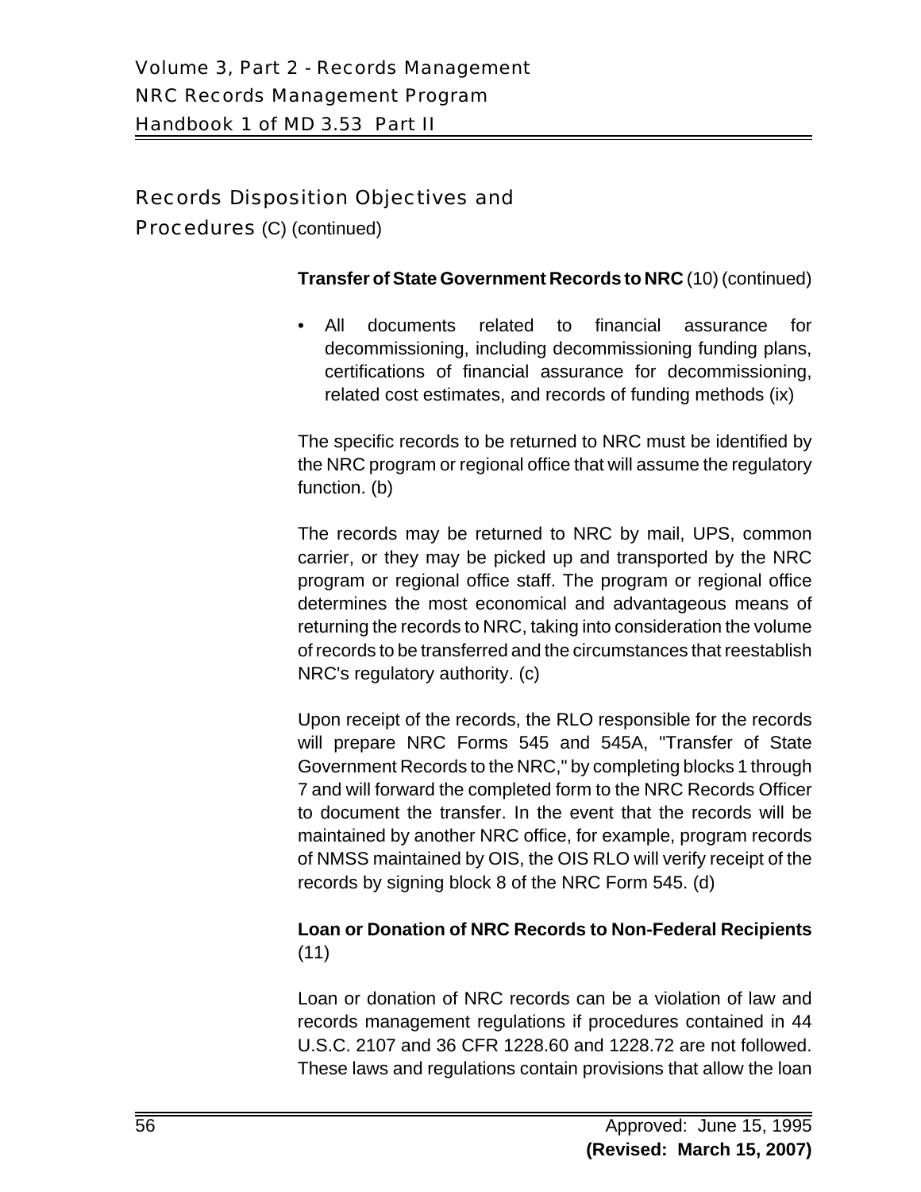## Records Disposition Objectives and Procedures (C) (continued)

**Transfer of State Government Records to NRC** (10) (continued)

- All documents related to financial assurance for decommissioning, including decommissioning funding plans, certifications of financial assurance for decommissioning, related cost estimates, and records of funding methods (ix)

The specific records to be returned to NRC must be identified by the NRC program or regional office that will assume the regulatory function. (b)

The records may be returned to NRC by mail, UPS, common carrier, or they may be picked up and transported by the NRC program or regional office staff. The program or regional office determines the most economical and advantageous means of returning the records to NRC, taking into consideration the volume of records to be transferred and the circumstances that reestablish NRC's regulatory authority. (c)

Upon receipt of the records, the RLO responsible for the records will prepare NRC Forms 545 and 545A, "Transfer of State Government Records to the NRC," by completing blocks 1 through 7 and will forward the completed form to the NRC Records Officer to document the transfer. In the event that the records will be maintained by another NRC office, for example, program records of NMSS maintained by OIS, the OIS RLO will verify receipt of the records by signing block 8 of the NRC Form 545. (d)

**Loan or Donation of NRC Records to Non-Federal Recipients** (11)

Loan or donation of NRC records can be a violation of law and records management regulations if procedures contained in 44 U.S.C. 2107 and 36 CFR 1228.60 and 1228.72 are not followed. These laws and regulations contain provisions that allow the loan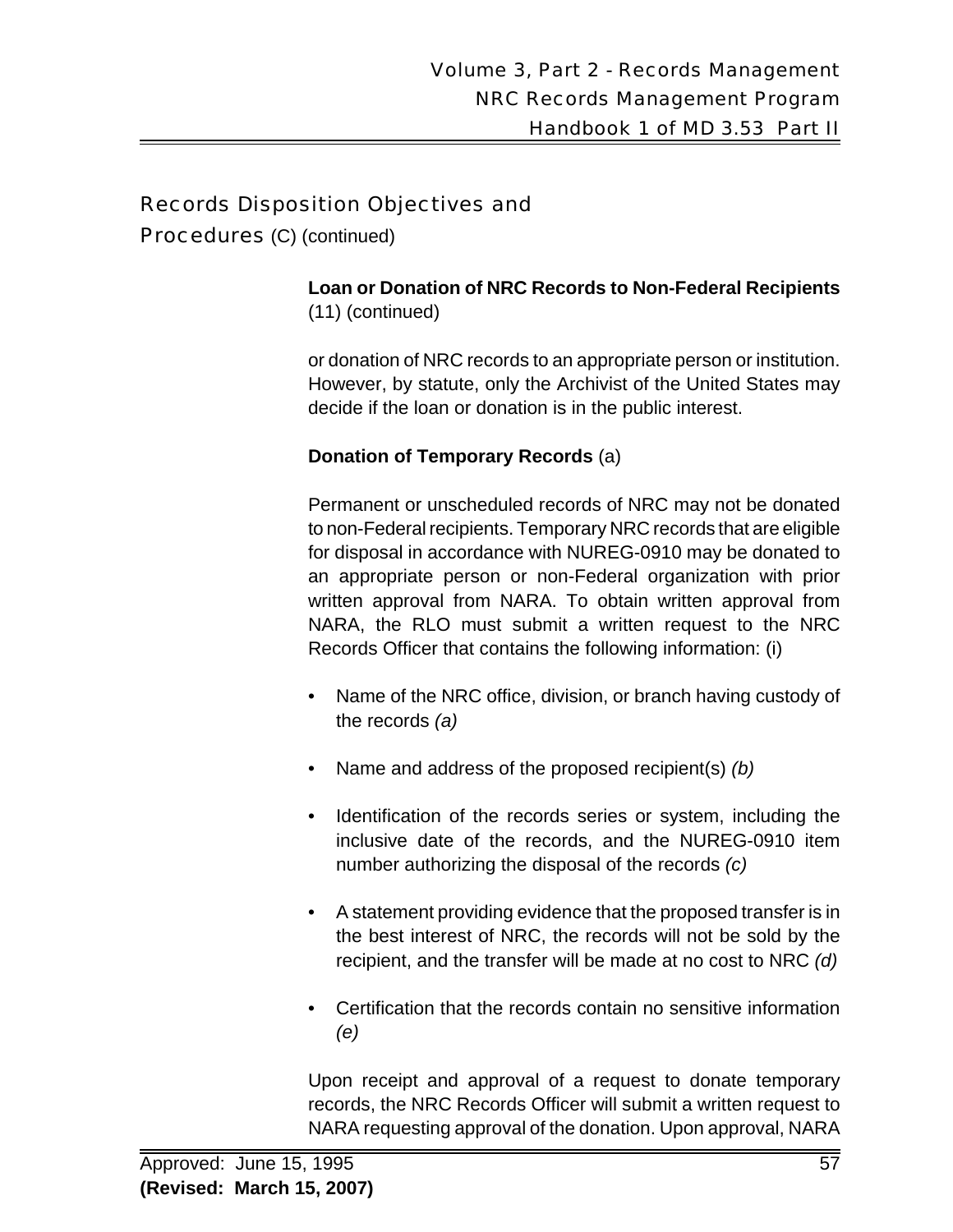## Records Disposition Objectives and Procedures (C) (continued)

**Loan or Donation of NRC Records to Non-Federal Recipients** (11) (continued)

or donation of NRC records to an appropriate person or institution. However, by statute, only the Archivist of the United States may decide if the loan or donation is in the public interest.

**Donation of Temporary Records** (a)

Permanent or unscheduled records of NRC may not be donated to non-Federal recipients. Temporary NRC records that are eligible for disposal in accordance with NUREG-0910 may be donated to an appropriate person or non-Federal organization with prior written approval from NARA. To obtain written approval from NARA, the RLO must submit a written request to the NRC Records Officer that contains the following information: (i)

- Name of the NRC office, division, or branch having custody of the records *(a)*
- Name and address of the proposed recipient(s) *(b)*
- Identification of the records series or system, including the inclusive date of the records, and the NUREG-0910 item number authorizing the disposal of the records *(c)*
- A statement providing evidence that the proposed transfer is in the best interest of NRC, the records will not be sold by the recipient, and the transfer will be made at no cost to NRC *(d)*
- Certification that the records contain no sensitive information *(e)*

Upon receipt and approval of a request to donate temporary records, the NRC Records Officer will submit a written request to NARA requesting approval of the donation. Upon approval, NARA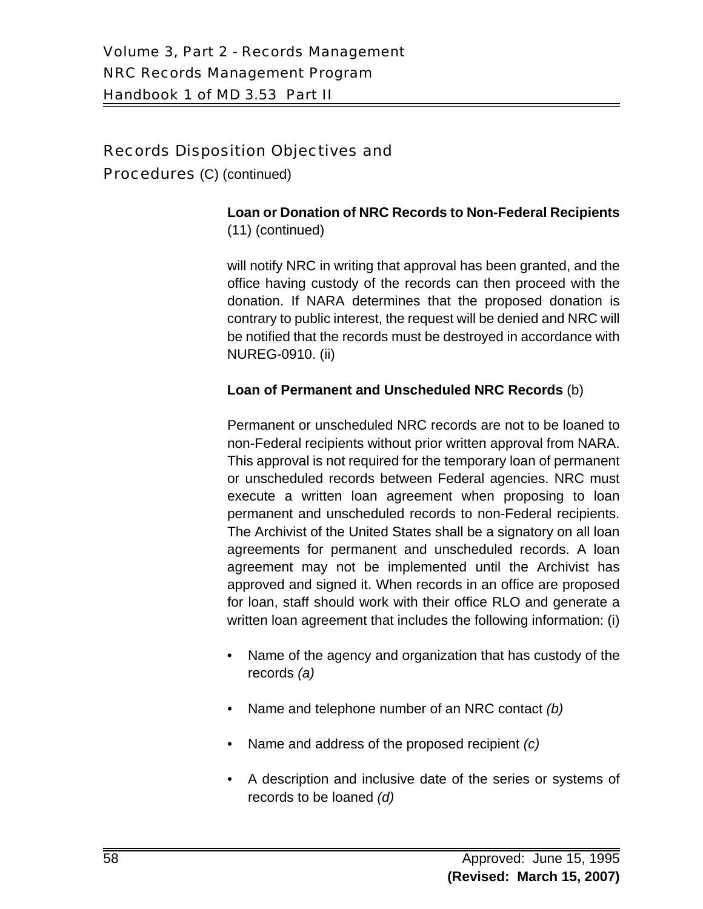## Records Disposition Objectives and Procedures (C) (continued)

**Loan or Donation of NRC Records to Non-Federal Recipients** (11) (continued)

will notify NRC in writing that approval has been granted, and the office having custody of the records can then proceed with the donation. If NARA determines that the proposed donation is contrary to public interest, the request will be denied and NRC will be notified that the records must be destroyed in accordance with NUREG-0910. (ii)

**Loan of Permanent and Unscheduled NRC Records** (b)

Permanent or unscheduled NRC records are not to be loaned to non-Federal recipients without prior written approval from NARA. This approval is not required for the temporary loan of permanent or unscheduled records between Federal agencies. NRC must execute a written loan agreement when proposing to loan permanent and unscheduled records to non-Federal recipients. The Archivist of the United States shall be a signatory on all loan agreements for permanent and unscheduled records. A loan agreement may not be implemented until the Archivist has approved and signed it. When records in an office are proposed for loan, staff should work with their office RLO and generate a written loan agreement that includes the following information: (i)

- Name of the agency and organization that has custody of the records *(a)*
- Name and telephone number of an NRC contact *(b)*
- Name and address of the proposed recipient *(c)*
- A description and inclusive date of the series or systems of records to be loaned *(d)*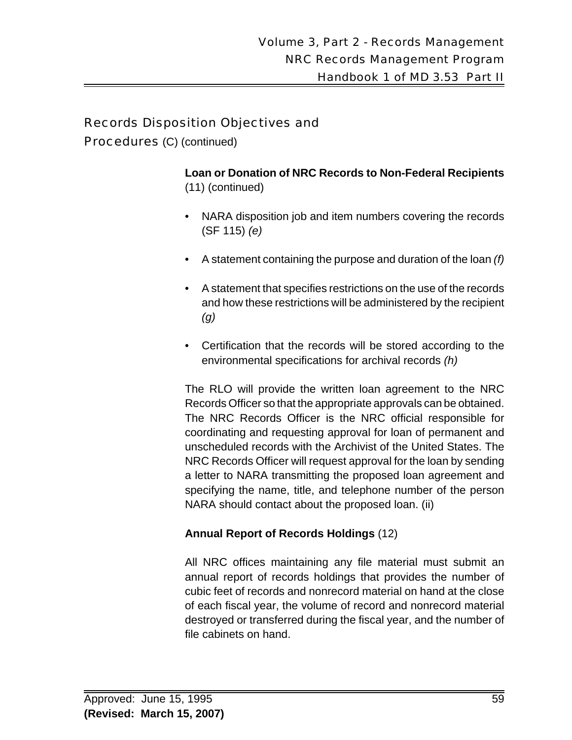## Records Disposition Objectives and Procedures (C) (continued)

**Loan or Donation of NRC Records to Non-Federal Recipients** (11) (continued)

- NARA disposition job and item numbers covering the records (SF 115) *(e)*
- A statement containing the purpose and duration of the loan *(f)*
- A statement that specifies restrictions on the use of the records and how these restrictions will be administered by the recipient *(g)*
- Certification that the records will be stored according to the environmental specifications for archival records *(h)*

The RLO will provide the written loan agreement to the NRC Records Officer so that the appropriate approvals can be obtained. The NRC Records Officer is the NRC official responsible for coordinating and requesting approval for loan of permanent and unscheduled records with the Archivist of the United States. The NRC Records Officer will request approval for the loan by sending a letter to NARA transmitting the proposed loan agreement and specifying the name, title, and telephone number of the person NARA should contact about the proposed loan. (ii)

**Annual Report of Records Holdings** (12)

All NRC offices maintaining any file material must submit an annual report of records holdings that provides the number of cubic feet of records and nonrecord material on hand at the close of each fiscal year, the volume of record and nonrecord material destroyed or transferred during the fiscal year, and the number of file cabinets on hand.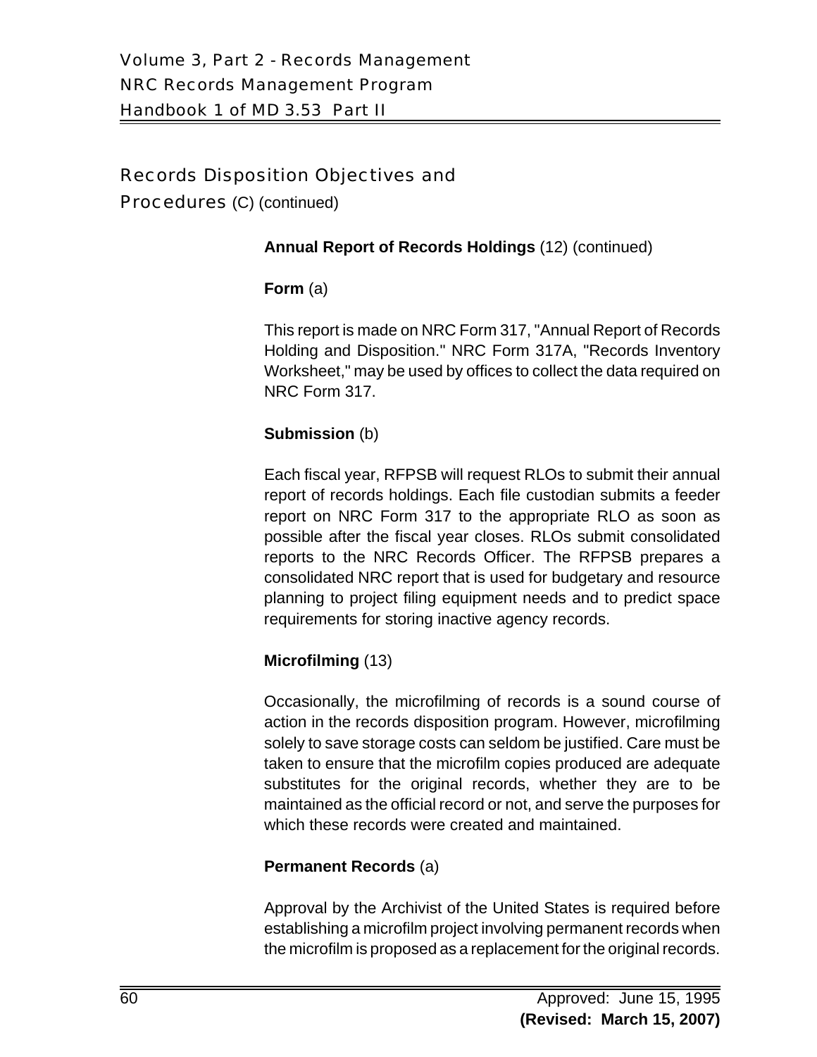## Records Disposition Objectives and Procedures (C) (continued)

**Annual Report of Records Holdings** (12) (continued)

**Form** (a)

This report is made on NRC Form 317, "Annual Report of Records Holding and Disposition." NRC Form 317A, "Records Inventory Worksheet," may be used by offices to collect the data required on NRC Form 317.

**Submission** (b)

Each fiscal year, RFPSB will request RLOs to submit their annual report of records holdings. Each file custodian submits a feeder report on NRC Form 317 to the appropriate RLO as soon as possible after the fiscal year closes. RLOs submit consolidated reports to the NRC Records Officer. The RFPSB prepares a consolidated NRC report that is used for budgetary and resource planning to project filing equipment needs and to predict space requirements for storing inactive agency records.

**Microfilming** (13)

Occasionally, the microfilming of records is a sound course of action in the records disposition program. However, microfilming solely to save storage costs can seldom be justified. Care must be taken to ensure that the microfilm copies produced are adequate substitutes for the original records, whether they are to be maintained as the official record or not, and serve the purposes for which these records were created and maintained.

**Permanent Records** (a)

Approval by the Archivist of the United States is required before establishing a microfilm project involving permanent records when the microfilm is proposed as a replacement for the original records.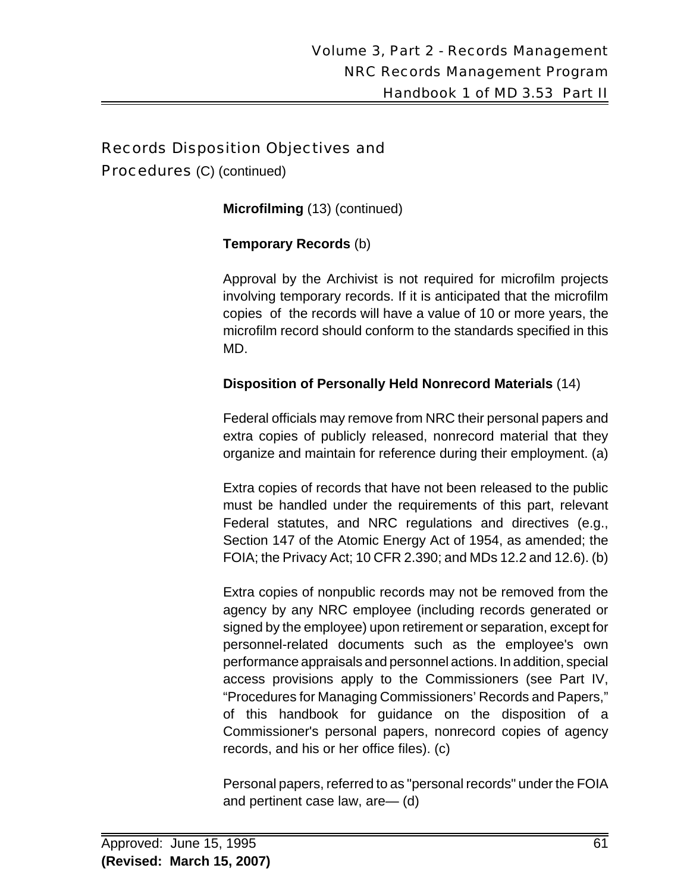## Records Disposition Objectives and Procedures (C) (continued)

**Microfilming** (13) (continued)

**Temporary Records** (b)

Approval by the Archivist is not required for microfilm projects involving temporary records. If it is anticipated that the microfilm copies of the records will have a value of 10 or more years, the microfilm record should conform to the standards specified in this MD.

**Disposition of Personally Held Nonrecord Materials** (14)

Federal officials may remove from NRC their personal papers and extra copies of publicly released, nonrecord material that they organize and maintain for reference during their employment. (a)

Extra copies of records that have not been released to the public must be handled under the requirements of this part, relevant Federal statutes, and NRC regulations and directives (e.g., Section 147 of the Atomic Energy Act of 1954, as amended; the FOIA; the Privacy Act; 10 CFR 2.390; and MDs 12.2 and 12.6). (b)

Extra copies of nonpublic records may not be removed from the agency by any NRC employee (including records generated or signed by the employee) upon retirement or separation, except for personnel-related documents such as the employee's own performance appraisals and personnel actions. In addition, special access provisions apply to the Commissioners (see Part IV, "Procedures for Managing Commissioners' Records and Papers," of this handbook for guidance on the disposition of a Commissioner's personal papers, nonrecord copies of agency records, and his or her office files). (c)

Personal papers, referred to as "personal records" under the FOIA and pertinent case law, are— (d)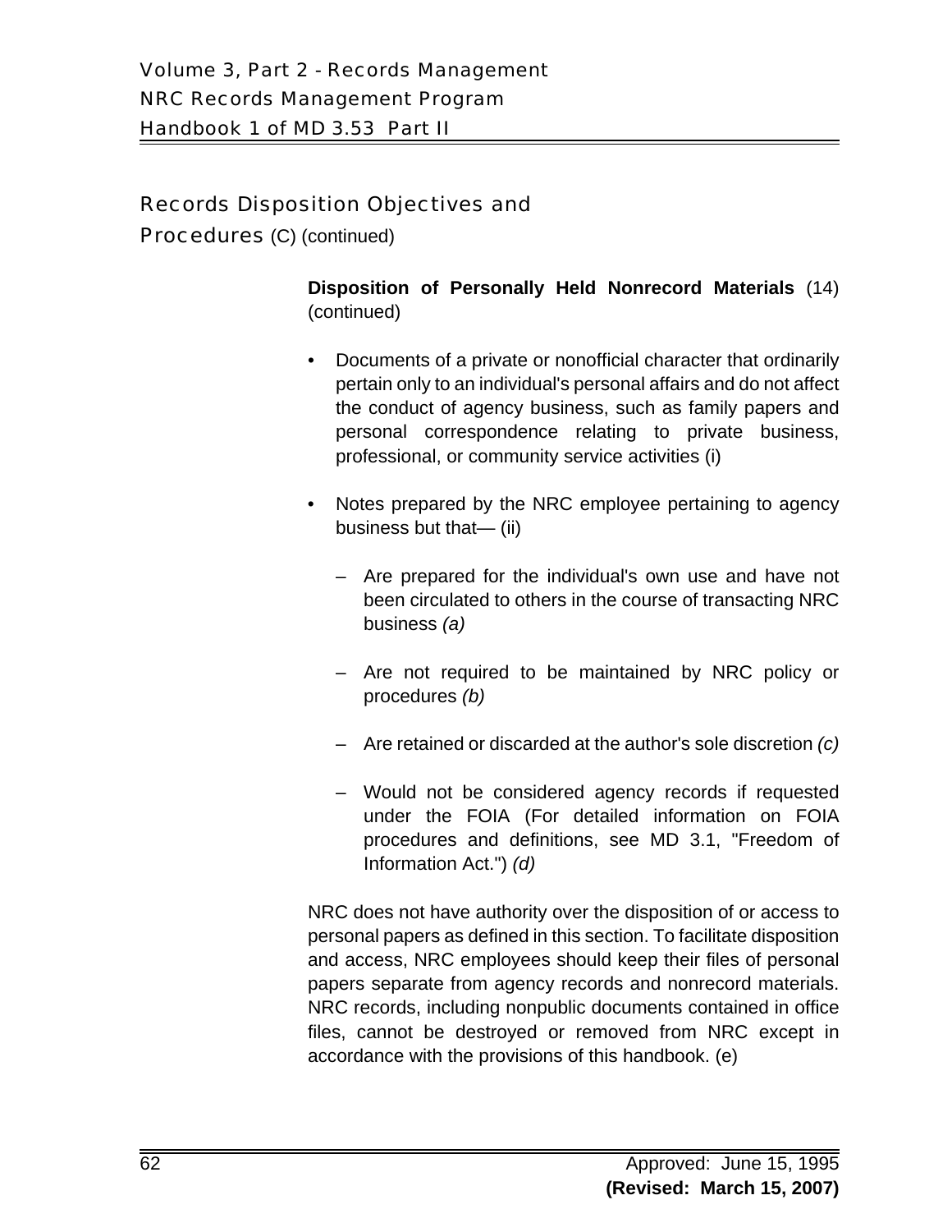## Records Disposition Objectives and Procedures (C) (continued)

**Disposition of Personally Held Nonrecord Materials** (14) (continued)

- Documents of a private or nonofficial character that ordinarily pertain only to an individual's personal affairs and do not affect the conduct of agency business, such as family papers and personal correspondence relating to private business, professional, or community service activities (i)
- Notes prepared by the NRC employee pertaining to agency business but that— (ii)
  - Are prepared for the individual's own use and have not been circulated to others in the course of transacting NRC business *(a)*
  - Are not required to be maintained by NRC policy or procedures *(b)*
  - Are retained or discarded at the author's sole discretion *(c)*
  - Would not be considered agency records if requested under the FOIA (For detailed information on FOIA procedures and definitions, see MD 3.1, "Freedom of Information Act.") *(d)*

NRC does not have authority over the disposition of or access to personal papers as defined in this section. To facilitate disposition and access, NRC employees should keep their files of personal papers separate from agency records and nonrecord materials. NRC records, including nonpublic documents contained in office files, cannot be destroyed or removed from NRC except in accordance with the provisions of this handbook. (e)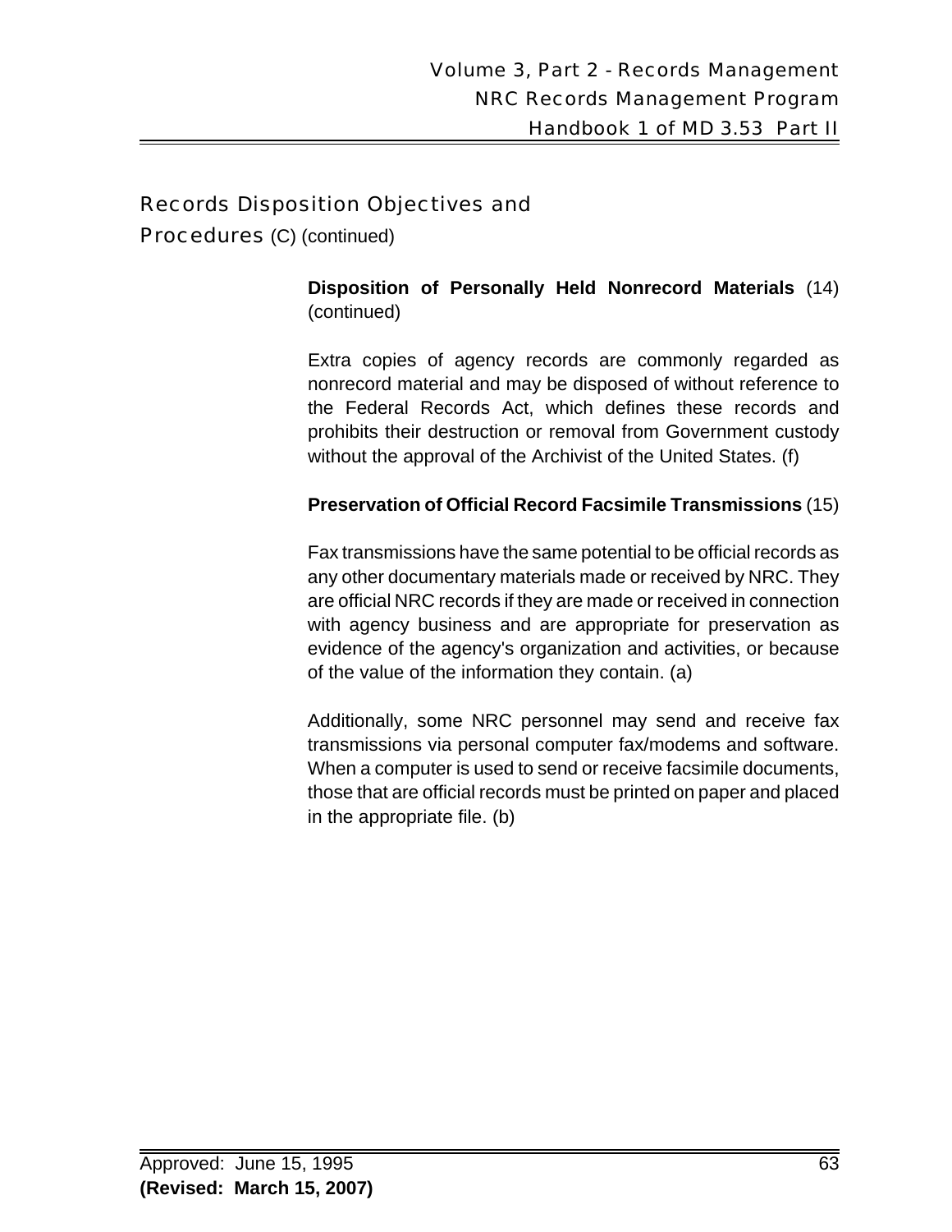## Records Disposition Objectives and Procedures (C) (continued)

**Disposition of Personally Held Nonrecord Materials** (14) (continued)

Extra copies of agency records are commonly regarded as nonrecord material and may be disposed of without reference to the Federal Records Act, which defines these records and prohibits their destruction or removal from Government custody without the approval of the Archivist of the United States. (f)

**Preservation of Official Record Facsimile Transmissions** (15)

Fax transmissions have the same potential to be official records as any other documentary materials made or received by NRC. They are official NRC records if they are made or received in connection with agency business and are appropriate for preservation as evidence of the agency's organization and activities, or because of the value of the information they contain. (a)

Additionally, some NRC personnel may send and receive fax transmissions via personal computer fax/modems and software. When a computer is used to send or receive facsimile documents, those that are official records must be printed on paper and placed in the appropriate file. (b)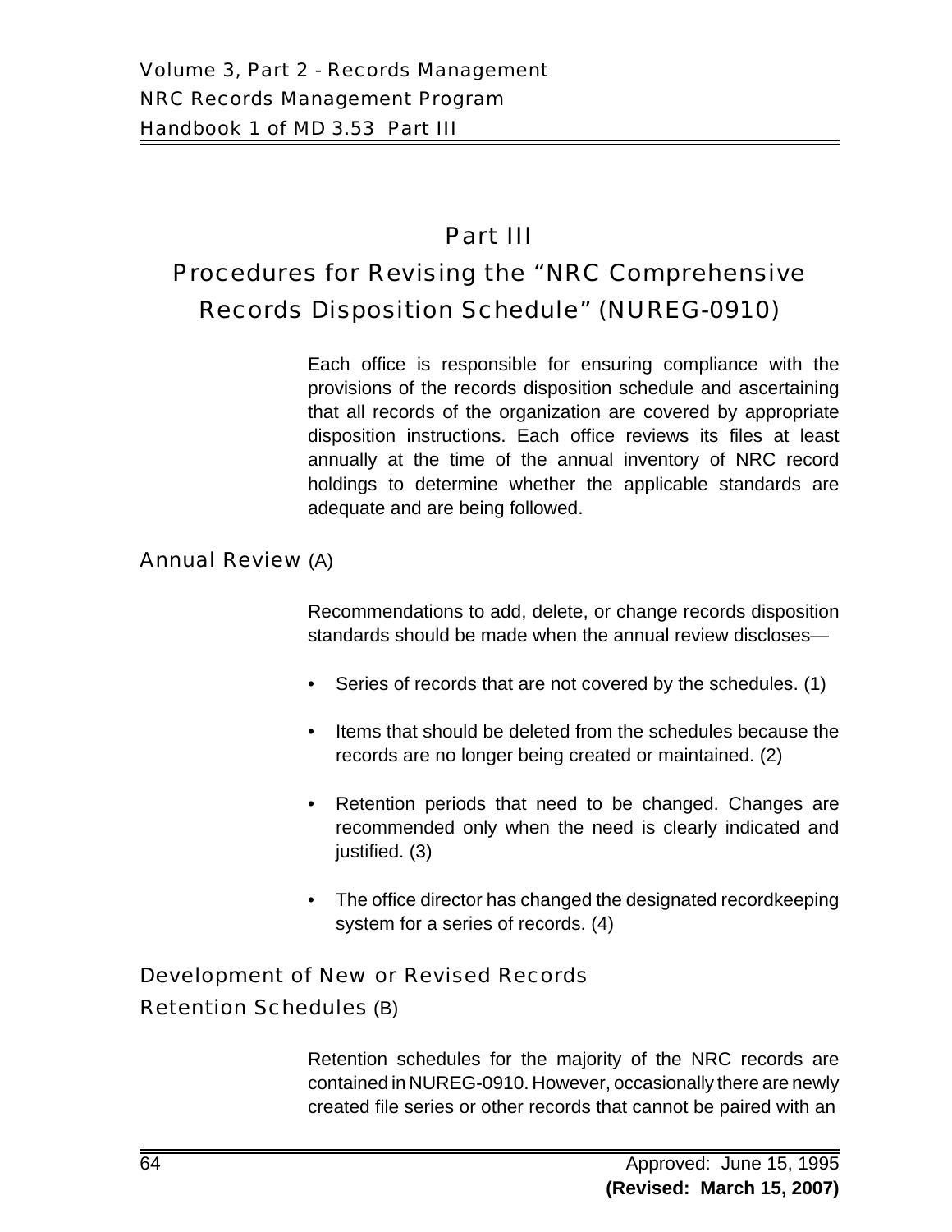# Part III

# Procedures for Revising the "NRC Comprehensive Records Disposition Schedule" (NUREG-0910)

Each office is responsible for ensuring compliance with the provisions of the records disposition schedule and ascertaining that all records of the organization are covered by appropriate disposition instructions. Each office reviews its files at least annually at the time of the annual inventory of NRC record holdings to determine whether the applicable standards are adequate and are being followed.

## Annual Review (A)

Recommendations to add, delete, or change records disposition standards should be made when the annual review discloses—

- Series of records that are not covered by the schedules. (1)
- Items that should be deleted from the schedules because the records are no longer being created or maintained. (2)
- Retention periods that need to be changed. Changes are recommended only when the need is clearly indicated and justified. (3)
- The office director has changed the designated recordkeeping system for a series of records. (4)

## Development of New or Revised Records Retention Schedules (B)

Retention schedules for the majority of the NRC records are contained in NUREG-0910. However, occasionally there are newly created file series or other records that cannot be paired with an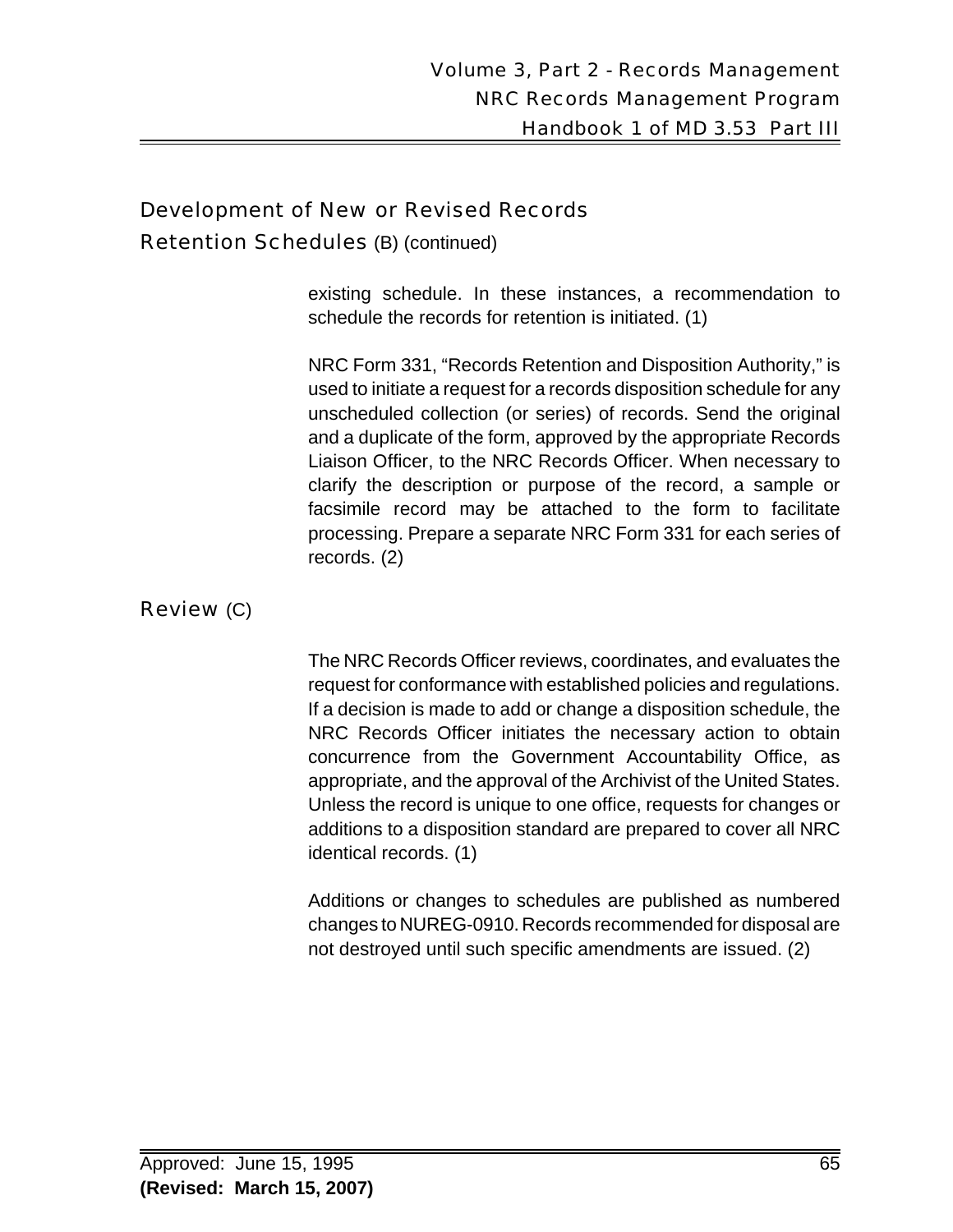## Development of New or Revised Records Retention Schedules (B) (continued)

existing schedule. In these instances, a recommendation to schedule the records for retention is initiated. (1)

NRC Form 331, "Records Retention and Disposition Authority," is used to initiate a request for a records disposition schedule for any unscheduled collection (or series) of records. Send the original and a duplicate of the form, approved by the appropriate Records Liaison Officer, to the NRC Records Officer. When necessary to clarify the description or purpose of the record, a sample or facsimile record may be attached to the form to facilitate processing. Prepare a separate NRC Form 331 for each series of records. (2)

## Review (C)

The NRC Records Officer reviews, coordinates, and evaluates the request for conformance with established policies and regulations. If a decision is made to add or change a disposition schedule, the NRC Records Officer initiates the necessary action to obtain concurrence from the Government Accountability Office, as appropriate, and the approval of the Archivist of the United States. Unless the record is unique to one office, requests for changes or additions to a disposition standard are prepared to cover all NRC identical records. (1)

Additions or changes to schedules are published as numbered changes to NUREG-0910. Records recommended for disposal are not destroyed until such specific amendments are issued. (2)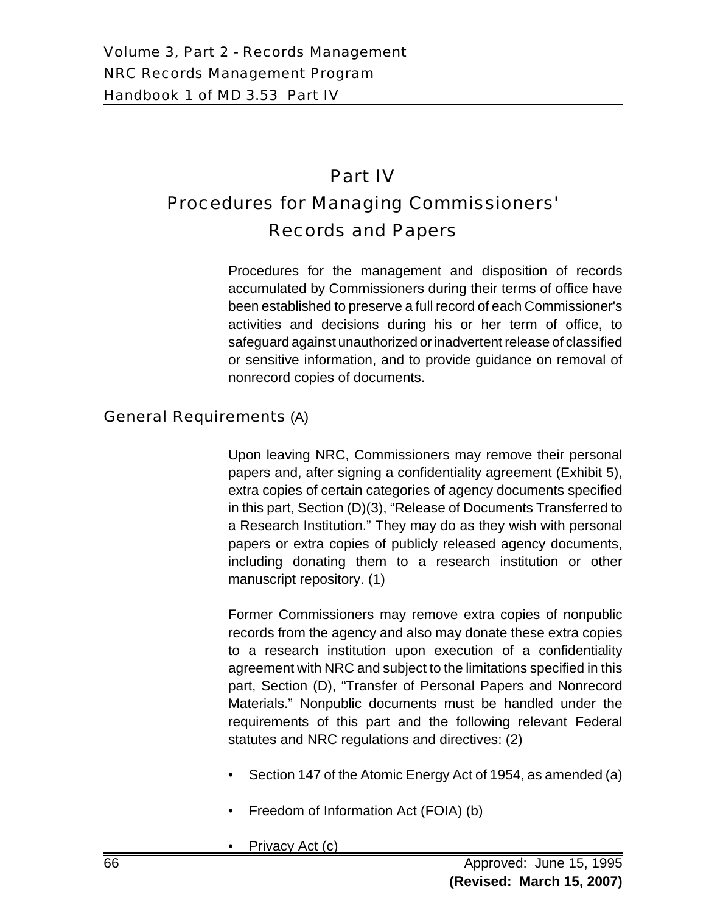# Part IV

# Procedures for Managing Commissioners' Records and Papers

Procedures for the management and disposition of records accumulated by Commissioners during their terms of office have been established to preserve a full record of each Commissioner's activities and decisions during his or her term of office, to safeguard against unauthorized or inadvertent release of classified or sensitive information, and to provide guidance on removal of nonrecord copies of documents.

## General Requirements (A)

Upon leaving NRC, Commissioners may remove their personal papers and, after signing a confidentiality agreement (Exhibit 5), extra copies of certain categories of agency documents specified in this part, Section (D)(3), "Release of Documents Transferred to a Research Institution." They may do as they wish with personal papers or extra copies of publicly released agency documents, including donating them to a research institution or other manuscript repository. (1)

Former Commissioners may remove extra copies of nonpublic records from the agency and also may donate these extra copies to a research institution upon execution of a confidentiality agreement with NRC and subject to the limitations specified in this part, Section (D), "Transfer of Personal Papers and Nonrecord Materials." Nonpublic documents must be handled under the requirements of this part and the following relevant Federal statutes and NRC regulations and directives: (2)

- Section 147 of the Atomic Energy Act of 1954, as amended (a)
- Freedom of Information Act (FOIA) (b)
- Privacy Act (c)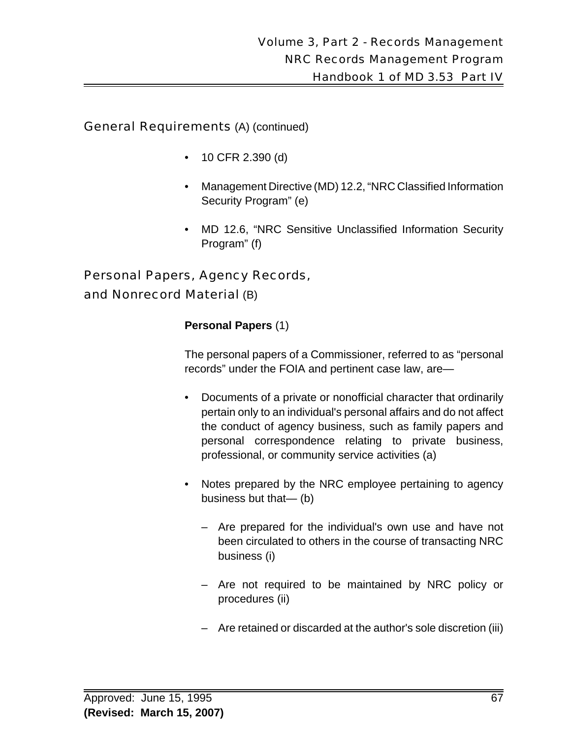## General Requirements (A) (continued)

- 10 CFR 2.390 (d)
- Management Directive (MD) 12.2, "NRC Classified Information Security Program" (e)
- MD 12.6, "NRC Sensitive Unclassified Information Security Program" (f)

## Personal Papers, Agency Records, and Nonrecord Material (B)

### **Personal Papers** (1)

The personal papers of a Commissioner, referred to as "personal records" under the FOIA and pertinent case law, are—

- Documents of a private or nonofficial character that ordinarily pertain only to an individual's personal affairs and do not affect the conduct of agency business, such as family papers and personal correspondence relating to private business, professional, or community service activities (a)
- Notes prepared by the NRC employee pertaining to agency business but that— (b)
  - Are prepared for the individual's own use and have not been circulated to others in the course of transacting NRC business (i)
  - Are not required to be maintained by NRC policy or procedures (ii)
  - Are retained or discarded at the author's sole discretion (iii)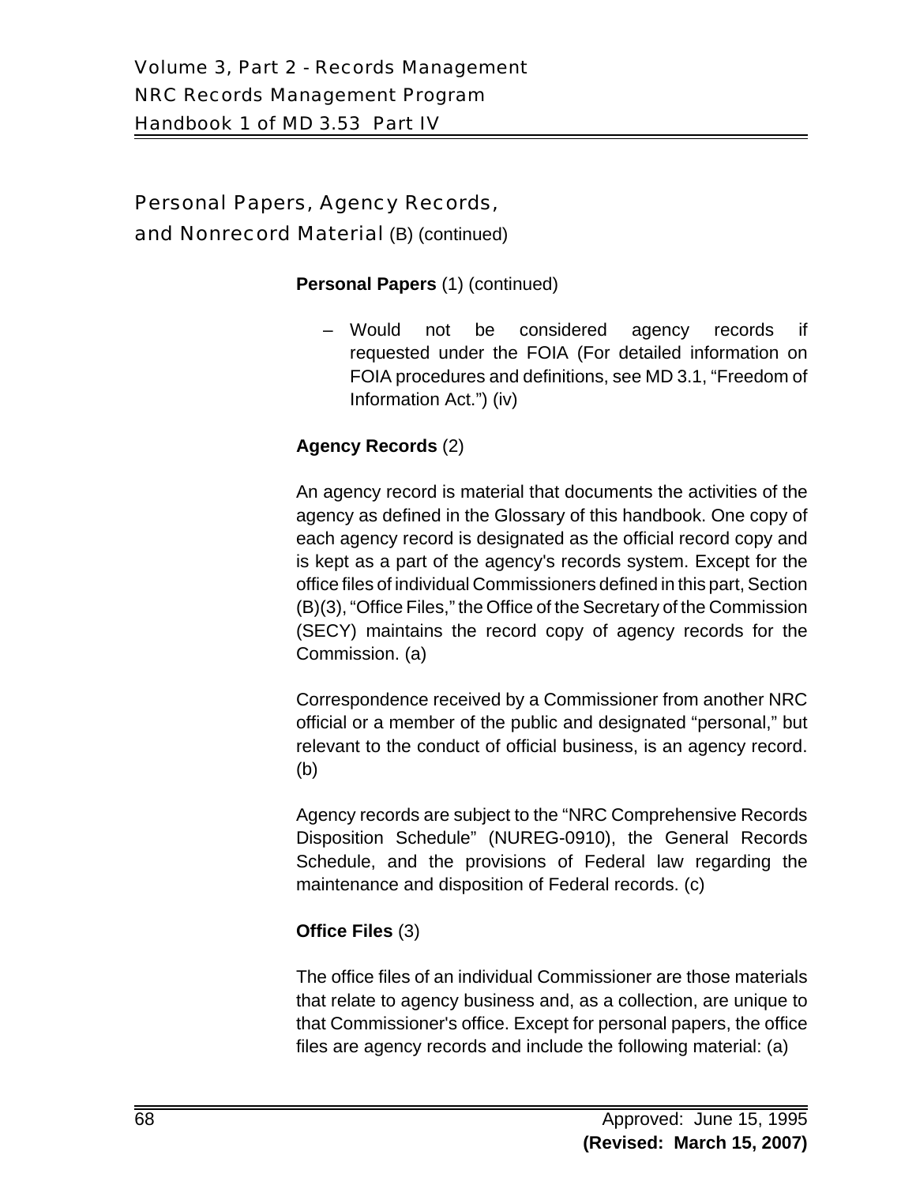## Personal Papers, Agency Records, and Nonrecord Material (B) (continued)

**Personal Papers** (1) (continued)

– Would not be considered agency records if requested under the FOIA (For detailed information on FOIA procedures and definitions, see MD 3.1, "Freedom of Information Act.") (iv)

**Agency Records** (2)

An agency record is material that documents the activities of the agency as defined in the Glossary of this handbook. One copy of each agency record is designated as the official record copy and is kept as a part of the agency's records system. Except for the office files of individual Commissioners defined in this part, Section (B)(3), "Office Files," the Office of the Secretary of the Commission (SECY) maintains the record copy of agency records for the Commission. (a)

Correspondence received by a Commissioner from another NRC official or a member of the public and designated "personal," but relevant to the conduct of official business, is an agency record. (b)

Agency records are subject to the "NRC Comprehensive Records Disposition Schedule" (NUREG-0910), the General Records Schedule, and the provisions of Federal law regarding the maintenance and disposition of Federal records. (c)

**Office Files** (3)

The office files of an individual Commissioner are those materials that relate to agency business and, as a collection, are unique to that Commissioner's office. Except for personal papers, the office files are agency records and include the following material: (a)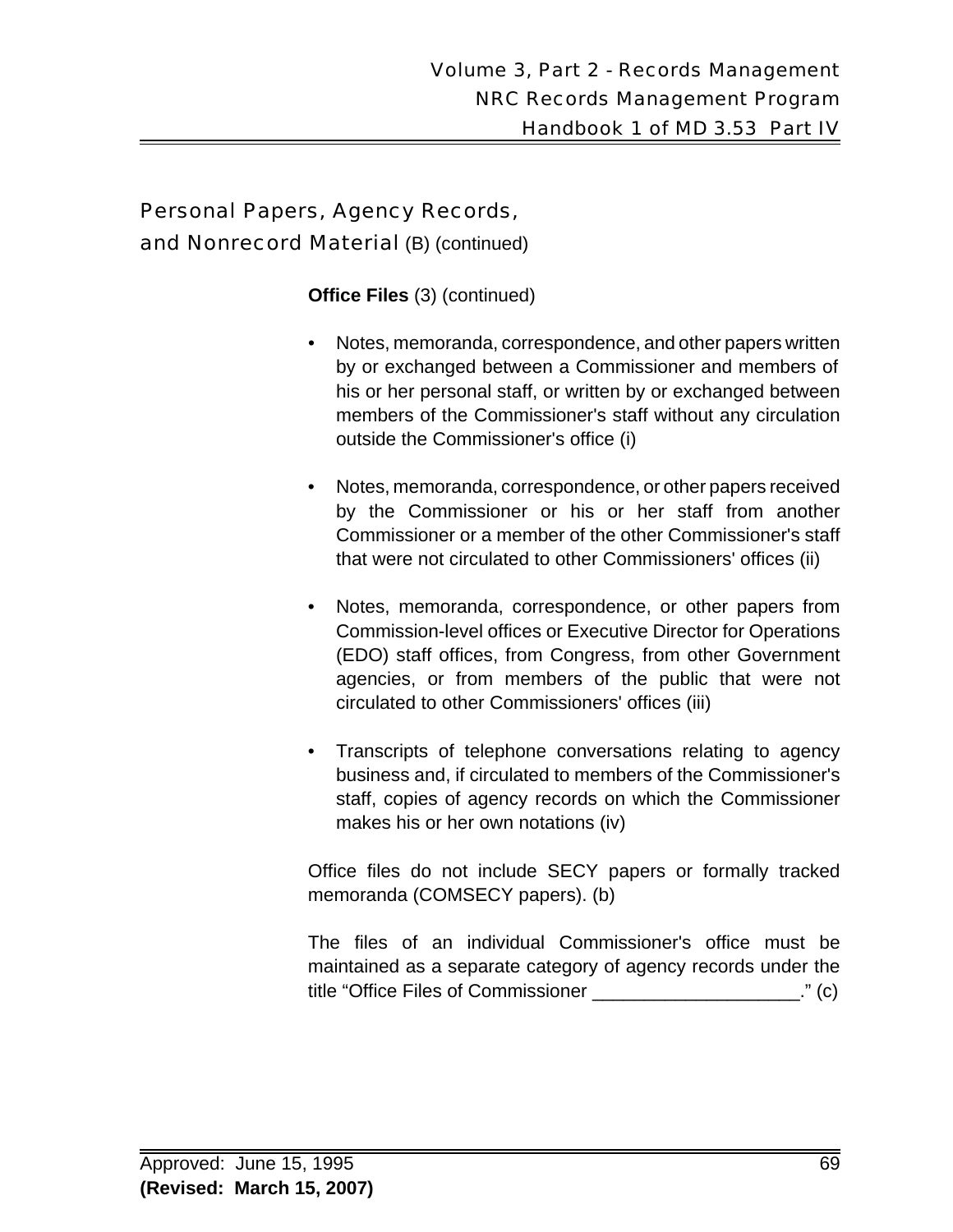## Personal Papers, Agency Records, and Nonrecord Material (B) (continued)

**Office Files** (3) (continued)

- Notes, memoranda, correspondence, and other papers written by or exchanged between a Commissioner and members of his or her personal staff, or written by or exchanged between members of the Commissioner's staff without any circulation outside the Commissioner's office (i)

- Notes, memoranda, correspondence, or other papers received by the Commissioner or his or her staff from another Commissioner or a member of the other Commissioner's staff that were not circulated to other Commissioners' offices (ii)

- Notes, memoranda, correspondence, or other papers from Commission-level offices or Executive Director for Operations (EDO) staff offices, from Congress, from other Government agencies, or from members of the public that were not circulated to other Commissioners' offices (iii)

- Transcripts of telephone conversations relating to agency business and, if circulated to members of the Commissioner's staff, copies of agency records on which the Commissioner makes his or her own notations (iv)

Office files do not include SECY papers or formally tracked memoranda (COMSECY papers). (b)

The files of an individual Commissioner's office must be maintained as a separate category of agency records under the title "Office Files of Commissioner ____________________." (c)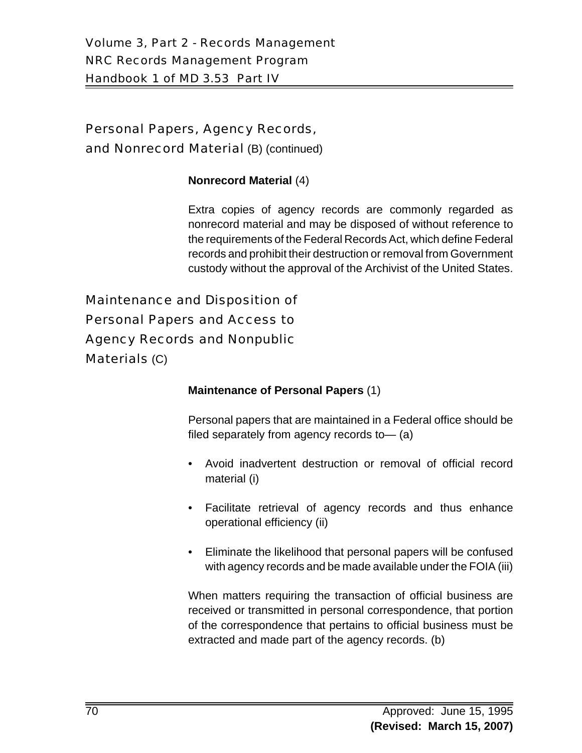## Personal Papers, Agency Records, and Nonrecord Material (B) (continued)

**Nonrecord Material** (4)

Extra copies of agency records are commonly regarded as nonrecord material and may be disposed of without reference to the requirements of the Federal Records Act, which define Federal records and prohibit their destruction or removal from Government custody without the approval of the Archivist of the United States.

## Maintenance and Disposition of Personal Papers and Access to Agency Records and Nonpublic Materials (C)

**Maintenance of Personal Papers** (1)

Personal papers that are maintained in a Federal office should be filed separately from agency records to— (a)

- Avoid inadvertent destruction or removal of official record material (i)
- Facilitate retrieval of agency records and thus enhance operational efficiency (ii)
- Eliminate the likelihood that personal papers will be confused with agency records and be made available under the FOIA (iii)

When matters requiring the transaction of official business are received or transmitted in personal correspondence, that portion of the correspondence that pertains to official business must be extracted and made part of the agency records. (b)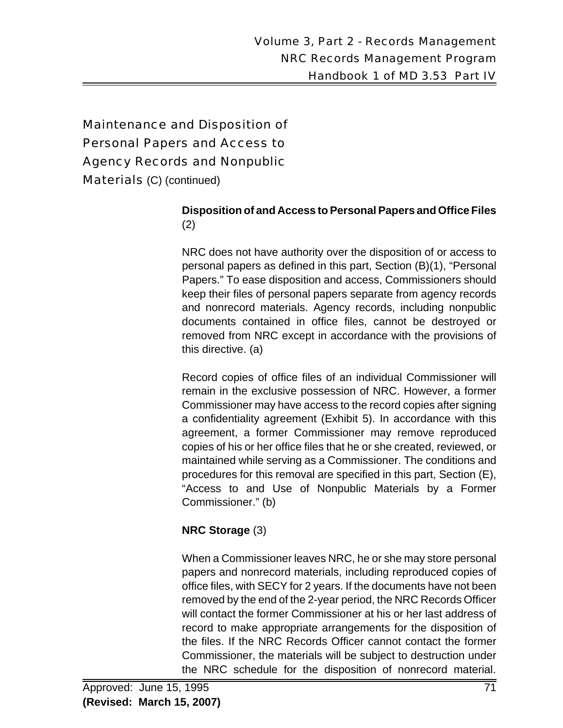## Maintenance and Disposition of Personal Papers and Access to Agency Records and Nonpublic Materials (C) (continued)

**Disposition of and Access to Personal Papers and Office Files** (2)

NRC does not have authority over the disposition of or access to personal papers as defined in this part, Section (B)(1), "Personal Papers." To ease disposition and access, Commissioners should keep their files of personal papers separate from agency records and nonrecord materials. Agency records, including nonpublic documents contained in office files, cannot be destroyed or removed from NRC except in accordance with the provisions of this directive. (a)

Record copies of office files of an individual Commissioner will remain in the exclusive possession of NRC. However, a former Commissioner may have access to the record copies after signing a confidentiality agreement (Exhibit 5). In accordance with this agreement, a former Commissioner may remove reproduced copies of his or her office files that he or she created, reviewed, or maintained while serving as a Commissioner. The conditions and procedures for this removal are specified in this part, Section (E), "Access to and Use of Nonpublic Materials by a Former Commissioner." (b)

**NRC Storage** (3)

When a Commissioner leaves NRC, he or she may store personal papers and nonrecord materials, including reproduced copies of office files, with SECY for 2 years. If the documents have not been removed by the end of the 2-year period, the NRC Records Officer will contact the former Commissioner at his or her last address of record to make appropriate arrangements for the disposition of the files. If the NRC Records Officer cannot contact the former Commissioner, the materials will be subject to destruction under the NRC schedule for the disposition of nonrecord material.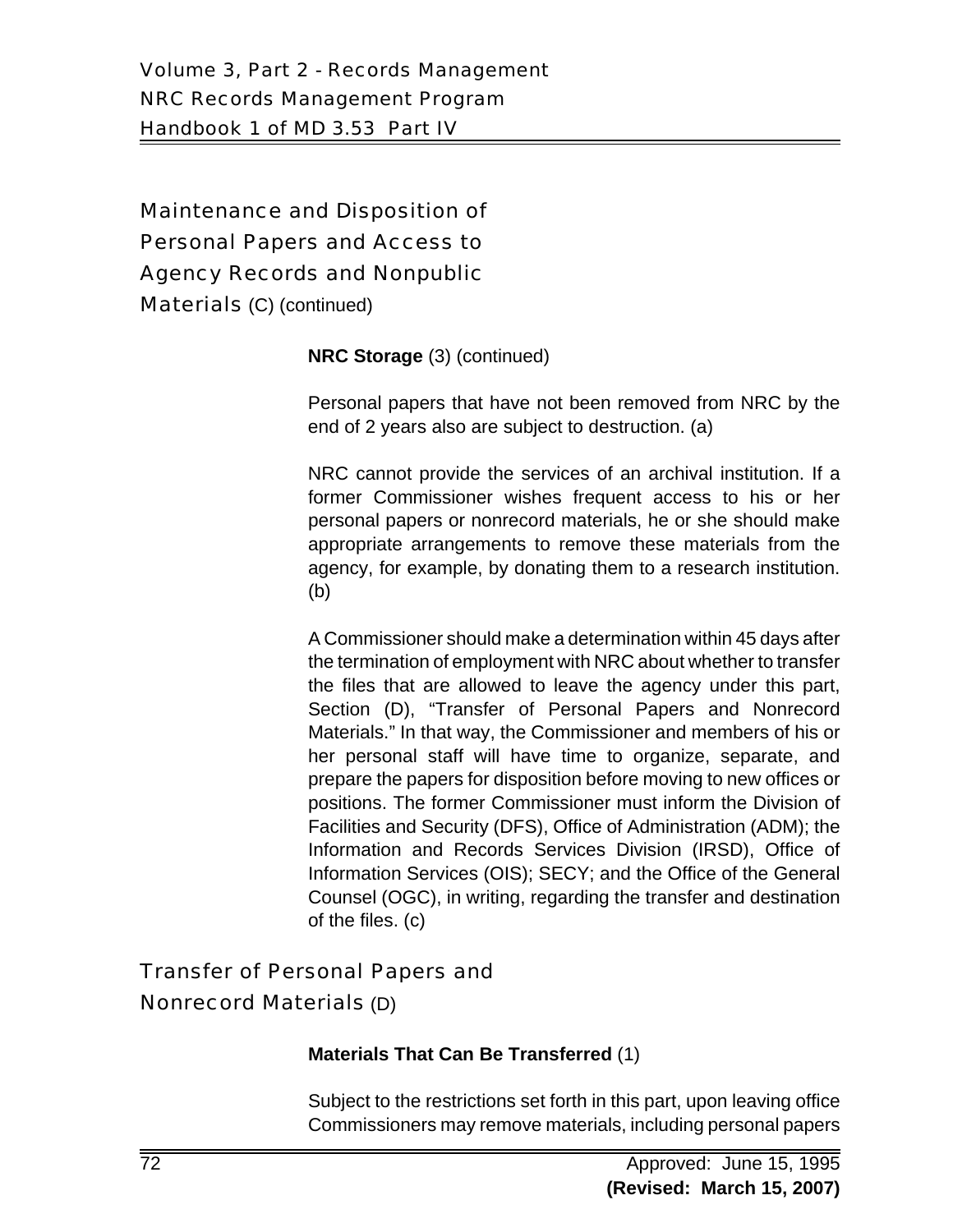## Maintenance and Disposition of Personal Papers and Access to Agency Records and Nonpublic Materials (C) (continued)

**NRC Storage** (3) (continued)

Personal papers that have not been removed from NRC by the end of 2 years also are subject to destruction. (a)

NRC cannot provide the services of an archival institution. If a former Commissioner wishes frequent access to his or her personal papers or nonrecord materials, he or she should make appropriate arrangements to remove these materials from the agency, for example, by donating them to a research institution. (b)

A Commissioner should make a determination within 45 days after the termination of employment with NRC about whether to transfer the files that are allowed to leave the agency under this part, Section (D), "Transfer of Personal Papers and Nonrecord Materials." In that way, the Commissioner and members of his or her personal staff will have time to organize, separate, and prepare the papers for disposition before moving to new offices or positions. The former Commissioner must inform the Division of Facilities and Security (DFS), Office of Administration (ADM); the Information and Records Services Division (IRSD), Office of Information Services (OIS); SECY; and the Office of the General Counsel (OGC), in writing, regarding the transfer and destination of the files. (c)

## Transfer of Personal Papers and Nonrecord Materials (D)

**Materials That Can Be Transferred** (1)

Subject to the restrictions set forth in this part, upon leaving office Commissioners may remove materials, including personal papers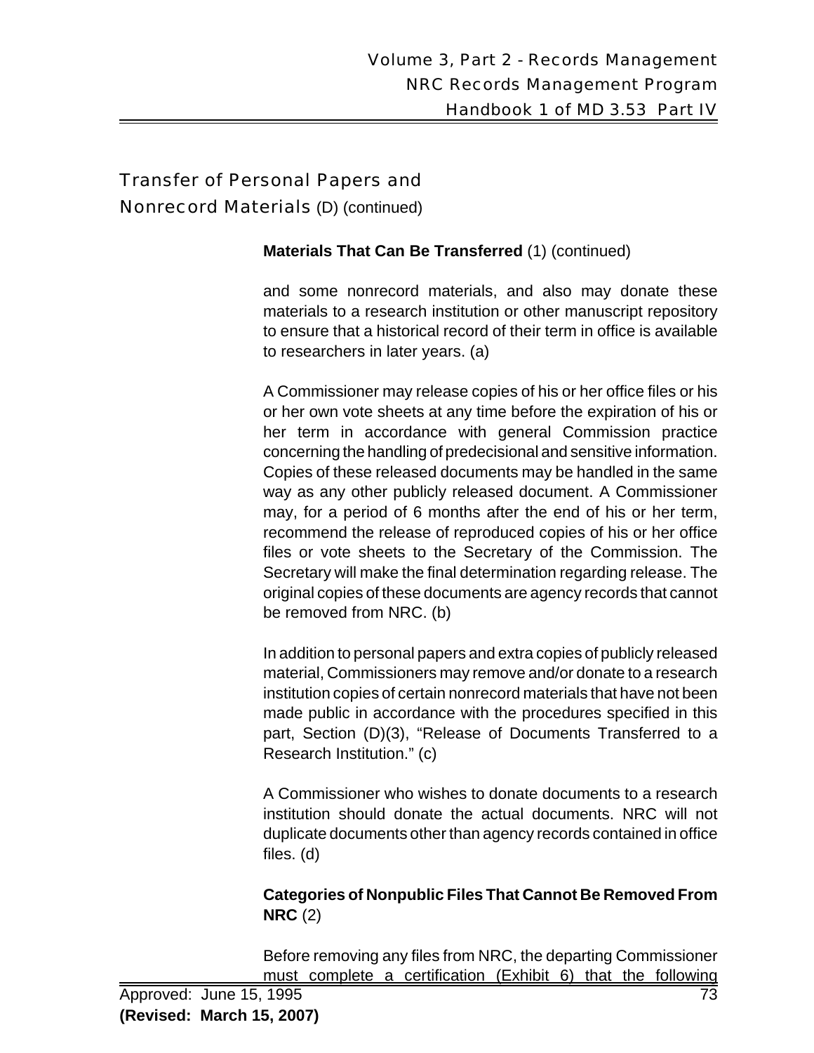## Transfer of Personal Papers and Nonrecord Materials (D) (continued)

**Materials That Can Be Transferred** (1) (continued)

and some nonrecord materials, and also may donate these materials to a research institution or other manuscript repository to ensure that a historical record of their term in office is available to researchers in later years. (a)

A Commissioner may release copies of his or her office files or his or her own vote sheets at any time before the expiration of his or her term in accordance with general Commission practice concerning the handling of predecisional and sensitive information. Copies of these released documents may be handled in the same way as any other publicly released document. A Commissioner may, for a period of 6 months after the end of his or her term, recommend the release of reproduced copies of his or her office files or vote sheets to the Secretary of the Commission. The Secretary will make the final determination regarding release. The original copies of these documents are agency records that cannot be removed from NRC. (b)

In addition to personal papers and extra copies of publicly released material, Commissioners may remove and/or donate to a research institution copies of certain nonrecord materials that have not been made public in accordance with the procedures specified in this part, Section (D)(3), "Release of Documents Transferred to a Research Institution." (c)

A Commissioner who wishes to donate documents to a research institution should donate the actual documents. NRC will not duplicate documents other than agency records contained in office files. (d)

**Categories of Nonpublic Files That Cannot Be Removed From NRC** (2)

Before removing any files from NRC, the departing Commissioner must complete a certification (Exhibit 6) that the following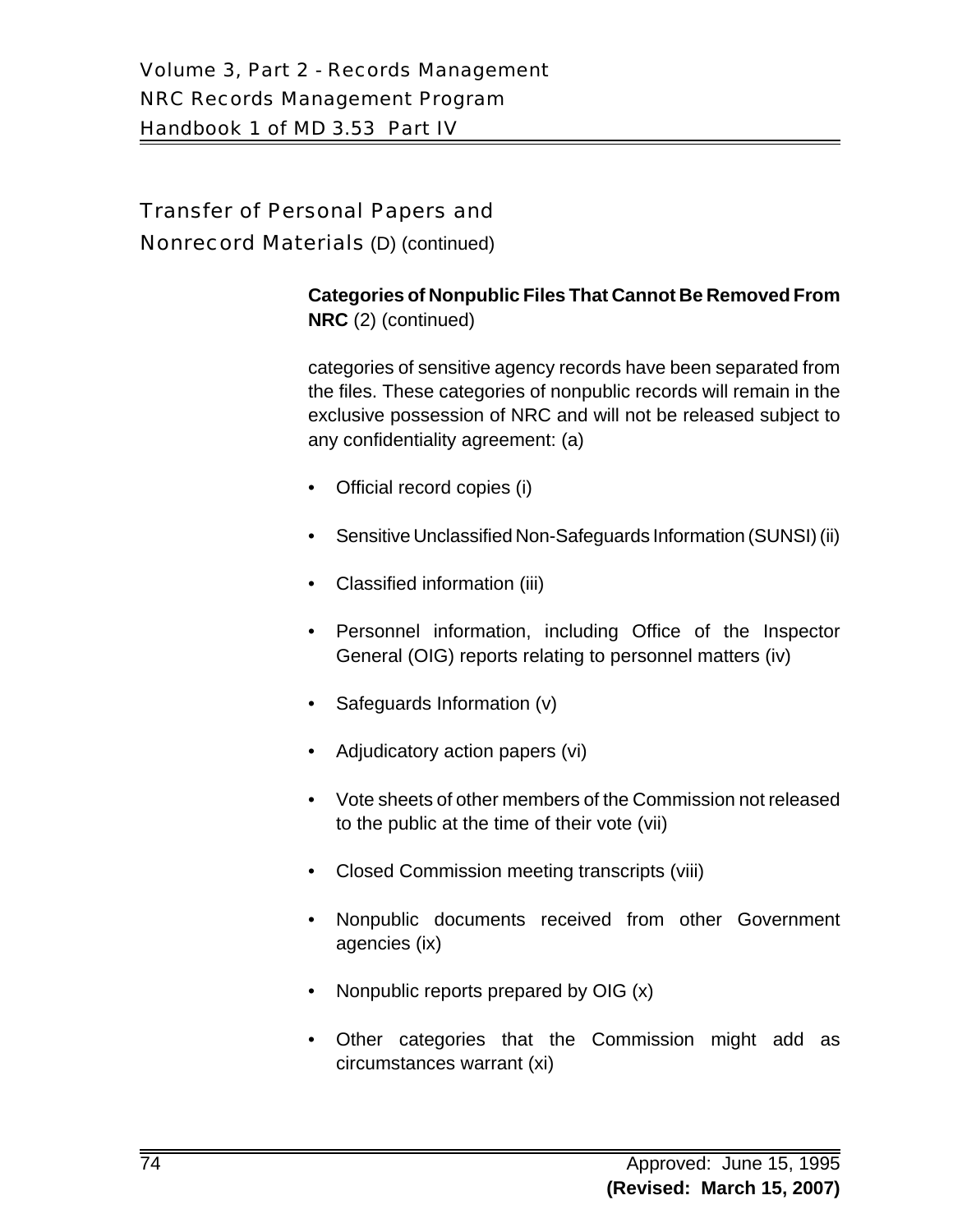## Transfer of Personal Papers and Nonrecord Materials (D) (continued)

**Categories of Nonpublic Files That Cannot Be Removed From NRC** (2) (continued)

categories of sensitive agency records have been separated from the files. These categories of nonpublic records will remain in the exclusive possession of NRC and will not be released subject to any confidentiality agreement: (a)

- Official record copies (i)
- Sensitive Unclassified Non-Safeguards Information (SUNSI) (ii)
- Classified information (iii)
- Personnel information, including Office of the Inspector General (OIG) reports relating to personnel matters (iv)
- Safeguards Information (v)
- Adjudicatory action papers (vi)
- Vote sheets of other members of the Commission not released to the public at the time of their vote (vii)
- Closed Commission meeting transcripts (viii)
- Nonpublic documents received from other Government agencies (ix)
- Nonpublic reports prepared by OIG (x)
- Other categories that the Commission might add as circumstances warrant (xi)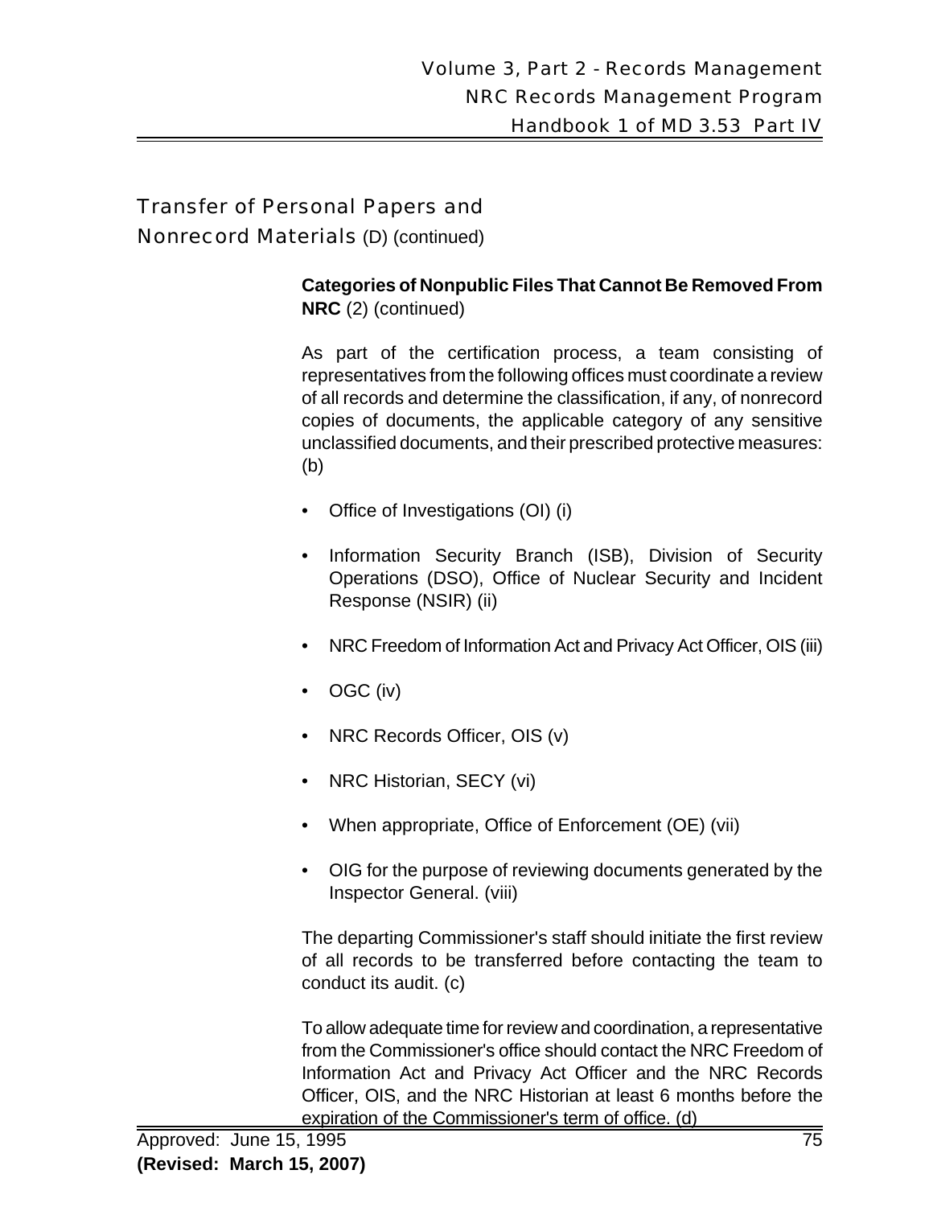## Transfer of Personal Papers and Nonrecord Materials (D) (continued)

**Categories of Nonpublic Files That Cannot Be Removed From NRC** (2) (continued)

As part of the certification process, a team consisting of representatives from the following offices must coordinate a review of all records and determine the classification, if any, of nonrecord copies of documents, the applicable category of any sensitive unclassified documents, and their prescribed protective measures: (b)

- Office of Investigations (OI) (i)
- Information Security Branch (ISB), Division of Security Operations (DSO), Office of Nuclear Security and Incident Response (NSIR) (ii)
- NRC Freedom of Information Act and Privacy Act Officer, OIS (iii)
- OGC (iv)
- NRC Records Officer, OIS (v)
- NRC Historian, SECY (vi)
- When appropriate, Office of Enforcement (OE) (vii)
- OIG for the purpose of reviewing documents generated by the Inspector General. (viii)

The departing Commissioner's staff should initiate the first review of all records to be transferred before contacting the team to conduct its audit. (c)

To allow adequate time for review and coordination, a representative from the Commissioner's office should contact the NRC Freedom of Information Act and Privacy Act Officer and the NRC Records Officer, OIS, and the NRC Historian at least 6 months before the expiration of the Commissioner's term of office. (d)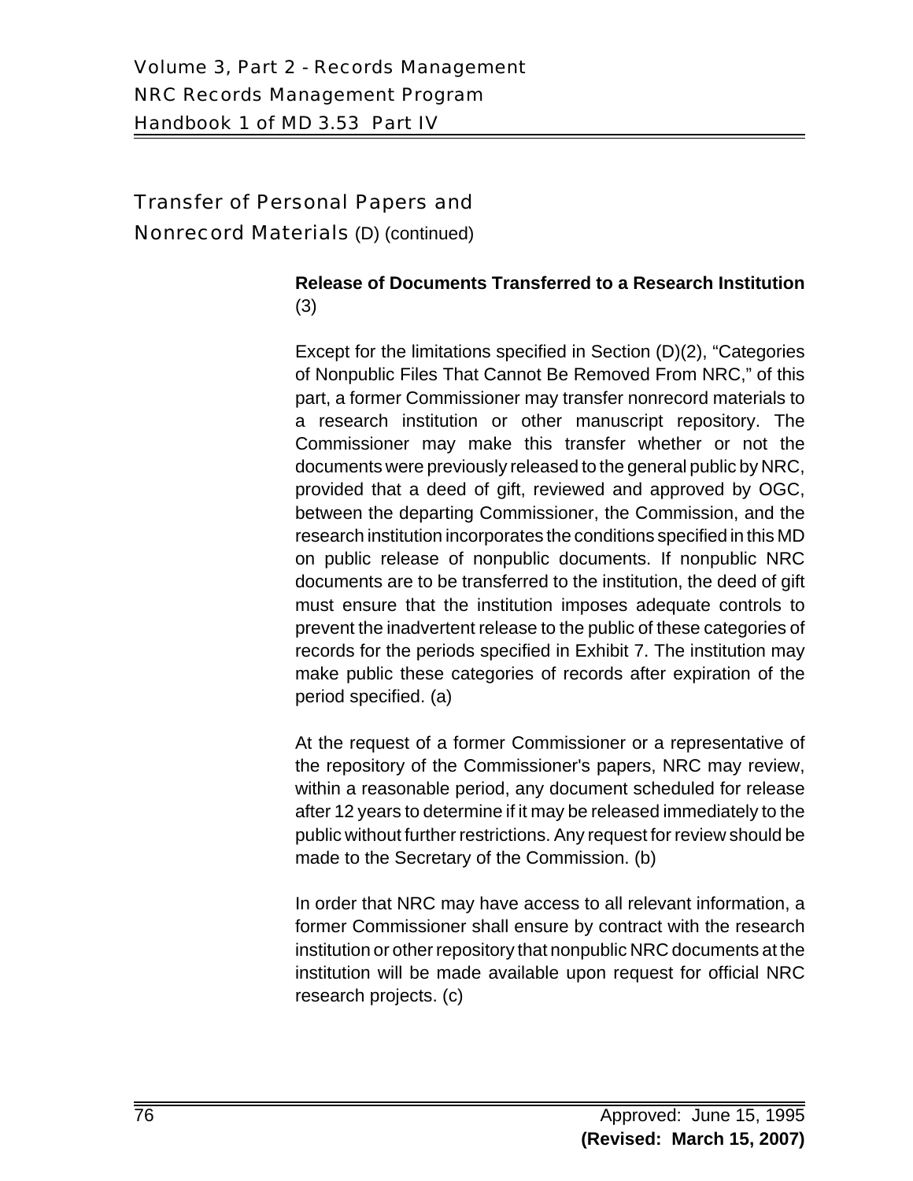## Transfer of Personal Papers and Nonrecord Materials (D) (continued)

### Release of Documents Transferred to a Research Institution (3)

Except for the limitations specified in Section (D)(2), "Categories of Nonpublic Files That Cannot Be Removed From NRC," of this part, a former Commissioner may transfer nonrecord materials to a research institution or other manuscript repository. The Commissioner may make this transfer whether or not the documents were previously released to the general public by NRC, provided that a deed of gift, reviewed and approved by OGC, between the departing Commissioner, the Commission, and the research institution incorporates the conditions specified in this MD on public release of nonpublic documents. If nonpublic NRC documents are to be transferred to the institution, the deed of gift must ensure that the institution imposes adequate controls to prevent the inadvertent release to the public of these categories of records for the periods specified in Exhibit 7. The institution may make public these categories of records after expiration of the period specified. (a)

At the request of a former Commissioner or a representative of the repository of the Commissioner's papers, NRC may review, within a reasonable period, any document scheduled for release after 12 years to determine if it may be released immediately to the public without further restrictions. Any request for review should be made to the Secretary of the Commission. (b)

In order that NRC may have access to all relevant information, a former Commissioner shall ensure by contract with the research institution or other repository that nonpublic NRC documents at the institution will be made available upon request for official NRC research projects. (c)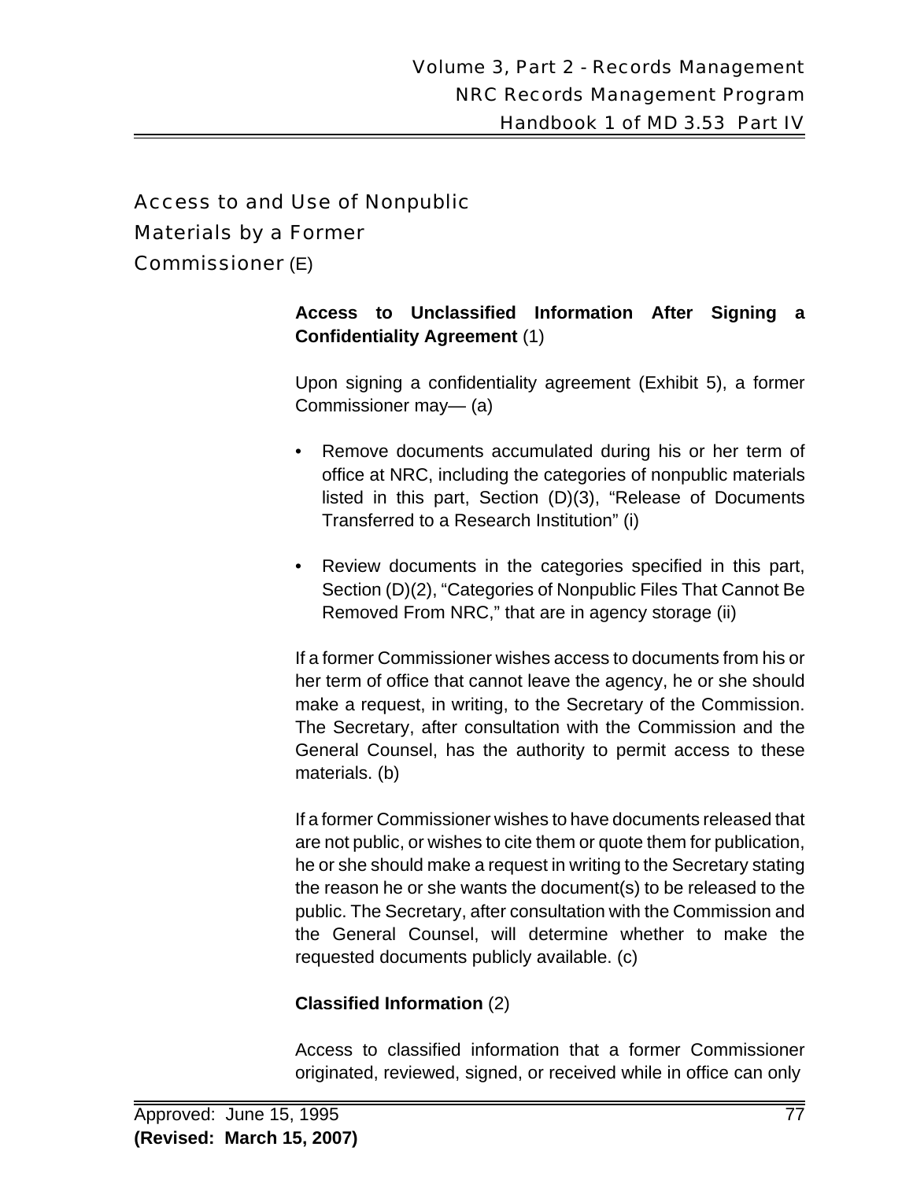## Access to and Use of Nonpublic Materials by a Former Commissioner (E)

**Access to Unclassified Information After Signing a Confidentiality Agreement** (1)

Upon signing a confidentiality agreement (Exhibit 5), a former Commissioner may— (a)

- Remove documents accumulated during his or her term of office at NRC, including the categories of nonpublic materials listed in this part, Section (D)(3), "Release of Documents Transferred to a Research Institution" (i)
- Review documents in the categories specified in this part, Section (D)(2), "Categories of Nonpublic Files That Cannot Be Removed From NRC," that are in agency storage (ii)

If a former Commissioner wishes access to documents from his or her term of office that cannot leave the agency, he or she should make a request, in writing, to the Secretary of the Commission. The Secretary, after consultation with the Commission and the General Counsel, has the authority to permit access to these materials. (b)

If a former Commissioner wishes to have documents released that are not public, or wishes to cite them or quote them for publication, he or she should make a request in writing to the Secretary stating the reason he or she wants the document(s) to be released to the public. The Secretary, after consultation with the Commission and the General Counsel, will determine whether to make the requested documents publicly available. (c)

**Classified Information** (2)

Access to classified information that a former Commissioner originated, reviewed, signed, or received while in office can only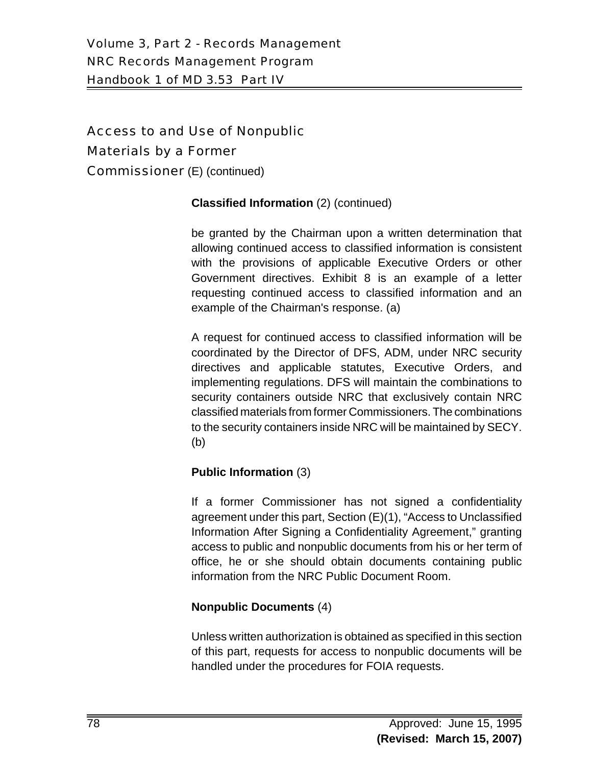## Access to and Use of Nonpublic Materials by a Former Commissioner (E) (continued)

**Classified Information** (2) (continued)

be granted by the Chairman upon a written determination that allowing continued access to classified information is consistent with the provisions of applicable Executive Orders or other Government directives. Exhibit 8 is an example of a letter requesting continued access to classified information and an example of the Chairman's response. (a)

A request for continued access to classified information will be coordinated by the Director of DFS, ADM, under NRC security directives and applicable statutes, Executive Orders, and implementing regulations. DFS will maintain the combinations to security containers outside NRC that exclusively contain NRC classified materials from former Commissioners. The combinations to the security containers inside NRC will be maintained by SECY. (b)

**Public Information** (3)

If a former Commissioner has not signed a confidentiality agreement under this part, Section (E)(1), "Access to Unclassified Information After Signing a Confidentiality Agreement," granting access to public and nonpublic documents from his or her term of office, he or she should obtain documents containing public information from the NRC Public Document Room.

**Nonpublic Documents** (4)

Unless written authorization is obtained as specified in this section of this part, requests for access to nonpublic documents will be handled under the procedures for FOIA requests.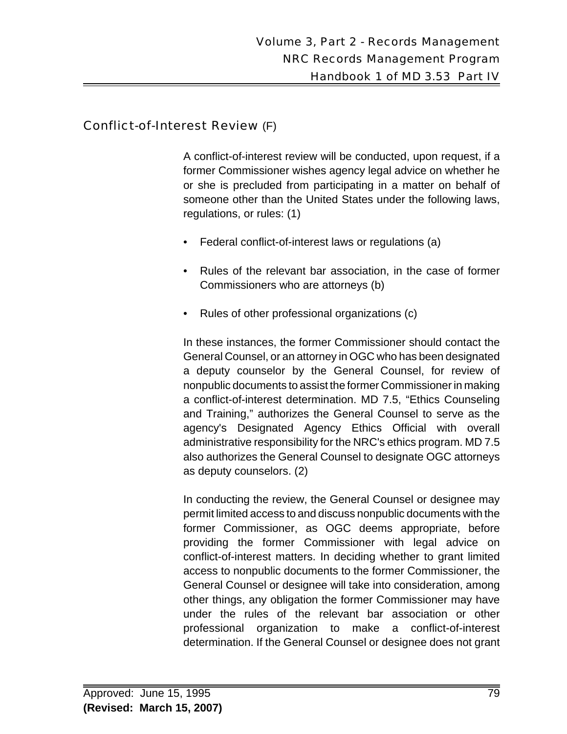## Conflict-of-Interest Review (F)

A conflict-of-interest review will be conducted, upon request, if a former Commissioner wishes agency legal advice on whether he or she is precluded from participating in a matter on behalf of someone other than the United States under the following laws, regulations, or rules: (1)

- Federal conflict-of-interest laws or regulations (a)
- Rules of the relevant bar association, in the case of former Commissioners who are attorneys (b)
- Rules of other professional organizations (c)

In these instances, the former Commissioner should contact the General Counsel, or an attorney in OGC who has been designated a deputy counselor by the General Counsel, for review of nonpublic documents to assist the former Commissioner in making a conflict-of-interest determination. MD 7.5, "Ethics Counseling and Training," authorizes the General Counsel to serve as the agency's Designated Agency Ethics Official with overall administrative responsibility for the NRC's ethics program. MD 7.5 also authorizes the General Counsel to designate OGC attorneys as deputy counselors. (2)

In conducting the review, the General Counsel or designee may permit limited access to and discuss nonpublic documents with the former Commissioner, as OGC deems appropriate, before providing the former Commissioner with legal advice on conflict-of-interest matters. In deciding whether to grant limited access to nonpublic documents to the former Commissioner, the General Counsel or designee will take into consideration, among other things, any obligation the former Commissioner may have under the rules of the relevant bar association or other professional organization to make a conflict-of-interest determination. If the General Counsel or designee does not grant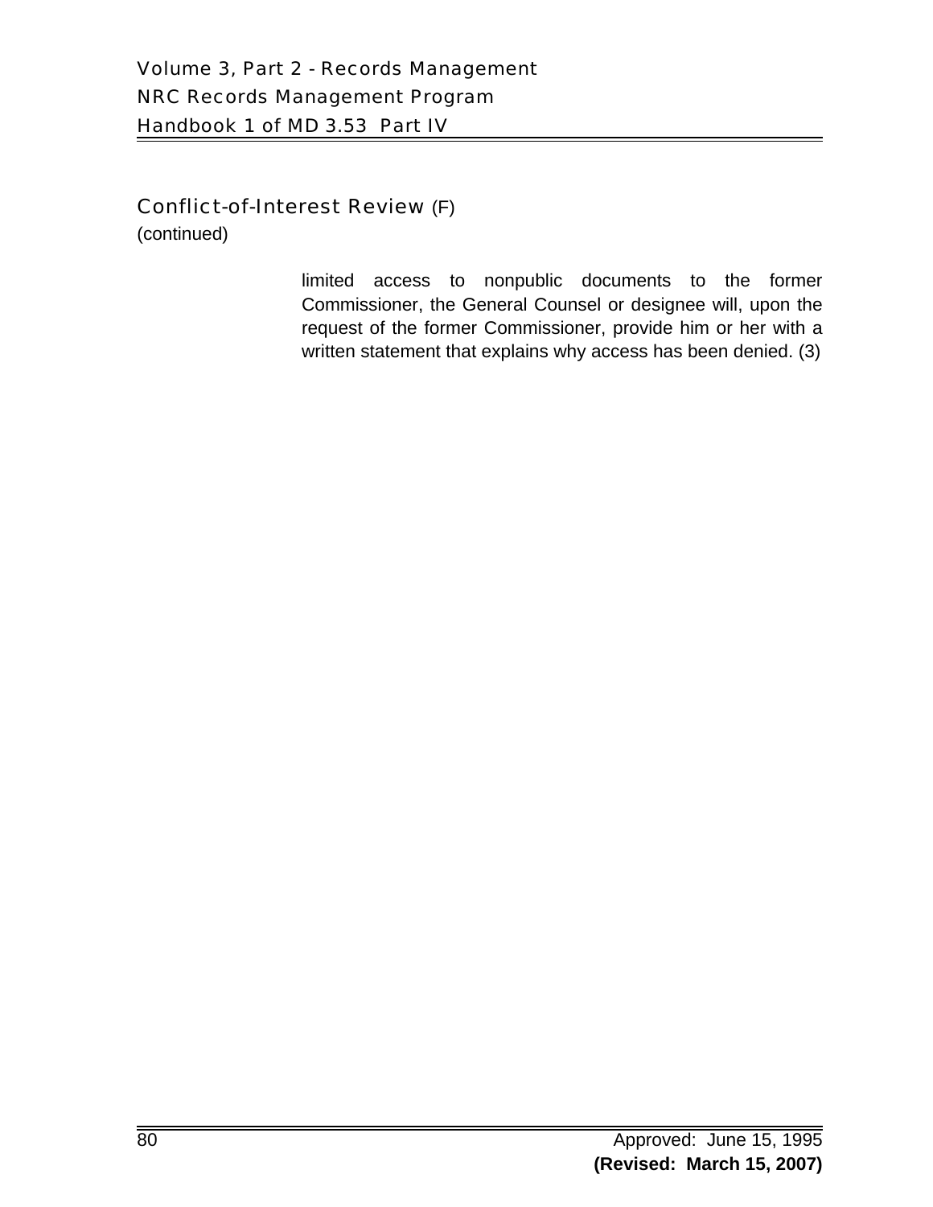## Conflict-of-Interest Review (F)

(continued)

limited access to nonpublic documents to the former Commissioner, the General Counsel or designee will, upon the request of the former Commissioner, provide him or her with a written statement that explains why access has been denied. (3)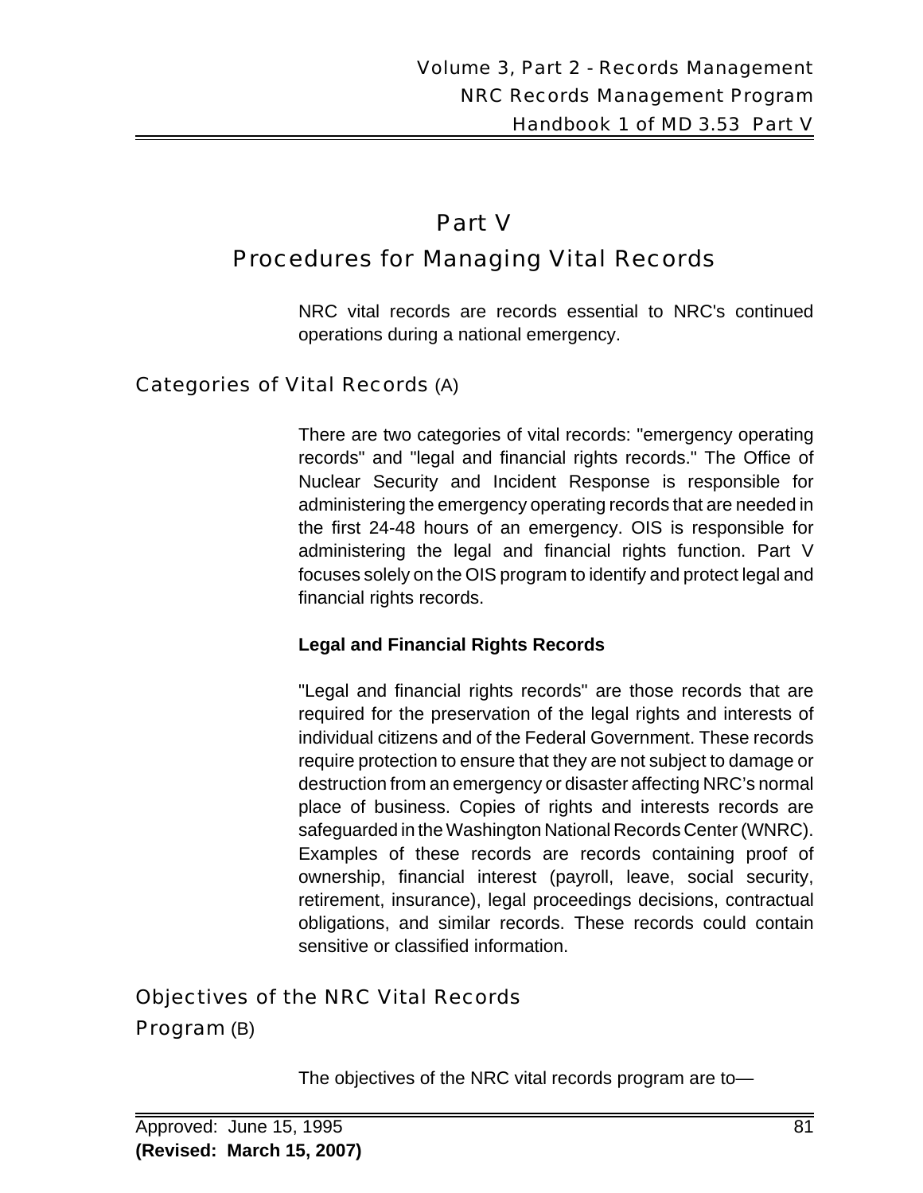# Part V

# Procedures for Managing Vital Records

NRC vital records are records essential to NRC's continued operations during a national emergency.

## Categories of Vital Records (A)

There are two categories of vital records: "emergency operating records" and "legal and financial rights records." The Office of Nuclear Security and Incident Response is responsible for administering the emergency operating records that are needed in the first 24-48 hours of an emergency. OIS is responsible for administering the legal and financial rights function. Part V focuses solely on the OIS program to identify and protect legal and financial rights records.

**Legal and Financial Rights Records**

"Legal and financial rights records" are those records that are required for the preservation of the legal rights and interests of individual citizens and of the Federal Government. These records require protection to ensure that they are not subject to damage or destruction from an emergency or disaster affecting NRC's normal place of business. Copies of rights and interests records are safeguarded in the Washington National Records Center (WNRC). Examples of these records are records containing proof of ownership, financial interest (payroll, leave, social security, retirement, insurance), legal proceedings decisions, contractual obligations, and similar records. These records could contain sensitive or classified information.

## Objectives of the NRC Vital Records Program (B)

The objectives of the NRC vital records program are to—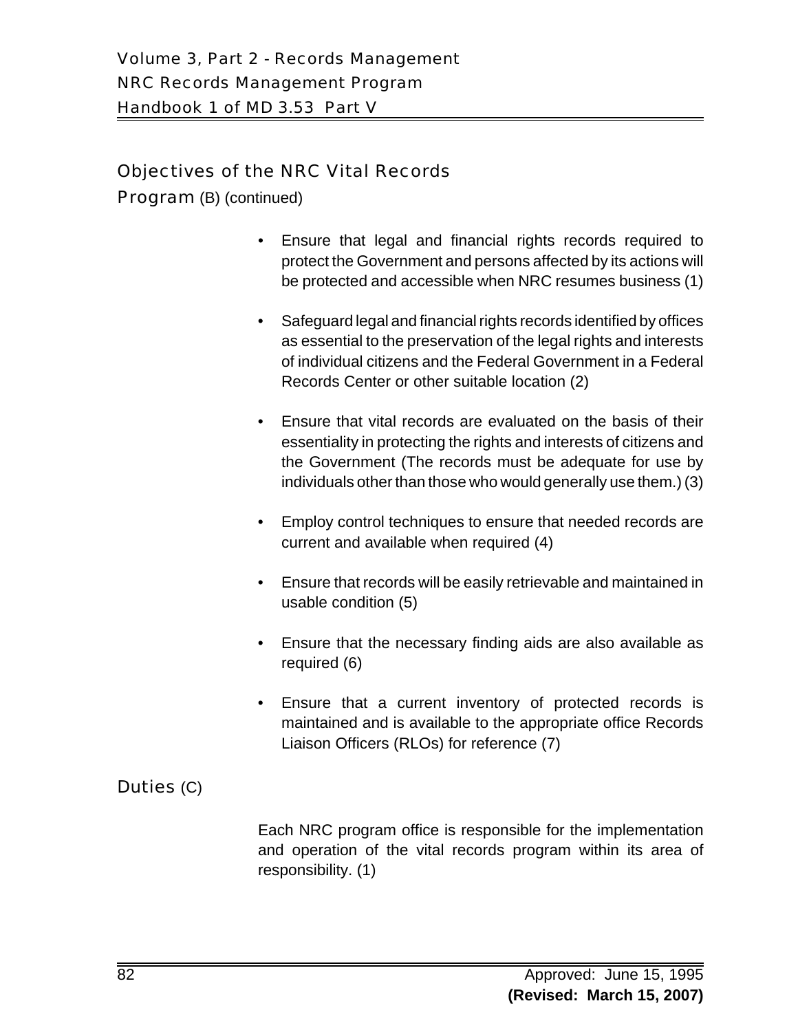## Objectives of the NRC Vital Records Program (B) (continued)

- Ensure that legal and financial rights records required to protect the Government and persons affected by its actions will be protected and accessible when NRC resumes business (1)

- Safeguard legal and financial rights records identified by offices as essential to the preservation of the legal rights and interests of individual citizens and the Federal Government in a Federal Records Center or other suitable location (2)

- Ensure that vital records are evaluated on the basis of their essentiality in protecting the rights and interests of citizens and the Government (The records must be adequate for use by individuals other than those who would generally use them.) (3)

- Employ control techniques to ensure that needed records are current and available when required (4)

- Ensure that records will be easily retrievable and maintained in usable condition (5)

- Ensure that the necessary finding aids are also available as required (6)

- Ensure that a current inventory of protected records is maintained and is available to the appropriate office Records Liaison Officers (RLOs) for reference (7)

## Duties (C)

Each NRC program office is responsible for the implementation and operation of the vital records program within its area of responsibility. (1)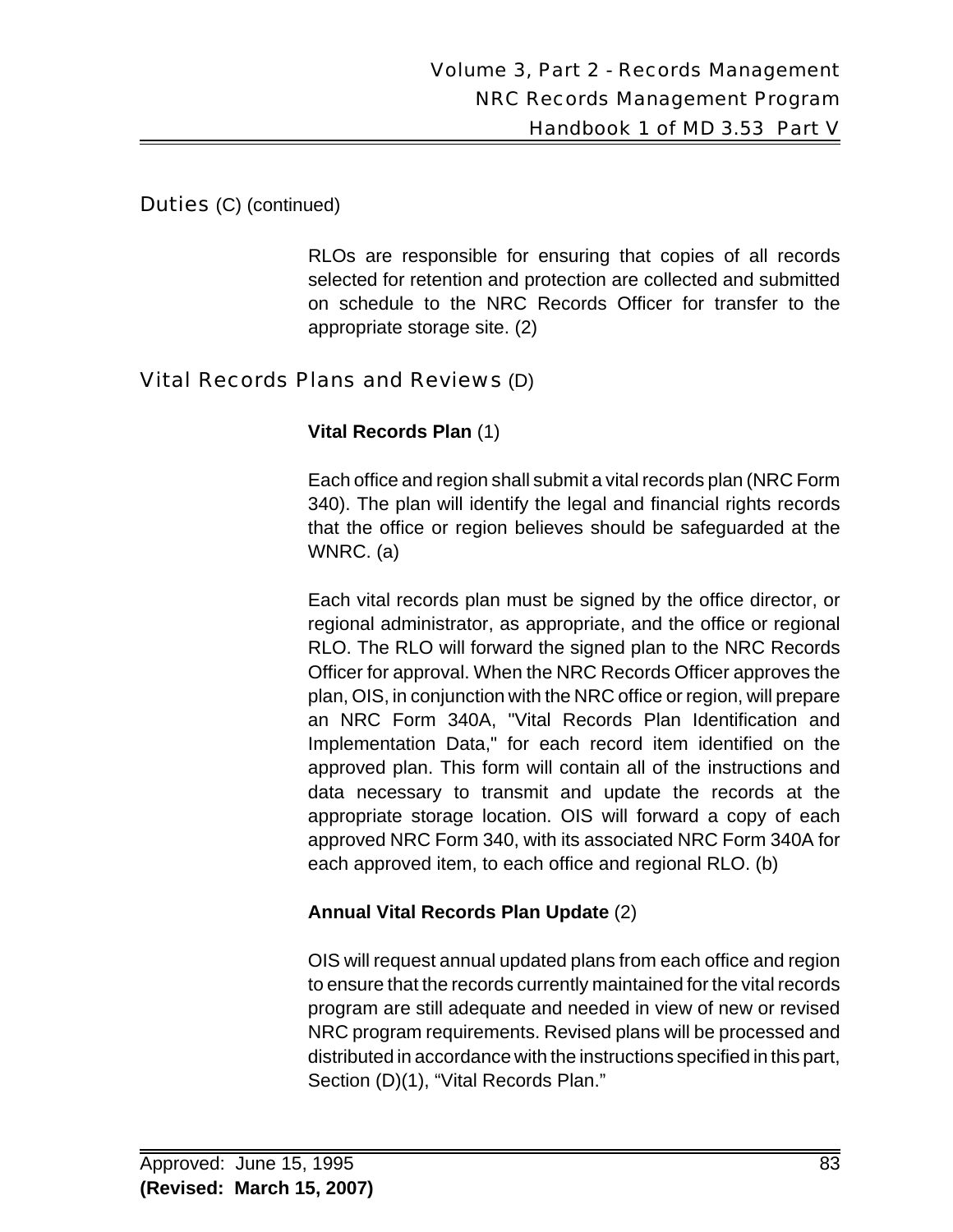## Duties (C) (continued)

RLOs are responsible for ensuring that copies of all records selected for retention and protection are collected and submitted on schedule to the NRC Records Officer for transfer to the appropriate storage site. (2)

## Vital Records Plans and Reviews (D)

### Vital Records Plan (1)

Each office and region shall submit a vital records plan (NRC Form 340). The plan will identify the legal and financial rights records that the office or region believes should be safeguarded at the WNRC. (a)

Each vital records plan must be signed by the office director, or regional administrator, as appropriate, and the office or regional RLO. The RLO will forward the signed plan to the NRC Records Officer for approval. When the NRC Records Officer approves the plan, OIS, in conjunction with the NRC office or region, will prepare an NRC Form 340A, "Vital Records Plan Identification and Implementation Data," for each record item identified on the approved plan. This form will contain all of the instructions and data necessary to transmit and update the records at the appropriate storage location. OIS will forward a copy of each approved NRC Form 340, with its associated NRC Form 340A for each approved item, to each office and regional RLO. (b)

### Annual Vital Records Plan Update (2)

OIS will request annual updated plans from each office and region to ensure that the records currently maintained for the vital records program are still adequate and needed in view of new or revised NRC program requirements. Revised plans will be processed and distributed in accordance with the instructions specified in this part, Section (D)(1), "Vital Records Plan."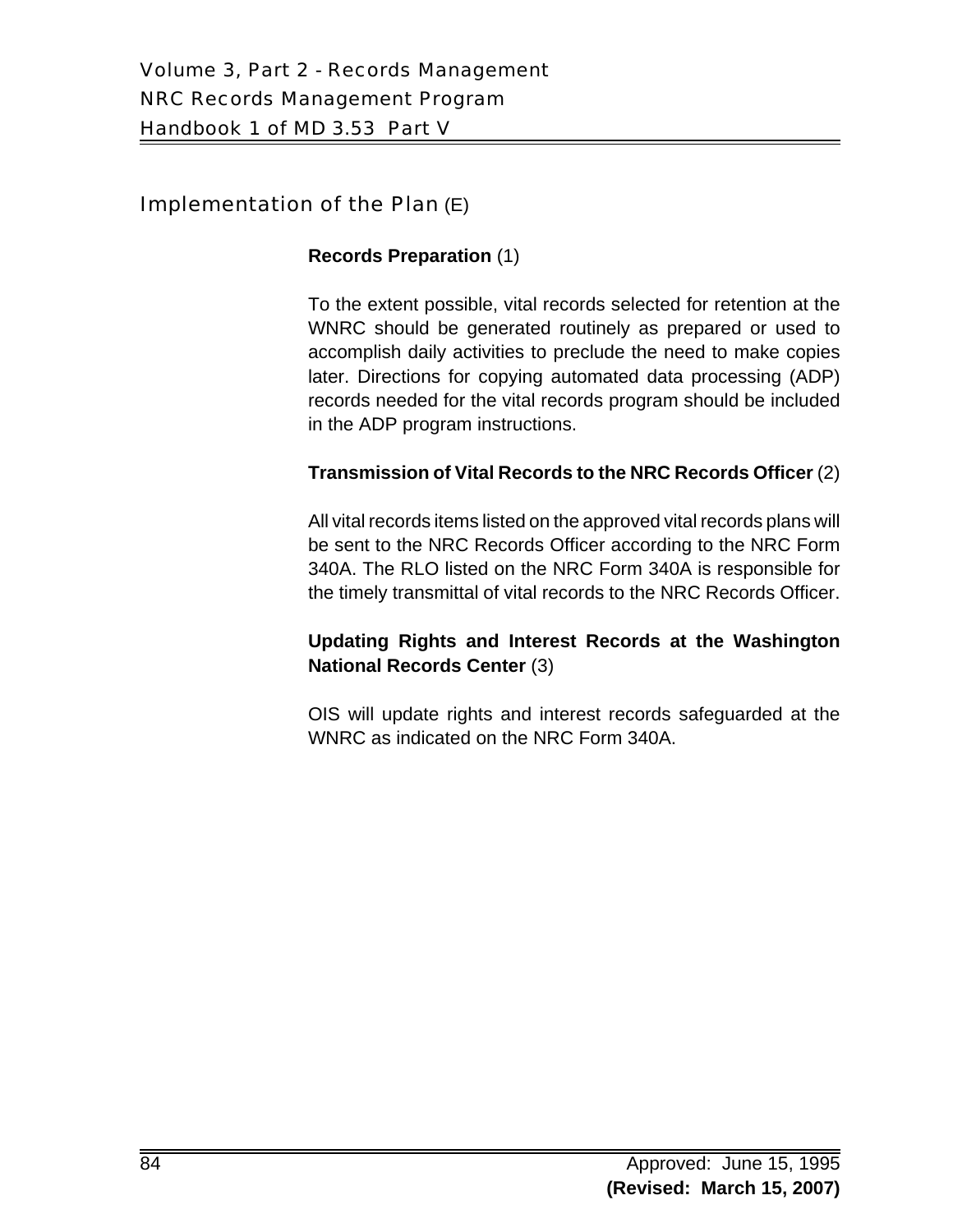## Implementation of the Plan (E)

**Records Preparation** (1)

To the extent possible, vital records selected for retention at the WNRC should be generated routinely as prepared or used to accomplish daily activities to preclude the need to make copies later. Directions for copying automated data processing (ADP) records needed for the vital records program should be included in the ADP program instructions.

**Transmission of Vital Records to the NRC Records Officer** (2)

All vital records items listed on the approved vital records plans will be sent to the NRC Records Officer according to the NRC Form 340A. The RLO listed on the NRC Form 340A is responsible for the timely transmittal of vital records to the NRC Records Officer.

**Updating Rights and Interest Records at the Washington National Records Center** (3)

OIS will update rights and interest records safeguarded at the WNRC as indicated on the NRC Form 340A.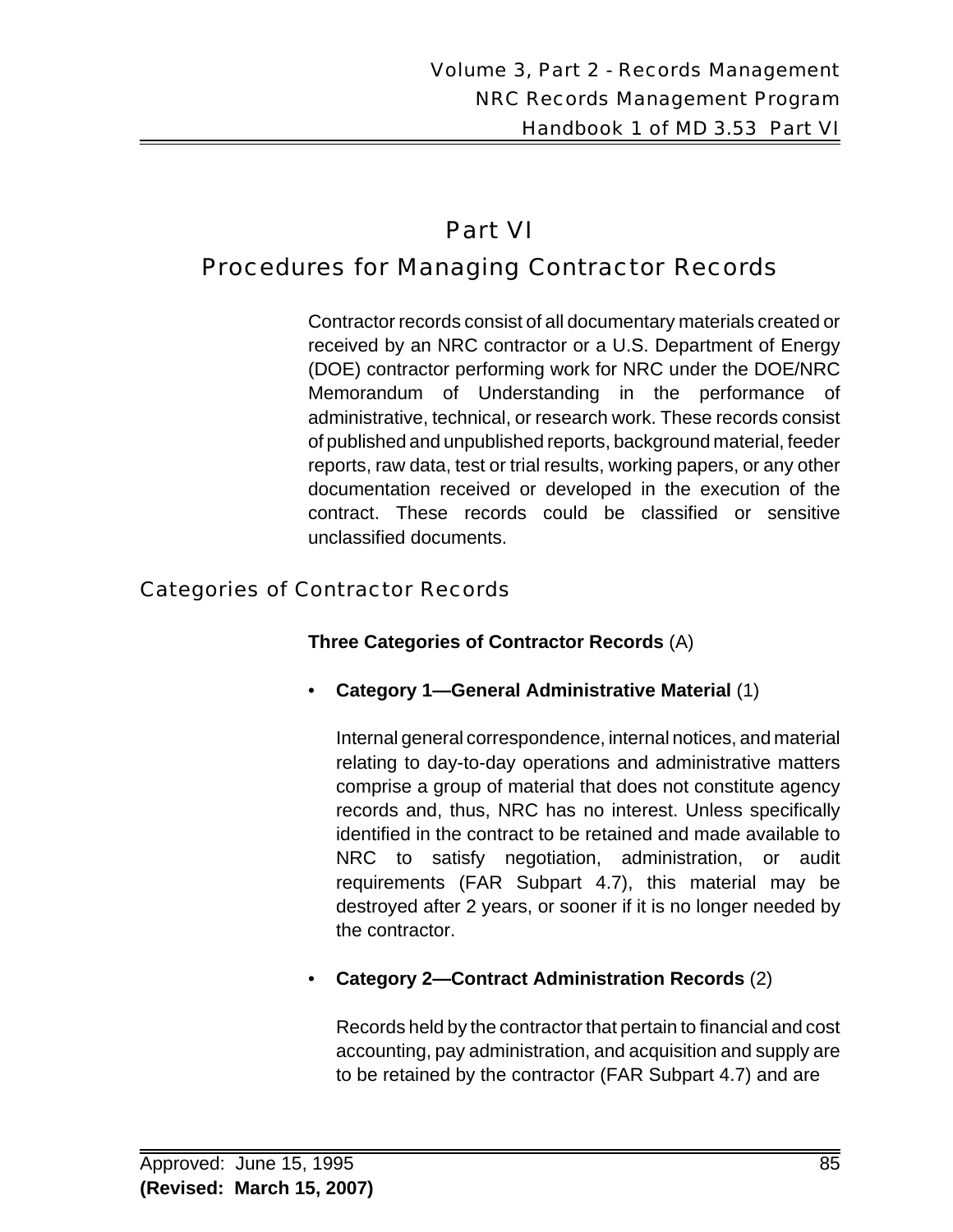# Part VI

# Procedures for Managing Contractor Records

Contractor records consist of all documentary materials created or received by an NRC contractor or a U.S. Department of Energy (DOE) contractor performing work for NRC under the DOE/NRC Memorandum of Understanding in the performance of administrative, technical, or research work. These records consist of published and unpublished reports, background material, feeder reports, raw data, test or trial results, working papers, or any other documentation received or developed in the execution of the contract. These records could be classified or sensitive unclassified documents.

## Categories of Contractor Records

**Three Categories of Contractor Records** (A)

- **Category 1—General Administrative Material** (1)

  Internal general correspondence, internal notices, and material relating to day-to-day operations and administrative matters comprise a group of material that does not constitute agency records and, thus, NRC has no interest. Unless specifically identified in the contract to be retained and made available to NRC to satisfy negotiation, administration, or audit requirements (FAR Subpart 4.7), this material may be destroyed after 2 years, or sooner if it is no longer needed by the contractor.

- **Category 2—Contract Administration Records** (2)

  Records held by the contractor that pertain to financial and cost accounting, pay administration, and acquisition and supply are to be retained by the contractor (FAR Subpart 4.7) and are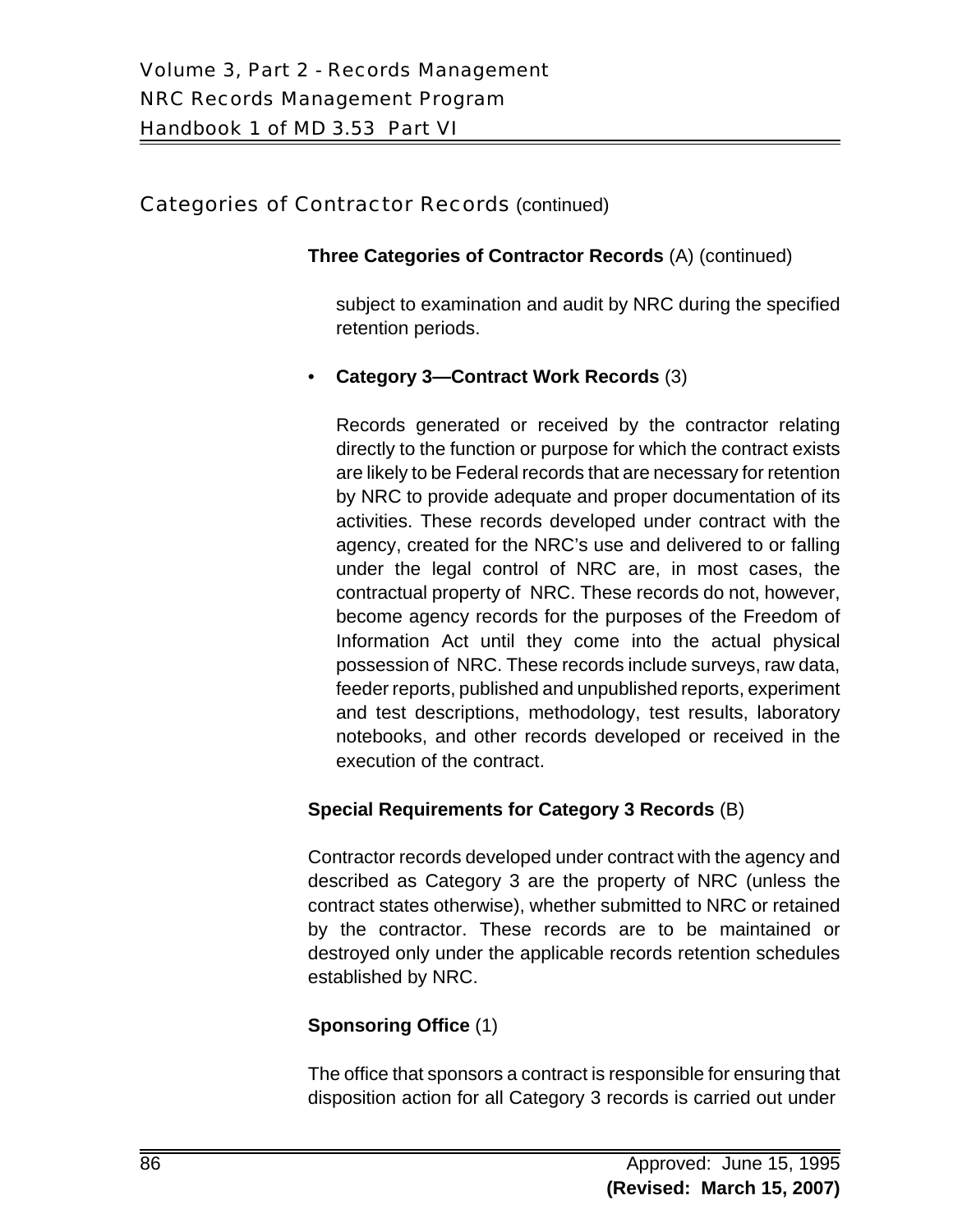## Categories of Contractor Records (continued)

**Three Categories of Contractor Records** (A) (continued)

subject to examination and audit by NRC during the specified retention periods.

- **Category 3—Contract Work Records** (3)

  Records generated or received by the contractor relating directly to the function or purpose for which the contract exists are likely to be Federal records that are necessary for retention by NRC to provide adequate and proper documentation of its activities. These records developed under contract with the agency, created for the NRC's use and delivered to or falling under the legal control of NRC are, in most cases, the contractual property of NRC. These records do not, however, become agency records for the purposes of the Freedom of Information Act until they come into the actual physical possession of NRC. These records include surveys, raw data, feeder reports, published and unpublished reports, experiment and test descriptions, methodology, test results, laboratory notebooks, and other records developed or received in the execution of the contract.

**Special Requirements for Category 3 Records** (B)

Contractor records developed under contract with the agency and described as Category 3 are the property of NRC (unless the contract states otherwise), whether submitted to NRC or retained by the contractor. These records are to be maintained or destroyed only under the applicable records retention schedules established by NRC.

**Sponsoring Office** (1)

The office that sponsors a contract is responsible for ensuring that disposition action for all Category 3 records is carried out under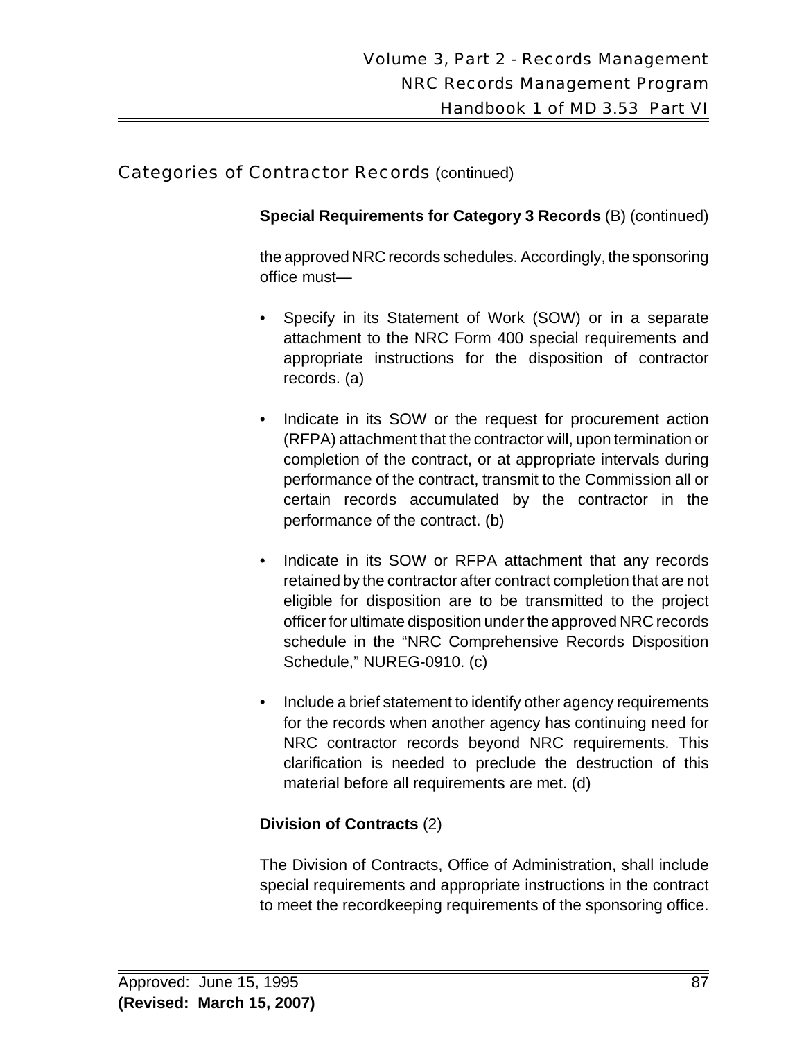## Categories of Contractor Records (continued)

**Special Requirements for Category 3 Records** (B) (continued)

the approved NRC records schedules. Accordingly, the sponsoring office must—

- Specify in its Statement of Work (SOW) or in a separate attachment to the NRC Form 400 special requirements and appropriate instructions for the disposition of contractor records. (a)
- Indicate in its SOW or the request for procurement action (RFPA) attachment that the contractor will, upon termination or completion of the contract, or at appropriate intervals during performance of the contract, transmit to the Commission all or certain records accumulated by the contractor in the performance of the contract. (b)
- Indicate in its SOW or RFPA attachment that any records retained by the contractor after contract completion that are not eligible for disposition are to be transmitted to the project officer for ultimate disposition under the approved NRC records schedule in the "NRC Comprehensive Records Disposition Schedule," NUREG-0910. (c)
- Include a brief statement to identify other agency requirements for the records when another agency has continuing need for NRC contractor records beyond NRC requirements. This clarification is needed to preclude the destruction of this material before all requirements are met. (d)

**Division of Contracts** (2)

The Division of Contracts, Office of Administration, shall include special requirements and appropriate instructions in the contract to meet the recordkeeping requirements of the sponsoring office.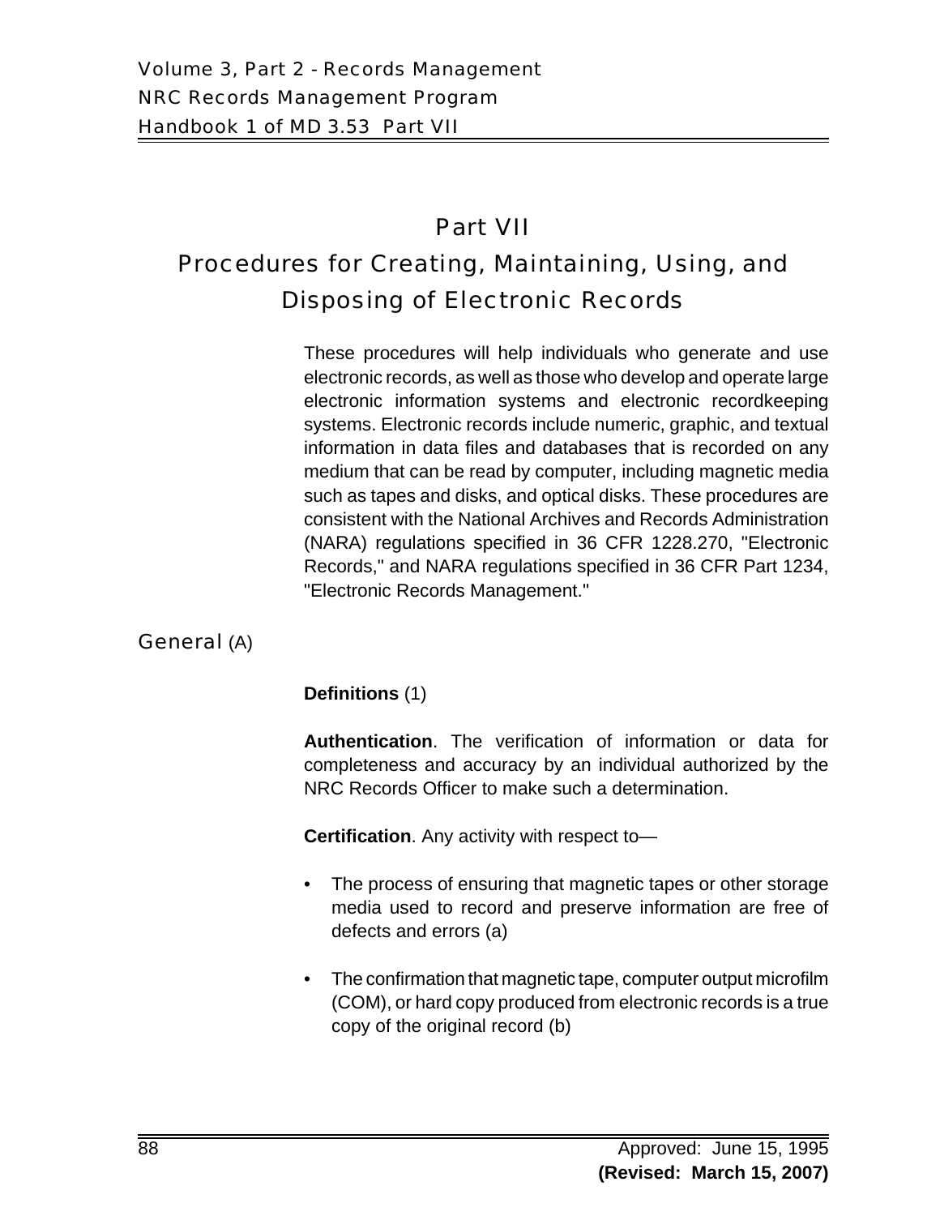# Part VII

# Procedures for Creating, Maintaining, Using, and Disposing of Electronic Records

These procedures will help individuals who generate and use electronic records, as well as those who develop and operate large electronic information systems and electronic recordkeeping systems. Electronic records include numeric, graphic, and textual information in data files and databases that is recorded on any medium that can be read by computer, including magnetic media such as tapes and disks, and optical disks. These procedures are consistent with the National Archives and Records Administration (NARA) regulations specified in 36 CFR 1228.270, "Electronic Records," and NARA regulations specified in 36 CFR Part 1234, "Electronic Records Management."

## General (A)

**Definitions** (1)

**Authentication**. The verification of information or data for completeness and accuracy by an individual authorized by the NRC Records Officer to make such a determination.

**Certification**. Any activity with respect to—

- The process of ensuring that magnetic tapes or other storage media used to record and preserve information are free of defects and errors (a)
- The confirmation that magnetic tape, computer output microfilm (COM), or hard copy produced from electronic records is a true copy of the original record (b)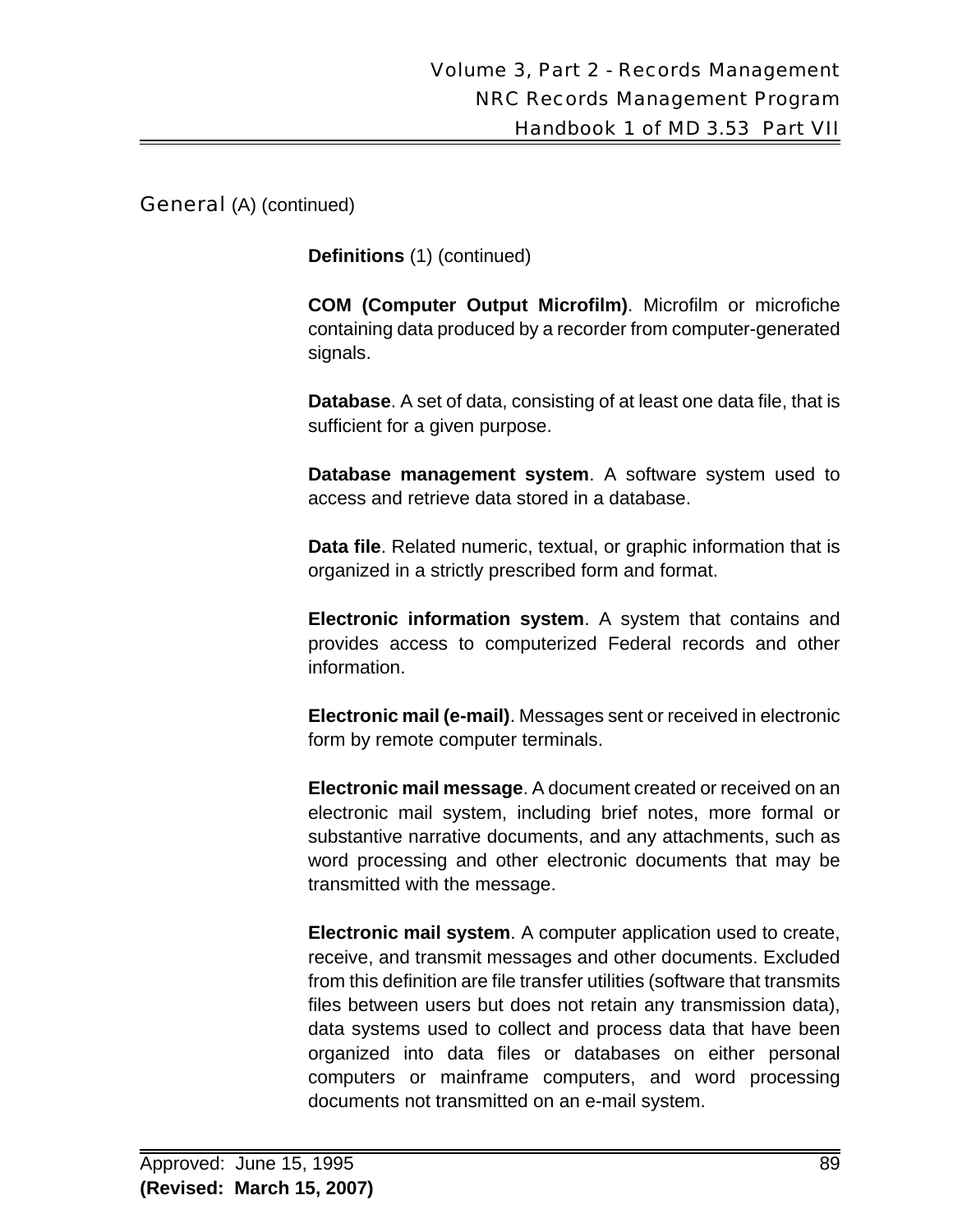## General (A) (continued)

**Definitions** (1) (continued)

**COM (Computer Output Microfilm)**. Microfilm or microfiche containing data produced by a recorder from computer-generated signals.

**Database**. A set of data, consisting of at least one data file, that is sufficient for a given purpose.

**Database management system**. A software system used to access and retrieve data stored in a database.

**Data file**. Related numeric, textual, or graphic information that is organized in a strictly prescribed form and format.

**Electronic information system**. A system that contains and provides access to computerized Federal records and other information.

**Electronic mail (e-mail)**. Messages sent or received in electronic form by remote computer terminals.

**Electronic mail message**. A document created or received on an electronic mail system, including brief notes, more formal or substantive narrative documents, and any attachments, such as word processing and other electronic documents that may be transmitted with the message.

**Electronic mail system**. A computer application used to create, receive, and transmit messages and other documents. Excluded from this definition are file transfer utilities (software that transmits files between users but does not retain any transmission data), data systems used to collect and process data that have been organized into data files or databases on either personal computers or mainframe computers, and word processing documents not transmitted on an e-mail system.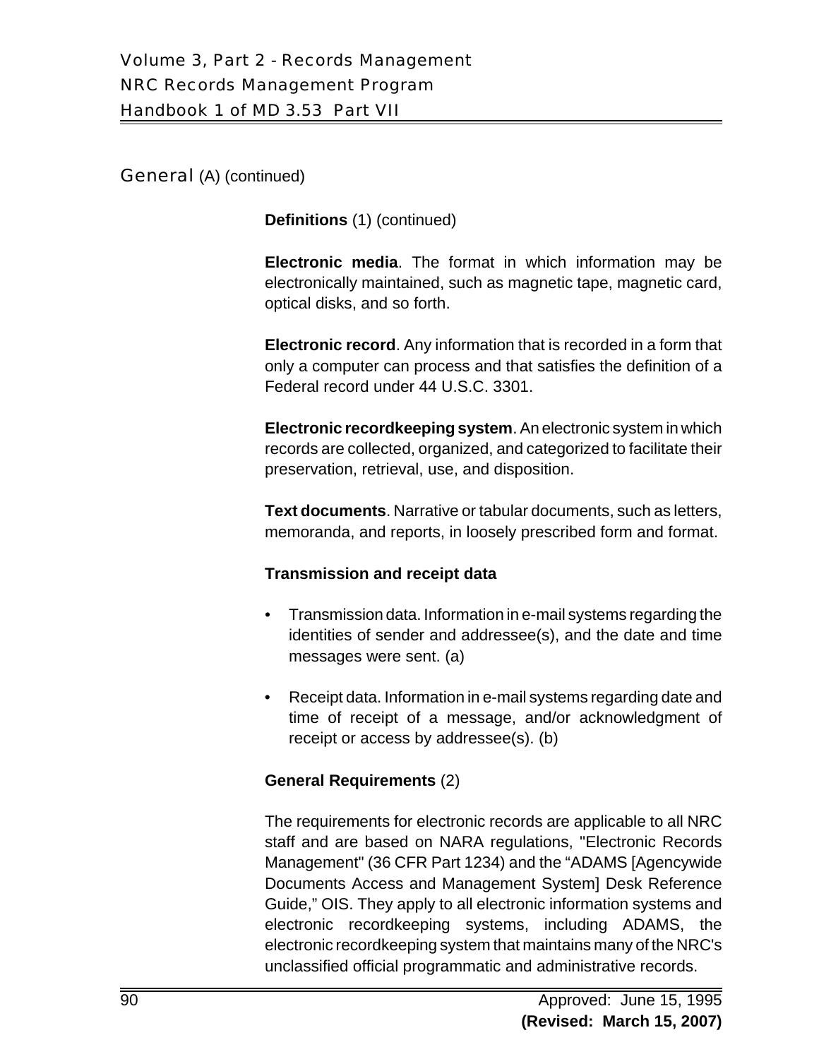## General (A) (continued)

**Definitions** (1) (continued)

**Electronic media**. The format in which information may be electronically maintained, such as magnetic tape, magnetic card, optical disks, and so forth.

**Electronic record**. Any information that is recorded in a form that only a computer can process and that satisfies the definition of a Federal record under 44 U.S.C. 3301.

**Electronic recordkeeping system**. An electronic system in which records are collected, organized, and categorized to facilitate their preservation, retrieval, use, and disposition.

**Text documents**. Narrative or tabular documents, such as letters, memoranda, and reports, in loosely prescribed form and format.

**Transmission and receipt data**

- Transmission data. Information in e-mail systems regarding the identities of sender and addressee(s), and the date and time messages were sent. (a)
- Receipt data. Information in e-mail systems regarding date and time of receipt of a message, and/or acknowledgment of receipt or access by addressee(s). (b)

**General Requirements** (2)

The requirements for electronic records are applicable to all NRC staff and are based on NARA regulations, "Electronic Records Management" (36 CFR Part 1234) and the "ADAMS [Agencywide Documents Access and Management System] Desk Reference Guide," OIS. They apply to all electronic information systems and electronic recordkeeping systems, including ADAMS, the electronic recordkeeping system that maintains many of the NRC's unclassified official programmatic and administrative records.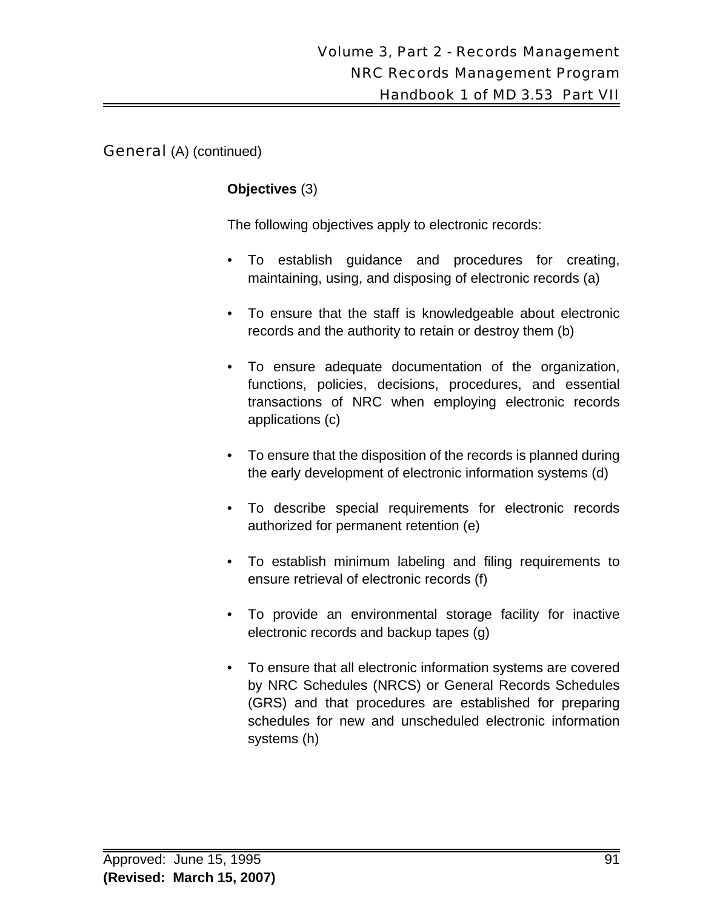## General (A) (continued)

**Objectives** (3)

The following objectives apply to electronic records:

- To establish guidance and procedures for creating, maintaining, using, and disposing of electronic records (a)
- To ensure that the staff is knowledgeable about electronic records and the authority to retain or destroy them (b)
- To ensure adequate documentation of the organization, functions, policies, decisions, procedures, and essential transactions of NRC when employing electronic records applications (c)
- To ensure that the disposition of the records is planned during the early development of electronic information systems (d)
- To describe special requirements for electronic records authorized for permanent retention (e)
- To establish minimum labeling and filing requirements to ensure retrieval of electronic records (f)
- To provide an environmental storage facility for inactive electronic records and backup tapes (g)
- To ensure that all electronic information systems are covered by NRC Schedules (NRCS) or General Records Schedules (GRS) and that procedures are established for preparing schedules for new and unscheduled electronic information systems (h)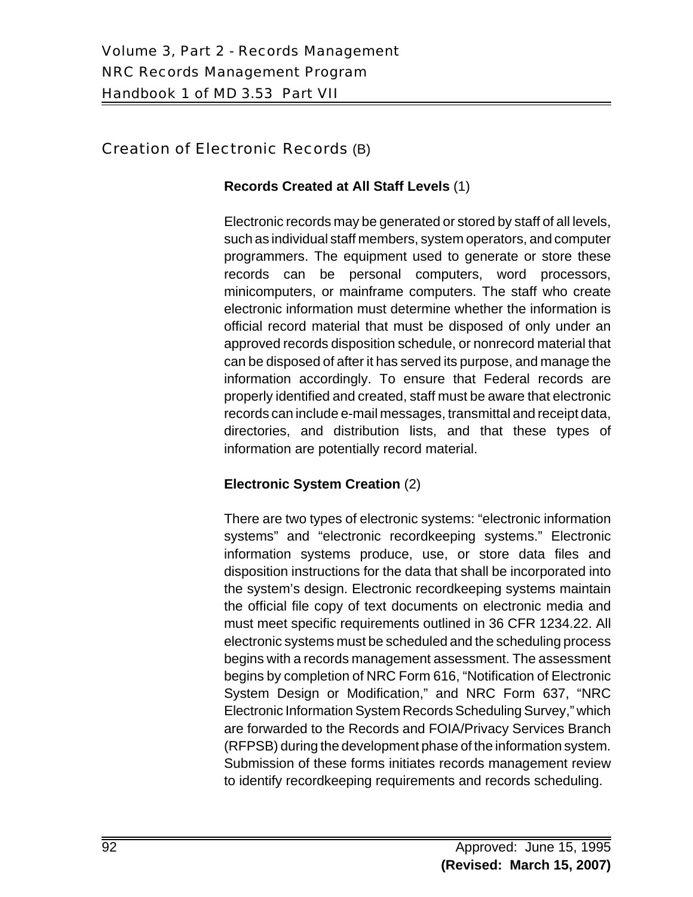## Creation of Electronic Records (B)

**Records Created at All Staff Levels** (1)

Electronic records may be generated or stored by staff of all levels, such as individual staff members, system operators, and computer programmers. The equipment used to generate or store these records can be personal computers, word processors, minicomputers, or mainframe computers. The staff who create electronic information must determine whether the information is official record material that must be disposed of only under an approved records disposition schedule, or nonrecord material that can be disposed of after it has served its purpose, and manage the information accordingly. To ensure that Federal records are properly identified and created, staff must be aware that electronic records can include e-mail messages, transmittal and receipt data, directories, and distribution lists, and that these types of information are potentially record material.

**Electronic System Creation** (2)

There are two types of electronic systems: "electronic information systems" and "electronic recordkeeping systems." Electronic information systems produce, use, or store data files and disposition instructions for the data that shall be incorporated into the system's design. Electronic recordkeeping systems maintain the official file copy of text documents on electronic media and must meet specific requirements outlined in 36 CFR 1234.22. All electronic systems must be scheduled and the scheduling process begins with a records management assessment. The assessment begins by completion of NRC Form 616, "Notification of Electronic System Design or Modification," and NRC Form 637, "NRC Electronic Information System Records Scheduling Survey," which are forwarded to the Records and FOIA/Privacy Services Branch (RFPSB) during the development phase of the information system. Submission of these forms initiates records management review to identify recordkeeping requirements and records scheduling.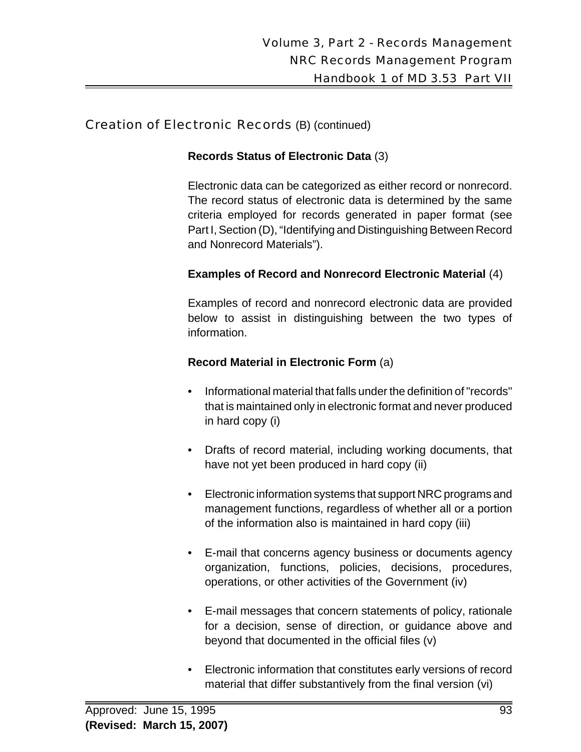## Creation of Electronic Records (B) (continued)

### Records Status of Electronic Data (3)

Electronic data can be categorized as either record or nonrecord. The record status of electronic data is determined by the same criteria employed for records generated in paper format (see Part I, Section (D), "Identifying and Distinguishing Between Record and Nonrecord Materials").

### Examples of Record and Nonrecord Electronic Material (4)

Examples of record and nonrecord electronic data are provided below to assist in distinguishing between the two types of information.

#### Record Material in Electronic Form (a)

- Informational material that falls under the definition of "records" that is maintained only in electronic format and never produced in hard copy (i)
- Drafts of record material, including working documents, that have not yet been produced in hard copy (ii)
- Electronic information systems that support NRC programs and management functions, regardless of whether all or a portion of the information also is maintained in hard copy (iii)
- E-mail that concerns agency business or documents agency organization, functions, policies, decisions, procedures, operations, or other activities of the Government (iv)
- E-mail messages that concern statements of policy, rationale for a decision, sense of direction, or guidance above and beyond that documented in the official files (v)
- Electronic information that constitutes early versions of record material that differ substantively from the final version (vi)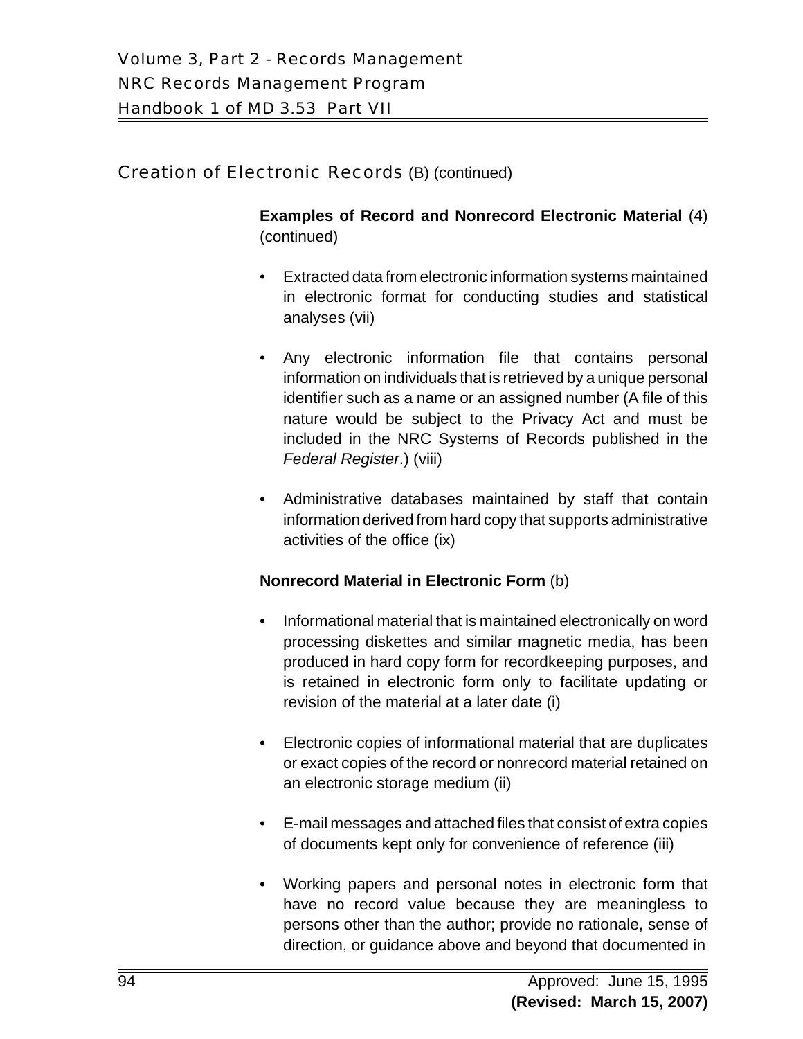## Creation of Electronic Records (B) (continued)

**Examples of Record and Nonrecord Electronic Material** (4) (continued)

- Extracted data from electronic information systems maintained in electronic format for conducting studies and statistical analyses (vii)
- Any electronic information file that contains personal information on individuals that is retrieved by a unique personal identifier such as a name or an assigned number (A file of this nature would be subject to the Privacy Act and must be included in the NRC Systems of Records published in the *Federal Register*.) (viii)
- Administrative databases maintained by staff that contain information derived from hard copy that supports administrative activities of the office (ix)

**Nonrecord Material in Electronic Form** (b)

- Informational material that is maintained electronically on word processing diskettes and similar magnetic media, has been produced in hard copy form for recordkeeping purposes, and is retained in electronic form only to facilitate updating or revision of the material at a later date (i)
- Electronic copies of informational material that are duplicates or exact copies of the record or nonrecord material retained on an electronic storage medium (ii)
- E-mail messages and attached files that consist of extra copies of documents kept only for convenience of reference (iii)
- Working papers and personal notes in electronic form that have no record value because they are meaningless to persons other than the author; provide no rationale, sense of direction, or guidance above and beyond that documented in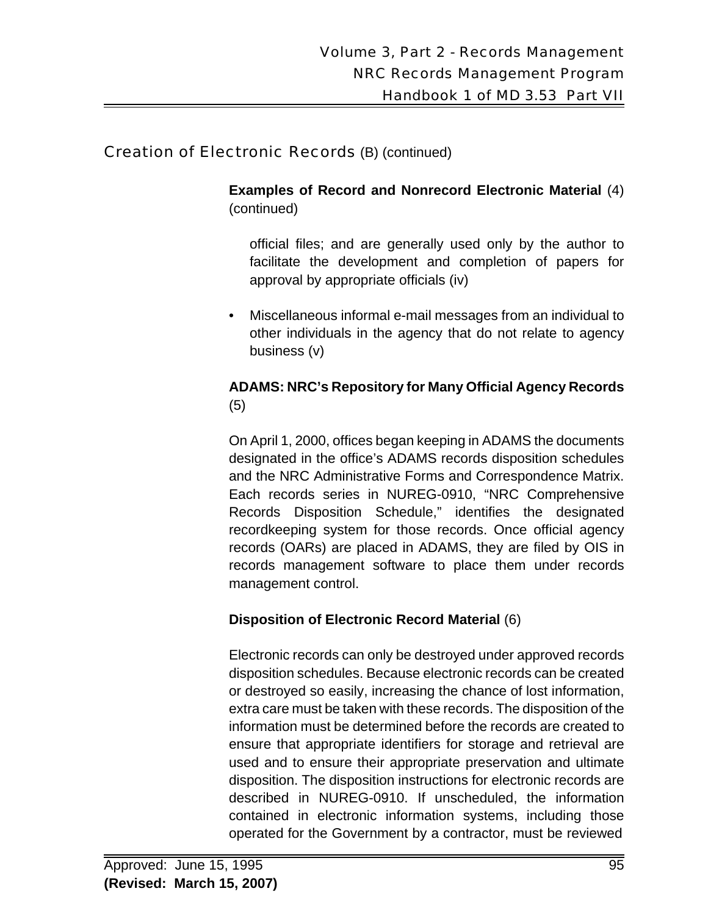## Creation of Electronic Records (B) (continued)

**Examples of Record and Nonrecord Electronic Material** (4) (continued)

official files; and are generally used only by the author to facilitate the development and completion of papers for approval by appropriate officials (iv)

- Miscellaneous informal e-mail messages from an individual to other individuals in the agency that do not relate to agency business (v)

**ADAMS: NRC's Repository for Many Official Agency Records** (5)

On April 1, 2000, offices began keeping in ADAMS the documents designated in the office's ADAMS records disposition schedules and the NRC Administrative Forms and Correspondence Matrix. Each records series in NUREG-0910, "NRC Comprehensive Records Disposition Schedule," identifies the designated recordkeeping system for those records. Once official agency records (OARs) are placed in ADAMS, they are filed by OIS in records management software to place them under records management control.

**Disposition of Electronic Record Material** (6)

Electronic records can only be destroyed under approved records disposition schedules. Because electronic records can be created or destroyed so easily, increasing the chance of lost information, extra care must be taken with these records. The disposition of the information must be determined before the records are created to ensure that appropriate identifiers for storage and retrieval are used and to ensure their appropriate preservation and ultimate disposition. The disposition instructions for electronic records are described in NUREG-0910. If unscheduled, the information contained in electronic information systems, including those operated for the Government by a contractor, must be reviewed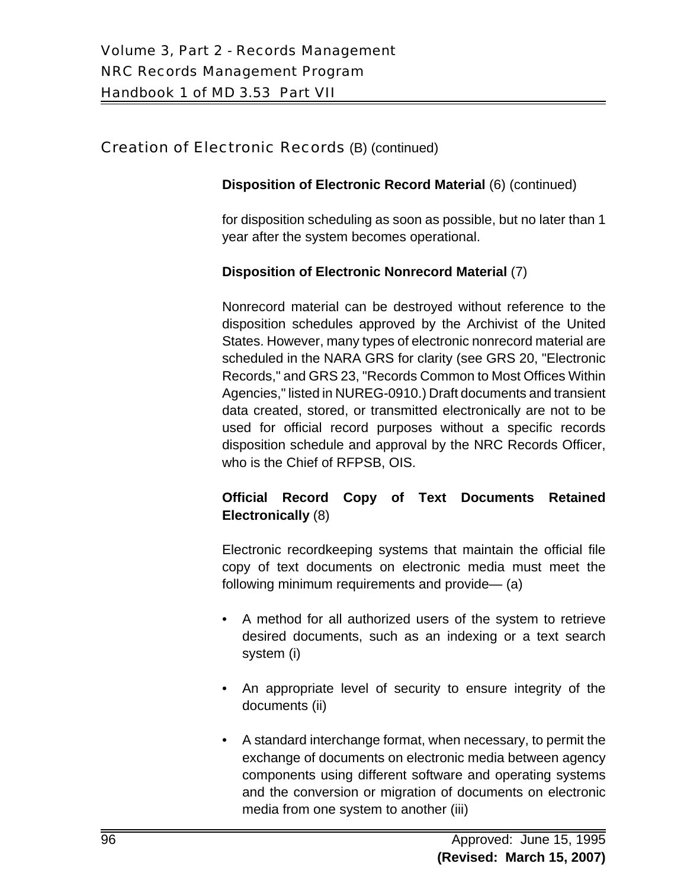## Creation of Electronic Records (B) (continued)

**Disposition of Electronic Record Material** (6) (continued)

for disposition scheduling as soon as possible, but no later than 1 year after the system becomes operational.

**Disposition of Electronic Nonrecord Material** (7)

Nonrecord material can be destroyed without reference to the disposition schedules approved by the Archivist of the United States. However, many types of electronic nonrecord material are scheduled in the NARA GRS for clarity (see GRS 20, "Electronic Records," and GRS 23, "Records Common to Most Offices Within Agencies," listed in NUREG-0910.) Draft documents and transient data created, stored, or transmitted electronically are not to be used for official record purposes without a specific records disposition schedule and approval by the NRC Records Officer, who is the Chief of RFPSB, OIS.

**Official Record Copy of Text Documents Retained Electronically** (8)

Electronic recordkeeping systems that maintain the official file copy of text documents on electronic media must meet the following minimum requirements and provide— (a)

- A method for all authorized users of the system to retrieve desired documents, such as an indexing or a text search system (i)
- An appropriate level of security to ensure integrity of the documents (ii)
- A standard interchange format, when necessary, to permit the exchange of documents on electronic media between agency components using different software and operating systems and the conversion or migration of documents on electronic media from one system to another (iii)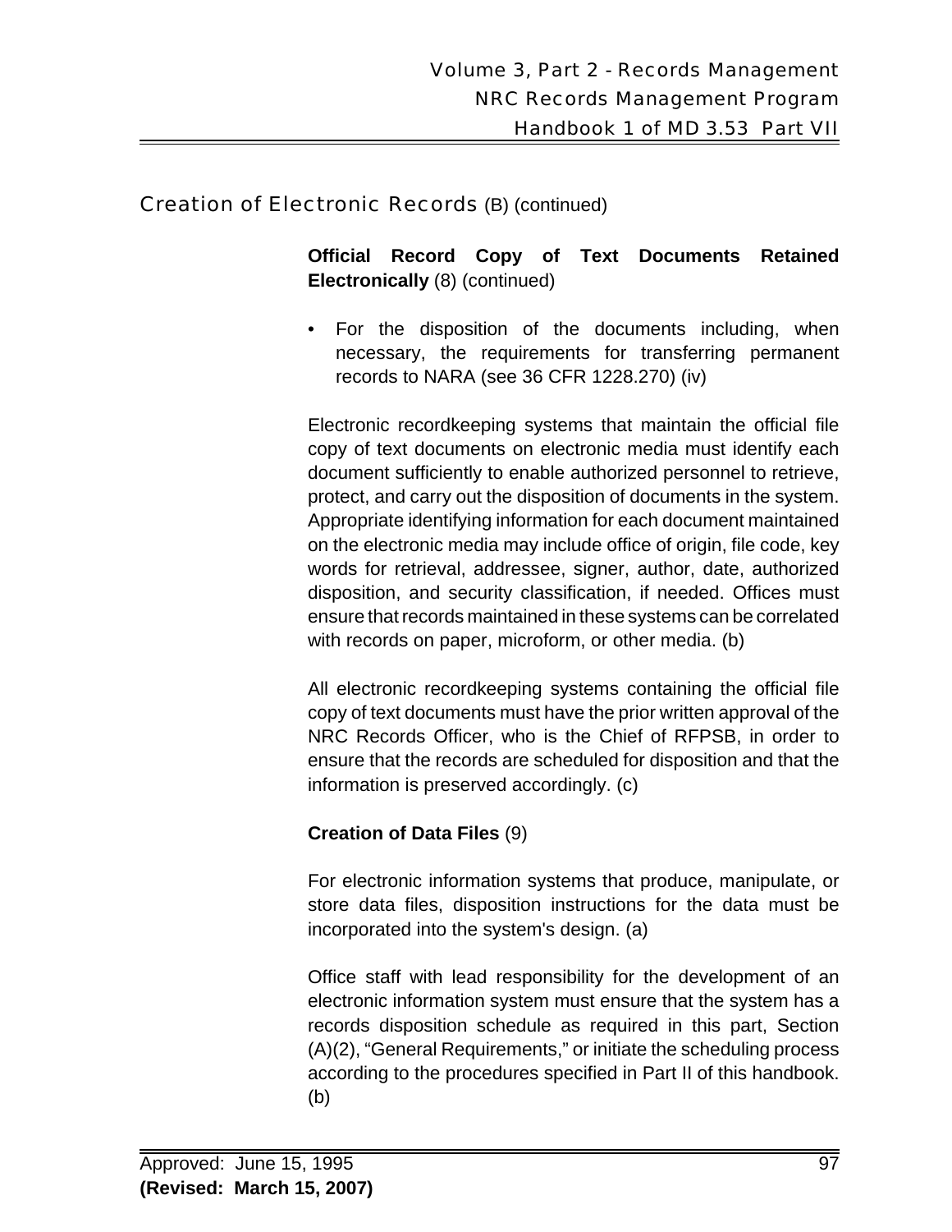## Creation of Electronic Records (B) (continued)

**Official Record Copy of Text Documents Retained Electronically** (8) (continued)

- For the disposition of the documents including, when necessary, the requirements for transferring permanent records to NARA (see 36 CFR 1228.270) (iv)

Electronic recordkeeping systems that maintain the official file copy of text documents on electronic media must identify each document sufficiently to enable authorized personnel to retrieve, protect, and carry out the disposition of documents in the system. Appropriate identifying information for each document maintained on the electronic media may include office of origin, file code, key words for retrieval, addressee, signer, author, date, authorized disposition, and security classification, if needed. Offices must ensure that records maintained in these systems can be correlated with records on paper, microform, or other media. (b)

All electronic recordkeeping systems containing the official file copy of text documents must have the prior written approval of the NRC Records Officer, who is the Chief of RFPSB, in order to ensure that the records are scheduled for disposition and that the information is preserved accordingly. (c)

**Creation of Data Files** (9)

For electronic information systems that produce, manipulate, or store data files, disposition instructions for the data must be incorporated into the system's design. (a)

Office staff with lead responsibility for the development of an electronic information system must ensure that the system has a records disposition schedule as required in this part, Section (A)(2), "General Requirements," or initiate the scheduling process according to the procedures specified in Part II of this handbook. (b)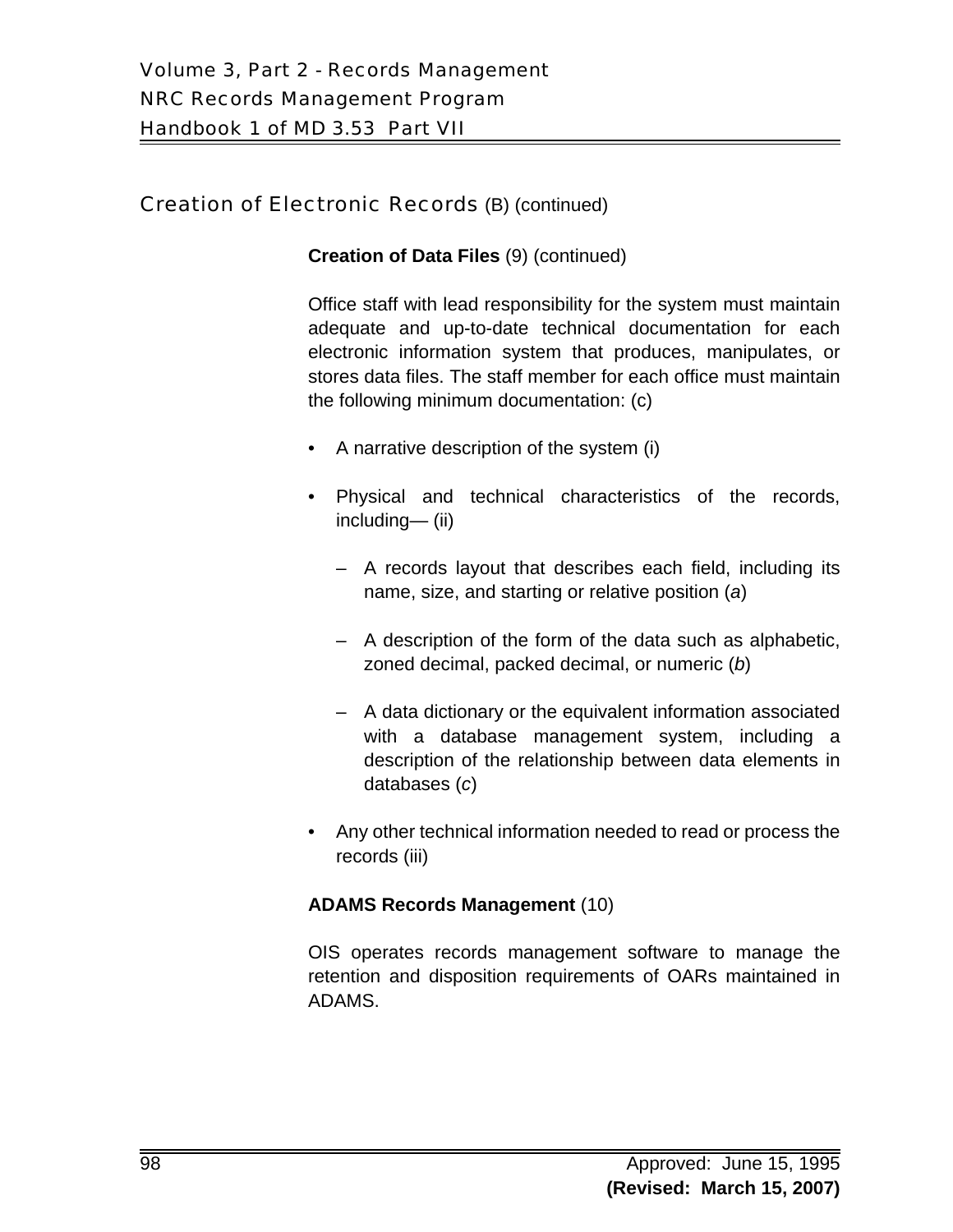## Creation of Electronic Records (B) (continued)

**Creation of Data Files** (9) (continued)

Office staff with lead responsibility for the system must maintain adequate and up-to-date technical documentation for each electronic information system that produces, manipulates, or stores data files. The staff member for each office must maintain the following minimum documentation: (c)

- A narrative description of the system (i)
- Physical and technical characteristics of the records, including— (ii)
  - A records layout that describes each field, including its name, size, and starting or relative position (*a*)
  - A description of the form of the data such as alphabetic, zoned decimal, packed decimal, or numeric (*b*)
  - A data dictionary or the equivalent information associated with a database management system, including a description of the relationship between data elements in databases (*c*)
- Any other technical information needed to read or process the records (iii)

**ADAMS Records Management** (10)

OIS operates records management software to manage the retention and disposition requirements of OARs maintained in ADAMS.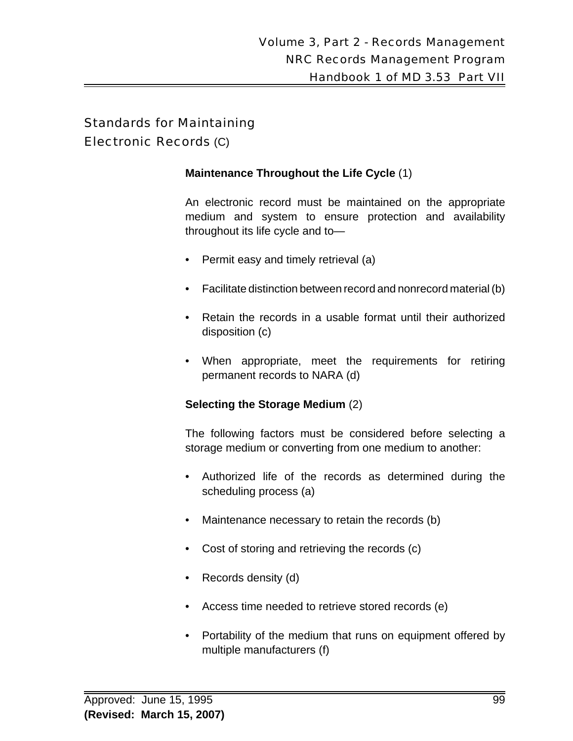## Standards for Maintaining Electronic Records (C)

**Maintenance Throughout the Life Cycle** (1)

An electronic record must be maintained on the appropriate medium and system to ensure protection and availability throughout its life cycle and to—

- Permit easy and timely retrieval (a)
- Facilitate distinction between record and nonrecord material (b)
- Retain the records in a usable format until their authorized disposition (c)
- When appropriate, meet the requirements for retiring permanent records to NARA (d)

**Selecting the Storage Medium** (2)

The following factors must be considered before selecting a storage medium or converting from one medium to another:

- Authorized life of the records as determined during the scheduling process (a)
- Maintenance necessary to retain the records (b)
- Cost of storing and retrieving the records (c)
- Records density (d)
- Access time needed to retrieve stored records (e)
- Portability of the medium that runs on equipment offered by multiple manufacturers (f)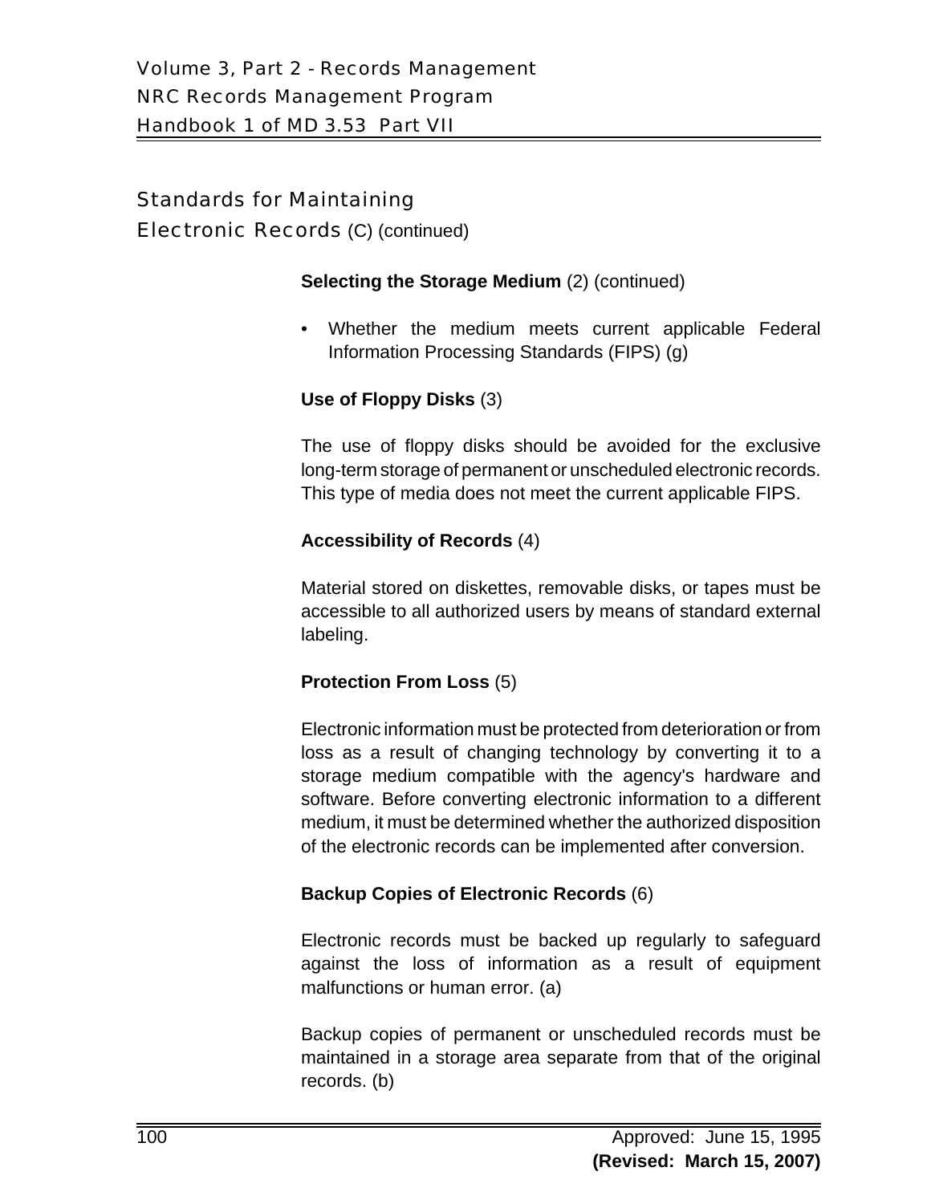## Standards for Maintaining Electronic Records (C) (continued)

**Selecting the Storage Medium** (2) (continued)

- Whether the medium meets current applicable Federal Information Processing Standards (FIPS) (g)

**Use of Floppy Disks** (3)

The use of floppy disks should be avoided for the exclusive long-term storage of permanent or unscheduled electronic records. This type of media does not meet the current applicable FIPS.

**Accessibility of Records** (4)

Material stored on diskettes, removable disks, or tapes must be accessible to all authorized users by means of standard external labeling.

**Protection From Loss** (5)

Electronic information must be protected from deterioration or from loss as a result of changing technology by converting it to a storage medium compatible with the agency's hardware and software. Before converting electronic information to a different medium, it must be determined whether the authorized disposition of the electronic records can be implemented after conversion.

**Backup Copies of Electronic Records** (6)

Electronic records must be backed up regularly to safeguard against the loss of information as a result of equipment malfunctions or human error. (a)

Backup copies of permanent or unscheduled records must be maintained in a storage area separate from that of the original records. (b)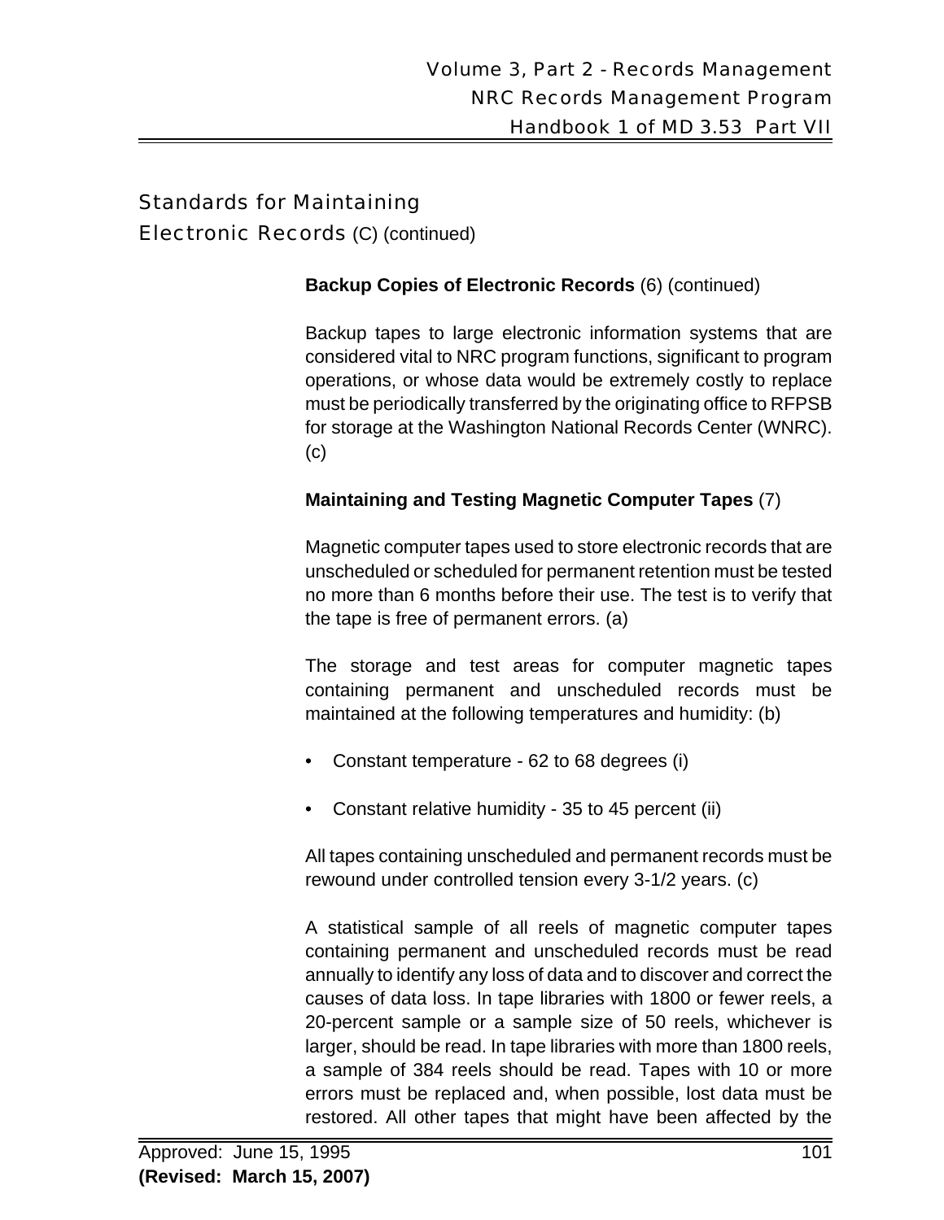## Standards for Maintaining Electronic Records (C) (continued)

**Backup Copies of Electronic Records** (6) (continued)

Backup tapes to large electronic information systems that are considered vital to NRC program functions, significant to program operations, or whose data would be extremely costly to replace must be periodically transferred by the originating office to RFPSB for storage at the Washington National Records Center (WNRC). (c)

**Maintaining and Testing Magnetic Computer Tapes** (7)

Magnetic computer tapes used to store electronic records that are unscheduled or scheduled for permanent retention must be tested no more than 6 months before their use. The test is to verify that the tape is free of permanent errors. (a)

The storage and test areas for computer magnetic tapes containing permanent and unscheduled records must be maintained at the following temperatures and humidity: (b)

- Constant temperature - 62 to 68 degrees (i)
- Constant relative humidity - 35 to 45 percent (ii)

All tapes containing unscheduled and permanent records must be rewound under controlled tension every 3-1/2 years. (c)

A statistical sample of all reels of magnetic computer tapes containing permanent and unscheduled records must be read annually to identify any loss of data and to discover and correct the causes of data loss. In tape libraries with 1800 or fewer reels, a 20-percent sample or a sample size of 50 reels, whichever is larger, should be read. In tape libraries with more than 1800 reels, a sample of 384 reels should be read. Tapes with 10 or more errors must be replaced and, when possible, lost data must be restored. All other tapes that might have been affected by the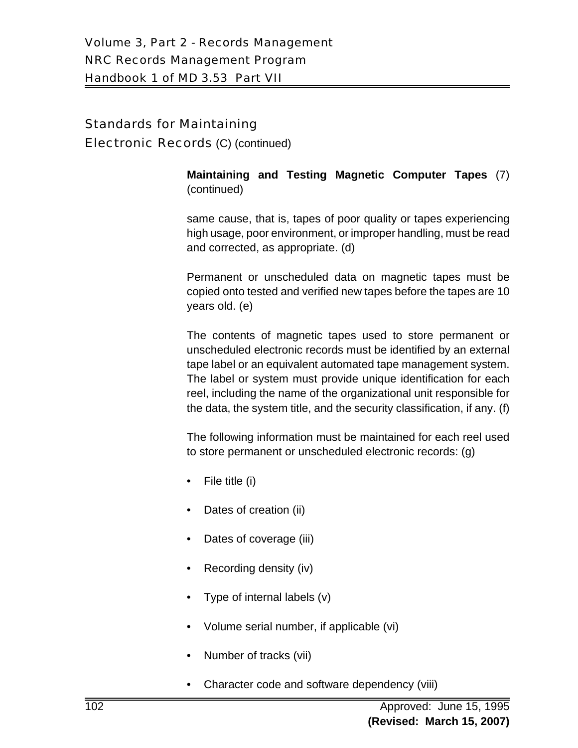## Standards for Maintaining Electronic Records (C) (continued)

**Maintaining and Testing Magnetic Computer Tapes** (7) (continued)

same cause, that is, tapes of poor quality or tapes experiencing high usage, poor environment, or improper handling, must be read and corrected, as appropriate. (d)

Permanent or unscheduled data on magnetic tapes must be copied onto tested and verified new tapes before the tapes are 10 years old. (e)

The contents of magnetic tapes used to store permanent or unscheduled electronic records must be identified by an external tape label or an equivalent automated tape management system. The label or system must provide unique identification for each reel, including the name of the organizational unit responsible for the data, the system title, and the security classification, if any. (f)

The following information must be maintained for each reel used to store permanent or unscheduled electronic records: (g)

- File title (i)
- Dates of creation (ii)
- Dates of coverage (iii)
- Recording density (iv)
- Type of internal labels (v)
- Volume serial number, if applicable (vi)
- Number of tracks (vii)
- Character code and software dependency (viii)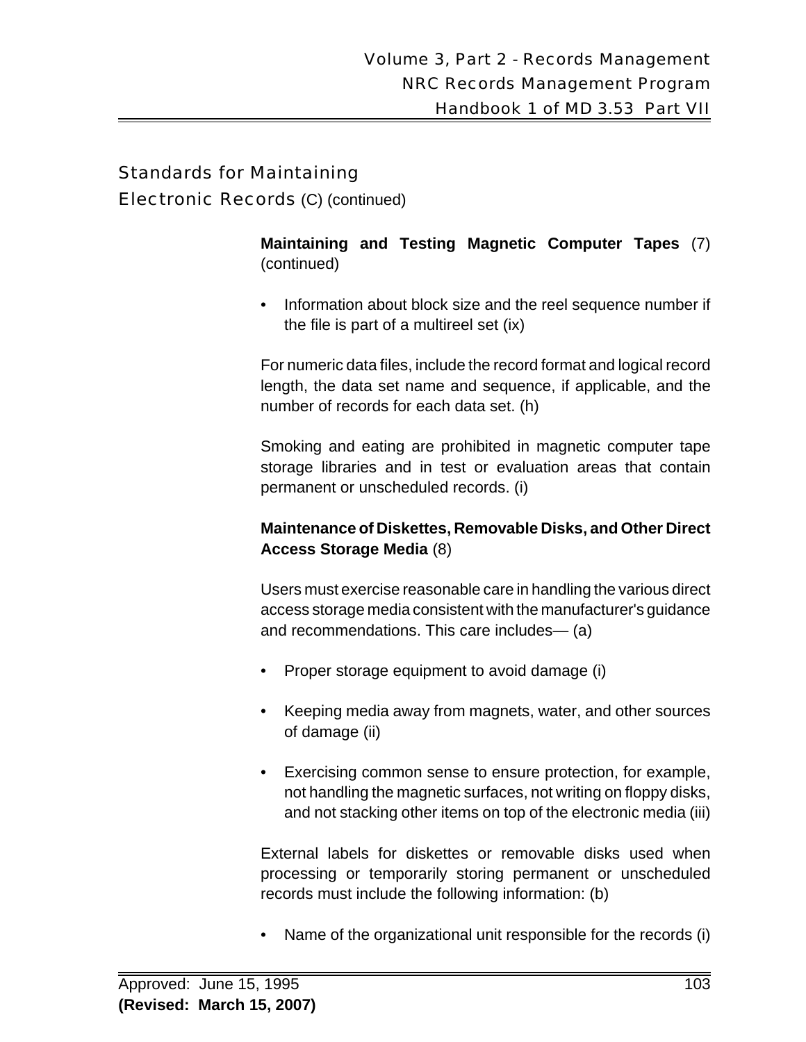## Standards for Maintaining Electronic Records (C) (continued)

**Maintaining and Testing Magnetic Computer Tapes** (7) (continued)

- Information about block size and the reel sequence number if the file is part of a multireel set (ix)

For numeric data files, include the record format and logical record length, the data set name and sequence, if applicable, and the number of records for each data set. (h)

Smoking and eating are prohibited in magnetic computer tape storage libraries and in test or evaluation areas that contain permanent or unscheduled records. (i)

**Maintenance of Diskettes, Removable Disks, and Other Direct Access Storage Media** (8)

Users must exercise reasonable care in handling the various direct access storage media consistent with the manufacturer's guidance and recommendations. This care includes— (a)

- Proper storage equipment to avoid damage (i)
- Keeping media away from magnets, water, and other sources of damage (ii)
- Exercising common sense to ensure protection, for example, not handling the magnetic surfaces, not writing on floppy disks, and not stacking other items on top of the electronic media (iii)

External labels for diskettes or removable disks used when processing or temporarily storing permanent or unscheduled records must include the following information: (b)

- Name of the organizational unit responsible for the records (i)

Approved: June 15, 1995
**(Revised: March 15, 2007)**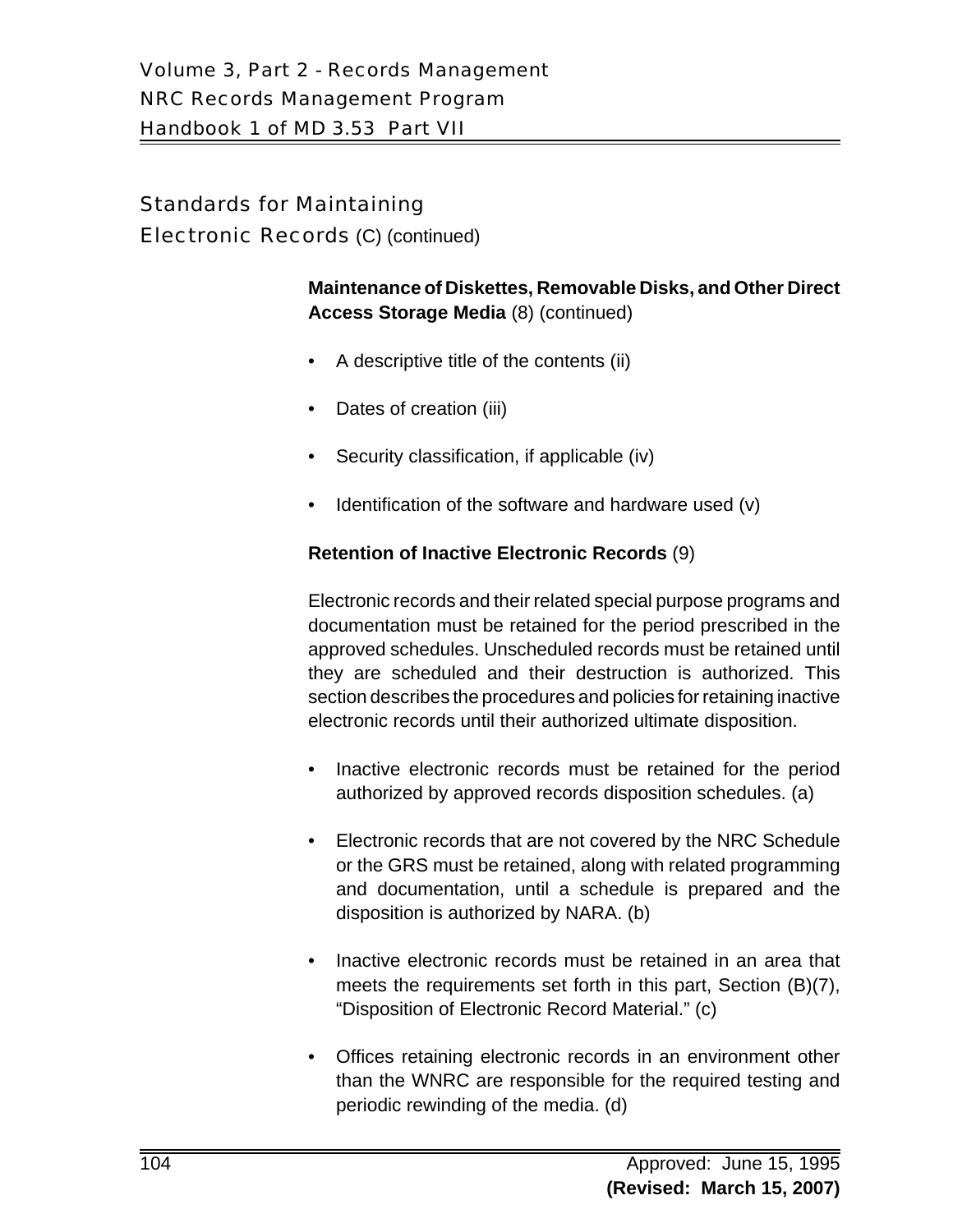## Standards for Maintaining Electronic Records (C) (continued)

**Maintenance of Diskettes, Removable Disks, and Other Direct Access Storage Media** (8) (continued)

- A descriptive title of the contents (ii)
- Dates of creation (iii)
- Security classification, if applicable (iv)
- Identification of the software and hardware used (v)

**Retention of Inactive Electronic Records** (9)

Electronic records and their related special purpose programs and documentation must be retained for the period prescribed in the approved schedules. Unscheduled records must be retained until they are scheduled and their destruction is authorized. This section describes the procedures and policies for retaining inactive electronic records until their authorized ultimate disposition.

- Inactive electronic records must be retained for the period authorized by approved records disposition schedules. (a)
- Electronic records that are not covered by the NRC Schedule or the GRS must be retained, along with related programming and documentation, until a schedule is prepared and the disposition is authorized by NARA. (b)
- Inactive electronic records must be retained in an area that meets the requirements set forth in this part, Section (B)(7), "Disposition of Electronic Record Material." (c)
- Offices retaining electronic records in an environment other than the WNRC are responsible for the required testing and periodic rewinding of the media. (d)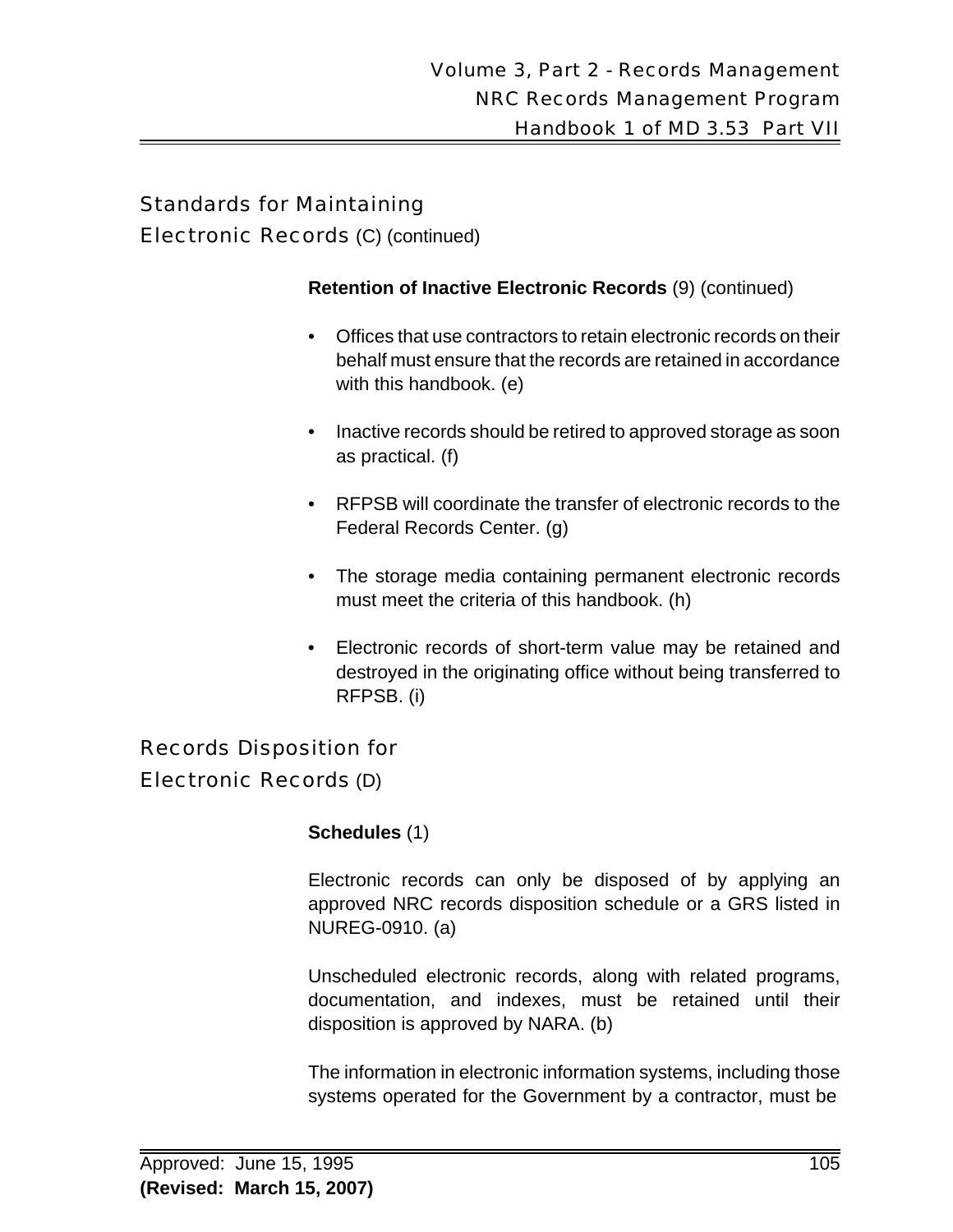## Standards for Maintaining Electronic Records (C) (continued)

**Retention of Inactive Electronic Records** (9) (continued)

- Offices that use contractors to retain electronic records on their behalf must ensure that the records are retained in accordance with this handbook. (e)
- Inactive records should be retired to approved storage as soon as practical. (f)
- RFPSB will coordinate the transfer of electronic records to the Federal Records Center. (g)
- The storage media containing permanent electronic records must meet the criteria of this handbook. (h)
- Electronic records of short-term value may be retained and destroyed in the originating office without being transferred to RFPSB. (i)

## Records Disposition for Electronic Records (D)

**Schedules** (1)

Electronic records can only be disposed of by applying an approved NRC records disposition schedule or a GRS listed in NUREG-0910. (a)

Unscheduled electronic records, along with related programs, documentation, and indexes, must be retained until their disposition is approved by NARA. (b)

The information in electronic information systems, including those systems operated for the Government by a contractor, must be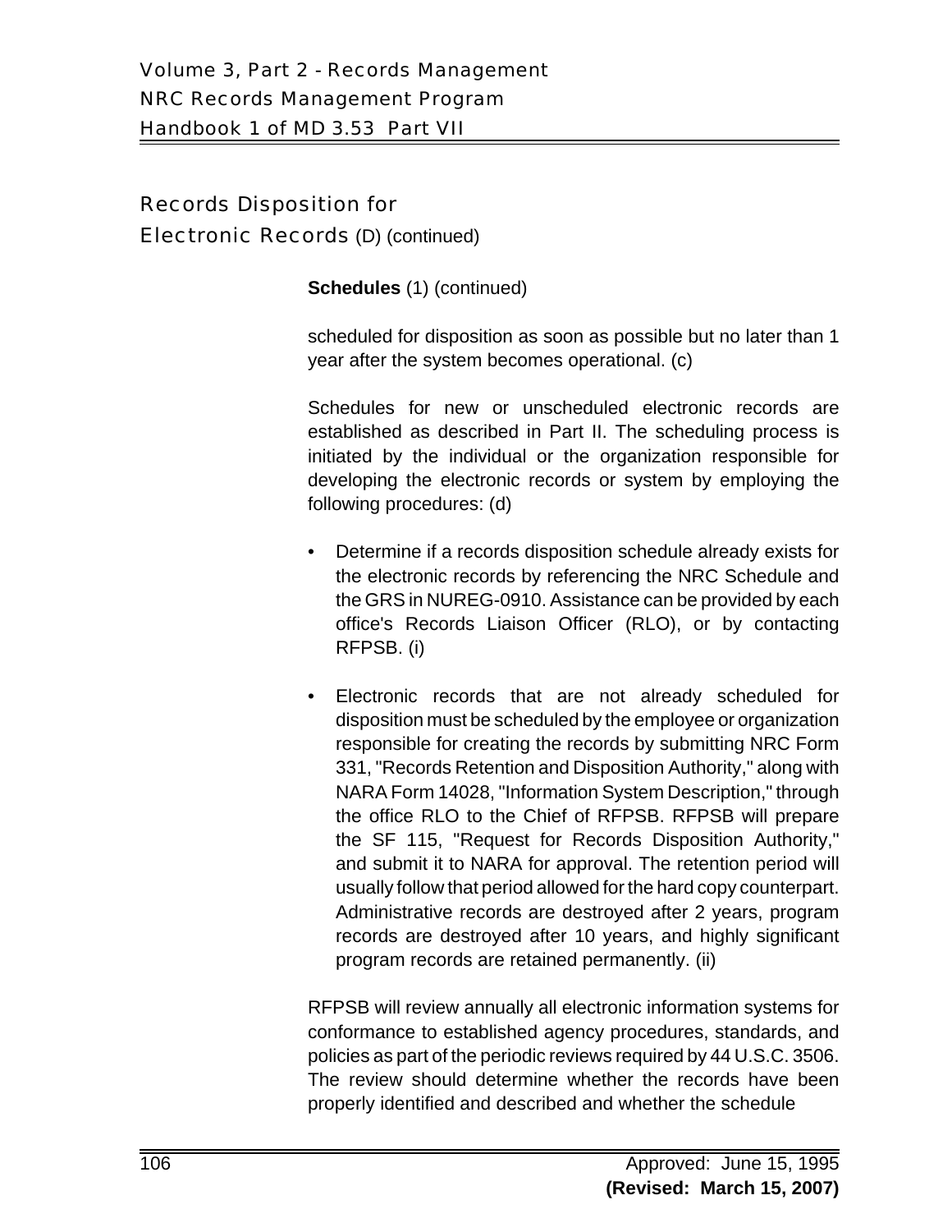## Records Disposition for Electronic Records (D) (continued)

**Schedules** (1) (continued)

scheduled for disposition as soon as possible but no later than 1 year after the system becomes operational. (c)

Schedules for new or unscheduled electronic records are established as described in Part II. The scheduling process is initiated by the individual or the organization responsible for developing the electronic records or system by employing the following procedures: (d)

- Determine if a records disposition schedule already exists for the electronic records by referencing the NRC Schedule and the GRS in NUREG-0910. Assistance can be provided by each office's Records Liaison Officer (RLO), or by contacting RFPSB. (i)

- Electronic records that are not already scheduled for disposition must be scheduled by the employee or organization responsible for creating the records by submitting NRC Form 331, "Records Retention and Disposition Authority," along with NARA Form 14028, "Information System Description," through the office RLO to the Chief of RFPSB. RFPSB will prepare the SF 115, "Request for Records Disposition Authority," and submit it to NARA for approval. The retention period will usually follow that period allowed for the hard copy counterpart. Administrative records are destroyed after 2 years, program records are destroyed after 10 years, and highly significant program records are retained permanently. (ii)

RFPSB will review annually all electronic information systems for conformance to established agency procedures, standards, and policies as part of the periodic reviews required by 44 U.S.C. 3506. The review should determine whether the records have been properly identified and described and whether the schedule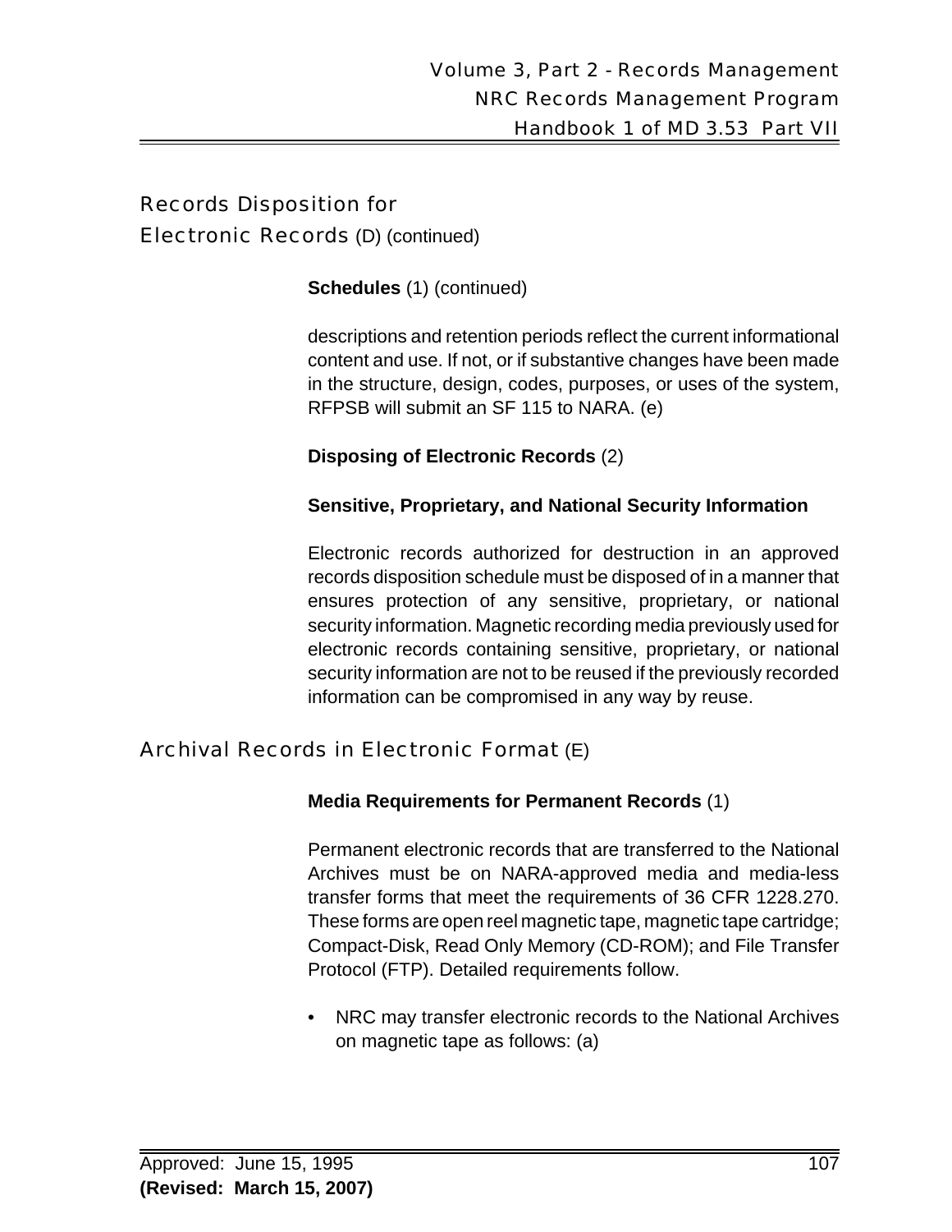## Records Disposition for Electronic Records (D) (continued)

**Schedules** (1) (continued)

descriptions and retention periods reflect the current informational content and use. If not, or if substantive changes have been made in the structure, design, codes, purposes, or uses of the system, RFPSB will submit an SF 115 to NARA. (e)

**Disposing of Electronic Records** (2)

**Sensitive, Proprietary, and National Security Information**

Electronic records authorized for destruction in an approved records disposition schedule must be disposed of in a manner that ensures protection of any sensitive, proprietary, or national security information. Magnetic recording media previously used for electronic records containing sensitive, proprietary, or national security information are not to be reused if the previously recorded information can be compromised in any way by reuse.

## Archival Records in Electronic Format (E)

**Media Requirements for Permanent Records** (1)

Permanent electronic records that are transferred to the National Archives must be on NARA-approved media and media-less transfer forms that meet the requirements of 36 CFR 1228.270. These forms are open reel magnetic tape, magnetic tape cartridge; Compact-Disk, Read Only Memory (CD-ROM); and File Transfer Protocol (FTP). Detailed requirements follow.

- NRC may transfer electronic records to the National Archives on magnetic tape as follows: (a)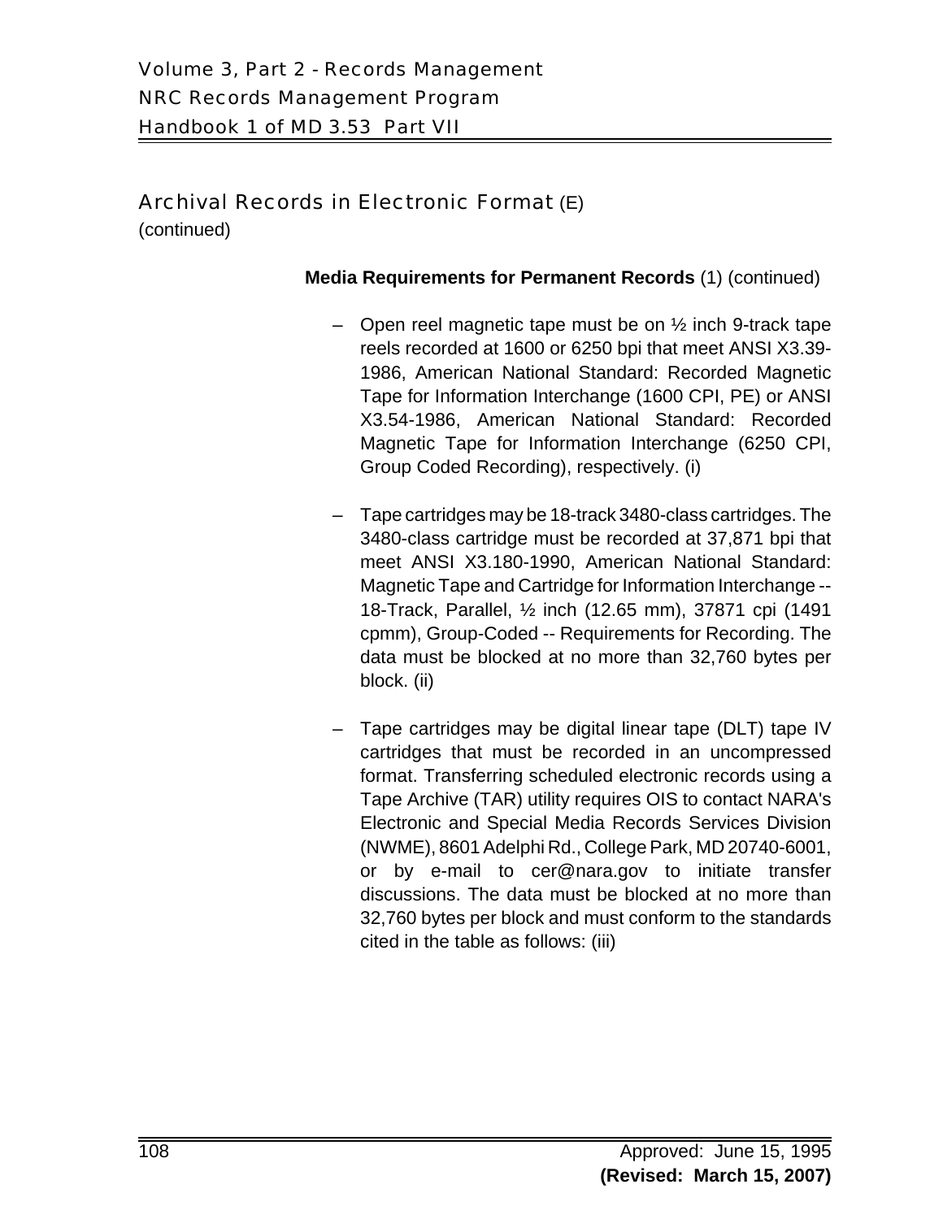## Archival Records in Electronic Format (E) (continued)

**Media Requirements for Permanent Records** (1) (continued)

- Open reel magnetic tape must be on ½ inch 9-track tape reels recorded at 1600 or 6250 bpi that meet ANSI X3.39-1986, American National Standard: Recorded Magnetic Tape for Information Interchange (1600 CPI, PE) or ANSI X3.54-1986, American National Standard: Recorded Magnetic Tape for Information Interchange (6250 CPI, Group Coded Recording), respectively. (i)

- Tape cartridges may be 18-track 3480-class cartridges. The 3480-class cartridge must be recorded at 37,871 bpi that meet ANSI X3.180-1990, American National Standard: Magnetic Tape and Cartridge for Information Interchange -- 18-Track, Parallel, ½ inch (12.65 mm), 37871 cpi (1491 cpmm), Group-Coded -- Requirements for Recording. The data must be blocked at no more than 32,760 bytes per block. (ii)

- Tape cartridges may be digital linear tape (DLT) tape IV cartridges that must be recorded in an uncompressed format. Transferring scheduled electronic records using a Tape Archive (TAR) utility requires OIS to contact NARA's Electronic and Special Media Records Services Division (NWME), 8601 Adelphi Rd., College Park, MD 20740-6001, or by e-mail to cer@nara.gov to initiate transfer discussions. The data must be blocked at no more than 32,760 bytes per block and must conform to the standards cited in the table as follows: (iii)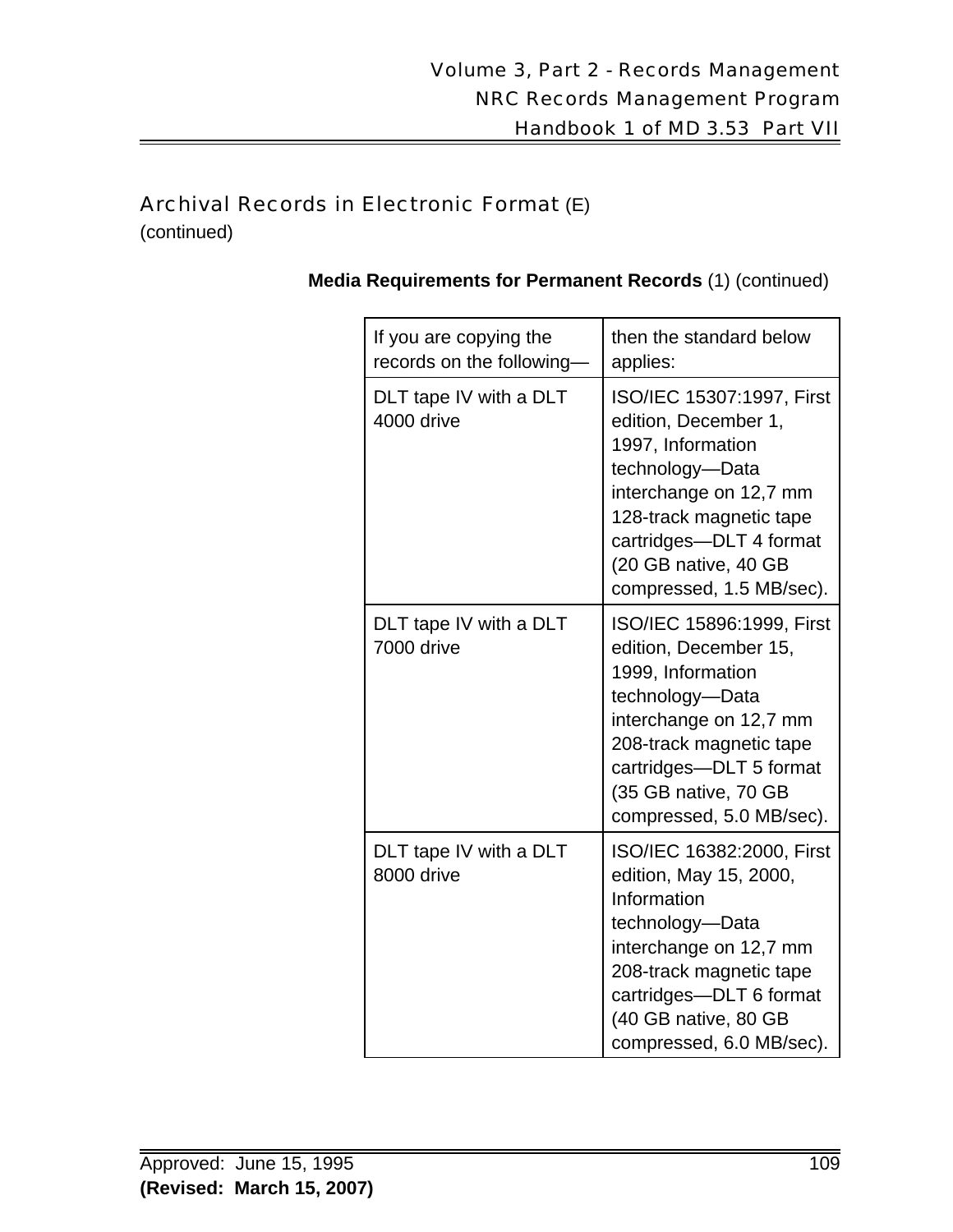## Archival Records in Electronic Format (E) (continued)

**Media Requirements for Permanent Records** (1) (continued)

| If you are copying the records on the following— | then the standard below applies: |
|---|---|
| DLT tape IV with a DLT 4000 drive | ISO/IEC 15307:1997, First edition, December 1, 1997, Information technology—Data interchange on 12,7 mm 128-track magnetic tape cartridges—DLT 4 format (20 GB native, 40 GB compressed, 1.5 MB/sec). |
| DLT tape IV with a DLT 7000 drive | ISO/IEC 15896:1999, First edition, December 15, 1999, Information technology—Data interchange on 12,7 mm 208-track magnetic tape cartridges—DLT 5 format (35 GB native, 70 GB compressed, 5.0 MB/sec). |
| DLT tape IV with a DLT 8000 drive | ISO/IEC 16382:2000, First edition, May 15, 2000, Information technology—Data interchange on 12,7 mm 208-track magnetic tape cartridges—DLT 6 format (40 GB native, 80 GB compressed, 6.0 MB/sec). |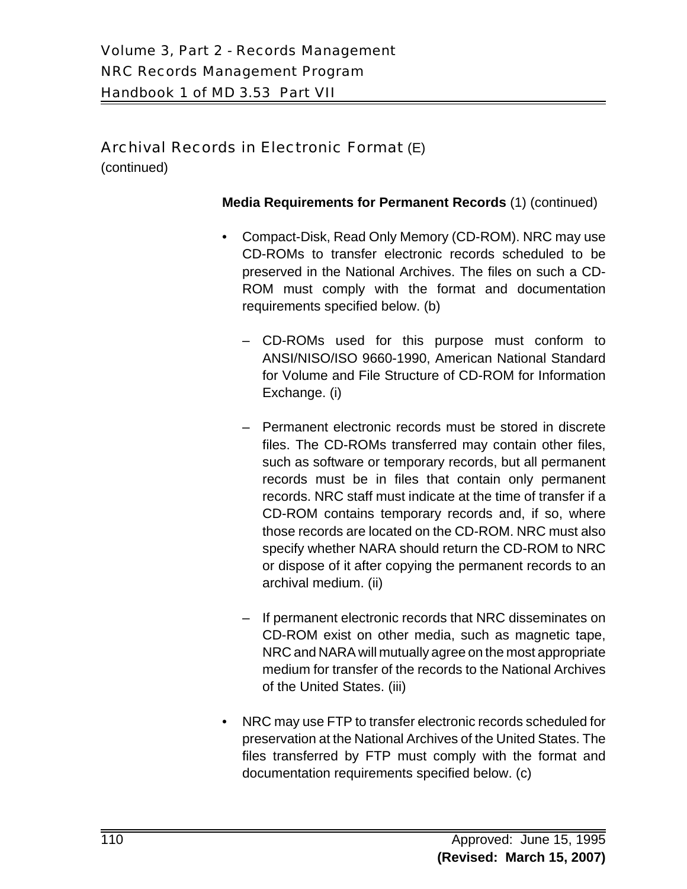## Archival Records in Electronic Format (E) (continued)

**Media Requirements for Permanent Records** (1) (continued)

- Compact-Disk, Read Only Memory (CD-ROM). NRC may use CD-ROMs to transfer electronic records scheduled to be preserved in the National Archives. The files on such a CD-ROM must comply with the format and documentation requirements specified below. (b)
  - CD-ROMs used for this purpose must conform to ANSI/NISO/ISO 9660-1990, American National Standard for Volume and File Structure of CD-ROM for Information Exchange. (i)
  - Permanent electronic records must be stored in discrete files. The CD-ROMs transferred may contain other files, such as software or temporary records, but all permanent records must be in files that contain only permanent records. NRC staff must indicate at the time of transfer if a CD-ROM contains temporary records and, if so, where those records are located on the CD-ROM. NRC must also specify whether NARA should return the CD-ROM to NRC or dispose of it after copying the permanent records to an archival medium. (ii)
  - If permanent electronic records that NRC disseminates on CD-ROM exist on other media, such as magnetic tape, NRC and NARA will mutually agree on the most appropriate medium for transfer of the records to the National Archives of the United States. (iii)
- NRC may use FTP to transfer electronic records scheduled for preservation at the National Archives of the United States. The files transferred by FTP must comply with the format and documentation requirements specified below. (c)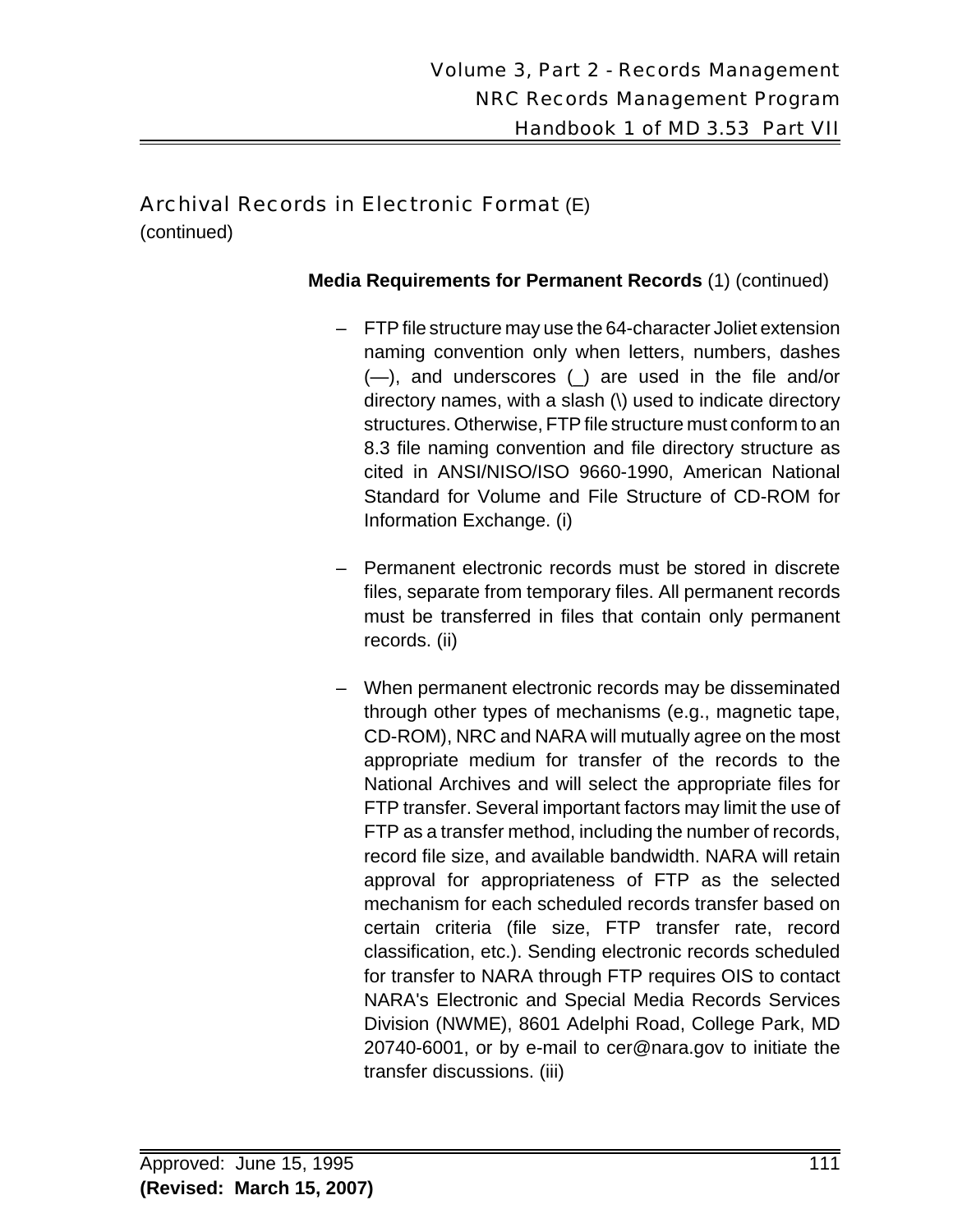## Archival Records in Electronic Format (E)
(continued)

**Media Requirements for Permanent Records** (1) (continued)

- FTP file structure may use the 64-character Joliet extension naming convention only when letters, numbers, dashes (—), and underscores (_) are used in the file and/or directory names, with a slash (\) used to indicate directory structures. Otherwise, FTP file structure must conform to an 8.3 file naming convention and file directory structure as cited in ANSI/NISO/ISO 9660-1990, American National Standard for Volume and File Structure of CD-ROM for Information Exchange. (i)

- Permanent electronic records must be stored in discrete files, separate from temporary files. All permanent records must be transferred in files that contain only permanent records. (ii)

- When permanent electronic records may be disseminated through other types of mechanisms (e.g., magnetic tape, CD-ROM), NRC and NARA will mutually agree on the most appropriate medium for transfer of the records to the National Archives and will select the appropriate files for FTP transfer. Several important factors may limit the use of FTP as a transfer method, including the number of records, record file size, and available bandwidth. NARA will retain approval for appropriateness of FTP as the selected mechanism for each scheduled records transfer based on certain criteria (file size, FTP transfer rate, record classification, etc.). Sending electronic records scheduled for transfer to NARA through FTP requires OIS to contact NARA's Electronic and Special Media Records Services Division (NWME), 8601 Adelphi Road, College Park, MD 20740-6001, or by e-mail to cer@nara.gov to initiate the transfer discussions. (iii)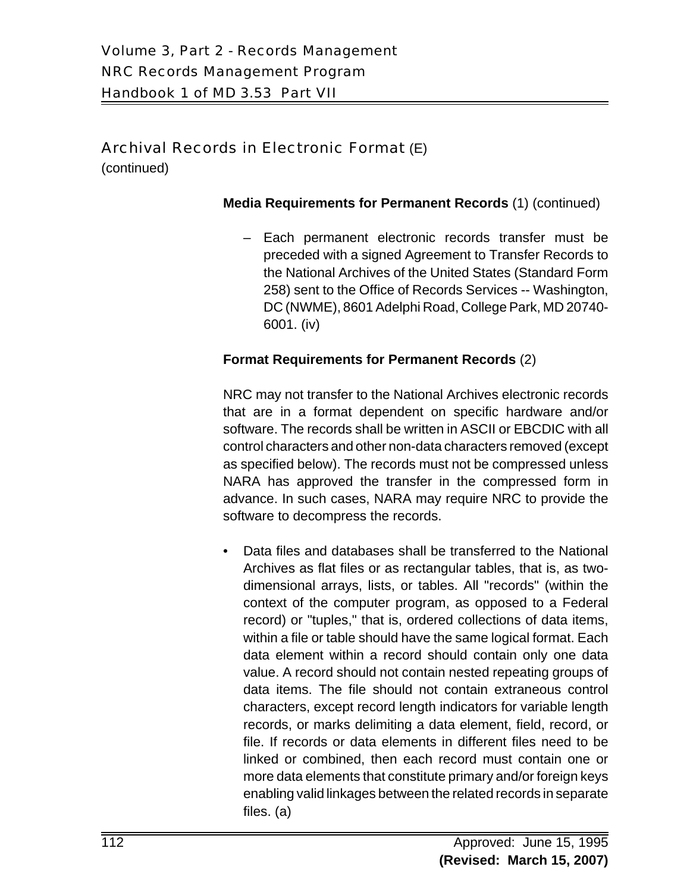## Archival Records in Electronic Format (E) (continued)

**Media Requirements for Permanent Records** (1) (continued)

- Each permanent electronic records transfer must be preceded with a signed Agreement to Transfer Records to the National Archives of the United States (Standard Form 258) sent to the Office of Records Services -- Washington, DC (NWME), 8601 Adelphi Road, College Park, MD 20740-6001. (iv)

**Format Requirements for Permanent Records** (2)

NRC may not transfer to the National Archives electronic records that are in a format dependent on specific hardware and/or software. The records shall be written in ASCII or EBCDIC with all control characters and other non-data characters removed (except as specified below). The records must not be compressed unless NARA has approved the transfer in the compressed form in advance. In such cases, NARA may require NRC to provide the software to decompress the records.

- Data files and databases shall be transferred to the National Archives as flat files or as rectangular tables, that is, as two-dimensional arrays, lists, or tables. All "records" (within the context of the computer program, as opposed to a Federal record) or "tuples," that is, ordered collections of data items, within a file or table should have the same logical format. Each data element within a record should contain only one data value. A record should not contain nested repeating groups of data items. The file should not contain extraneous control characters, except record length indicators for variable length records, or marks delimiting a data element, field, record, or file. If records or data elements in different files need to be linked or combined, then each record must contain one or more data elements that constitute primary and/or foreign keys enabling valid linkages between the related records in separate files. (a)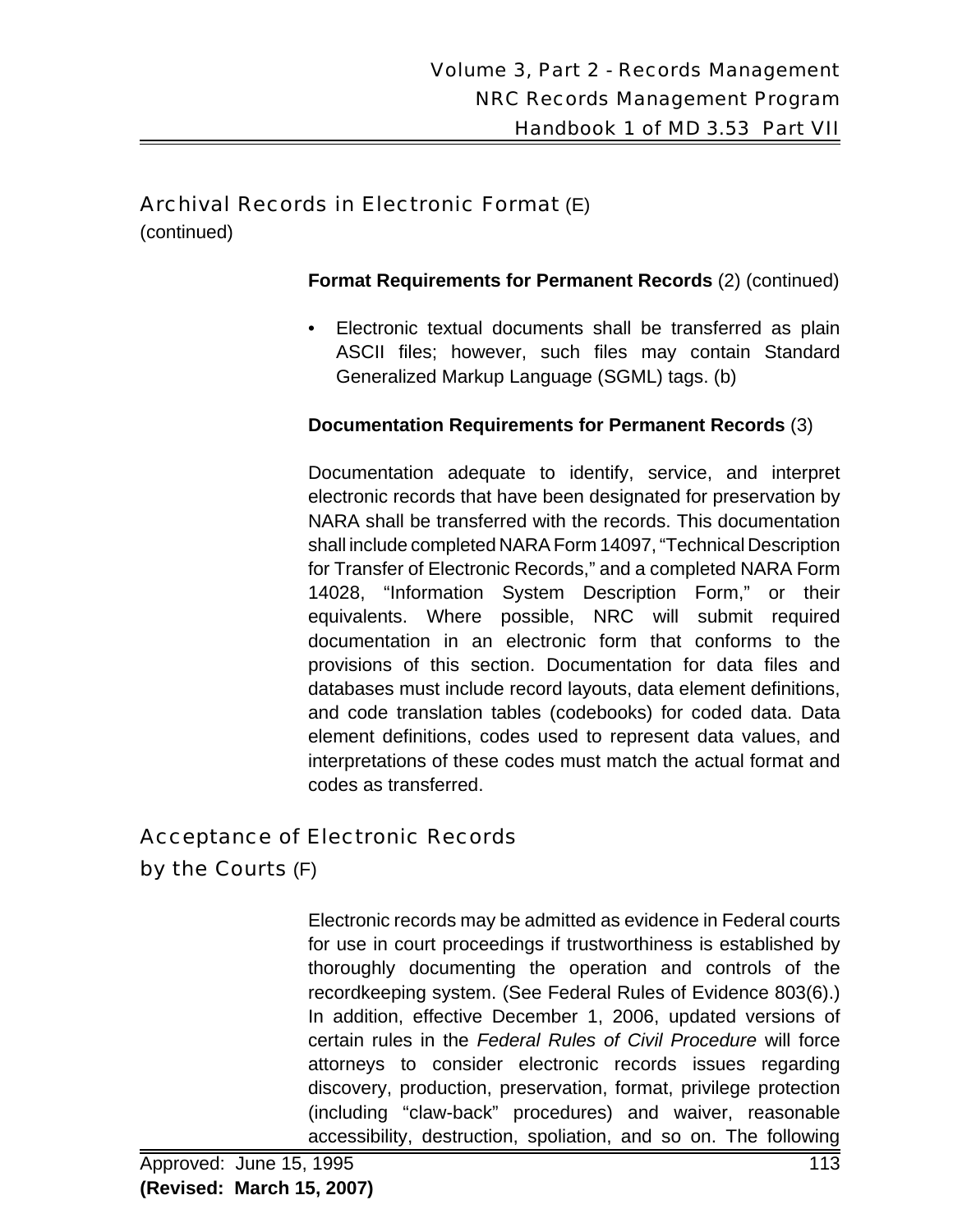## Archival Records in Electronic Format (E) (continued)

**Format Requirements for Permanent Records** (2) (continued)

- Electronic textual documents shall be transferred as plain ASCII files; however, such files may contain Standard Generalized Markup Language (SGML) tags. (b)

**Documentation Requirements for Permanent Records** (3)

Documentation adequate to identify, service, and interpret electronic records that have been designated for preservation by NARA shall be transferred with the records. This documentation shall include completed NARA Form 14097, "Technical Description for Transfer of Electronic Records," and a completed NARA Form 14028, "Information System Description Form," or their equivalents. Where possible, NRC will submit required documentation in an electronic form that conforms to the provisions of this section. Documentation for data files and databases must include record layouts, data element definitions, and code translation tables (codebooks) for coded data. Data element definitions, codes used to represent data values, and interpretations of these codes must match the actual format and codes as transferred.

## Acceptance of Electronic Records by the Courts (F)

Electronic records may be admitted as evidence in Federal courts for use in court proceedings if trustworthiness is established by thoroughly documenting the operation and controls of the recordkeeping system. (See Federal Rules of Evidence 803(6).) In addition, effective December 1, 2006, updated versions of certain rules in the *Federal Rules of Civil Procedure* will force attorneys to consider electronic records issues regarding discovery, production, preservation, format, privilege protection (including "claw-back" procedures) and waiver, reasonable accessibility, destruction, spoliation, and so on. The following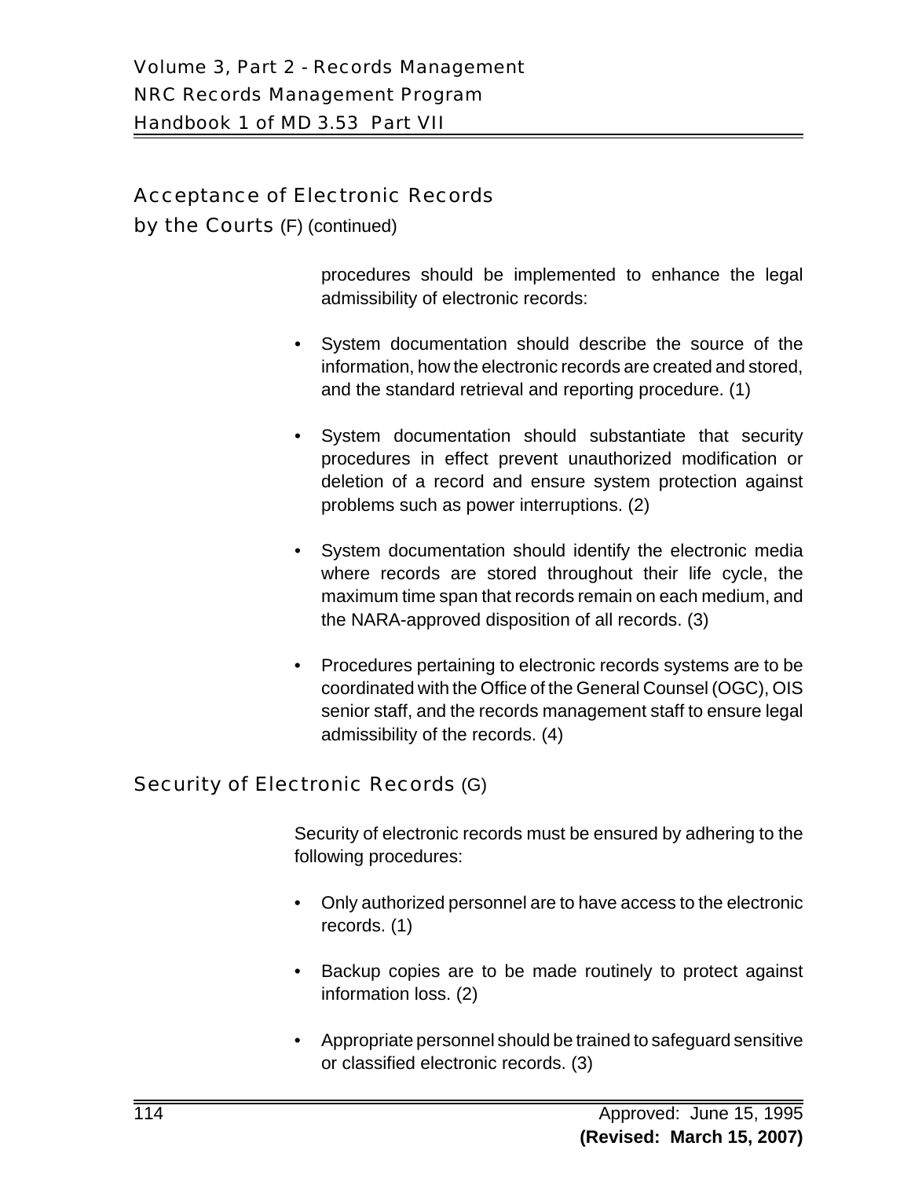## Acceptance of Electronic Records by the Courts (F) (continued)

procedures should be implemented to enhance the legal admissibility of electronic records:

- System documentation should describe the source of the information, how the electronic records are created and stored, and the standard retrieval and reporting procedure. (1)
- System documentation should substantiate that security procedures in effect prevent unauthorized modification or deletion of a record and ensure system protection against problems such as power interruptions. (2)
- System documentation should identify the electronic media where records are stored throughout their life cycle, the maximum time span that records remain on each medium, and the NARA-approved disposition of all records. (3)
- Procedures pertaining to electronic records systems are to be coordinated with the Office of the General Counsel (OGC), OIS senior staff, and the records management staff to ensure legal admissibility of the records. (4)

## Security of Electronic Records (G)

Security of electronic records must be ensured by adhering to the following procedures:

- Only authorized personnel are to have access to the electronic records. (1)
- Backup copies are to be made routinely to protect against information loss. (2)
- Appropriate personnel should be trained to safeguard sensitive or classified electronic records. (3)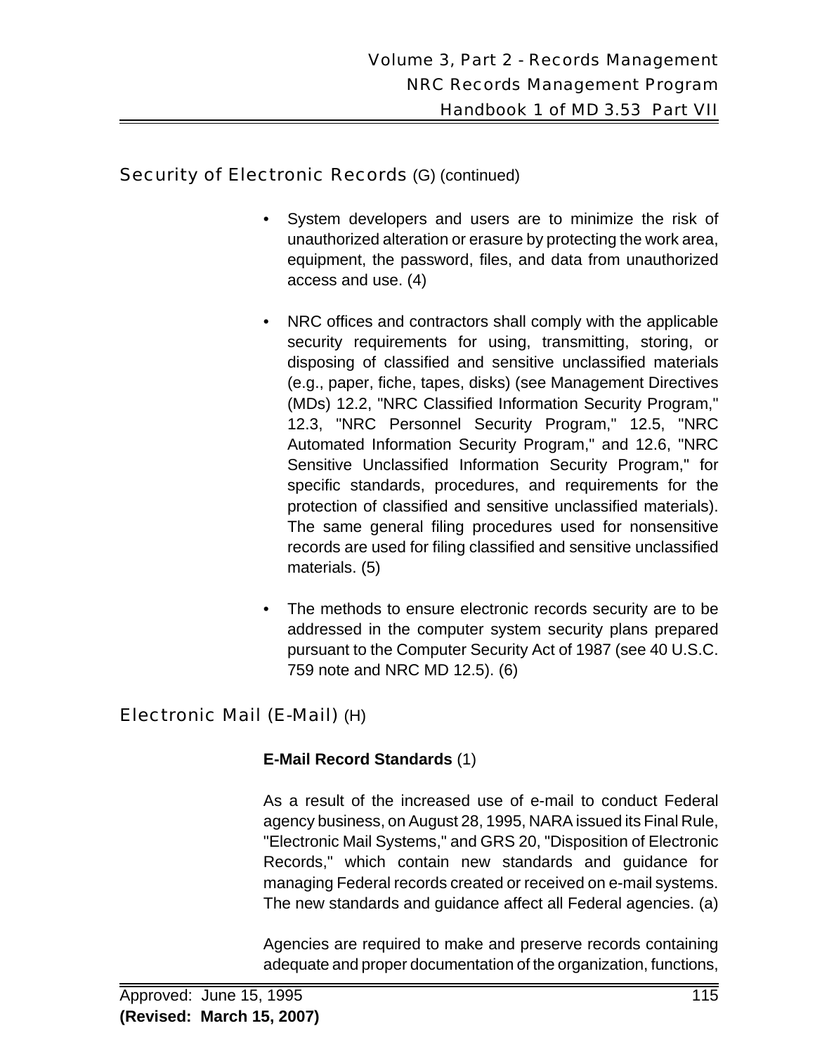## Security of Electronic Records (G) (continued)

- System developers and users are to minimize the risk of unauthorized alteration or erasure by protecting the work area, equipment, the password, files, and data from unauthorized access and use. (4)

- NRC offices and contractors shall comply with the applicable security requirements for using, transmitting, storing, or disposing of classified and sensitive unclassified materials (e.g., paper, fiche, tapes, disks) (see Management Directives (MDs) 12.2, "NRC Classified Information Security Program," 12.3, "NRC Personnel Security Program," 12.5, "NRC Automated Information Security Program," and 12.6, "NRC Sensitive Unclassified Information Security Program," for specific standards, procedures, and requirements for the protection of classified and sensitive unclassified materials). The same general filing procedures used for nonsensitive records are used for filing classified and sensitive unclassified materials. (5)

- The methods to ensure electronic records security are to be addressed in the computer system security plans prepared pursuant to the Computer Security Act of 1987 (see 40 U.S.C. 759 note and NRC MD 12.5). (6)

## Electronic Mail (E-Mail) (H)

**E-Mail Record Standards** (1)

As a result of the increased use of e-mail to conduct Federal agency business, on August 28, 1995, NARA issued its Final Rule, "Electronic Mail Systems," and GRS 20, "Disposition of Electronic Records," which contain new standards and guidance for managing Federal records created or received on e-mail systems. The new standards and guidance affect all Federal agencies. (a)

Agencies are required to make and preserve records containing adequate and proper documentation of the organization, functions,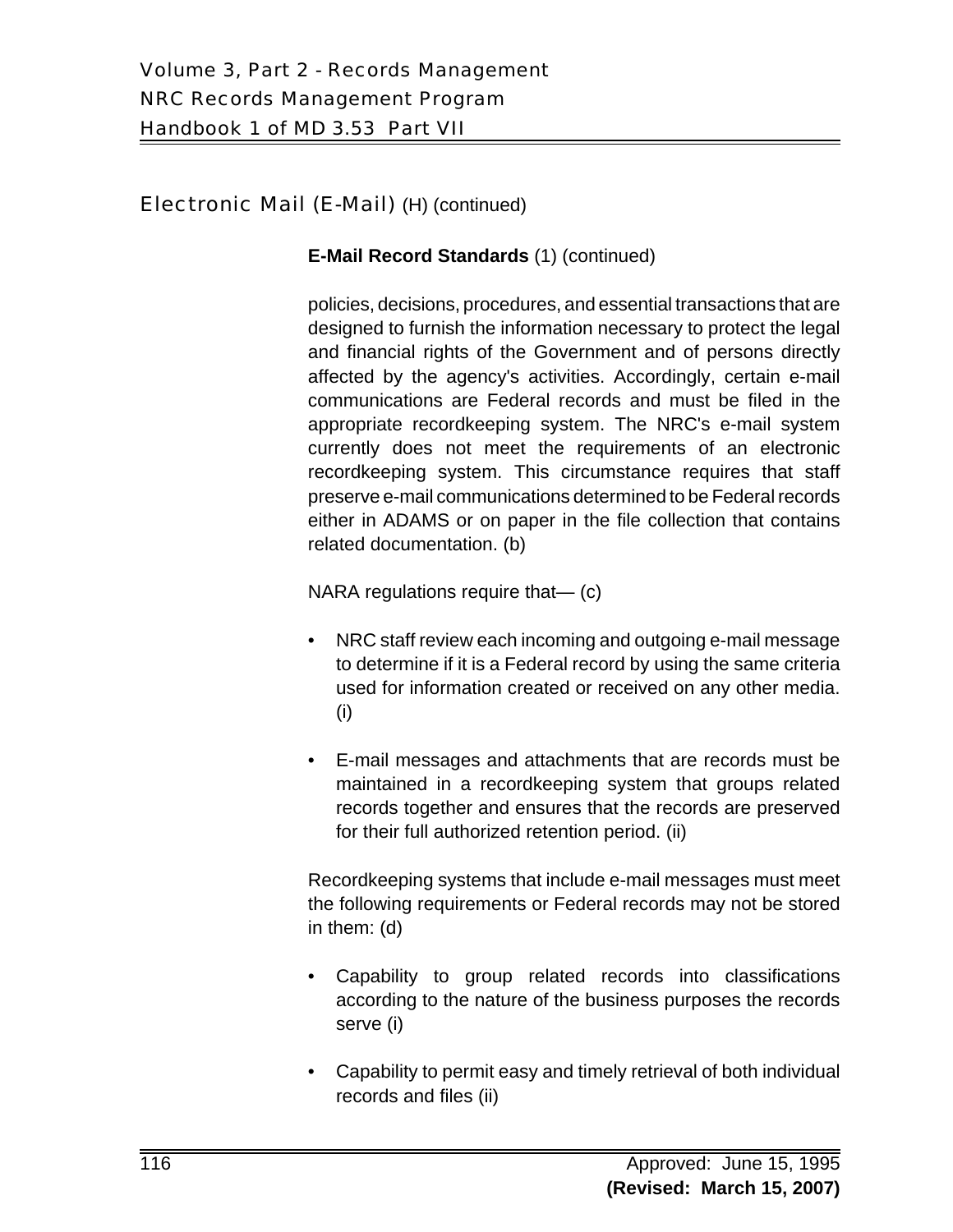## Electronic Mail (E-Mail) (H) (continued)

**E-Mail Record Standards** (1) (continued)

policies, decisions, procedures, and essential transactions that are designed to furnish the information necessary to protect the legal and financial rights of the Government and of persons directly affected by the agency's activities. Accordingly, certain e-mail communications are Federal records and must be filed in the appropriate recordkeeping system. The NRC's e-mail system currently does not meet the requirements of an electronic recordkeeping system. This circumstance requires that staff preserve e-mail communications determined to be Federal records either in ADAMS or on paper in the file collection that contains related documentation. (b)

NARA regulations require that— (c)

- NRC staff review each incoming and outgoing e-mail message to determine if it is a Federal record by using the same criteria used for information created or received on any other media. (i)
- E-mail messages and attachments that are records must be maintained in a recordkeeping system that groups related records together and ensures that the records are preserved for their full authorized retention period. (ii)

Recordkeeping systems that include e-mail messages must meet the following requirements or Federal records may not be stored in them: (d)

- Capability to group related records into classifications according to the nature of the business purposes the records serve (i)
- Capability to permit easy and timely retrieval of both individual records and files (ii)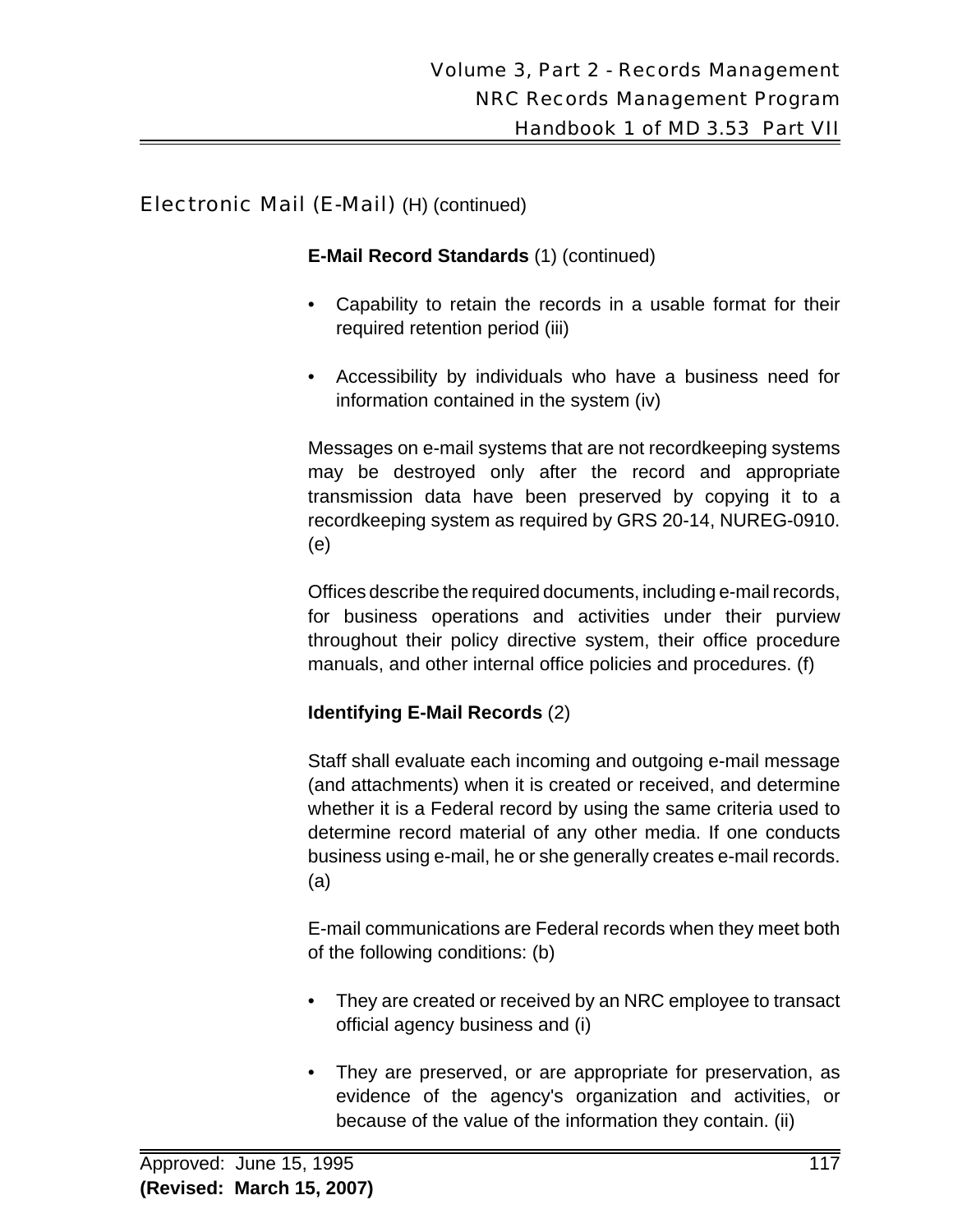## Electronic Mail (E-Mail) (H) (continued)

**E-Mail Record Standards** (1) (continued)

- Capability to retain the records in a usable format for their required retention period (iii)
- Accessibility by individuals who have a business need for information contained in the system (iv)

Messages on e-mail systems that are not recordkeeping systems may be destroyed only after the record and appropriate transmission data have been preserved by copying it to a recordkeeping system as required by GRS 20-14, NUREG-0910. (e)

Offices describe the required documents, including e-mail records, for business operations and activities under their purview throughout their policy directive system, their office procedure manuals, and other internal office policies and procedures. (f)

**Identifying E-Mail Records** (2)

Staff shall evaluate each incoming and outgoing e-mail message (and attachments) when it is created or received, and determine whether it is a Federal record by using the same criteria used to determine record material of any other media. If one conducts business using e-mail, he or she generally creates e-mail records. (a)

E-mail communications are Federal records when they meet both of the following conditions: (b)

- They are created or received by an NRC employee to transact official agency business and (i)
- They are preserved, or are appropriate for preservation, as evidence of the agency's organization and activities, or because of the value of the information they contain. (ii)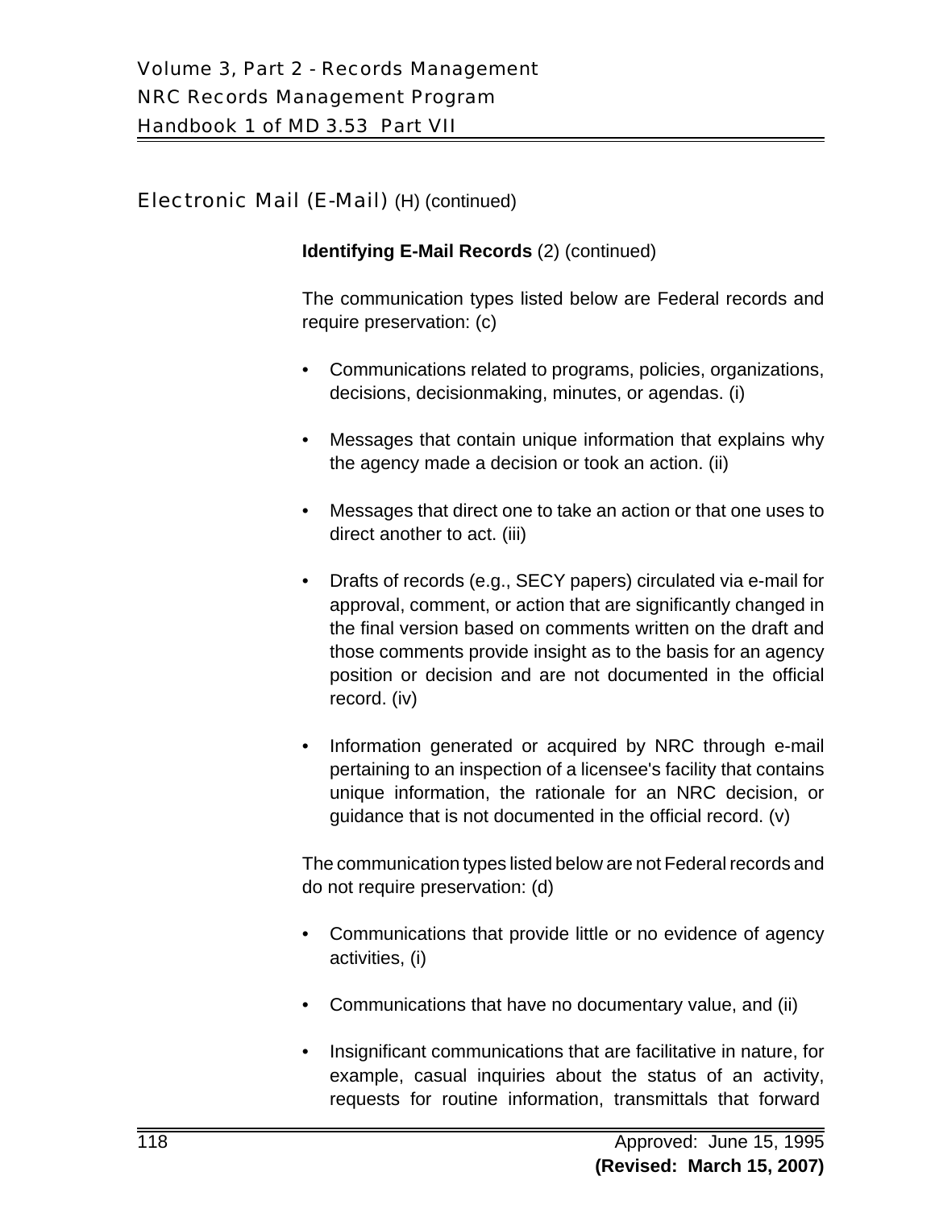## Electronic Mail (E-Mail) (H) (continued)

**Identifying E-Mail Records** (2) (continued)

The communication types listed below are Federal records and require preservation: (c)

- Communications related to programs, policies, organizations, decisions, decisionmaking, minutes, or agendas. (i)
- Messages that contain unique information that explains why the agency made a decision or took an action. (ii)
- Messages that direct one to take an action or that one uses to direct another to act. (iii)
- Drafts of records (e.g., SECY papers) circulated via e-mail for approval, comment, or action that are significantly changed in the final version based on comments written on the draft and those comments provide insight as to the basis for an agency position or decision and are not documented in the official record. (iv)
- Information generated or acquired by NRC through e-mail pertaining to an inspection of a licensee's facility that contains unique information, the rationale for an NRC decision, or guidance that is not documented in the official record. (v)

The communication types listed below are not Federal records and do not require preservation: (d)

- Communications that provide little or no evidence of agency activities, (i)
- Communications that have no documentary value, and (ii)
- Insignificant communications that are facilitative in nature, for example, casual inquiries about the status of an activity, requests for routine information, transmittals that forward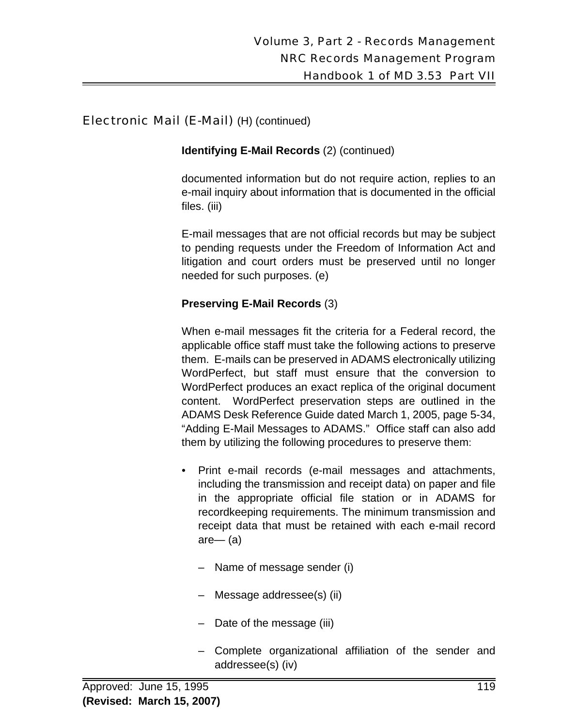## Electronic Mail (E-Mail) (H) (continued)

**Identifying E-Mail Records** (2) (continued)

documented information but do not require action, replies to an e-mail inquiry about information that is documented in the official files. (iii)

E-mail messages that are not official records but may be subject to pending requests under the Freedom of Information Act and litigation and court orders must be preserved until no longer needed for such purposes. (e)

**Preserving E-Mail Records** (3)

When e-mail messages fit the criteria for a Federal record, the applicable office staff must take the following actions to preserve them. E-mails can be preserved in ADAMS electronically utilizing WordPerfect, but staff must ensure that the conversion to WordPerfect produces an exact replica of the original document content. WordPerfect preservation steps are outlined in the ADAMS Desk Reference Guide dated March 1, 2005, page 5-34, “Adding E-Mail Messages to ADAMS.” Office staff can also add them by utilizing the following procedures to preserve them:

- Print e-mail records (e-mail messages and attachments, including the transmission and receipt data) on paper and file in the appropriate official file station or in ADAMS for recordkeeping requirements. The minimum transmission and receipt data that must be retained with each e-mail record are— (a)
  - Name of message sender (i)
  - Message addressee(s) (ii)
  - Date of the message (iii)
  - Complete organizational affiliation of the sender and addressee(s) (iv)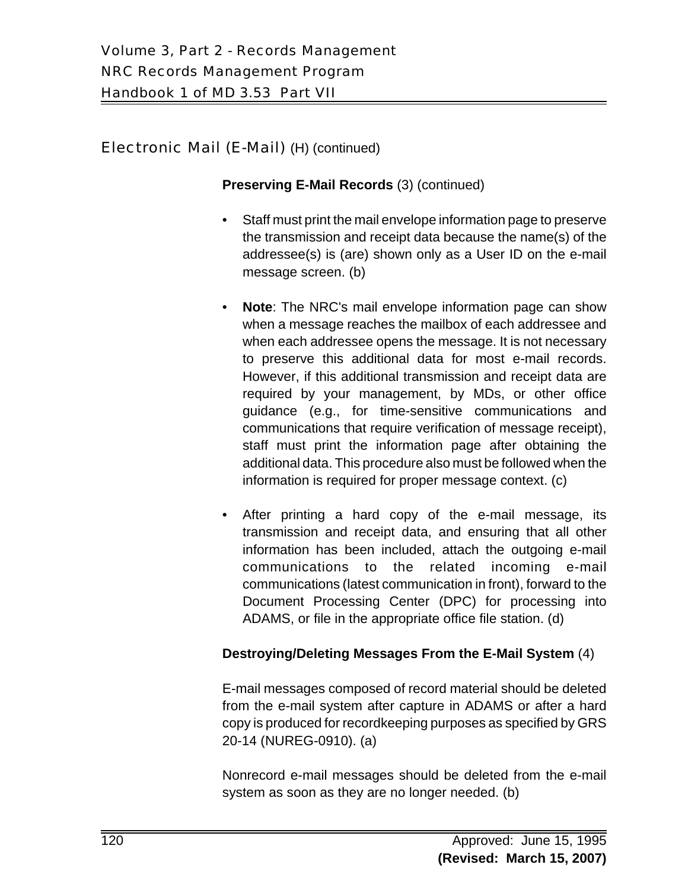## Electronic Mail (E-Mail) (H) (continued)

**Preserving E-Mail Records** (3) (continued)

- Staff must print the mail envelope information page to preserve the transmission and receipt data because the name(s) of the addressee(s) is (are) shown only as a User ID on the e-mail message screen. (b)

- **Note**: The NRC's mail envelope information page can show when a message reaches the mailbox of each addressee and when each addressee opens the message. It is not necessary to preserve this additional data for most e-mail records. However, if this additional transmission and receipt data are required by your management, by MDs, or other office guidance (e.g., for time-sensitive communications and communications that require verification of message receipt), staff must print the information page after obtaining the additional data. This procedure also must be followed when the information is required for proper message context. (c)

- After printing a hard copy of the e-mail message, its transmission and receipt data, and ensuring that all other information has been included, attach the outgoing e-mail communications to the related incoming e-mail communications (latest communication in front), forward to the Document Processing Center (DPC) for processing into ADAMS, or file in the appropriate office file station. (d)

**Destroying/Deleting Messages From the E-Mail System** (4)

E-mail messages composed of record material should be deleted from the e-mail system after capture in ADAMS or after a hard copy is produced for recordkeeping purposes as specified by GRS 20-14 (NUREG-0910). (a)

Nonrecord e-mail messages should be deleted from the e-mail system as soon as they are no longer needed. (b)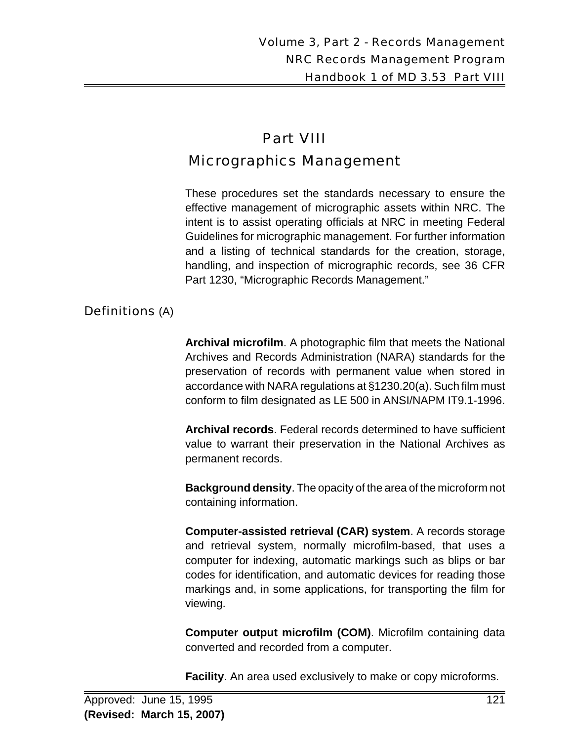# Part VIII

# Micrographics Management

These procedures set the standards necessary to ensure the effective management of micrographic assets within NRC. The intent is to assist operating officials at NRC in meeting Federal Guidelines for micrographic management. For further information and a listing of technical standards for the creation, storage, handling, and inspection of micrographic records, see 36 CFR Part 1230, “Micrographic Records Management.”

## Definitions (A)

**Archival microfilm**. A photographic film that meets the National Archives and Records Administration (NARA) standards for the preservation of records with permanent value when stored in accordance with NARA regulations at §1230.20(a). Such film must conform to film designated as LE 500 in ANSI/NAPM IT9.1-1996.

**Archival records**. Federal records determined to have sufficient value to warrant their preservation in the National Archives as permanent records.

**Background density**. The opacity of the area of the microform not containing information.

**Computer-assisted retrieval (CAR) system**. A records storage and retrieval system, normally microfilm-based, that uses a computer for indexing, automatic markings such as blips or bar codes for identification, and automatic devices for reading those markings and, in some applications, for transporting the film for viewing.

**Computer output microfilm (COM)**. Microfilm containing data converted and recorded from a computer.

**Facility**. An area used exclusively to make or copy microforms.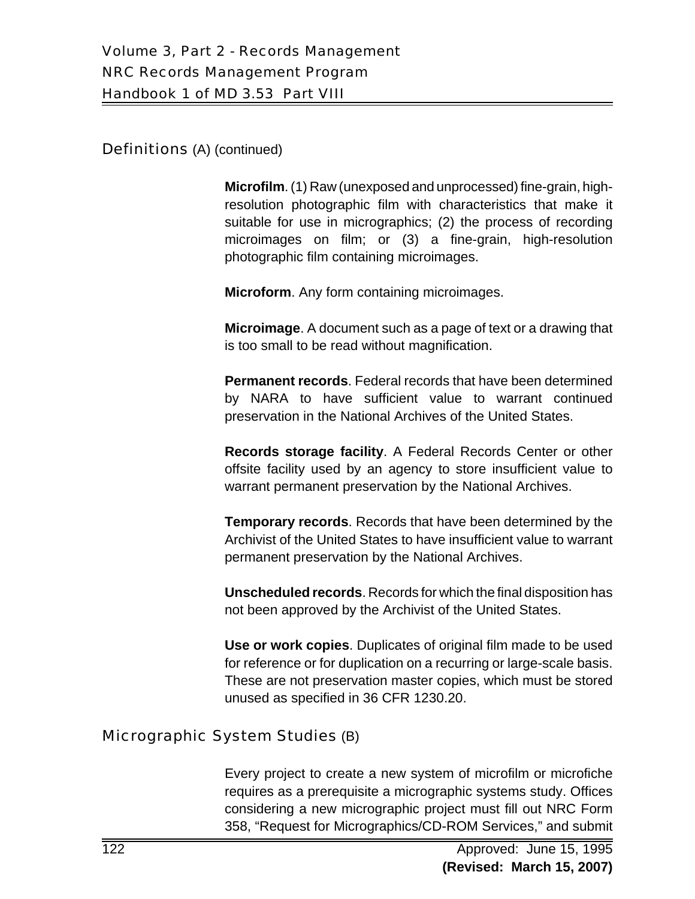## Definitions (A) (continued)

**Microfilm**. (1) Raw (unexposed and unprocessed) fine-grain, high-resolution photographic film with characteristics that make it suitable for use in micrographics; (2) the process of recording microimages on film; or (3) a fine-grain, high-resolution photographic film containing microimages.

**Microform**. Any form containing microimages.

**Microimage**. A document such as a page of text or a drawing that is too small to be read without magnification.

**Permanent records**. Federal records that have been determined by NARA to have sufficient value to warrant continued preservation in the National Archives of the United States.

**Records storage facility**. A Federal Records Center or other offsite facility used by an agency to store insufficient value to warrant permanent preservation by the National Archives.

**Temporary records**. Records that have been determined by the Archivist of the United States to have insufficient value to warrant permanent preservation by the National Archives.

**Unscheduled records**. Records for which the final disposition has not been approved by the Archivist of the United States.

**Use or work copies**. Duplicates of original film made to be used for reference or for duplication on a recurring or large-scale basis. These are not preservation master copies, which must be stored unused as specified in 36 CFR 1230.20.

## Micrographic System Studies (B)

Every project to create a new system of microfilm or microfiche requires as a prerequisite a micrographic systems study. Offices considering a new micrographic project must fill out NRC Form 358, “Request for Micrographics/CD-ROM Services,” and submit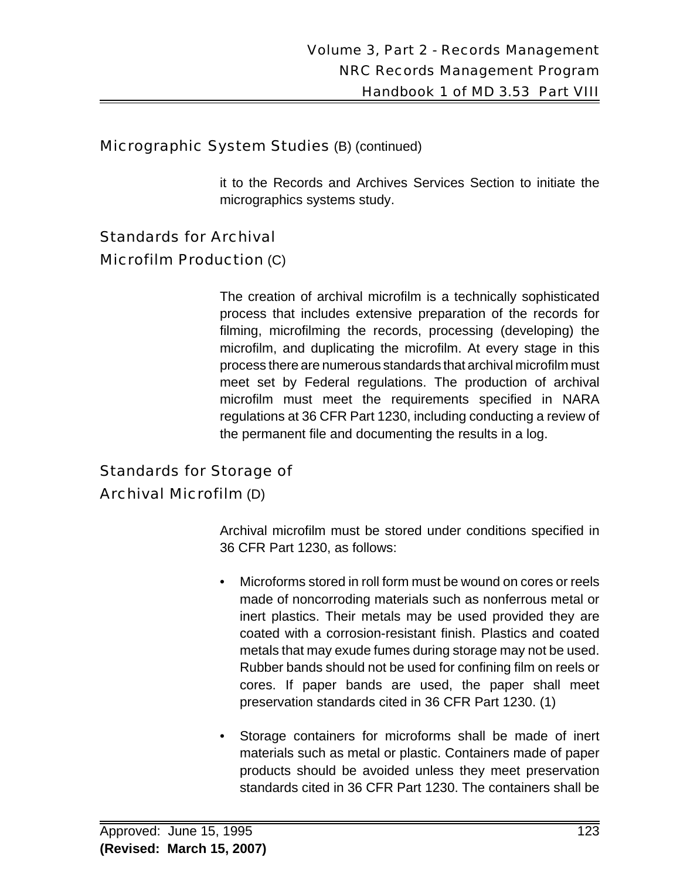## Micrographic System Studies (B) (continued)

it to the Records and Archives Services Section to initiate the micrographics systems study.

## Standards for Archival Microfilm Production (C)

The creation of archival microfilm is a technically sophisticated process that includes extensive preparation of the records for filming, microfilming the records, processing (developing) the microfilm, and duplicating the microfilm. At every stage in this process there are numerous standards that archival microfilm must meet set by Federal regulations. The production of archival microfilm must meet the requirements specified in NARA regulations at 36 CFR Part 1230, including conducting a review of the permanent file and documenting the results in a log.

## Standards for Storage of Archival Microfilm (D)

Archival microfilm must be stored under conditions specified in 36 CFR Part 1230, as follows:

- Microforms stored in roll form must be wound on cores or reels made of noncorroding materials such as nonferrous metal or inert plastics. Their metals may be used provided they are coated with a corrosion-resistant finish. Plastics and coated metals that may exude fumes during storage may not be used. Rubber bands should not be used for confining film on reels or cores. If paper bands are used, the paper shall meet preservation standards cited in 36 CFR Part 1230. (1)

- Storage containers for microforms shall be made of inert materials such as metal or plastic. Containers made of paper products should be avoided unless they meet preservation standards cited in 36 CFR Part 1230. The containers shall be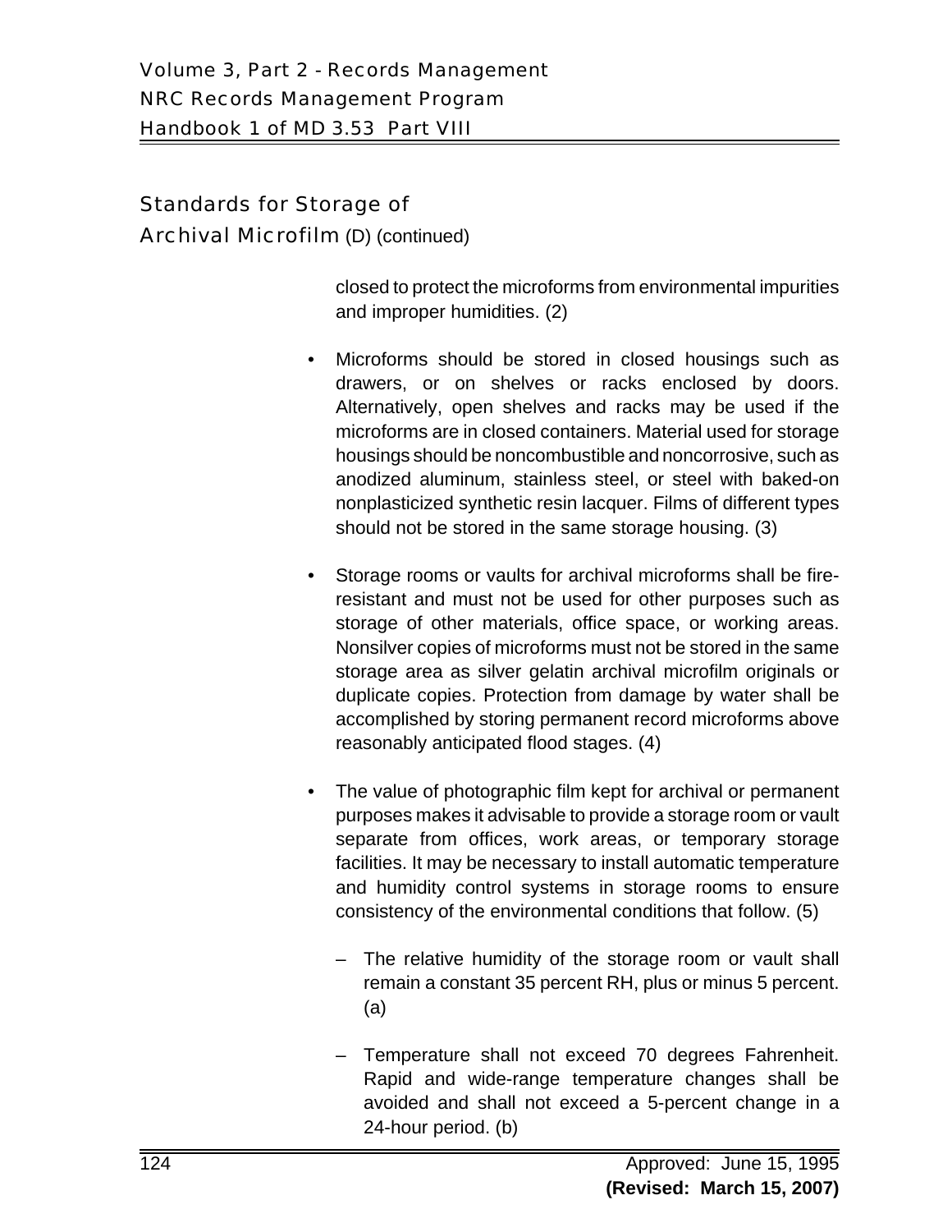## Standards for Storage of Archival Microfilm (D) (continued)

closed to protect the microforms from environmental impurities and improper humidities. (2)

- Microforms should be stored in closed housings such as drawers, or on shelves or racks enclosed by doors. Alternatively, open shelves and racks may be used if the microforms are in closed containers. Material used for storage housings should be noncombustible and noncorrosive, such as anodized aluminum, stainless steel, or steel with baked-on nonplasticized synthetic resin lacquer. Films of different types should not be stored in the same storage housing. (3)

- Storage rooms or vaults for archival microforms shall be fire-resistant and must not be used for other purposes such as storage of other materials, office space, or working areas. Nonsilver copies of microforms must not be stored in the same storage area as silver gelatin archival microfilm originals or duplicate copies. Protection from damage by water shall be accomplished by storing permanent record microforms above reasonably anticipated flood stages. (4)

- The value of photographic film kept for archival or permanent purposes makes it advisable to provide a storage room or vault separate from offices, work areas, or temporary storage facilities. It may be necessary to install automatic temperature and humidity control systems in storage rooms to ensure consistency of the environmental conditions that follow. (5)

  – The relative humidity of the storage room or vault shall remain a constant 35 percent RH, plus or minus 5 percent. (a)

  – Temperature shall not exceed 70 degrees Fahrenheit. Rapid and wide-range temperature changes shall be avoided and shall not exceed a 5-percent change in a 24-hour period. (b)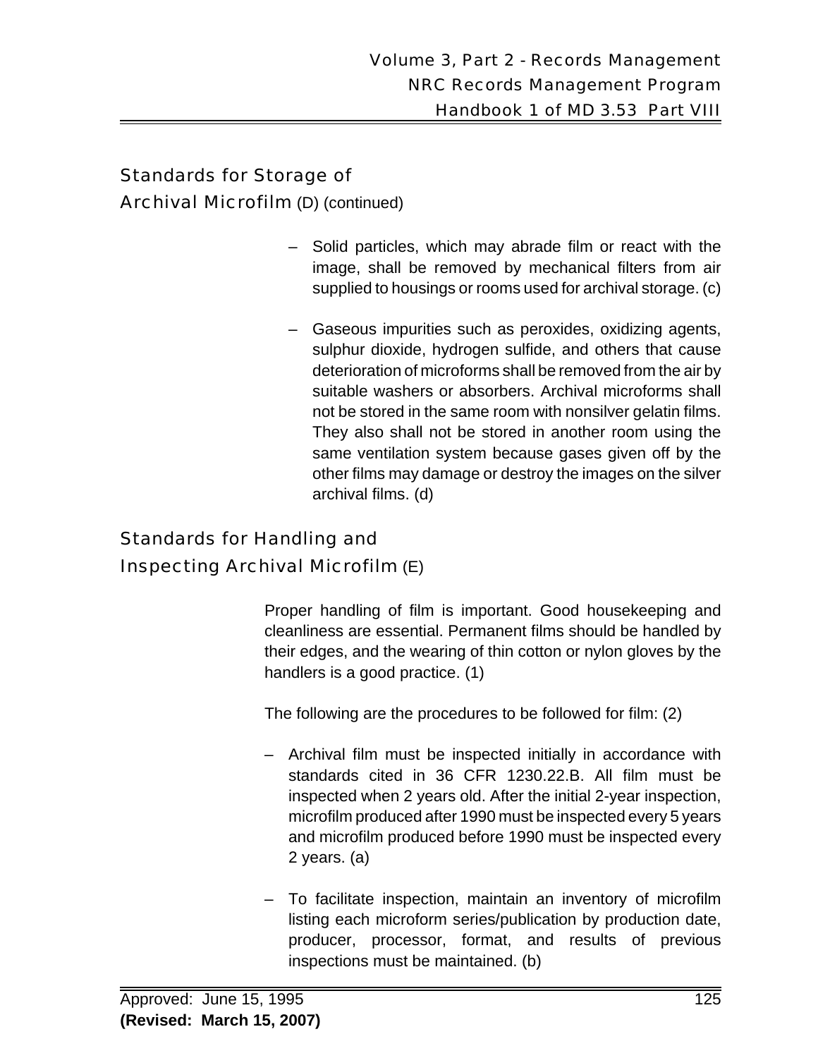## Standards for Storage of Archival Microfilm (D) (continued)

– Solid particles, which may abrade film or react with the image, shall be removed by mechanical filters from air supplied to housings or rooms used for archival storage. (c)

– Gaseous impurities such as peroxides, oxidizing agents, sulphur dioxide, hydrogen sulfide, and others that cause deterioration of microforms shall be removed from the air by suitable washers or absorbers. Archival microforms shall not be stored in the same room with nonsilver gelatin films. They also shall not be stored in another room using the same ventilation system because gases given off by the other films may damage or destroy the images on the silver archival films. (d)

## Standards for Handling and Inspecting Archival Microfilm (E)

Proper handling of film is important. Good housekeeping and cleanliness are essential. Permanent films should be handled by their edges, and the wearing of thin cotton or nylon gloves by the handlers is a good practice. (1)

The following are the procedures to be followed for film: (2)

– Archival film must be inspected initially in accordance with standards cited in 36 CFR 1230.22.B. All film must be inspected when 2 years old. After the initial 2-year inspection, microfilm produced after 1990 must be inspected every 5 years and microfilm produced before 1990 must be inspected every 2 years. (a)

– To facilitate inspection, maintain an inventory of microfilm listing each microform series/publication by production date, producer, processor, format, and results of previous inspections must be maintained. (b)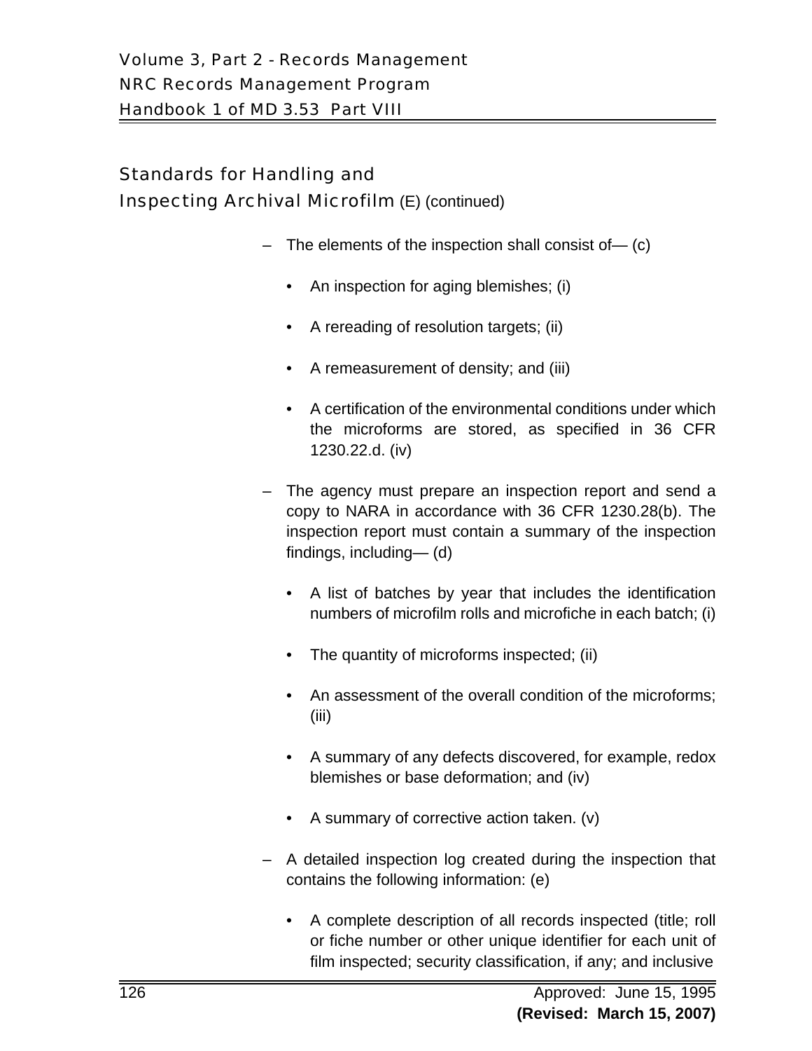## Standards for Handling and Inspecting Archival Microfilm (E) (continued)

- The elements of the inspection shall consist of— (c)
  - An inspection for aging blemishes; (i)
  - A rereading of resolution targets; (ii)
  - A remeasurement of density; and (iii)
  - A certification of the environmental conditions under which the microforms are stored, as specified in 36 CFR 1230.22.d. (iv)
- The agency must prepare an inspection report and send a copy to NARA in accordance with 36 CFR 1230.28(b). The inspection report must contain a summary of the inspection findings, including— (d)
  - A list of batches by year that includes the identification numbers of microfilm rolls and microfiche in each batch; (i)
  - The quantity of microforms inspected; (ii)
  - An assessment of the overall condition of the microforms; (iii)
  - A summary of any defects discovered, for example, redox blemishes or base deformation; and (iv)
  - A summary of corrective action taken. (v)
- A detailed inspection log created during the inspection that contains the following information: (e)
  - A complete description of all records inspected (title; roll or fiche number or other unique identifier for each unit of film inspected; security classification, if any; and inclusive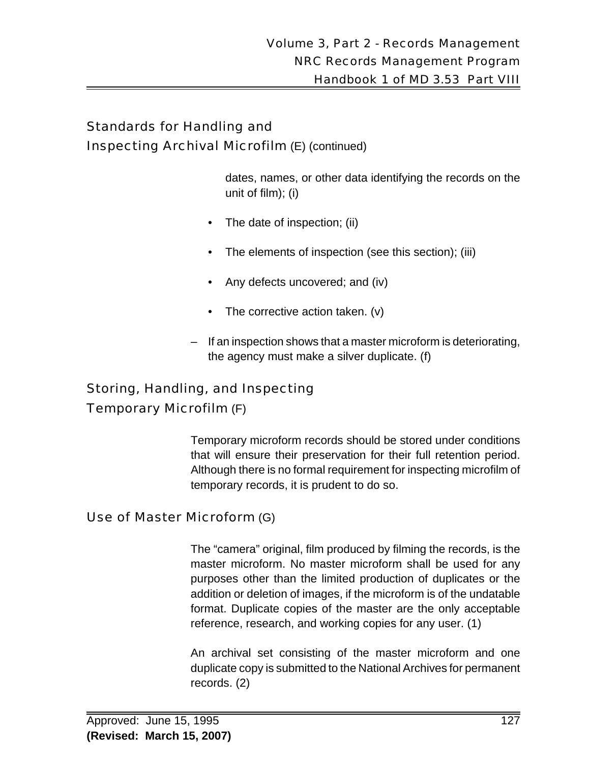## Standards for Handling and Inspecting Archival Microfilm (E) (continued)

dates, names, or other data identifying the records on the unit of film); (i)

- The date of inspection; (ii)
- The elements of inspection (see this section); (iii)
- Any defects uncovered; and (iv)
- The corrective action taken. (v)

– If an inspection shows that a master microform is deteriorating, the agency must make a silver duplicate. (f)

## Storing, Handling, and Inspecting Temporary Microfilm (F)

Temporary microform records should be stored under conditions that will ensure their preservation for their full retention period. Although there is no formal requirement for inspecting microfilm of temporary records, it is prudent to do so.

## Use of Master Microform (G)

The "camera" original, film produced by filming the records, is the master microform. No master microform shall be used for any purposes other than the limited production of duplicates or the addition or deletion of images, if the microform is of the undatable format. Duplicate copies of the master are the only acceptable reference, research, and working copies for any user. (1)

An archival set consisting of the master microform and one duplicate copy is submitted to the National Archives for permanent records. (2)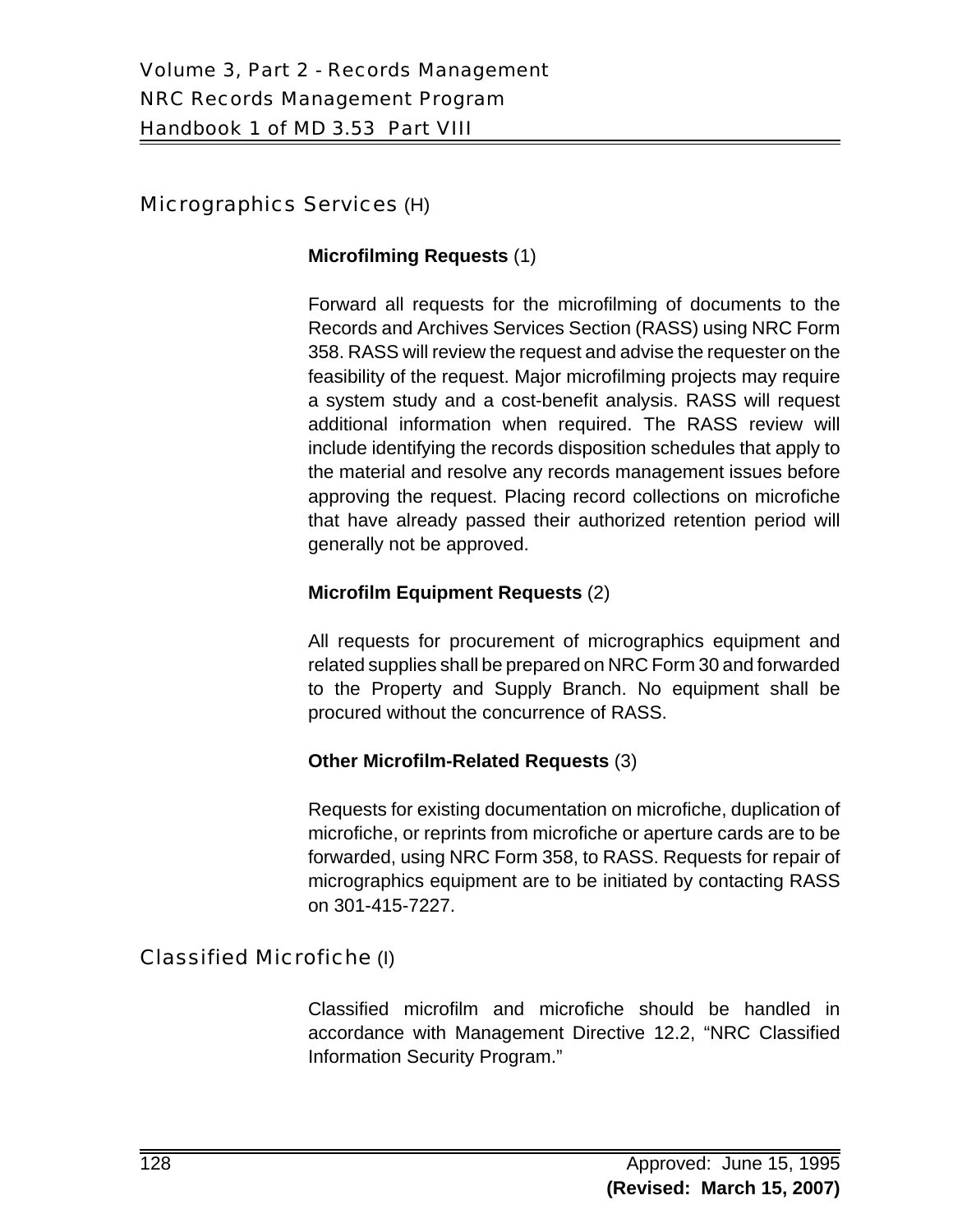## Micrographics Services (H)

### Microfilming Requests (1)

Forward all requests for the microfilming of documents to the Records and Archives Services Section (RASS) using NRC Form 358. RASS will review the request and advise the requester on the feasibility of the request. Major microfilming projects may require a system study and a cost-benefit analysis. RASS will request additional information when required. The RASS review will include identifying the records disposition schedules that apply to the material and resolve any records management issues before approving the request. Placing record collections on microfiche that have already passed their authorized retention period will generally not be approved.

### Microfilm Equipment Requests (2)

All requests for procurement of micrographics equipment and related supplies shall be prepared on NRC Form 30 and forwarded to the Property and Supply Branch. No equipment shall be procured without the concurrence of RASS.

### Other Microfilm-Related Requests (3)

Requests for existing documentation on microfiche, duplication of microfiche, or reprints from microfiche or aperture cards are to be forwarded, using NRC Form 358, to RASS. Requests for repair of micrographics equipment are to be initiated by contacting RASS on 301-415-7227.

## Classified Microfiche (I)

Classified microfilm and microfiche should be handled in accordance with Management Directive 12.2, “NRC Classified Information Security Program.”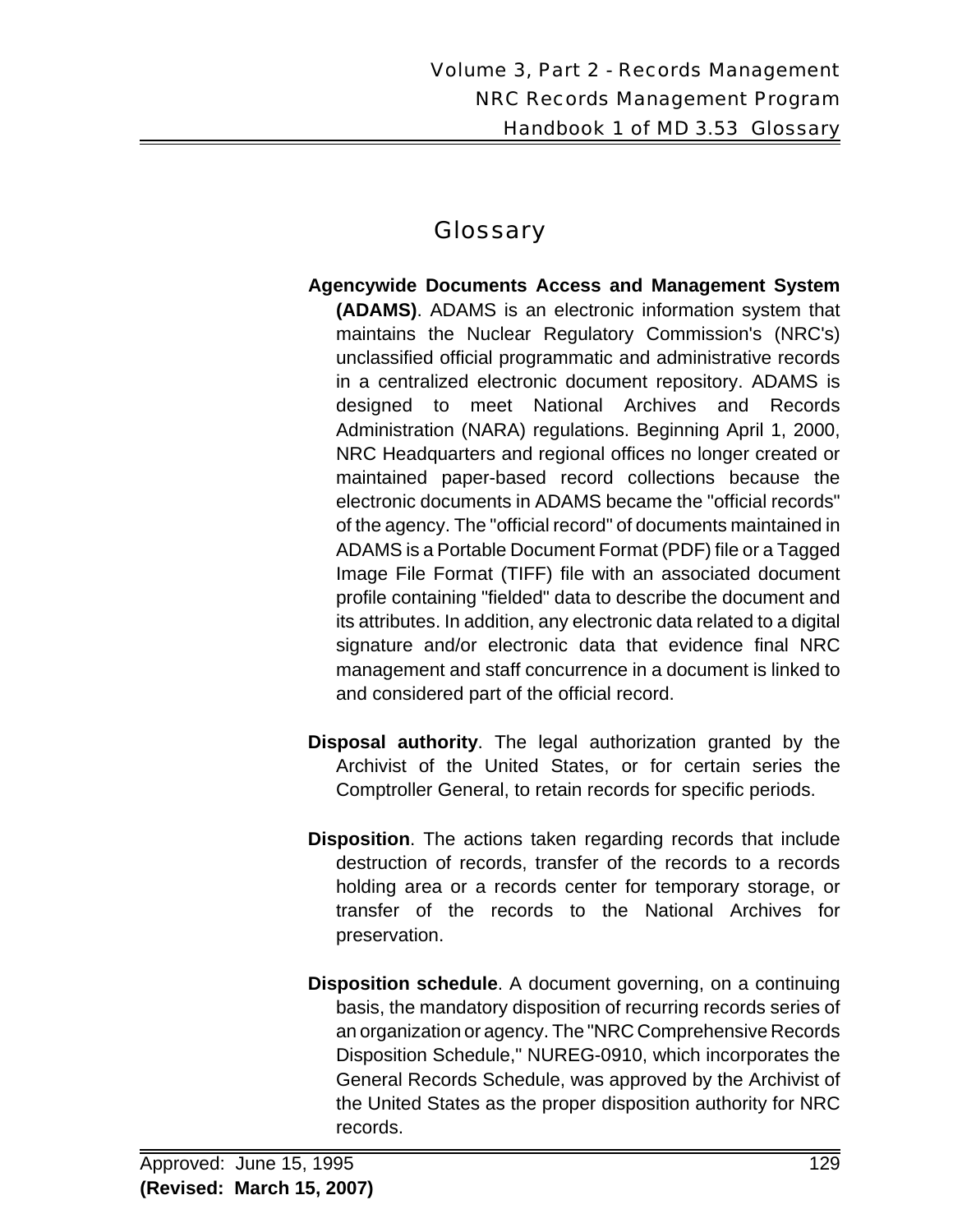# Glossary

**Agencywide Documents Access and Management System (ADAMS)**. ADAMS is an electronic information system that maintains the Nuclear Regulatory Commission's (NRC's) unclassified official programmatic and administrative records in a centralized electronic document repository. ADAMS is designed to meet National Archives and Records Administration (NARA) regulations. Beginning April 1, 2000, NRC Headquarters and regional offices no longer created or maintained paper-based record collections because the electronic documents in ADAMS became the "official records" of the agency. The "official record" of documents maintained in ADAMS is a Portable Document Format (PDF) file or a Tagged Image File Format (TIFF) file with an associated document profile containing "fielded" data to describe the document and its attributes. In addition, any electronic data related to a digital signature and/or electronic data that evidence final NRC management and staff concurrence in a document is linked to and considered part of the official record.

**Disposal authority**. The legal authorization granted by the Archivist of the United States, or for certain series the Comptroller General, to retain records for specific periods.

**Disposition**. The actions taken regarding records that include destruction of records, transfer of the records to a records holding area or a records center for temporary storage, or transfer of the records to the National Archives for preservation.

**Disposition schedule**. A document governing, on a continuing basis, the mandatory disposition of recurring records series of an organization or agency. The "NRC Comprehensive Records Disposition Schedule," NUREG-0910, which incorporates the General Records Schedule, was approved by the Archivist of the United States as the proper disposition authority for NRC records.

Approved: June 15, 1995
**(Revised: March 15, 2007)**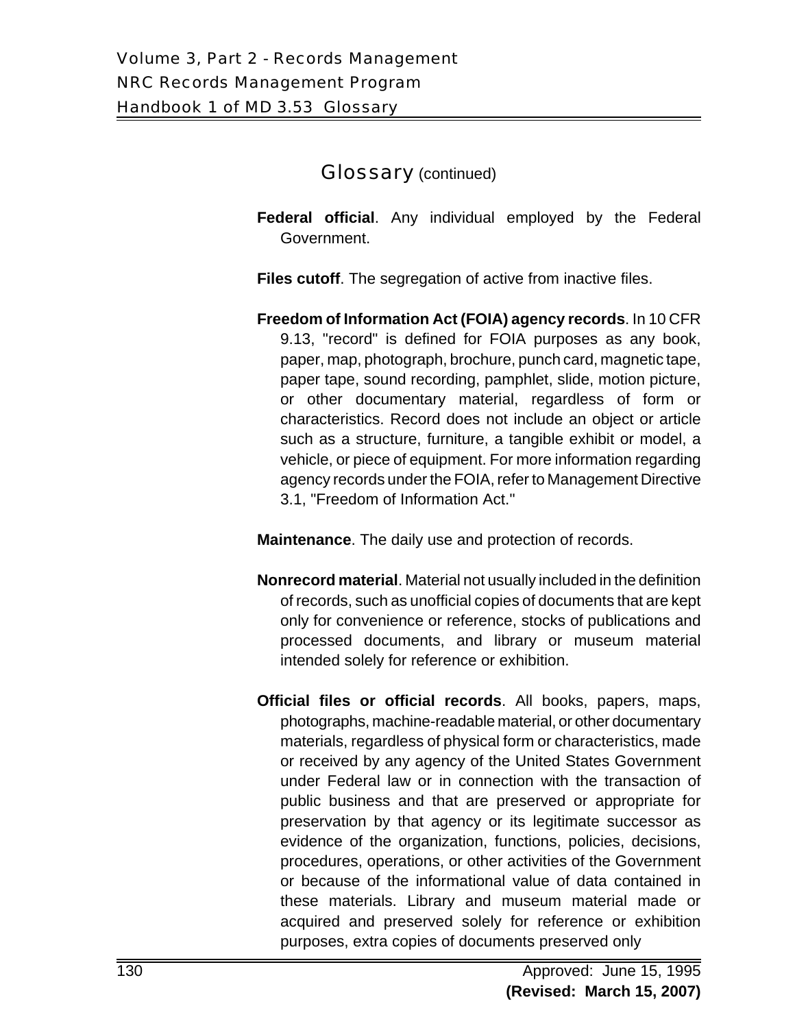## Glossary (continued)

**Federal official**. Any individual employed by the Federal Government.

**Files cutoff**. The segregation of active from inactive files.

**Freedom of Information Act (FOIA) agency records**. In 10 CFR 9.13, "record" is defined for FOIA purposes as any book, paper, map, photograph, brochure, punch card, magnetic tape, paper tape, sound recording, pamphlet, slide, motion picture, or other documentary material, regardless of form or characteristics. Record does not include an object or article such as a structure, furniture, a tangible exhibit or model, a vehicle, or piece of equipment. For more information regarding agency records under the FOIA, refer to Management Directive 3.1, "Freedom of Information Act."

**Maintenance**. The daily use and protection of records.

**Nonrecord material**. Material not usually included in the definition of records, such as unofficial copies of documents that are kept only for convenience or reference, stocks of publications and processed documents, and library or museum material intended solely for reference or exhibition.

**Official files or official records**. All books, papers, maps, photographs, machine-readable material, or other documentary materials, regardless of physical form or characteristics, made or received by any agency of the United States Government under Federal law or in connection with the transaction of public business and that are preserved or appropriate for preservation by that agency or its legitimate successor as evidence of the organization, functions, policies, decisions, procedures, operations, or other activities of the Government or because of the informational value of data contained in these materials. Library and museum material made or acquired and preserved solely for reference or exhibition purposes, extra copies of documents preserved only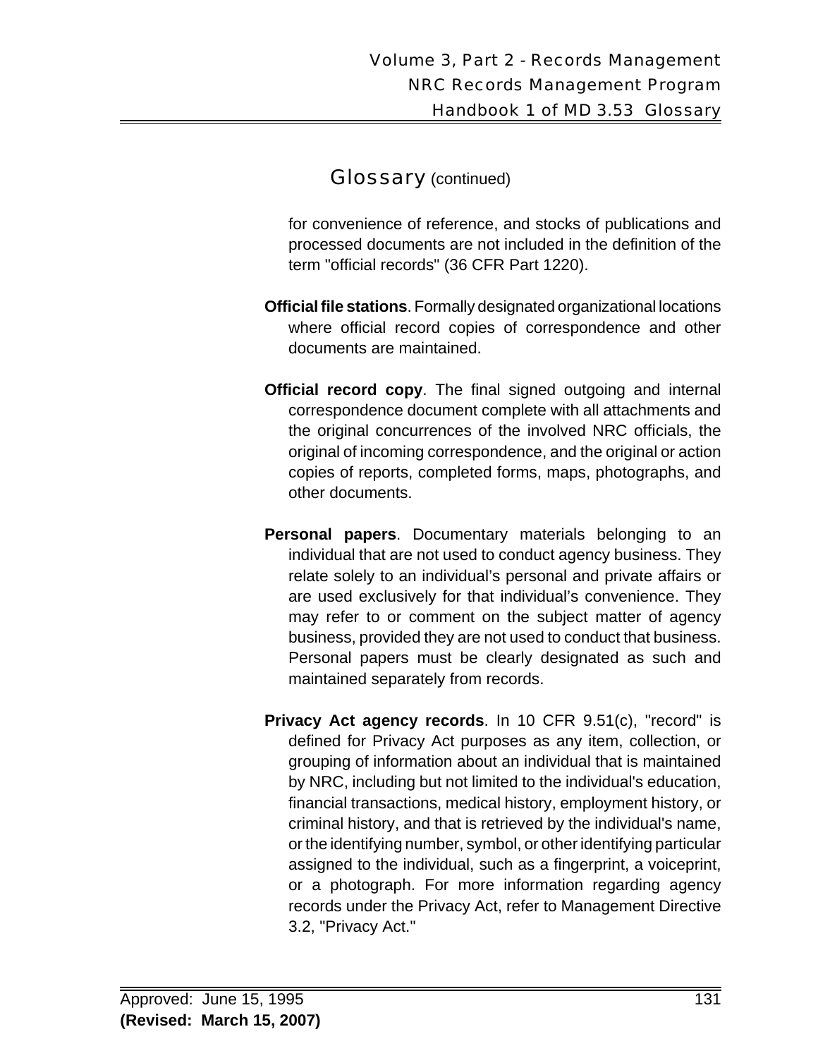## Glossary (continued)

for convenience of reference, and stocks of publications and processed documents are not included in the definition of the term "official records" (36 CFR Part 1220).

**Official file stations**. Formally designated organizational locations where official record copies of correspondence and other documents are maintained.

**Official record copy**. The final signed outgoing and internal correspondence document complete with all attachments and the original concurrences of the involved NRC officials, the original of incoming correspondence, and the original or action copies of reports, completed forms, maps, photographs, and other documents.

**Personal papers**. Documentary materials belonging to an individual that are not used to conduct agency business. They relate solely to an individual's personal and private affairs or are used exclusively for that individual's convenience. They may refer to or comment on the subject matter of agency business, provided they are not used to conduct that business. Personal papers must be clearly designated as such and maintained separately from records.

**Privacy Act agency records**. In 10 CFR 9.51(c), "record" is defined for Privacy Act purposes as any item, collection, or grouping of information about an individual that is maintained by NRC, including but not limited to the individual's education, financial transactions, medical history, employment history, or criminal history, and that is retrieved by the individual's name, or the identifying number, symbol, or other identifying particular assigned to the individual, such as a fingerprint, a voiceprint, or a photograph. For more information regarding agency records under the Privacy Act, refer to Management Directive 3.2, "Privacy Act."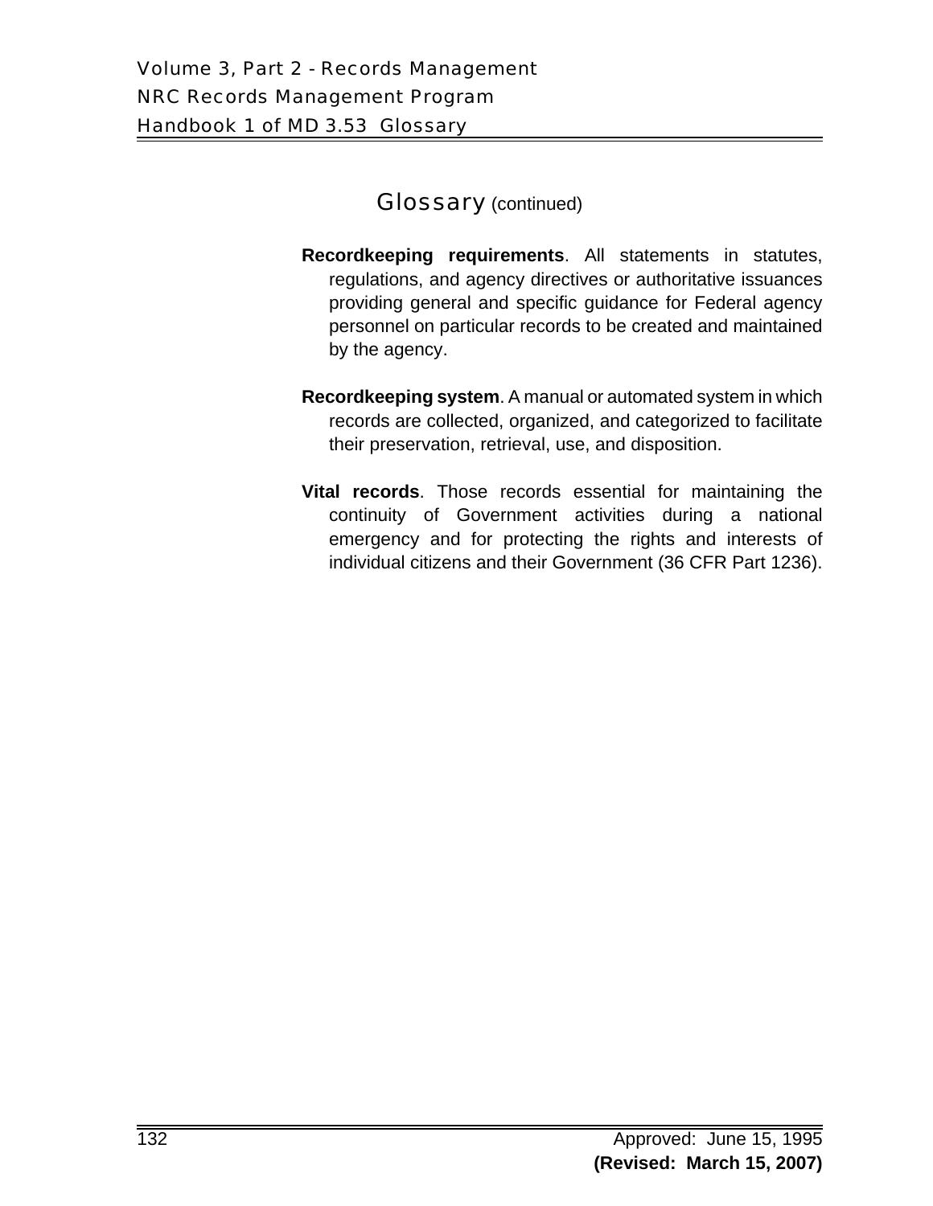## Glossary (continued)

**Recordkeeping requirements**. All statements in statutes, regulations, and agency directives or authoritative issuances providing general and specific guidance for Federal agency personnel on particular records to be created and maintained by the agency.

**Recordkeeping system**. A manual or automated system in which records are collected, organized, and categorized to facilitate their preservation, retrieval, use, and disposition.

**Vital records**. Those records essential for maintaining the continuity of Government activities during a national emergency and for protecting the rights and interests of individual citizens and their Government (36 CFR Part 1236).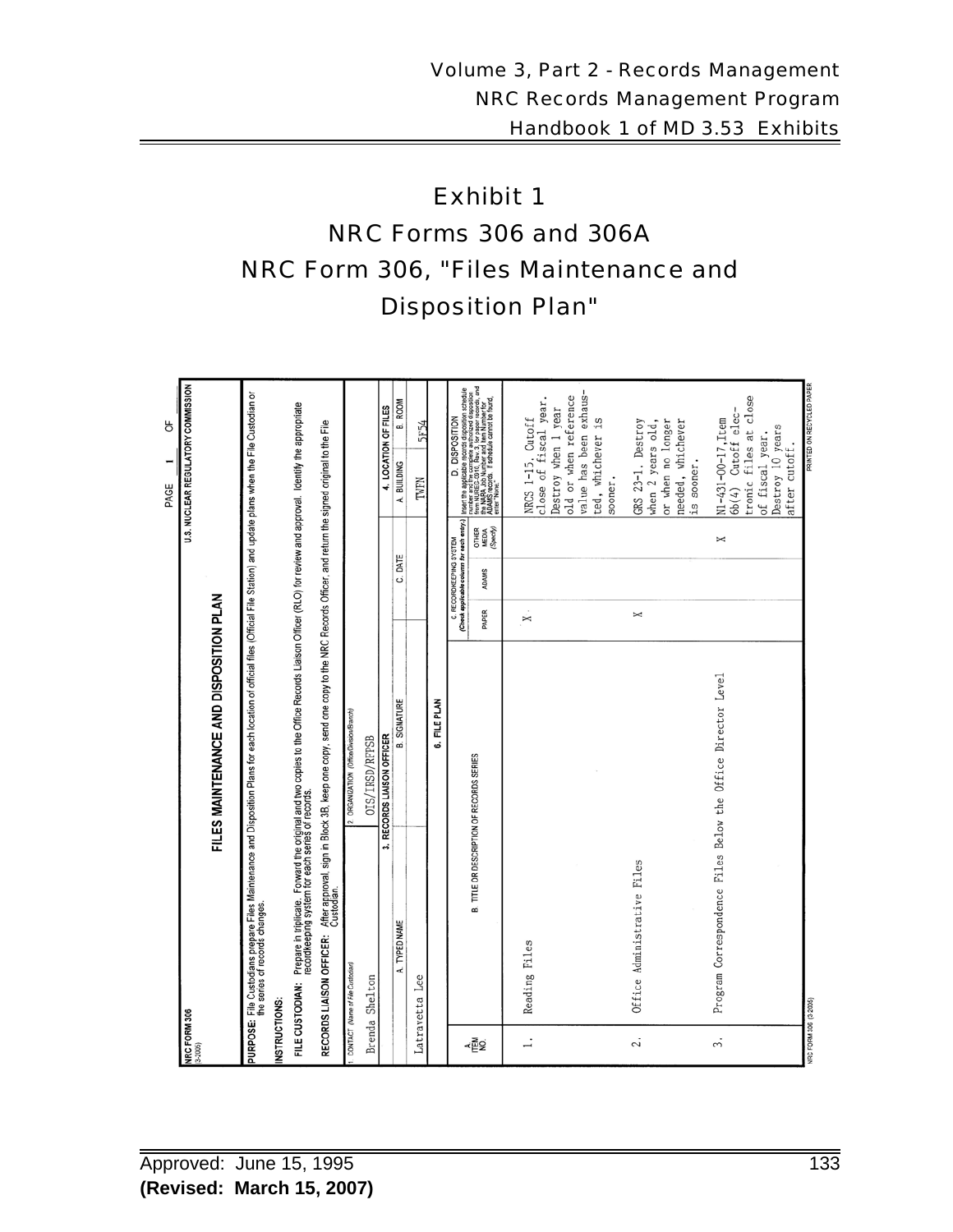# Exhibit 1

# NRC Forms 306 and 306A

## NRC Form 306, "Files Maintenance and Disposition Plan"

NRC FORM 306 (3-2005)

U.S. NUCLEAR REGULATORY COMMISSION

PAGE 1 OF

**FILES MAINTENANCE AND DISPOSITION PLAN**

**PURPOSE:** File Custodians prepare Files Maintenance and Disposition Plans for each location of official files (Official File Station) and update plans when the File Custodian or the series of records changes.

**INSTRUCTIONS:**

**FILE CUSTODIAN:** Prepare in triplicate. Forward the original and two copies to the Office Records Liaison Officer (RLO) for review and approval. Identify the appropriate recordkeeping system for each series of records.

**RECORDS LIAISON OFFICER:** After approval, sign in Block 3B, keep one copy, send one copy to the NRC Records Officer, and return the signed original to the File Custodian.

| 1. CONTACT (Name of File Custodian) | 2. ORGANIZATION (Office/Division/Branch) | | |
|---|---|---|---|
| Brenda Shelton | OIS/IRSD/RFPSB | | |

| 3. RECORDS LIAISON OFFICER | | | 4. LOCATION OF FILES | |
|---|---|---|---|---|
| A. TYPED NAME | B. SIGNATURE | C. DATE | A. BUILDING | B. ROOM |
| Latrayetta Lee | | | TWFN | 5F54 |

**6. FILE PLAN**

| A. ITEM NO. | B. TITLE OR DESCRIPTION OF RECORDS SERIES | C. RECORDKEEPING SYSTEM (Check applicable column for each entry.) PAPER | ADAMS | OTHER MEDIA (Specify) | D. DISPOSITION Insert the applicable records disposition schedule number and the complete authorized disposition from NUREG-0910, Rev. 3, for paper records, and the NARA Job Number and Item Number for ADAMS records. If schedule cannot be found, enter "None." |
|---|---|---|---|---|---|
| 1. | Reading Files | X | | | NRCS 1-15, Cutoff close of fiscal year. Destroy when 1 year old or when reference value has been exhausted, whichever is sooner. |
| 2. | Office Administrative Files | X | | | GRS 23-1. Destroy when 2 years old, or when no longer needed, whichever is sooner. |
| 3. | Program Correspondence Files Below the Office Director Level | | | X | N1-431-00-17,Item 6b(4) Cutoff electronic files at close of fiscal year. Destroy 10 years after cutoff. |

NRC FORM 306 (3-2005)

PRINTED ON RECYCLED PAPER

Approved: June 15, 1995
**(Revised: March 15, 2007)**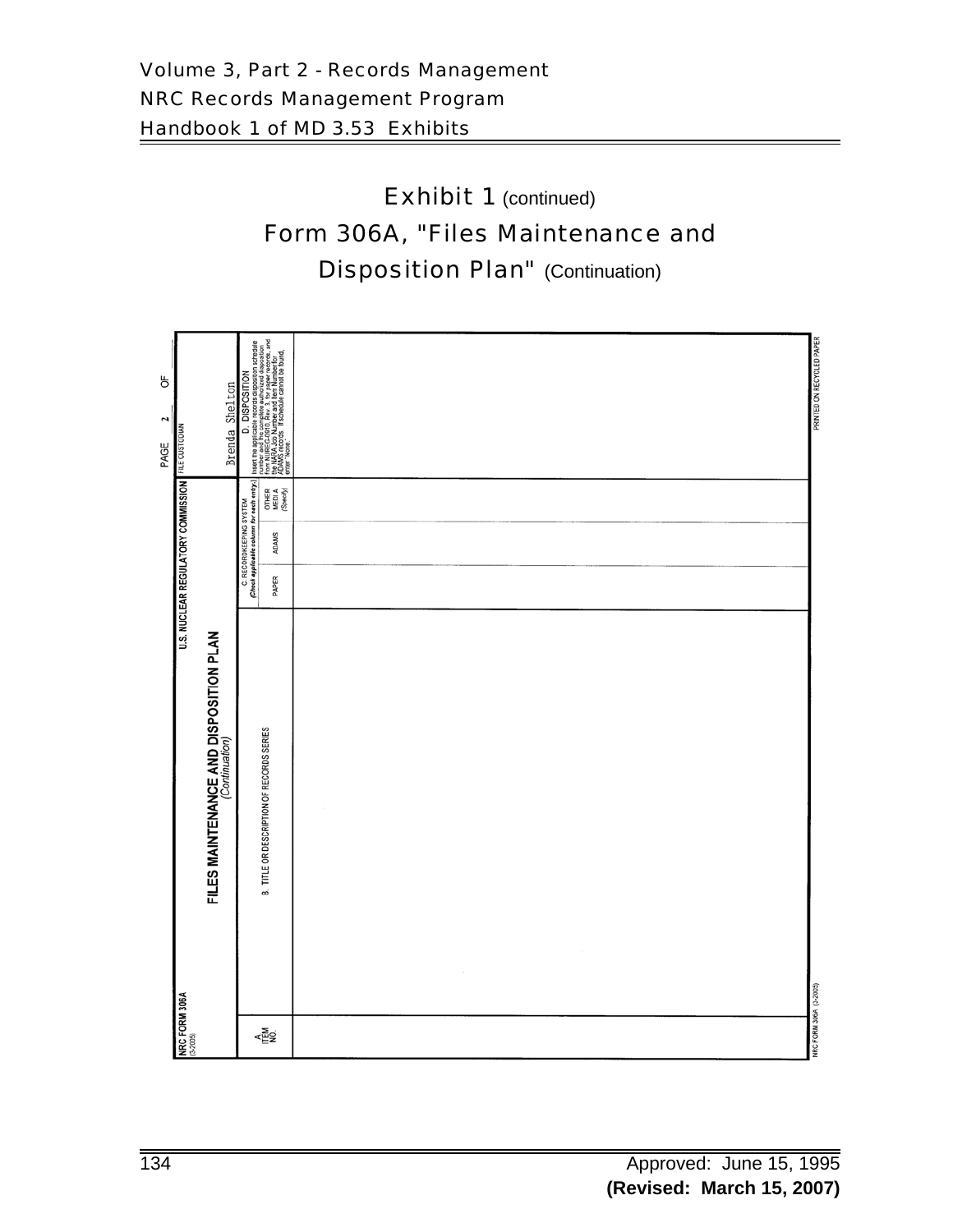# Exhibit 1 (continued)

## Form 306A, "Files Maintenance and Disposition Plan" (Continuation)

**NRC FORM 306A**
(3-2005)

**U.S. NUCLEAR REGULATORY COMMISSION**

**FILES MAINTENANCE AND DISPOSITION PLAN**
*(Continuation)*

PAGE 2 OF

FILE CUSTODIAN: Brenda Shelton

| A. ITEM NO. | B. TITLE OR DESCRIPTION OF RECORDS SERIES | C. RECORDKEEPING SYSTEM *(Check applicable column for each entry)* | | | D. DISPOSITION Insert the applicable records disposition schedule number and the complete authorized disposition from NUREG-0910, Rev. 3, for paper records, and the NARA Job Number and Item Number for ADAMS records. If schedule cannot be found, enter "None." |
|---|---|---|---|---|---|
| | | PAPER | ADAMS | OTHER MEDIA *(Specify)* | |
| | | | | | |

NRC FORM 306A (3-2005)

PRINTED ON RECYCLED PAPER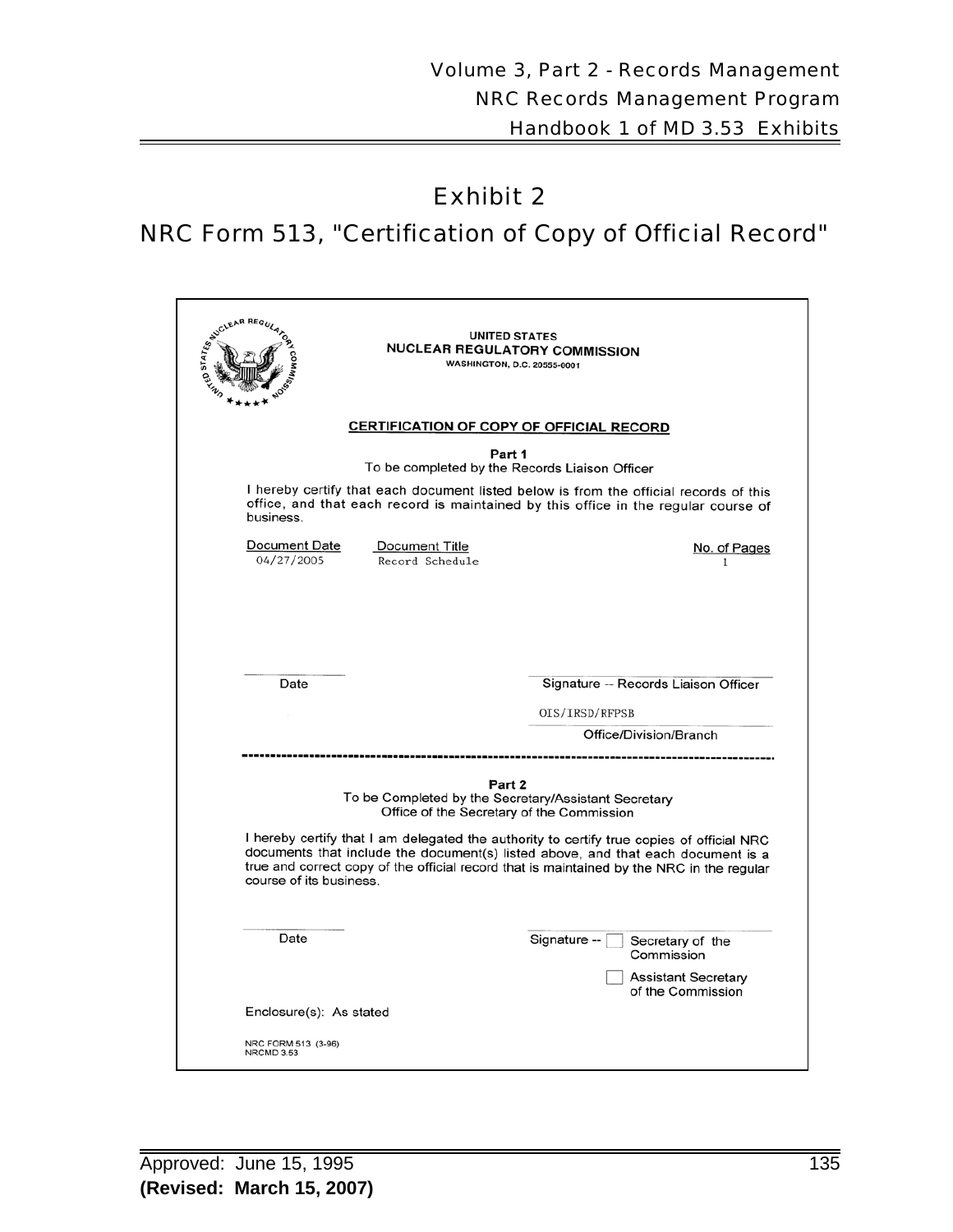# Exhibit 2

## NRC Form 513, "Certification of Copy of Official Record"

UNITED STATES
**NUCLEAR REGULATORY COMMISSION**
WASHINGTON, D.C. 20555-0001

**CERTIFICATION OF COPY OF OFFICIAL RECORD**

**Part 1**
To be completed by the Records Liaison Officer

I hereby certify that each document listed below is from the official records of this office, and that each record is maintained by this office in the regular course of business.

| Document Date | Document Title | No. of Pages |
|---|---|---|
| 04/27/2005 | Record Schedule | 1 |

Date

Signature -- Records Liaison Officer

OIS/IRSD/RFPSB
Office/Division/Branch

---

**Part 2**
To be Completed by the Secretary/Assistant Secretary
Office of the Secretary of the Commission

I hereby certify that I am delegated the authority to certify true copies of official NRC documents that include the document(s) listed above, and that each document is a true and correct copy of the official record that is maintained by the NRC in the regular course of its business.

Date

Signature -- ☐ Secretary of the Commission
☐ Assistant Secretary of the Commission

Enclosure(s): As stated

NRC FORM 513 (3-96)
NRCMD 3.53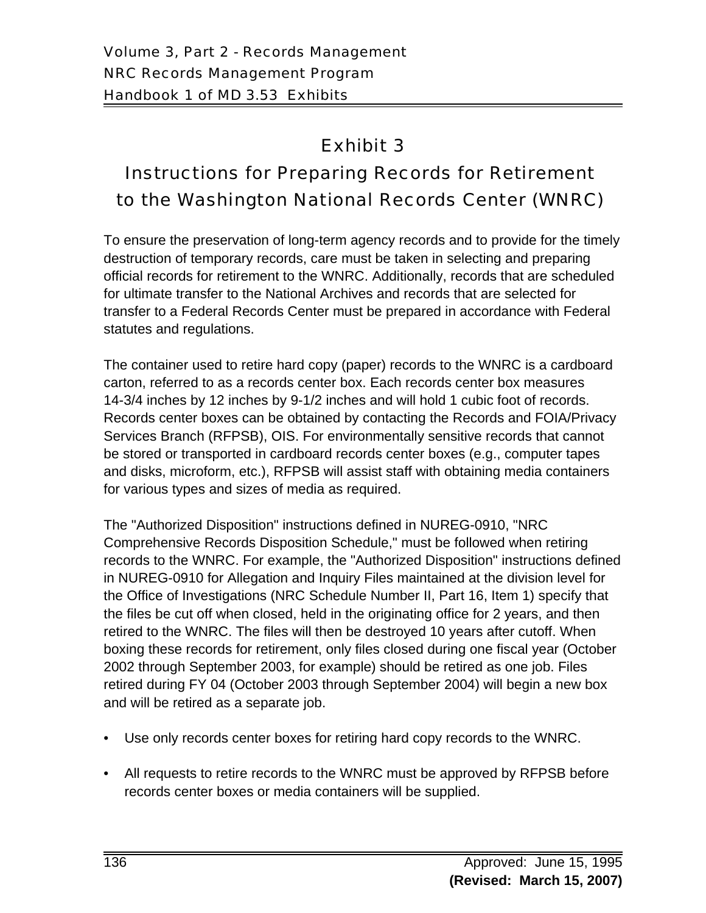# Exhibit 3

## Instructions for Preparing Records for Retirement to the Washington National Records Center (WNRC)

To ensure the preservation of long-term agency records and to provide for the timely destruction of temporary records, care must be taken in selecting and preparing official records for retirement to the WNRC. Additionally, records that are scheduled for ultimate transfer to the National Archives and records that are selected for transfer to a Federal Records Center must be prepared in accordance with Federal statutes and regulations.

The container used to retire hard copy (paper) records to the WNRC is a cardboard carton, referred to as a records center box. Each records center box measures 14-3/4 inches by 12 inches by 9-1/2 inches and will hold 1 cubic foot of records. Records center boxes can be obtained by contacting the Records and FOIA/Privacy Services Branch (RFPSB), OIS. For environmentally sensitive records that cannot be stored or transported in cardboard records center boxes (e.g., computer tapes and disks, microform, etc.), RFPSB will assist staff with obtaining media containers for various types and sizes of media as required.

The "Authorized Disposition" instructions defined in NUREG-0910, "NRC Comprehensive Records Disposition Schedule," must be followed when retiring records to the WNRC. For example, the "Authorized Disposition" instructions defined in NUREG-0910 for Allegation and Inquiry Files maintained at the division level for the Office of Investigations (NRC Schedule Number II, Part 16, Item 1) specify that the files be cut off when closed, held in the originating office for 2 years, and then retired to the WNRC. The files will then be destroyed 10 years after cutoff. When boxing these records for retirement, only files closed during one fiscal year (October 2002 through September 2003, for example) should be retired as one job. Files retired during FY 04 (October 2003 through September 2004) will begin a new box and will be retired as a separate job.

- Use only records center boxes for retiring hard copy records to the WNRC.
- All requests to retire records to the WNRC must be approved by RFPSB before records center boxes or media containers will be supplied.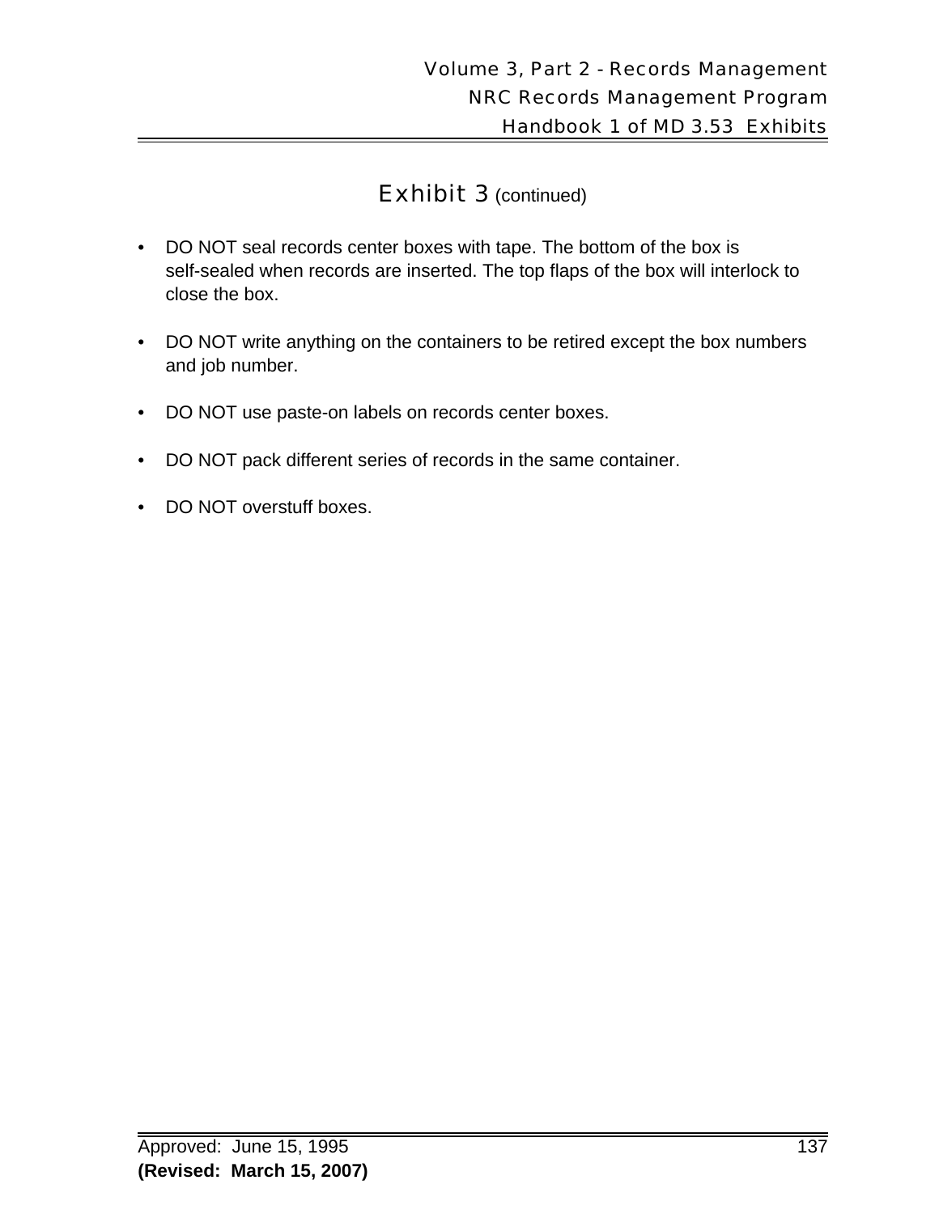## Exhibit 3 (continued)

- DO NOT seal records center boxes with tape. The bottom of the box is self-sealed when records are inserted. The top flaps of the box will interlock to close the box.
- DO NOT write anything on the containers to be retired except the box numbers and job number.
- DO NOT use paste-on labels on records center boxes.
- DO NOT pack different series of records in the same container.
- DO NOT overstuff boxes.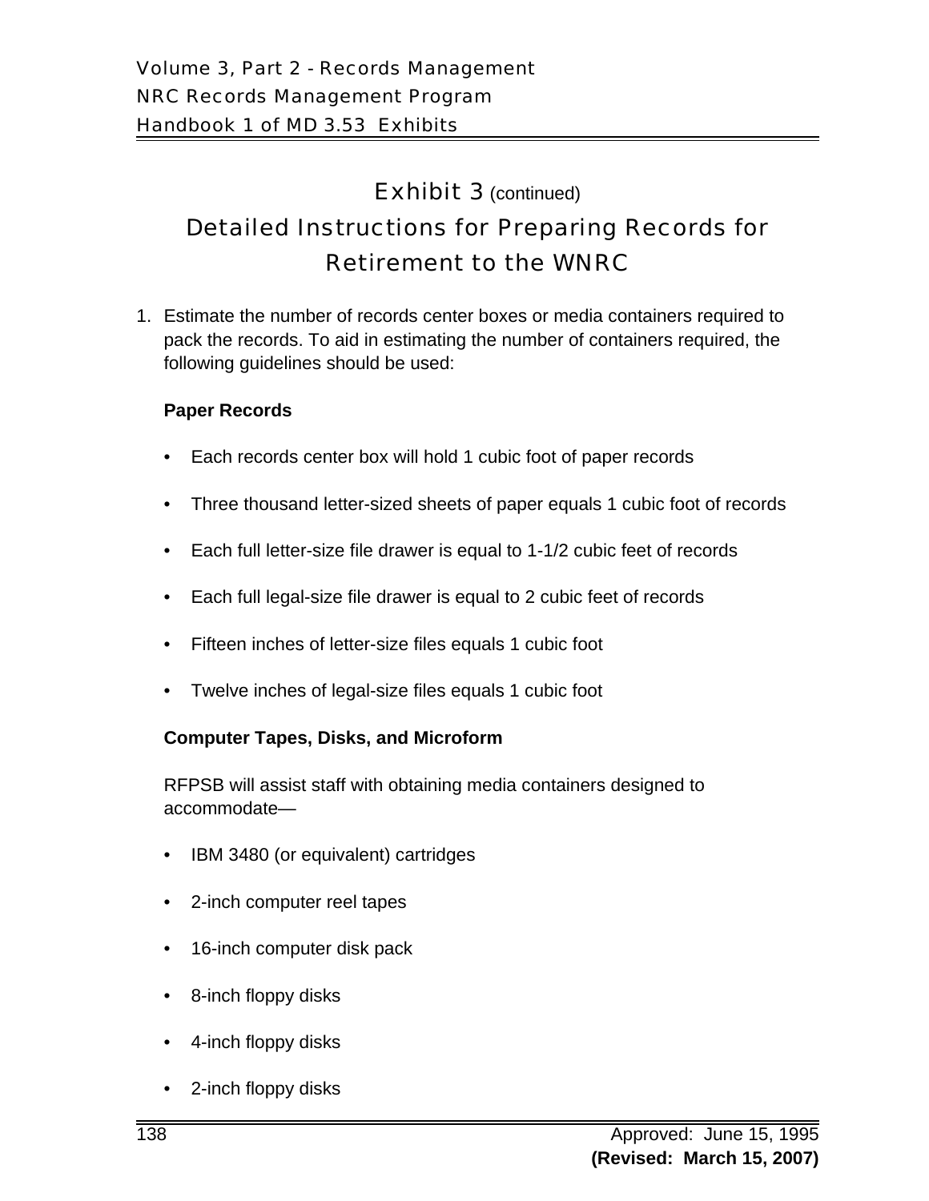# Exhibit 3 (continued)

## Detailed Instructions for Preparing Records for Retirement to the WNRC

1. Estimate the number of records center boxes or media containers required to pack the records. To aid in estimating the number of containers required, the following guidelines should be used:

   **Paper Records**

   - Each records center box will hold 1 cubic foot of paper records
   - Three thousand letter-sized sheets of paper equals 1 cubic foot of records
   - Each full letter-size file drawer is equal to 1-1/2 cubic feet of records
   - Each full legal-size file drawer is equal to 2 cubic feet of records
   - Fifteen inches of letter-size files equals 1 cubic foot
   - Twelve inches of legal-size files equals 1 cubic foot

   **Computer Tapes, Disks, and Microform**

   RFPSB will assist staff with obtaining media containers designed to accommodate—

   - IBM 3480 (or equivalent) cartridges
   - 2-inch computer reel tapes
   - 16-inch computer disk pack
   - 8-inch floppy disks
   - 4-inch floppy disks
   - 2-inch floppy disks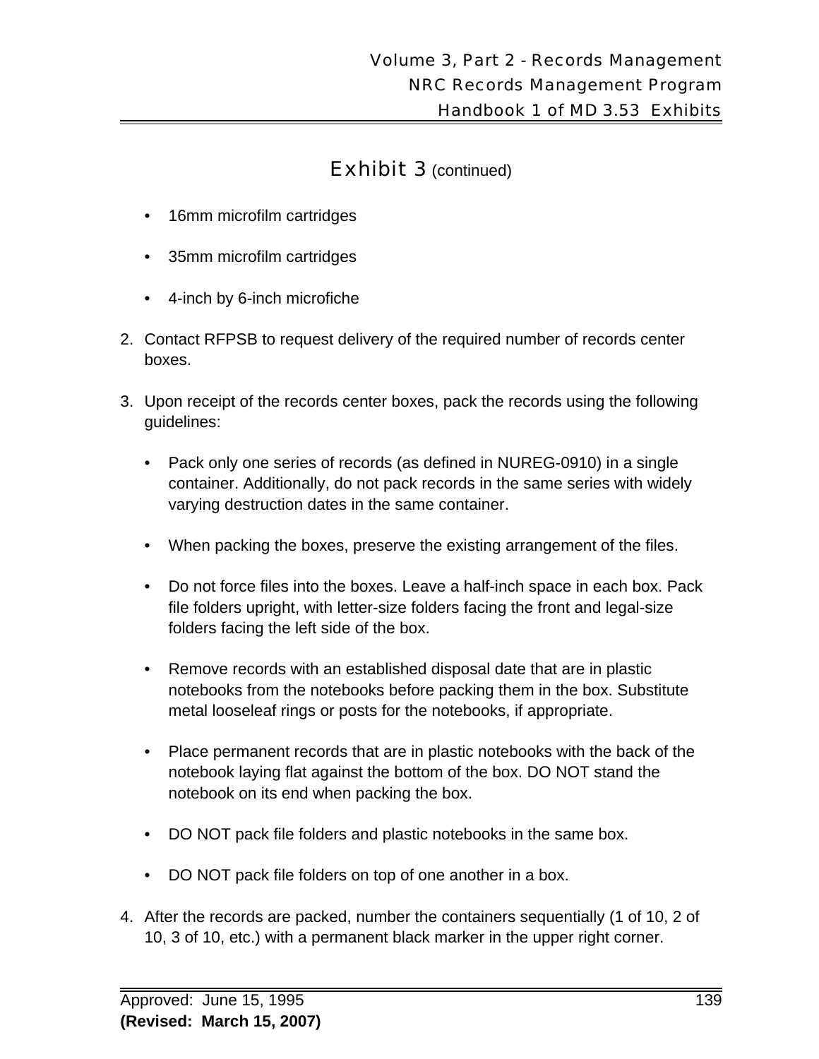# Exhibit 3 (continued)

- 16mm microfilm cartridges
- 35mm microfilm cartridges
- 4-inch by 6-inch microfiche

2. Contact RFPSB to request delivery of the required number of records center boxes.

3. Upon receipt of the records center boxes, pack the records using the following guidelines:

   - Pack only one series of records (as defined in NUREG-0910) in a single container. Additionally, do not pack records in the same series with widely varying destruction dates in the same container.
   - When packing the boxes, preserve the existing arrangement of the files.
   - Do not force files into the boxes. Leave a half-inch space in each box. Pack file folders upright, with letter-size folders facing the front and legal-size folders facing the left side of the box.
   - Remove records with an established disposal date that are in plastic notebooks from the notebooks before packing them in the box. Substitute metal looseleaf rings or posts for the notebooks, if appropriate.
   - Place permanent records that are in plastic notebooks with the back of the notebook laying flat against the bottom of the box. DO NOT stand the notebook on its end when packing the box.
   - DO NOT pack file folders and plastic notebooks in the same box.
   - DO NOT pack file folders on top of one another in a box.

4. After the records are packed, number the containers sequentially (1 of 10, 2 of 10, 3 of 10, etc.) with a permanent black marker in the upper right corner.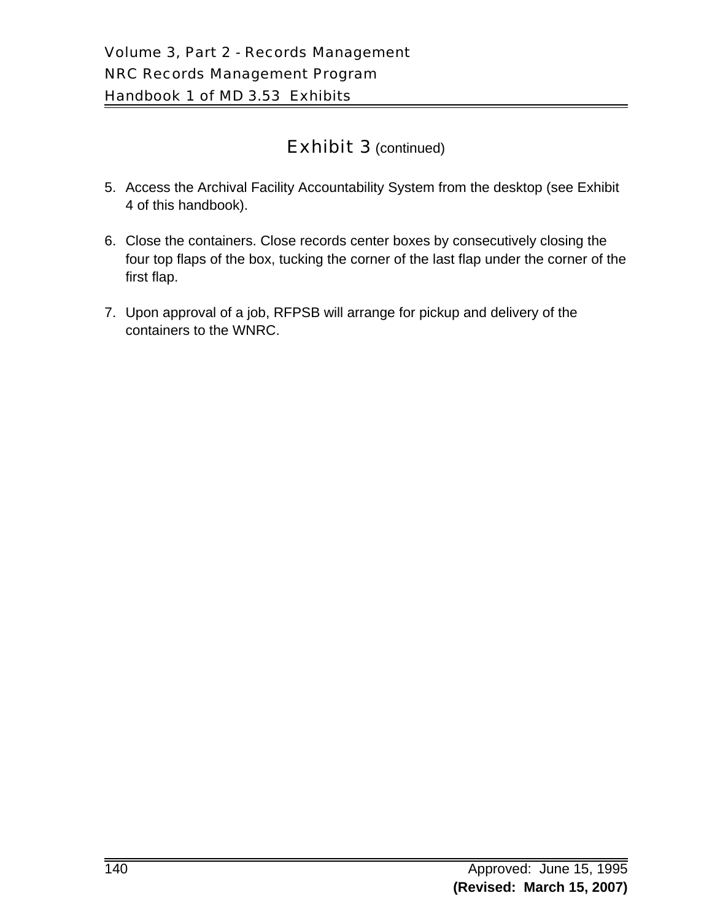## Exhibit 3 (continued)

5. Access the Archival Facility Accountability System from the desktop (see Exhibit 4 of this handbook).

6. Close the containers. Close records center boxes by consecutively closing the four top flaps of the box, tucking the corner of the last flap under the corner of the first flap.

7. Upon approval of a job, RFPSB will arrange for pickup and delivery of the containers to the WNRC.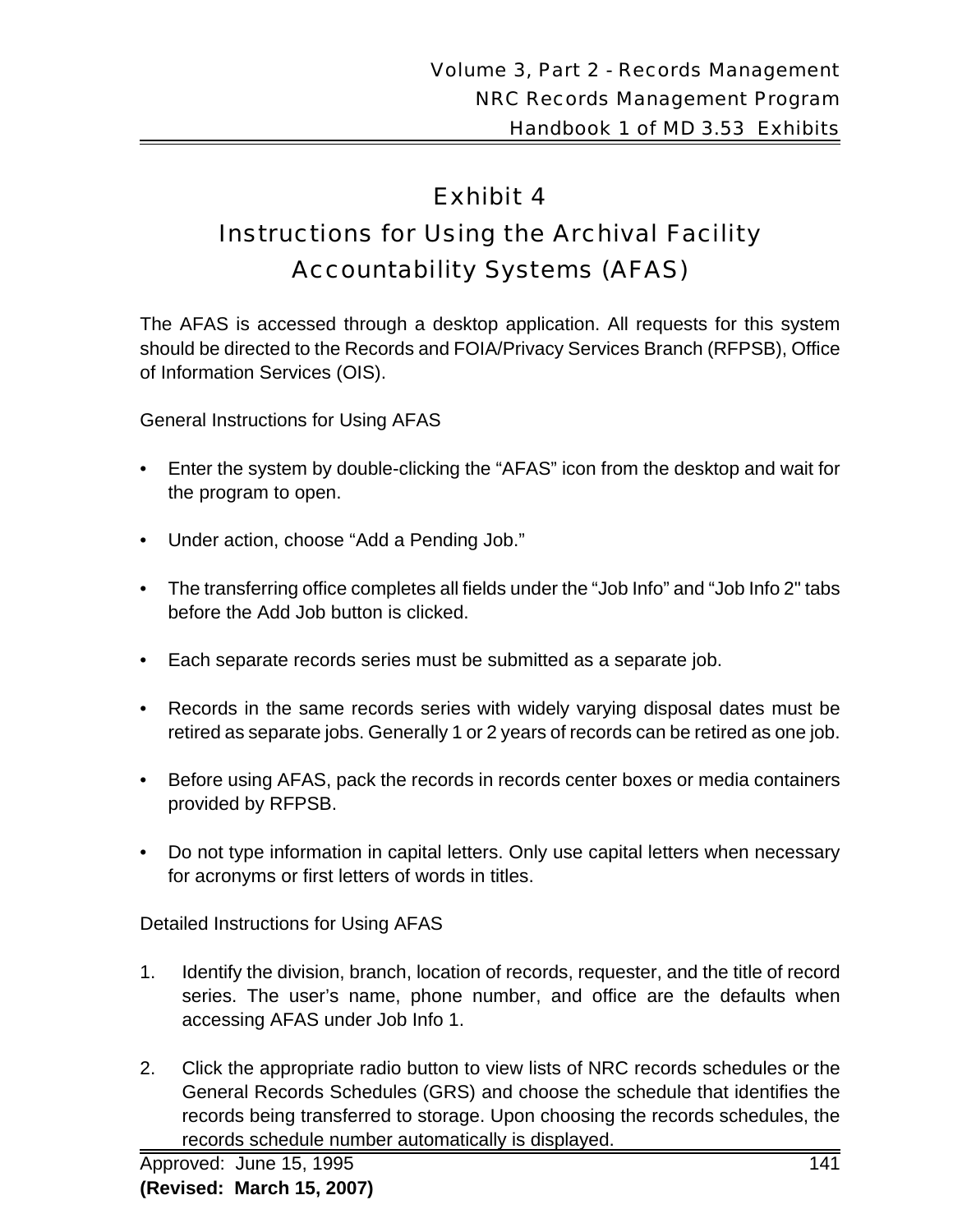# Exhibit 4

# Instructions for Using the Archival Facility Accountability Systems (AFAS)

The AFAS is accessed through a desktop application. All requests for this system should be directed to the Records and FOIA/Privacy Services Branch (RFPSB), Office of Information Services (OIS).

General Instructions for Using AFAS

- Enter the system by double-clicking the "AFAS" icon from the desktop and wait for the program to open.
- Under action, choose "Add a Pending Job."
- The transferring office completes all fields under the "Job Info" and "Job Info 2" tabs before the Add Job button is clicked.
- Each separate records series must be submitted as a separate job.
- Records in the same records series with widely varying disposal dates must be retired as separate jobs. Generally 1 or 2 years of records can be retired as one job.
- Before using AFAS, pack the records in records center boxes or media containers provided by RFPSB.
- Do not type information in capital letters. Only use capital letters when necessary for acronyms or first letters of words in titles.

Detailed Instructions for Using AFAS

1. Identify the division, branch, location of records, requester, and the title of record series. The user's name, phone number, and office are the defaults when accessing AFAS under Job Info 1.
2. Click the appropriate radio button to view lists of NRC records schedules or the General Records Schedules (GRS) and choose the schedule that identifies the records being transferred to storage. Upon choosing the records schedules, the records schedule number automatically is displayed.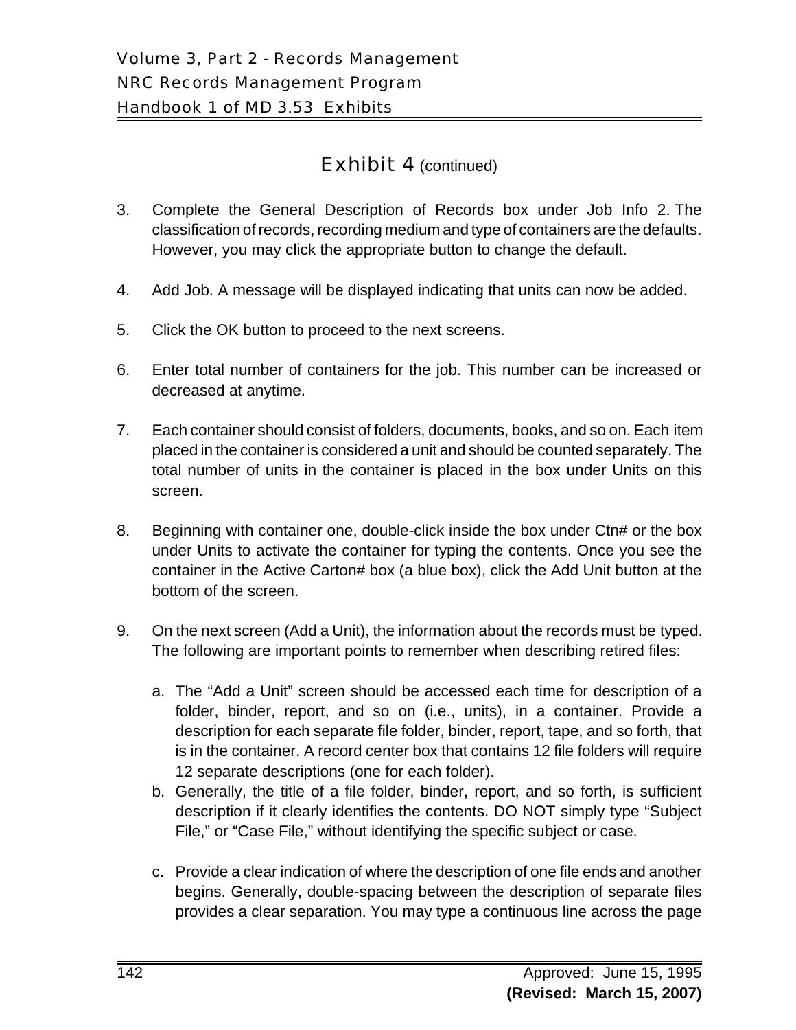## Exhibit 4 (continued)

3. Complete the General Description of Records box under Job Info 2. The classification of records, recording medium and type of containers are the defaults. However, you may click the appropriate button to change the default.

4. Add Job. A message will be displayed indicating that units can now be added.

5. Click the OK button to proceed to the next screens.

6. Enter total number of containers for the job. This number can be increased or decreased at anytime.

7. Each container should consist of folders, documents, books, and so on. Each item placed in the container is considered a unit and should be counted separately. The total number of units in the container is placed in the box under Units on this screen.

8. Beginning with container one, double-click inside the box under Ctn# or the box under Units to activate the container for typing the contents. Once you see the container in the Active Carton# box (a blue box), click the Add Unit button at the bottom of the screen.

9. On the next screen (Add a Unit), the information about the records must be typed. The following are important points to remember when describing retired files:

   a. The "Add a Unit" screen should be accessed each time for description of a folder, binder, report, and so on (i.e., units), in a container. Provide a description for each separate file folder, binder, report, tape, and so forth, that is in the container. A record center box that contains 12 file folders will require 12 separate descriptions (one for each folder).
   b. Generally, the title of a file folder, binder, report, and so forth, is sufficient description if it clearly identifies the contents. DO NOT simply type "Subject File," or "Case File," without identifying the specific subject or case.

   c. Provide a clear indication of where the description of one file ends and another begins. Generally, double-spacing between the description of separate files provides a clear separation. You may type a continuous line across the page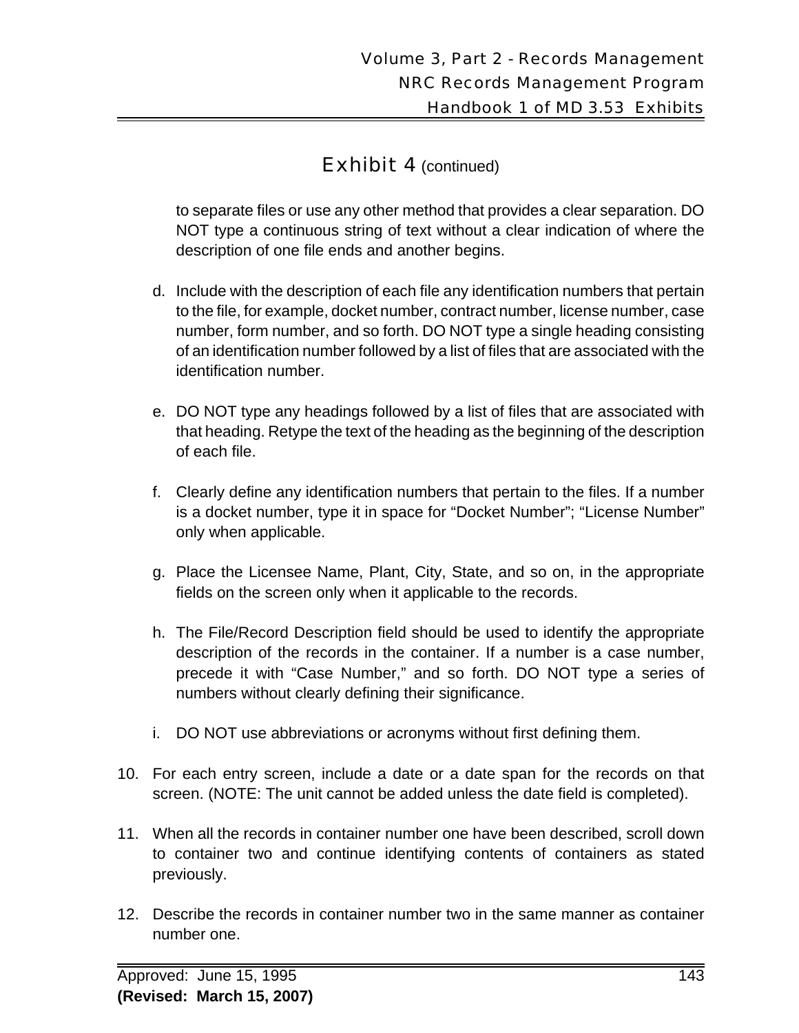## Exhibit 4 (continued)

to separate files or use any other method that provides a clear separation. DO NOT type a continuous string of text without a clear indication of where the description of one file ends and another begins.

d. Include with the description of each file any identification numbers that pertain to the file, for example, docket number, contract number, license number, case number, form number, and so forth. DO NOT type a single heading consisting of an identification number followed by a list of files that are associated with the identification number.

e. DO NOT type any headings followed by a list of files that are associated with that heading. Retype the text of the heading as the beginning of the description of each file.

f. Clearly define any identification numbers that pertain to the files. If a number is a docket number, type it in space for "Docket Number"; "License Number" only when applicable.

g. Place the Licensee Name, Plant, City, State, and so on, in the appropriate fields on the screen only when it applicable to the records.

h. The File/Record Description field should be used to identify the appropriate description of the records in the container. If a number is a case number, precede it with "Case Number," and so forth. DO NOT type a series of numbers without clearly defining their significance.

i. DO NOT use abbreviations or acronyms without first defining them.

10. For each entry screen, include a date or a date span for the records on that screen. (NOTE: The unit cannot be added unless the date field is completed).

11. When all the records in container number one have been described, scroll down to container two and continue identifying contents of containers as stated previously.

12. Describe the records in container number two in the same manner as container number one.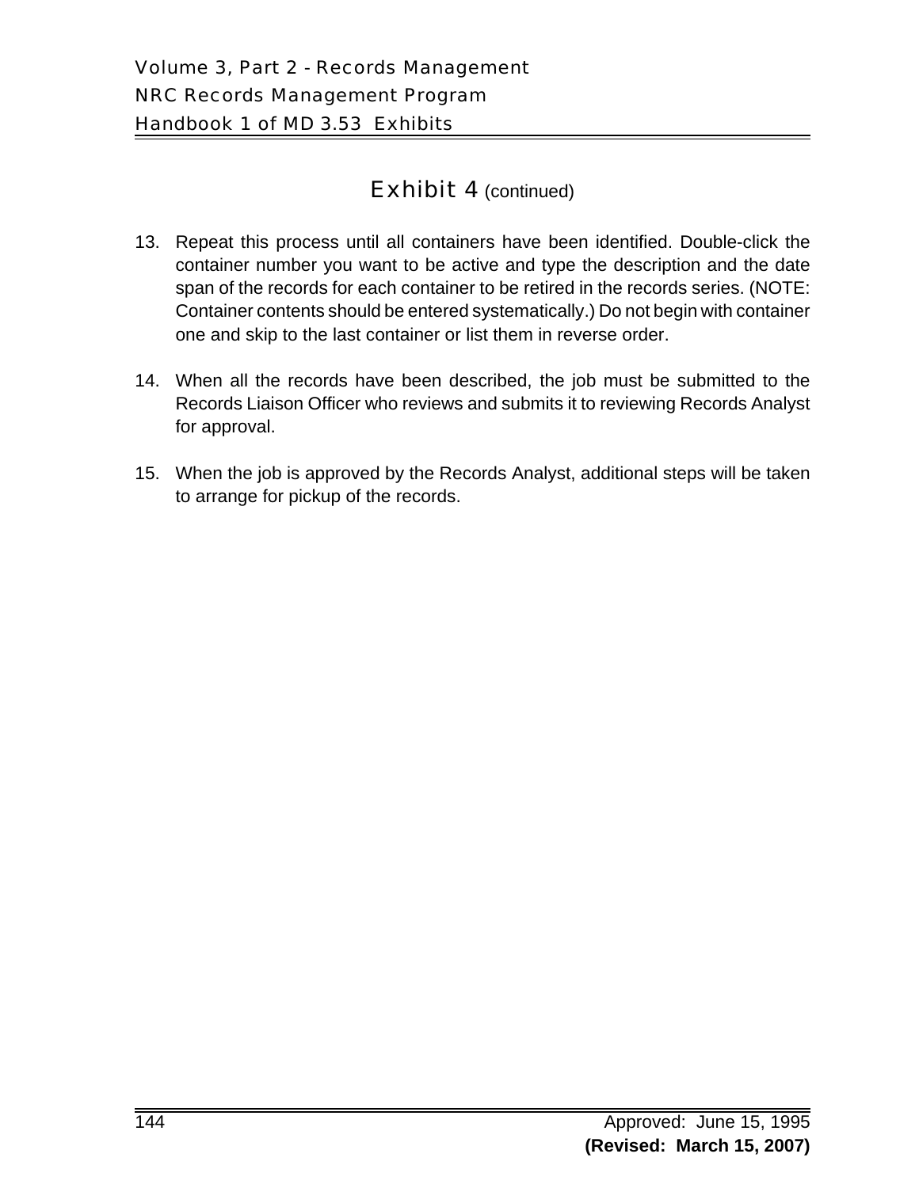## Exhibit 4 (continued)

13. Repeat this process until all containers have been identified. Double-click the container number you want to be active and type the description and the date span of the records for each container to be retired in the records series. (NOTE: Container contents should be entered systematically.) Do not begin with container one and skip to the last container or list them in reverse order.

14. When all the records have been described, the job must be submitted to the Records Liaison Officer who reviews and submits it to reviewing Records Analyst for approval.

15. When the job is approved by the Records Analyst, additional steps will be taken to arrange for pickup of the records.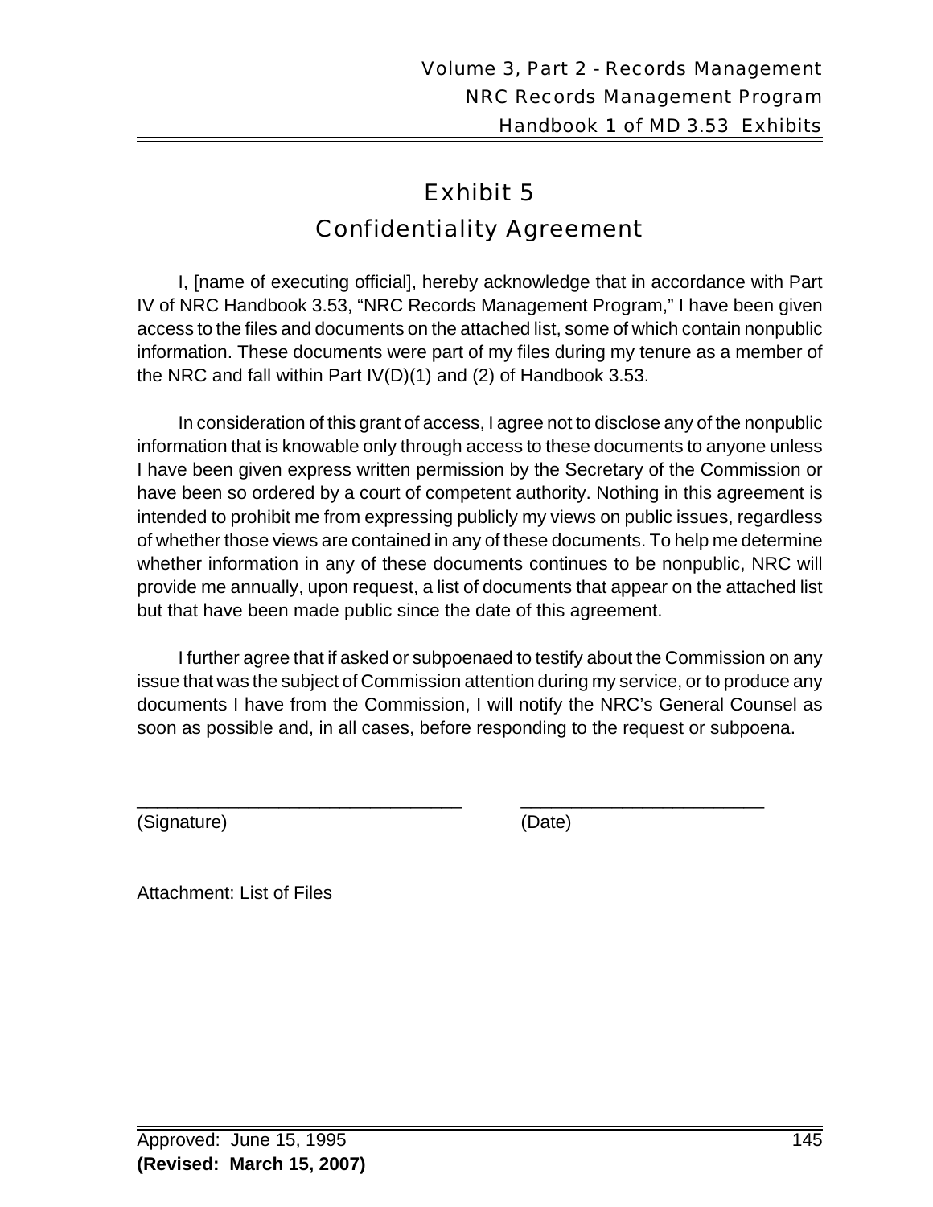# Exhibit 5
# Confidentiality Agreement

I, [name of executing official], hereby acknowledge that in accordance with Part IV of NRC Handbook 3.53, "NRC Records Management Program," I have been given access to the files and documents on the attached list, some of which contain nonpublic information. These documents were part of my files during my tenure as a member of the NRC and fall within Part IV(D)(1) and (2) of Handbook 3.53.

In consideration of this grant of access, I agree not to disclose any of the nonpublic information that is knowable only through access to these documents to anyone unless I have been given express written permission by the Secretary of the Commission or have been so ordered by a court of competent authority. Nothing in this agreement is intended to prohibit me from expressing publicly my views on public issues, regardless of whether those views are contained in any of these documents. To help me determine whether information in any of these documents continues to be nonpublic, NRC will provide me annually, upon request, a list of documents that appear on the attached list but that have been made public since the date of this agreement.

I further agree that if asked or subpoenaed to testify about the Commission on any issue that was the subject of Commission attention during my service, or to produce any documents I have from the Commission, I will notify the NRC's General Counsel as soon as possible and, in all cases, before responding to the request or subpoena.

_________________________________ _________________________

(Signature) (Date)

Attachment: List of Files

Approved: June 15, 1995

**(Revised: March 15, 2007)**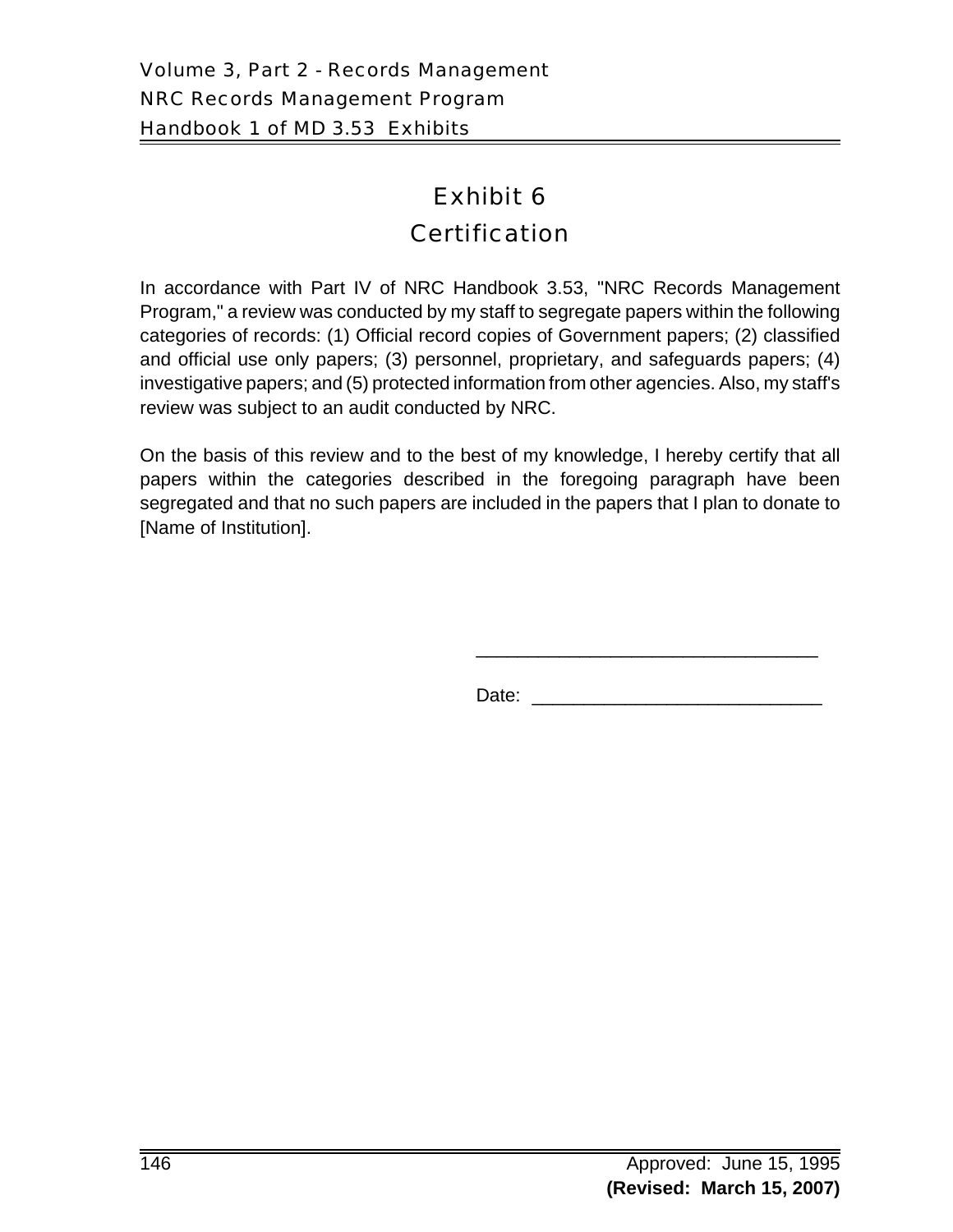# Exhibit 6
## Certification

In accordance with Part IV of NRC Handbook 3.53, "NRC Records Management Program," a review was conducted by my staff to segregate papers within the following categories of records: (1) Official record copies of Government papers; (2) classified and official use only papers; (3) personnel, proprietary, and safeguards papers; (4) investigative papers; and (5) protected information from other agencies. Also, my staff's review was subject to an audit conducted by NRC.

On the basis of this review and to the best of my knowledge, I hereby certify that all papers within the categories described in the foregoing paragraph have been segregated and that no such papers are included in the papers that I plan to donate to [Name of Institution].

________________________________

Date: ____________________________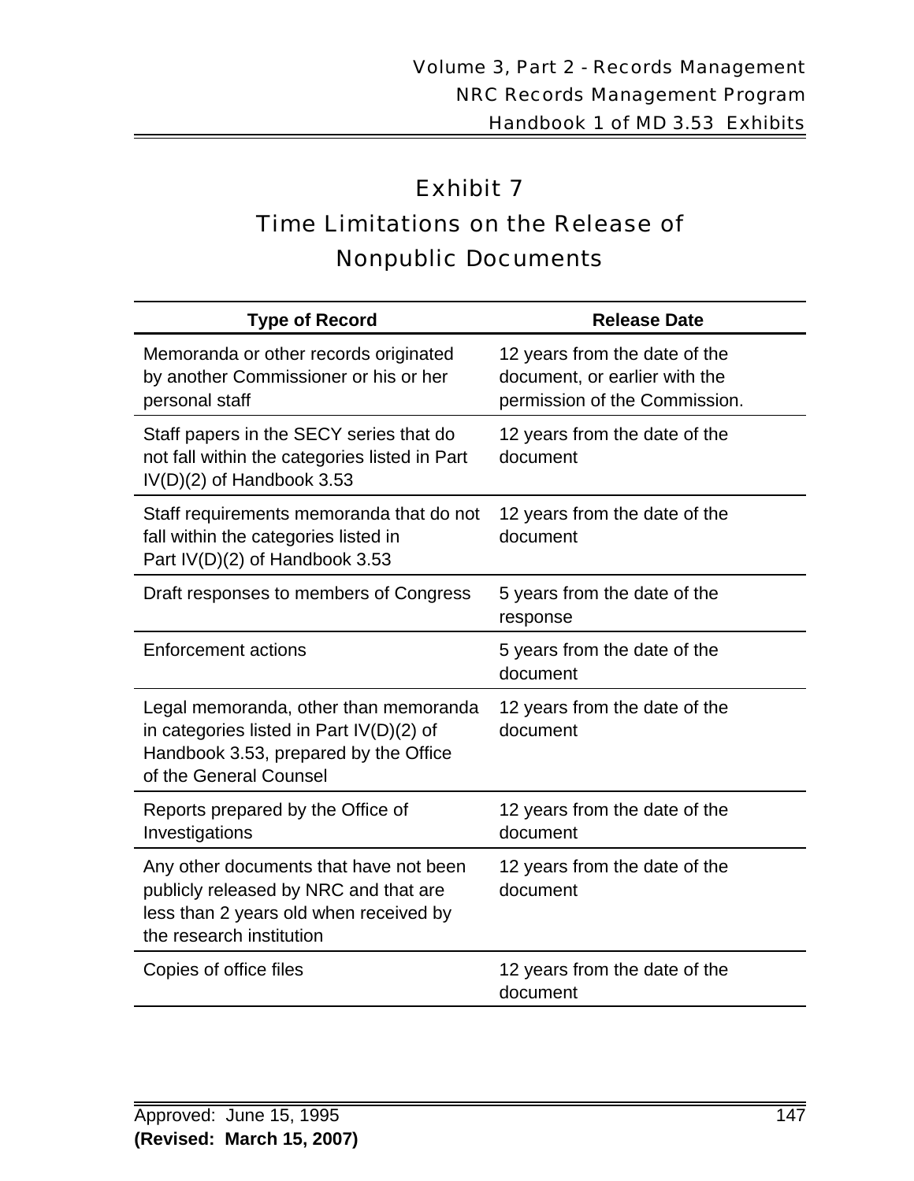# Exhibit 7
# Time Limitations on the Release of Nonpublic Documents

| Type of Record | Release Date |
|---|---|
| Memoranda or other records originated by another Commissioner or his or her personal staff | 12 years from the date of the document, or earlier with the permission of the Commission. |
| Staff papers in the SECY series that do not fall within the categories listed in Part IV(D)(2) of Handbook 3.53 | 12 years from the date of the document |
| Staff requirements memoranda that do not fall within the categories listed in Part IV(D)(2) of Handbook 3.53 | 12 years from the date of the document |
| Draft responses to members of Congress | 5 years from the date of the response |
| Enforcement actions | 5 years from the date of the document |
| Legal memoranda, other than memoranda in categories listed in Part IV(D)(2) of Handbook 3.53, prepared by the Office of the General Counsel | 12 years from the date of the document |
| Reports prepared by the Office of Investigations | 12 years from the date of the document |
| Any other documents that have not been publicly released by NRC and that are less than 2 years old when received by the research institution | 12 years from the date of the document |
| Copies of office files | 12 years from the date of the document |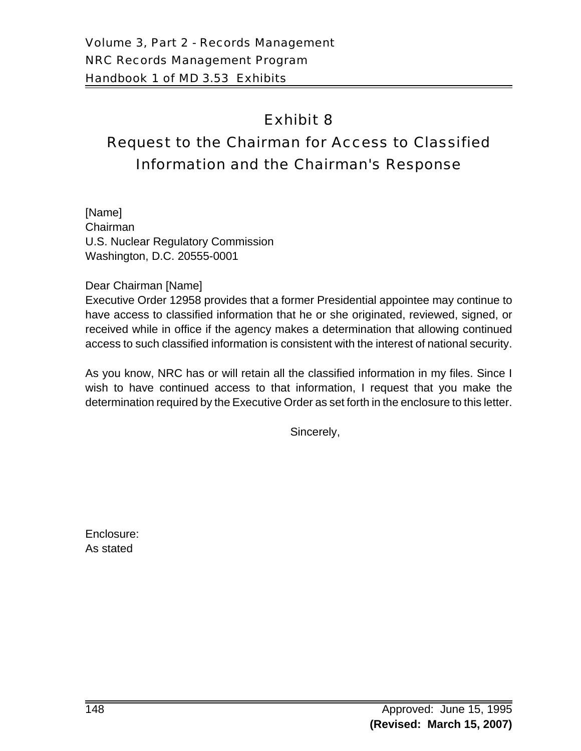# Exhibit 8

## Request to the Chairman for Access to Classified Information and the Chairman's Response

[Name]
Chairman
U.S. Nuclear Regulatory Commission
Washington, D.C. 20555-0001

Dear Chairman [Name]

Executive Order 12958 provides that a former Presidential appointee may continue to have access to classified information that he or she originated, reviewed, signed, or received while in office if the agency makes a determination that allowing continued access to such classified information is consistent with the interest of national security.

As you know, NRC has or will retain all the classified information in my files. Since I wish to have continued access to that information, I request that you make the determination required by the Executive Order as set forth in the enclosure to this letter.

Sincerely,

Enclosure:
As stated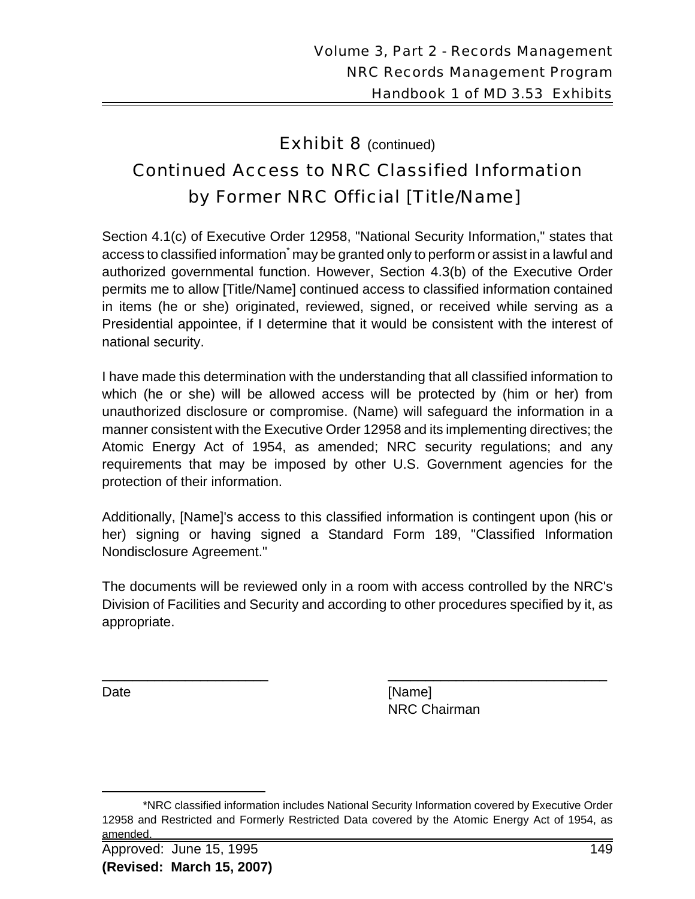## Exhibit 8 (continued)

## Continued Access to NRC Classified Information by Former NRC Official [Title/Name]

Section 4.1(c) of Executive Order 12958, "National Security Information," states that access to classified information* may be granted only to perform or assist in a lawful and authorized governmental function. However, Section 4.3(b) of the Executive Order permits me to allow [Title/Name] continued access to classified information contained in items (he or she) originated, reviewed, signed, or received while serving as a Presidential appointee, if I determine that it would be consistent with the interest of national security.

I have made this determination with the understanding that all classified information to which (he or she) will be allowed access will be protected by (him or her) from unauthorized disclosure or compromise. (Name) will safeguard the information in a manner consistent with the Executive Order 12958 and its implementing directives; the Atomic Energy Act of 1954, as amended; NRC security regulations; and any requirements that may be imposed by other U.S. Government agencies for the protection of their information.

Additionally, [Name]'s access to this classified information is contingent upon (his or her) signing or having signed a Standard Form 189, "Classified Information Nondisclosure Agreement."

The documents will be reviewed only in a room with access controlled by the NRC's Division of Facilities and Security and according to other procedures specified by it, as appropriate.

______________________ ______________________

Date

[Name]
NRC Chairman

*NRC classified information includes National Security Information covered by Executive Order 12958 and Restricted and Formerly Restricted Data covered by the Atomic Energy Act of 1954, as amended.

Approved: June 15, 1995
**(Revised: March 15, 2007)**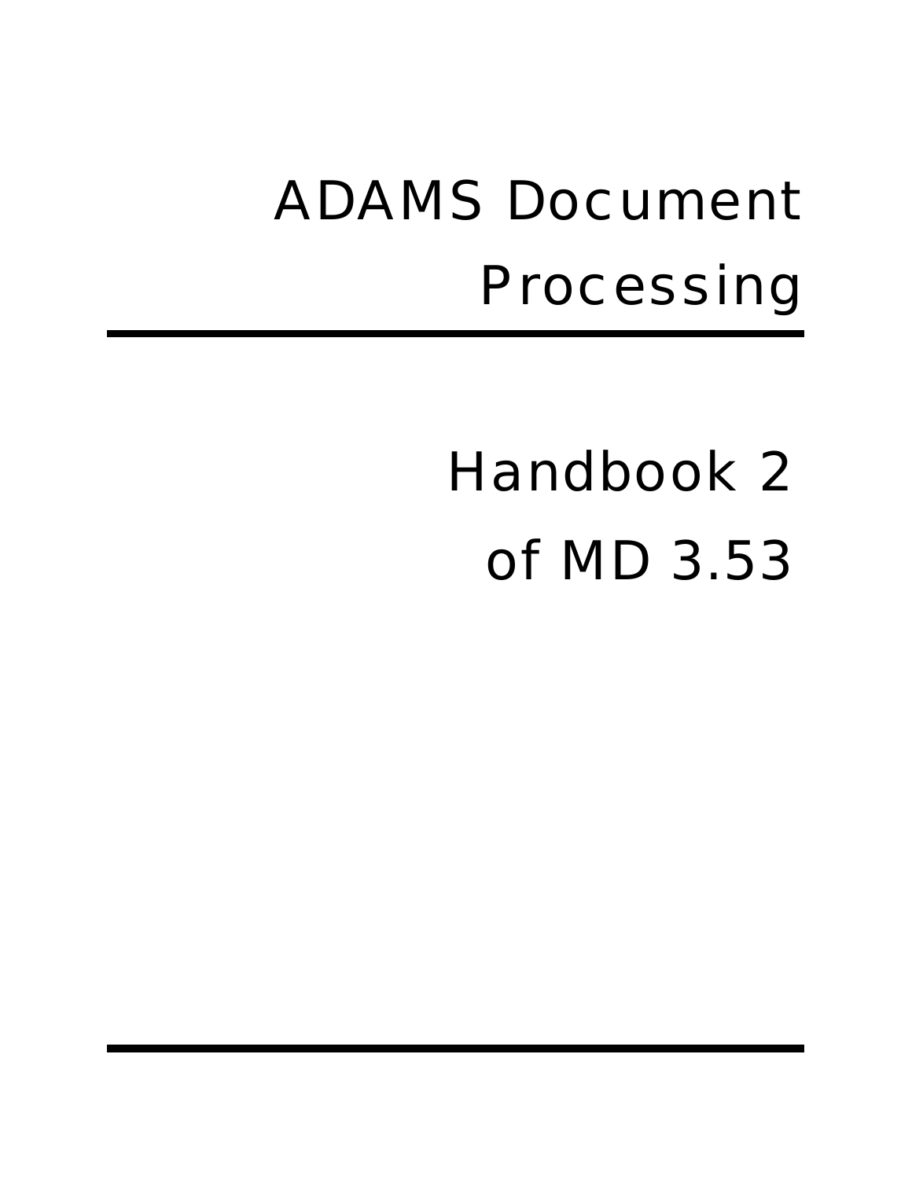# ADAMS Document Processing

## Handbook 2 of MD 3.53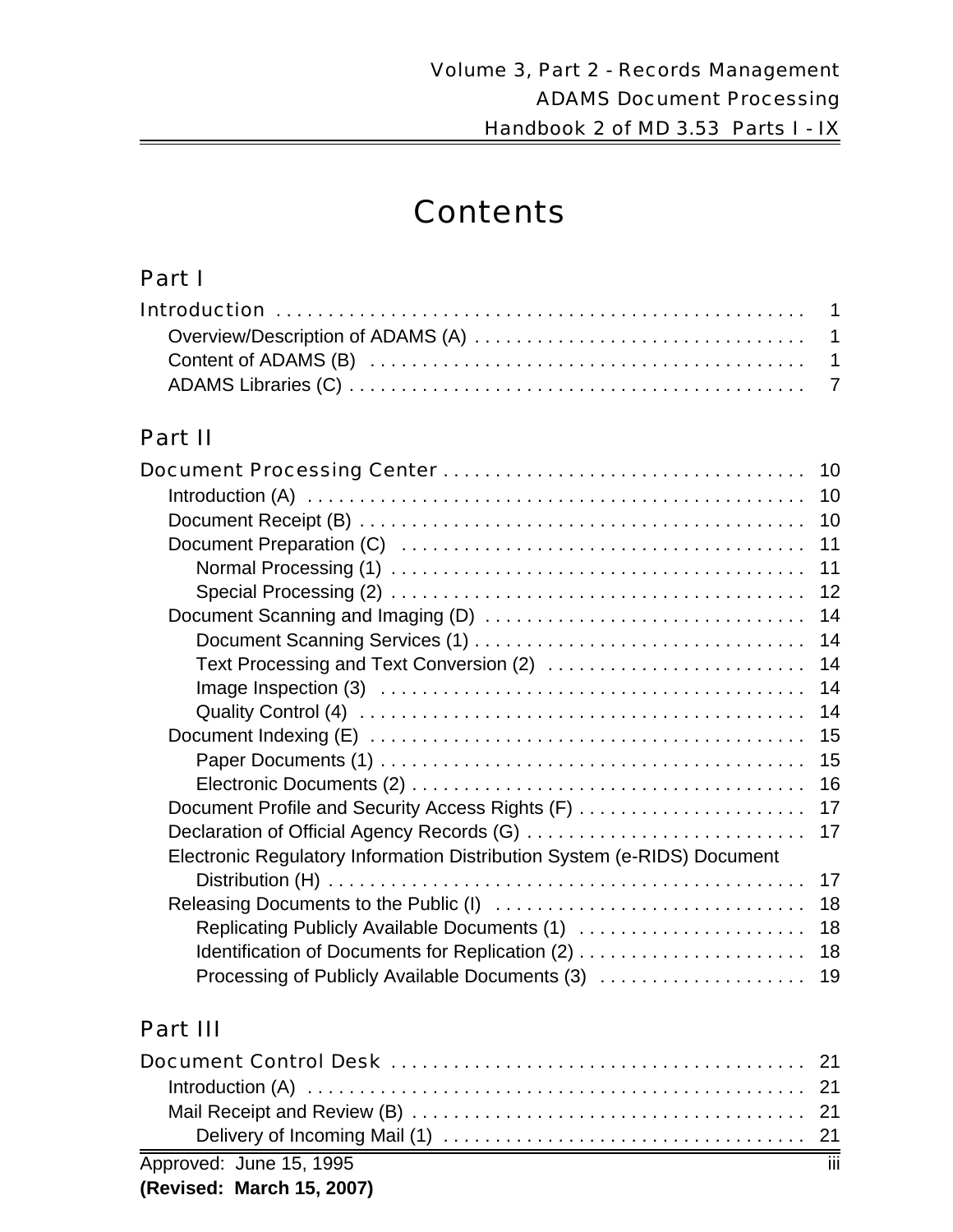# Contents

## Part I

Introduction .................................................. 1
- Overview/Description of ADAMS (A) .............................. 1
- Content of ADAMS (B) ........................................... 1
- ADAMS Libraries (C) ............................................ 7

## Part II

Document Processing Center ..................................... 10
- Introduction (A) ............................................... 10
- Document Receipt (B) ........................................... 10
- Document Preparation (C) ....................................... 11
  - Normal Processing (1) ........................................ 11
  - Special Processing (2) ....................................... 12
- Document Scanning and Imaging (D) .............................. 14
  - Document Scanning Services (1) ............................... 14
  - Text Processing and Text Conversion (2) ...................... 14
  - Image Inspection (3) ......................................... 14
  - Quality Control (4) .......................................... 14
- Document Indexing (E) .......................................... 15
  - Paper Documents (1) .......................................... 15
  - Electronic Documents (2) ..................................... 16
- Document Profile and Security Access Rights (F) ................ 17
- Declaration of Official Agency Records (G) ..................... 17
- Electronic Regulatory Information Distribution System (e-RIDS) Document Distribution (H) ................................................ 17
- Releasing Documents to the Public (I) .......................... 18
  - Replicating Publicly Available Documents (1) ................. 18
  - Identification of Documents for Replication (2) .............. 18
  - Processing of Publicly Available Documents (3) ............... 19

## Part III

Document Control Desk .......................................... 21
- Introduction (A) ............................................... 21
- Mail Receipt and Review (B) .................................... 21
  - Delivery of Incoming Mail (1) ................................ 21

Approved: June 15, 1995
**(Revised: March 15, 2007)**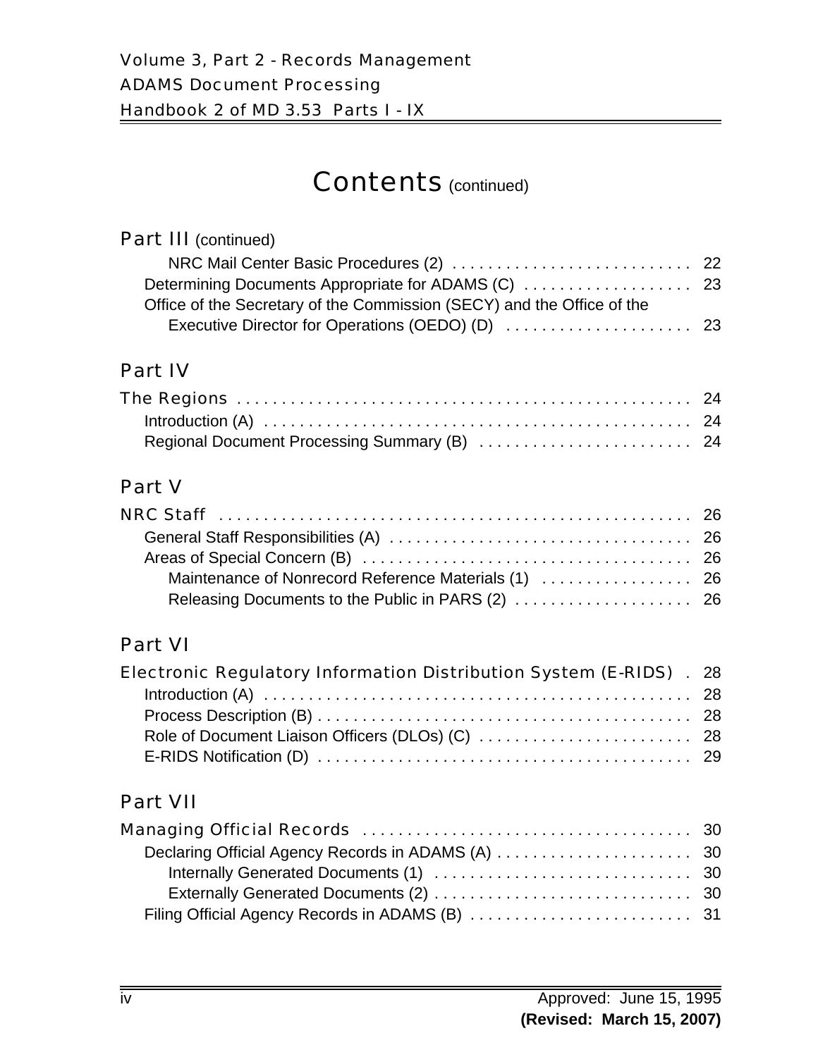# Contents (continued)

## Part III (continued)

- NRC Mail Center Basic Procedures (2) . . . 22
- Determining Documents Appropriate for ADAMS (C) . . . 23
- Office of the Secretary of the Commission (SECY) and the Office of the Executive Director for Operations (OEDO) (D) . . . 23

## Part IV

**The Regions** . . . 24

- Introduction (A) . . . 24
- Regional Document Processing Summary (B) . . . 24

## Part V

**NRC Staff** . . . 26

- General Staff Responsibilities (A) . . . 26
- Areas of Special Concern (B) . . . 26
  - Maintenance of Nonrecord Reference Materials (1) . . . 26
  - Releasing Documents to the Public in PARS (2) . . . 26

## Part VI

**Electronic Regulatory Information Distribution System (E-RIDS)** . . . 28

- Introduction (A) . . . 28
- Process Description (B) . . . 28
- Role of Document Liaison Officers (DLOs) (C) . . . 28
- E-RIDS Notification (D) . . . 29

## Part VII

**Managing Official Records** . . . 30

- Declaring Official Agency Records in ADAMS (A) . . . 30
  - Internally Generated Documents (1) . . . 30
  - Externally Generated Documents (2) . . . 30
- Filing Official Agency Records in ADAMS (B) . . . 31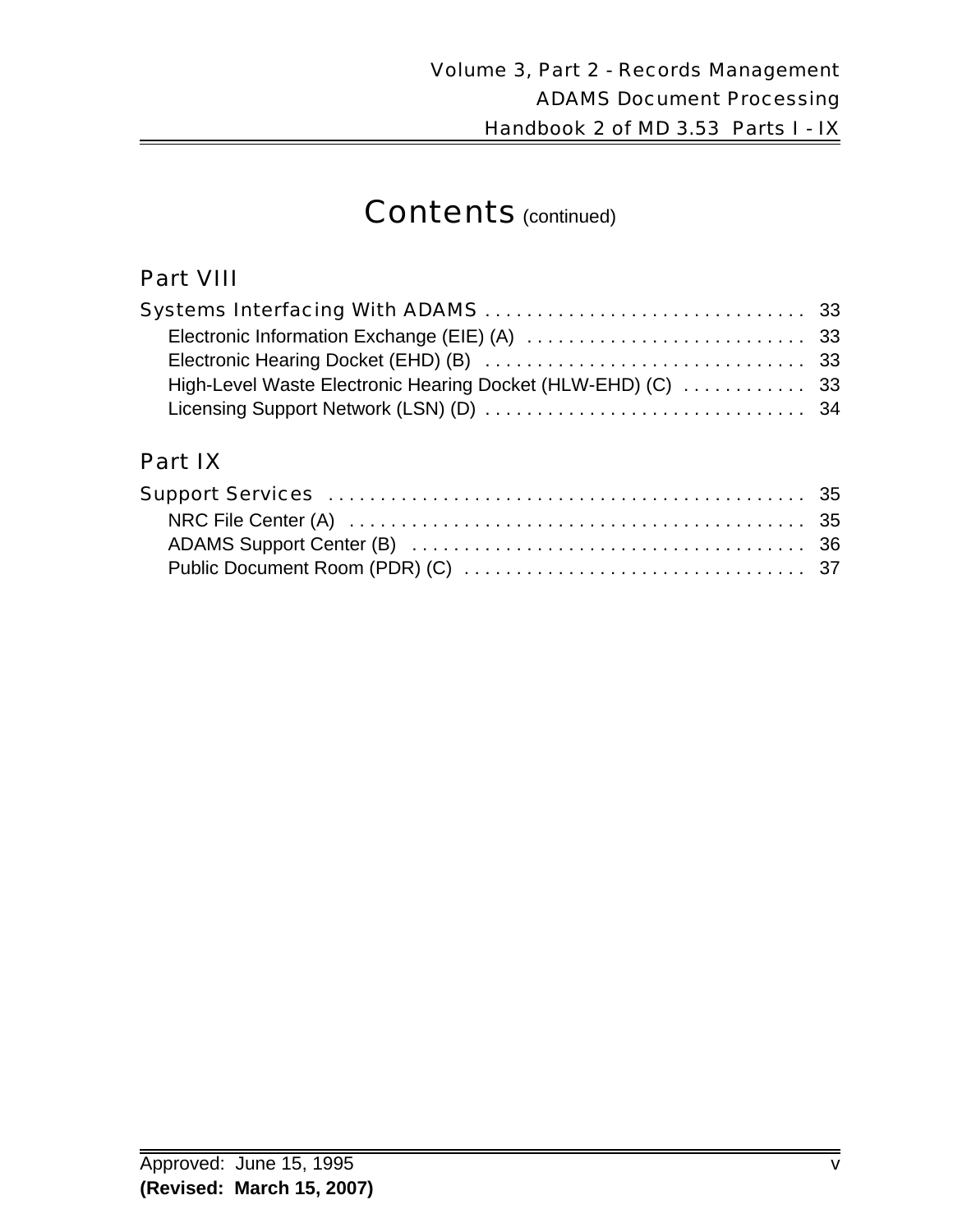# Contents (continued)

## Part VIII

Systems Interfacing With ADAMS . . . . . . . . . . . . . . . . . . . . . . . . . . . . . . . 33
- Electronic Information Exchange (EIE) (A) . . . . . . . . . . . . . . . . . . . . . . . . . . . 33
- Electronic Hearing Docket (EHD) (B) . . . . . . . . . . . . . . . . . . . . . . . . . . . . . . . 33
- High-Level Waste Electronic Hearing Docket (HLW-EHD) (C) . . . . . . . . . . . . 33
- Licensing Support Network (LSN) (D) . . . . . . . . . . . . . . . . . . . . . . . . . . . . . . . 34

## Part IX

Support Services . . . . . . . . . . . . . . . . . . . . . . . . . . . . . . . . . . . . . . . . . . . . . . 35
- NRC File Center (A) . . . . . . . . . . . . . . . . . . . . . . . . . . . . . . . . . . . . . . . . . . . . 35
- ADAMS Support Center (B) . . . . . . . . . . . . . . . . . . . . . . . . . . . . . . . . . . . . . . 36
- Public Document Room (PDR) (C) . . . . . . . . . . . . . . . . . . . . . . . . . . . . . . . . . 37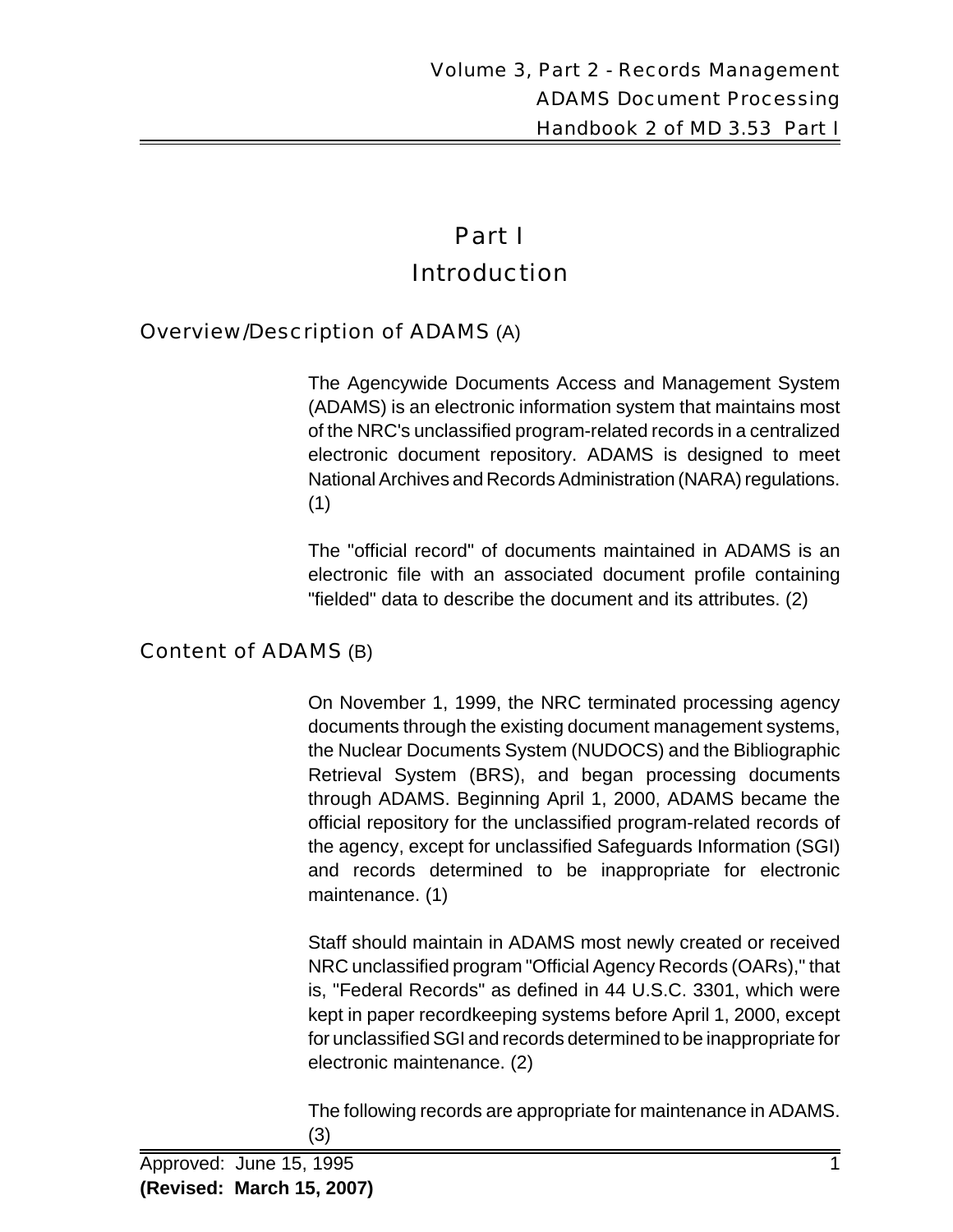# Part I
# Introduction

## Overview/Description of ADAMS (A)

The Agencywide Documents Access and Management System (ADAMS) is an electronic information system that maintains most of the NRC's unclassified program-related records in a centralized electronic document repository. ADAMS is designed to meet National Archives and Records Administration (NARA) regulations. (1)

The "official record" of documents maintained in ADAMS is an electronic file with an associated document profile containing "fielded" data to describe the document and its attributes. (2)

## Content of ADAMS (B)

On November 1, 1999, the NRC terminated processing agency documents through the existing document management systems, the Nuclear Documents System (NUDOCS) and the Bibliographic Retrieval System (BRS), and began processing documents through ADAMS. Beginning April 1, 2000, ADAMS became the official repository for the unclassified program-related records of the agency, except for unclassified Safeguards Information (SGI) and records determined to be inappropriate for electronic maintenance. (1)

Staff should maintain in ADAMS most newly created or received NRC unclassified program "Official Agency Records (OARs)," that is, "Federal Records" as defined in 44 U.S.C. 3301, which were kept in paper recordkeeping systems before April 1, 2000, except for unclassified SGI and records determined to be inappropriate for electronic maintenance. (2)

The following records are appropriate for maintenance in ADAMS. (3)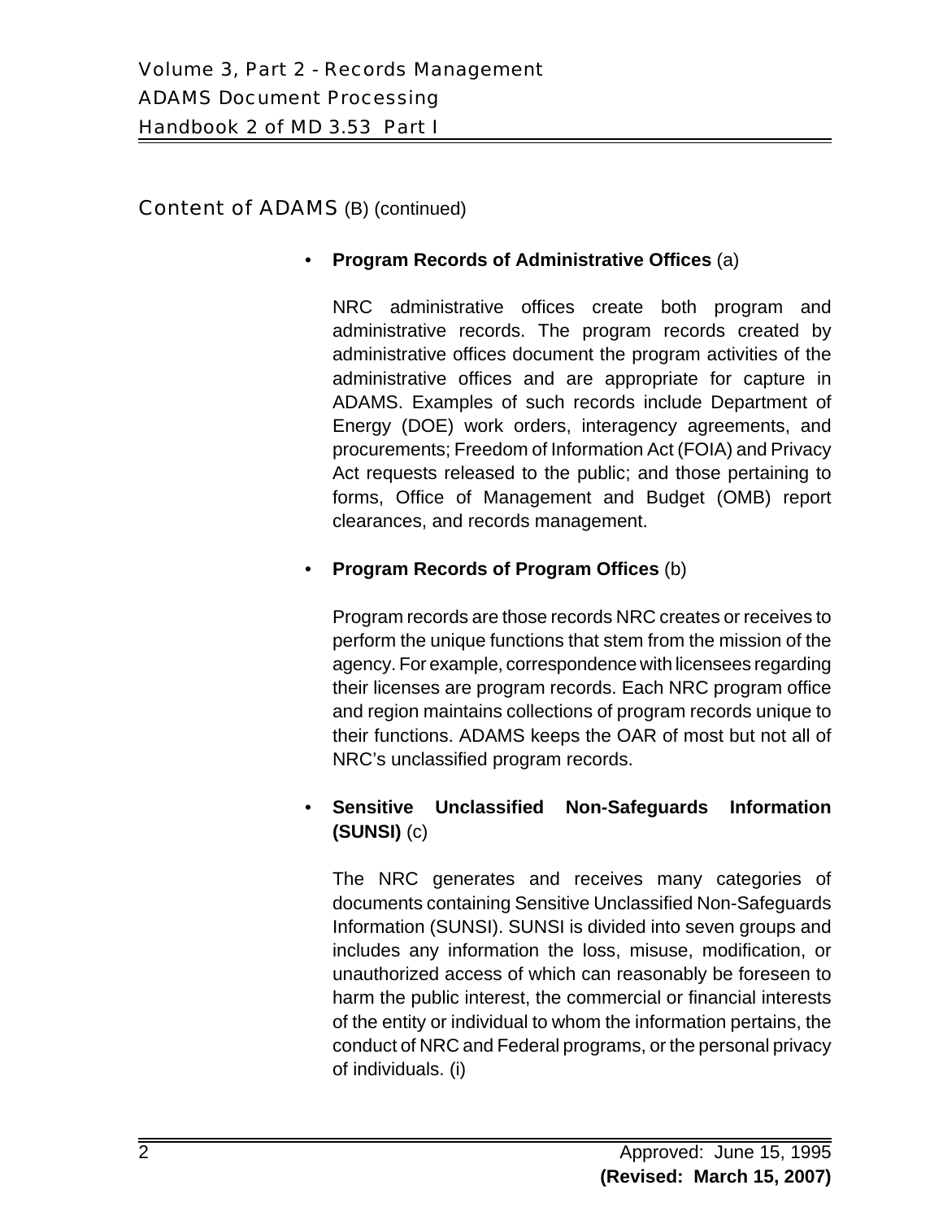## Content of ADAMS (B) (continued)

- **Program Records of Administrative Offices** (a)

  NRC administrative offices create both program and administrative records. The program records created by administrative offices document the program activities of the administrative offices and are appropriate for capture in ADAMS. Examples of such records include Department of Energy (DOE) work orders, interagency agreements, and procurements; Freedom of Information Act (FOIA) and Privacy Act requests released to the public; and those pertaining to forms, Office of Management and Budget (OMB) report clearances, and records management.

- **Program Records of Program Offices** (b)

  Program records are those records NRC creates or receives to perform the unique functions that stem from the mission of the agency. For example, correspondence with licensees regarding their licenses are program records. Each NRC program office and region maintains collections of program records unique to their functions. ADAMS keeps the OAR of most but not all of NRC's unclassified program records.

- **Sensitive Unclassified Non-Safeguards Information (SUNSI)** (c)

  The NRC generates and receives many categories of documents containing Sensitive Unclassified Non-Safeguards Information (SUNSI). SUNSI is divided into seven groups and includes any information the loss, misuse, modification, or unauthorized access of which can reasonably be foreseen to harm the public interest, the commercial or financial interests of the entity or individual to whom the information pertains, the conduct of NRC and Federal programs, or the personal privacy of individuals. (i)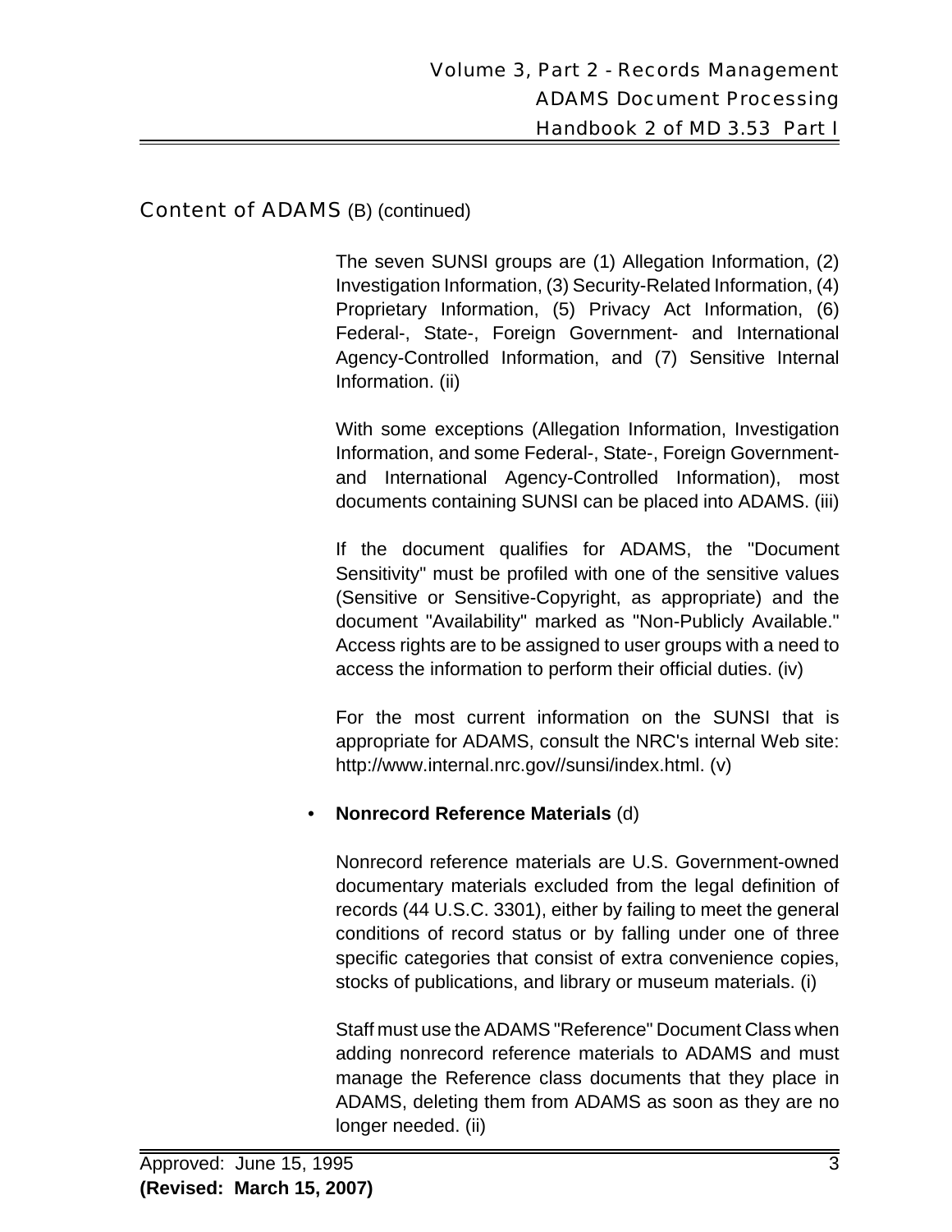## Content of ADAMS (B) (continued)

The seven SUNSI groups are (1) Allegation Information, (2) Investigation Information, (3) Security-Related Information, (4) Proprietary Information, (5) Privacy Act Information, (6) Federal-, State-, Foreign Government- and International Agency-Controlled Information, and (7) Sensitive Internal Information. (ii)

With some exceptions (Allegation Information, Investigation Information, and some Federal-, State-, Foreign Government- and International Agency-Controlled Information), most documents containing SUNSI can be placed into ADAMS. (iii)

If the document qualifies for ADAMS, the "Document Sensitivity" must be profiled with one of the sensitive values (Sensitive or Sensitive-Copyright, as appropriate) and the document "Availability" marked as "Non-Publicly Available." Access rights are to be assigned to user groups with a need to access the information to perform their official duties. (iv)

For the most current information on the SUNSI that is appropriate for ADAMS, consult the NRC's internal Web site: http://www.internal.nrc.gov//sunsi/index.html. (v)

- **Nonrecord Reference Materials** (d)

  Nonrecord reference materials are U.S. Government-owned documentary materials excluded from the legal definition of records (44 U.S.C. 3301), either by failing to meet the general conditions of record status or by falling under one of three specific categories that consist of extra convenience copies, stocks of publications, and library or museum materials. (i)

  Staff must use the ADAMS "Reference" Document Class when adding nonrecord reference materials to ADAMS and must manage the Reference class documents that they place in ADAMS, deleting them from ADAMS as soon as they are no longer needed. (ii)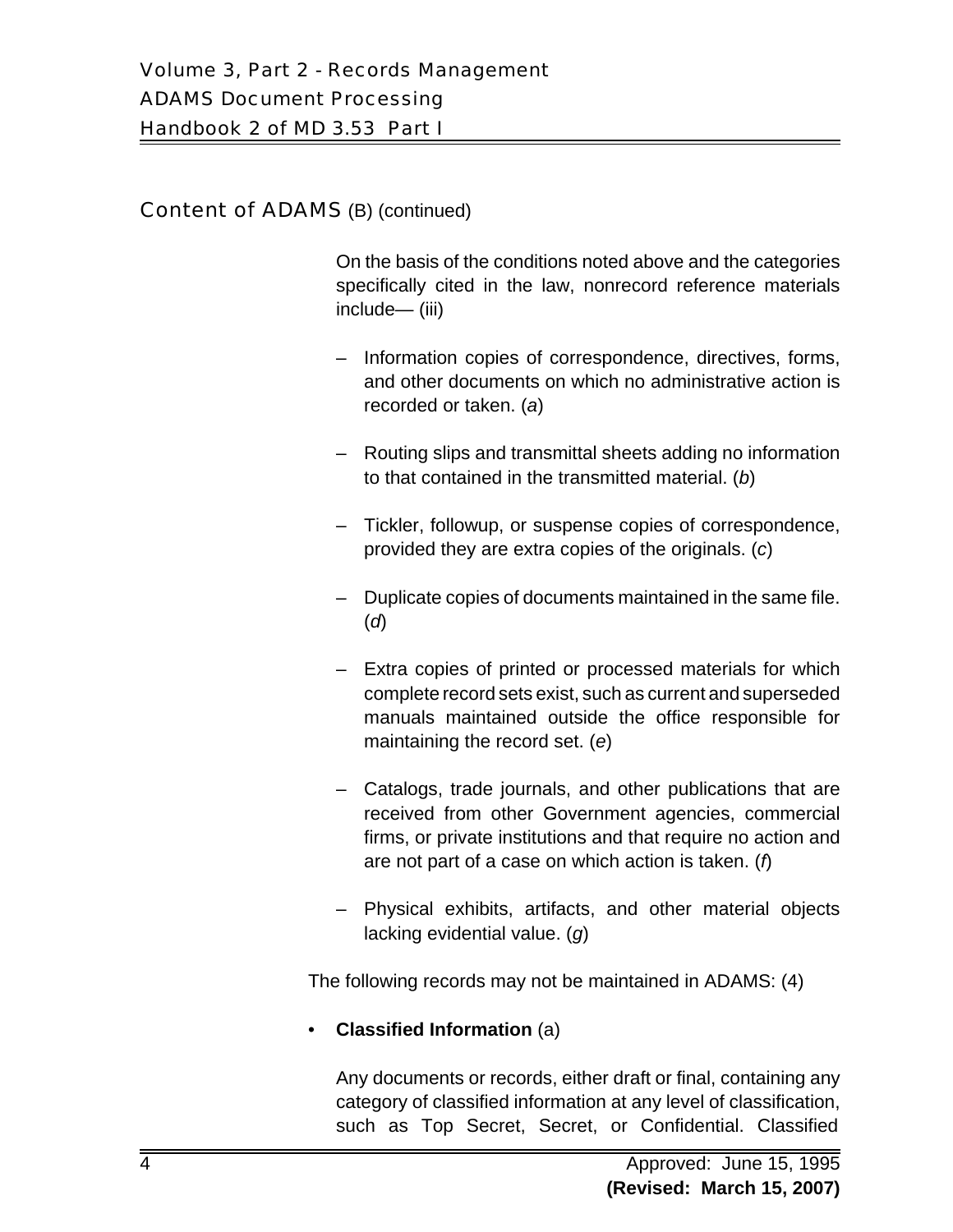## Content of ADAMS (B) (continued)

On the basis of the conditions noted above and the categories specifically cited in the law, nonrecord reference materials include— (iii)

- Information copies of correspondence, directives, forms, and other documents on which no administrative action is recorded or taken. (*a*)
- Routing slips and transmittal sheets adding no information to that contained in the transmitted material. (*b*)
- Tickler, followup, or suspense copies of correspondence, provided they are extra copies of the originals. (*c*)
- Duplicate copies of documents maintained in the same file. (*d*)
- Extra copies of printed or processed materials for which complete record sets exist, such as current and superseded manuals maintained outside the office responsible for maintaining the record set. (*e*)
- Catalogs, trade journals, and other publications that are received from other Government agencies, commercial firms, or private institutions and that require no action and are not part of a case on which action is taken. (*f*)
- Physical exhibits, artifacts, and other material objects lacking evidential value. (*g*)

The following records may not be maintained in ADAMS: (4)

- **Classified Information** (a)

  Any documents or records, either draft or final, containing any category of classified information at any level of classification, such as Top Secret, Secret, or Confidential. Classified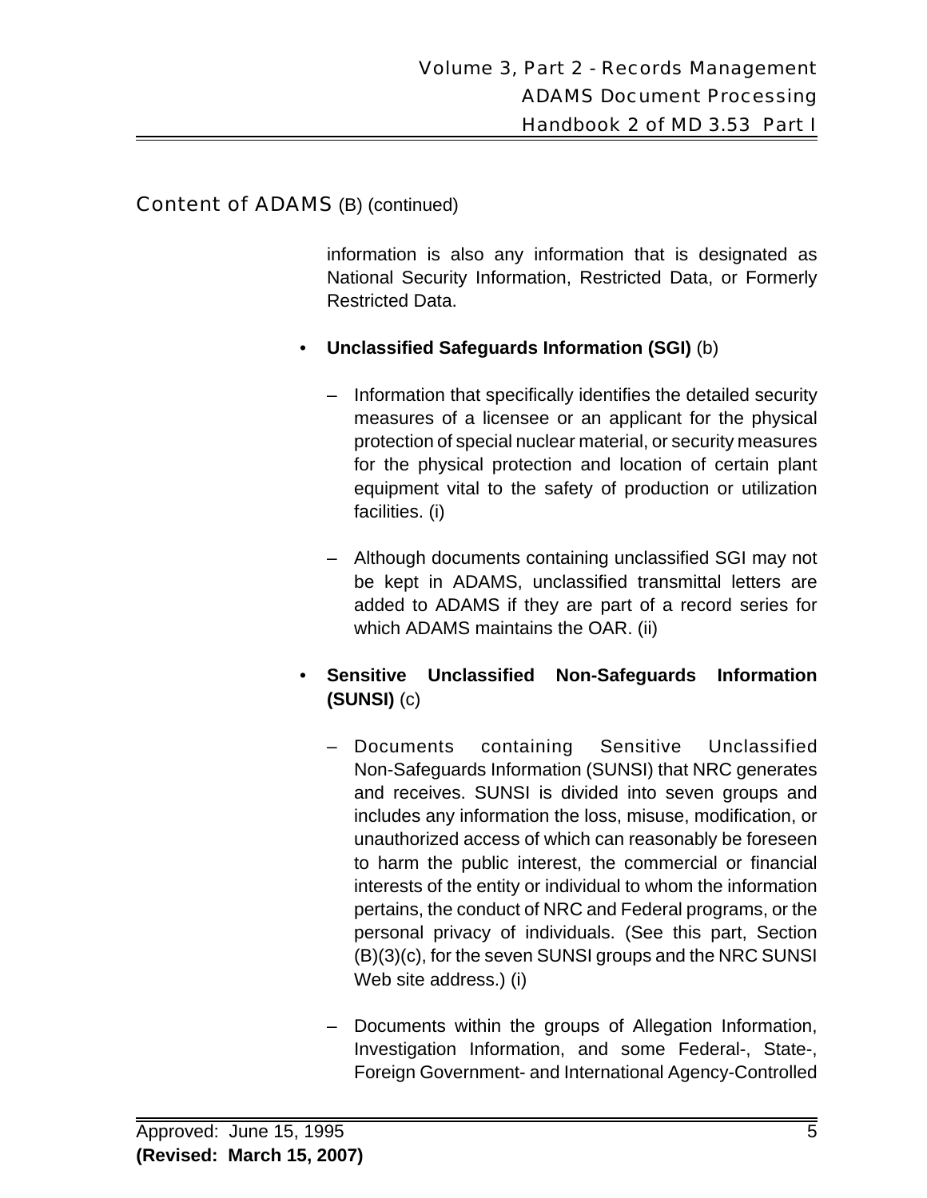## Content of ADAMS (B) (continued)

information is also any information that is designated as National Security Information, Restricted Data, or Formerly Restricted Data.

- **Unclassified Safeguards Information (SGI)** (b)
  - Information that specifically identifies the detailed security measures of a licensee or an applicant for the physical protection of special nuclear material, or security measures for the physical protection and location of certain plant equipment vital to the safety of production or utilization facilities. (i)
  - Although documents containing unclassified SGI may not be kept in ADAMS, unclassified transmittal letters are added to ADAMS if they are part of a record series for which ADAMS maintains the OAR. (ii)

- **Sensitive Unclassified Non-Safeguards Information (SUNSI)** (c)
  - Documents containing Sensitive Unclassified Non-Safeguards Information (SUNSI) that NRC generates and receives. SUNSI is divided into seven groups and includes any information the loss, misuse, modification, or unauthorized access of which can reasonably be foreseen to harm the public interest, the commercial or financial interests of the entity or individual to whom the information pertains, the conduct of NRC and Federal programs, or the personal privacy of individuals. (See this part, Section (B)(3)(c), for the seven SUNSI groups and the NRC SUNSI Web site address.) (i)
  - Documents within the groups of Allegation Information, Investigation Information, and some Federal-, State-, Foreign Government- and International Agency-Controlled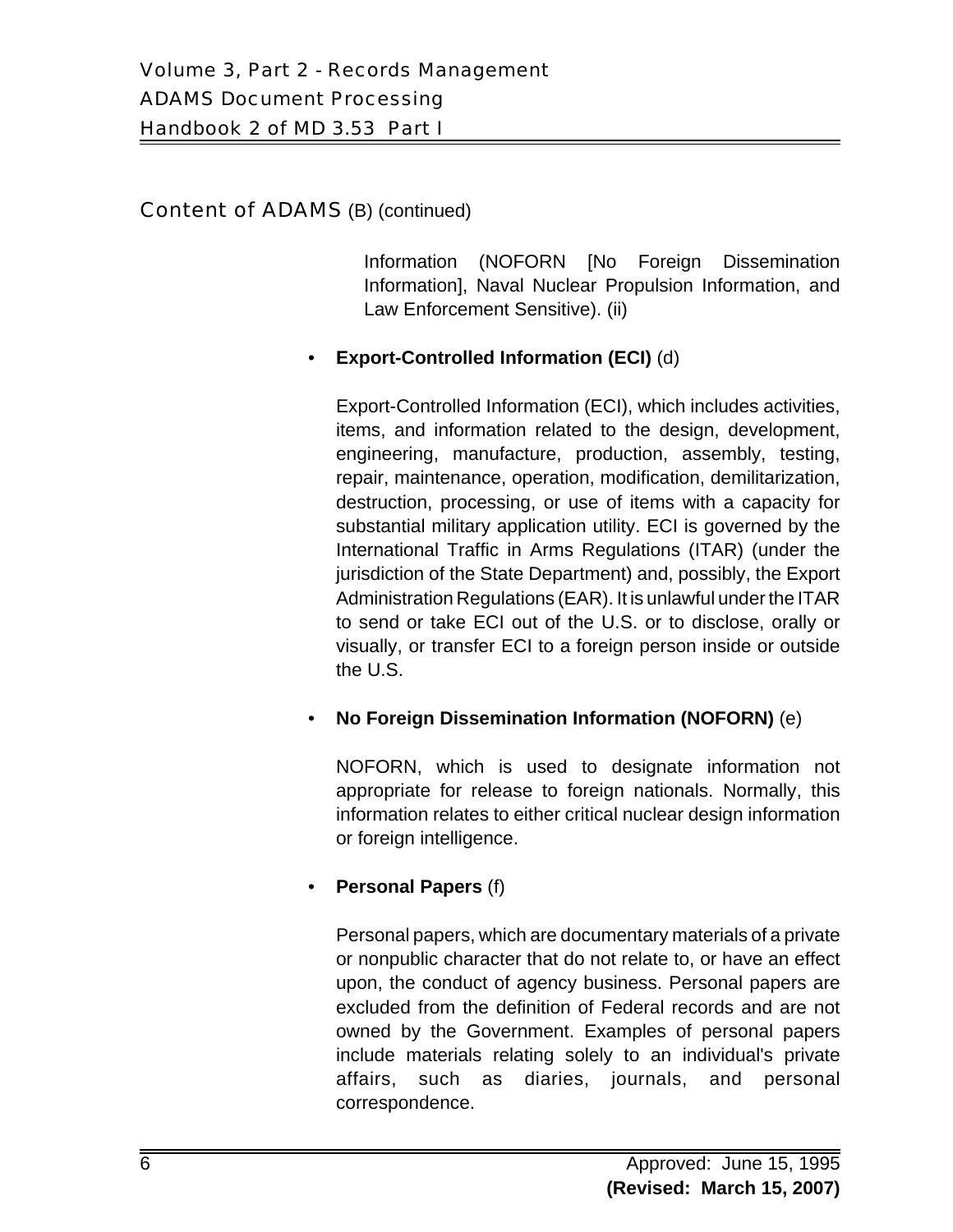## Content of ADAMS (B) (continued)

Information (NOFORN [No Foreign Dissemination Information], Naval Nuclear Propulsion Information, and Law Enforcement Sensitive). (ii)

- **Export-Controlled Information (ECI)** (d)

  Export-Controlled Information (ECI), which includes activities, items, and information related to the design, development, engineering, manufacture, production, assembly, testing, repair, maintenance, operation, modification, demilitarization, destruction, processing, or use of items with a capacity for substantial military application utility. ECI is governed by the International Traffic in Arms Regulations (ITAR) (under the jurisdiction of the State Department) and, possibly, the Export Administration Regulations (EAR). It is unlawful under the ITAR to send or take ECI out of the U.S. or to disclose, orally or visually, or transfer ECI to a foreign person inside or outside the U.S.

- **No Foreign Dissemination Information (NOFORN)** (e)

  NOFORN, which is used to designate information not appropriate for release to foreign nationals. Normally, this information relates to either critical nuclear design information or foreign intelligence.

- **Personal Papers** (f)

  Personal papers, which are documentary materials of a private or nonpublic character that do not relate to, or have an effect upon, the conduct of agency business. Personal papers are excluded from the definition of Federal records and are not owned by the Government. Examples of personal papers include materials relating solely to an individual's private affairs, such as diaries, journals, and personal correspondence.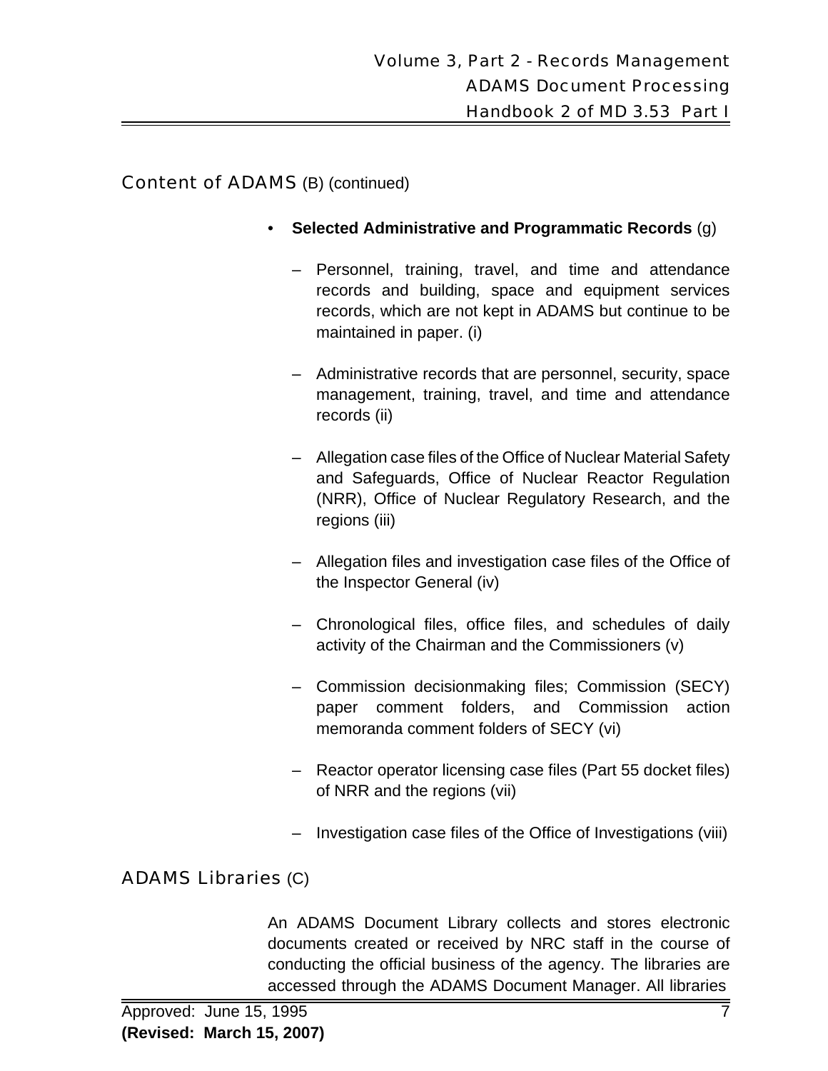## Content of ADAMS (B) (continued)

- **Selected Administrative and Programmatic Records** (g)
  - Personnel, training, travel, and time and attendance records and building, space and equipment services records, which are not kept in ADAMS but continue to be maintained in paper. (i)
  - Administrative records that are personnel, security, space management, training, travel, and time and attendance records (ii)
  - Allegation case files of the Office of Nuclear Material Safety and Safeguards, Office of Nuclear Reactor Regulation (NRR), Office of Nuclear Regulatory Research, and the regions (iii)
  - Allegation files and investigation case files of the Office of the Inspector General (iv)
  - Chronological files, office files, and schedules of daily activity of the Chairman and the Commissioners (v)
  - Commission decisionmaking files; Commission (SECY) paper comment folders, and Commission action memoranda comment folders of SECY (vi)
  - Reactor operator licensing case files (Part 55 docket files) of NRR and the regions (vii)
  - Investigation case files of the Office of Investigations (viii)

## ADAMS Libraries (C)

An ADAMS Document Library collects and stores electronic documents created or received by NRC staff in the course of conducting the official business of the agency. The libraries are accessed through the ADAMS Document Manager. All libraries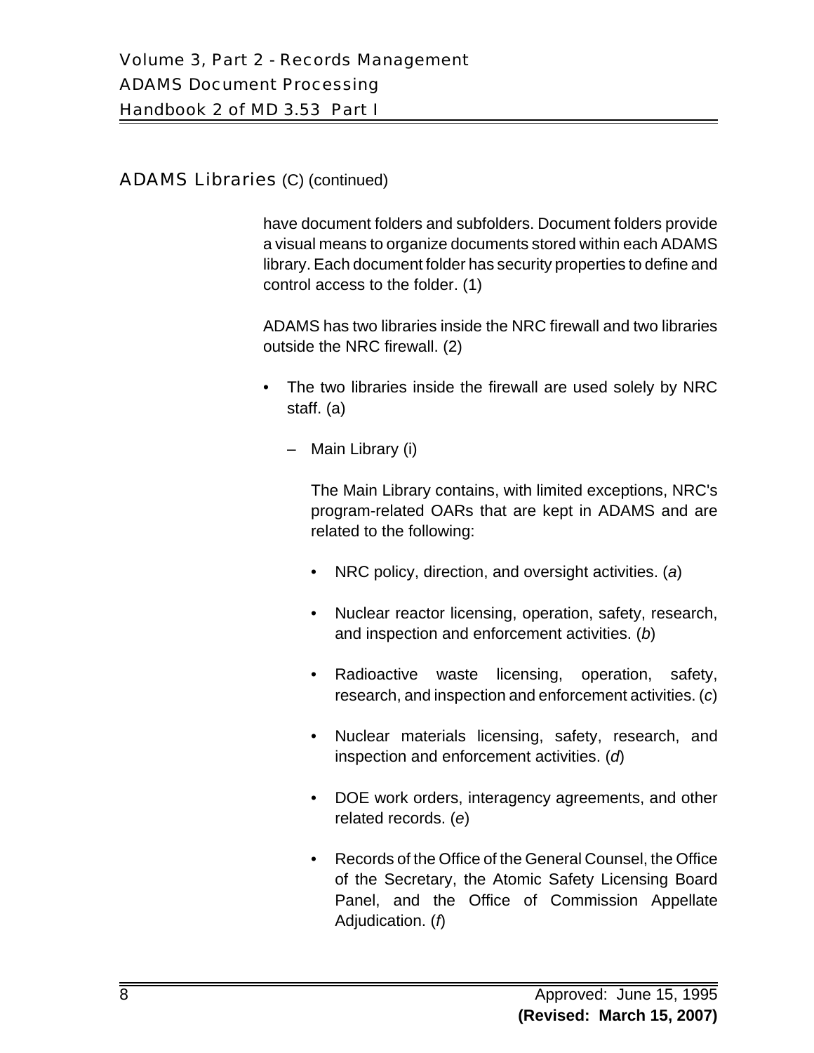## ADAMS Libraries (C) (continued)

have document folders and subfolders. Document folders provide a visual means to organize documents stored within each ADAMS library. Each document folder has security properties to define and control access to the folder. (1)

ADAMS has two libraries inside the NRC firewall and two libraries outside the NRC firewall. (2)

- The two libraries inside the firewall are used solely by NRC staff. (a)

  – Main Library (i)

    The Main Library contains, with limited exceptions, NRC's program-related OARs that are kept in ADAMS and are related to the following:

    - NRC policy, direction, and oversight activities. (*a*)
    - Nuclear reactor licensing, operation, safety, research, and inspection and enforcement activities. (*b*)
    - Radioactive waste licensing, operation, safety, research, and inspection and enforcement activities. (*c*)
    - Nuclear materials licensing, safety, research, and inspection and enforcement activities. (*d*)
    - DOE work orders, interagency agreements, and other related records. (*e*)
    - Records of the Office of the General Counsel, the Office of the Secretary, the Atomic Safety Licensing Board Panel, and the Office of Commission Appellate Adjudication. (*f*)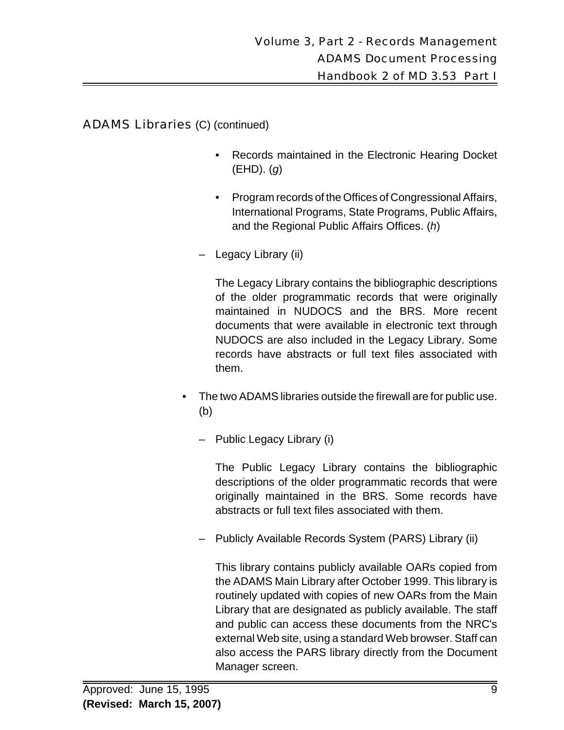## ADAMS Libraries (C) (continued)

- Records maintained in the Electronic Hearing Docket (EHD). (*g*)
- Program records of the Offices of Congressional Affairs, International Programs, State Programs, Public Affairs, and the Regional Public Affairs Offices. (*h*)

– Legacy Library (ii)

The Legacy Library contains the bibliographic descriptions of the older programmatic records that were originally maintained in NUDOCS and the BRS. More recent documents that were available in electronic text through NUDOCS are also included in the Legacy Library. Some records have abstracts or full text files associated with them.

- The two ADAMS libraries outside the firewall are for public use. (b)

  – Public Legacy Library (i)

  The Public Legacy Library contains the bibliographic descriptions of the older programmatic records that were originally maintained in the BRS. Some records have abstracts or full text files associated with them.

  – Publicly Available Records System (PARS) Library (ii)

  This library contains publicly available OARs copied from the ADAMS Main Library after October 1999. This library is routinely updated with copies of new OARs from the Main Library that are designated as publicly available. The staff and public can access these documents from the NRC's external Web site, using a standard Web browser. Staff can also access the PARS library directly from the Document Manager screen.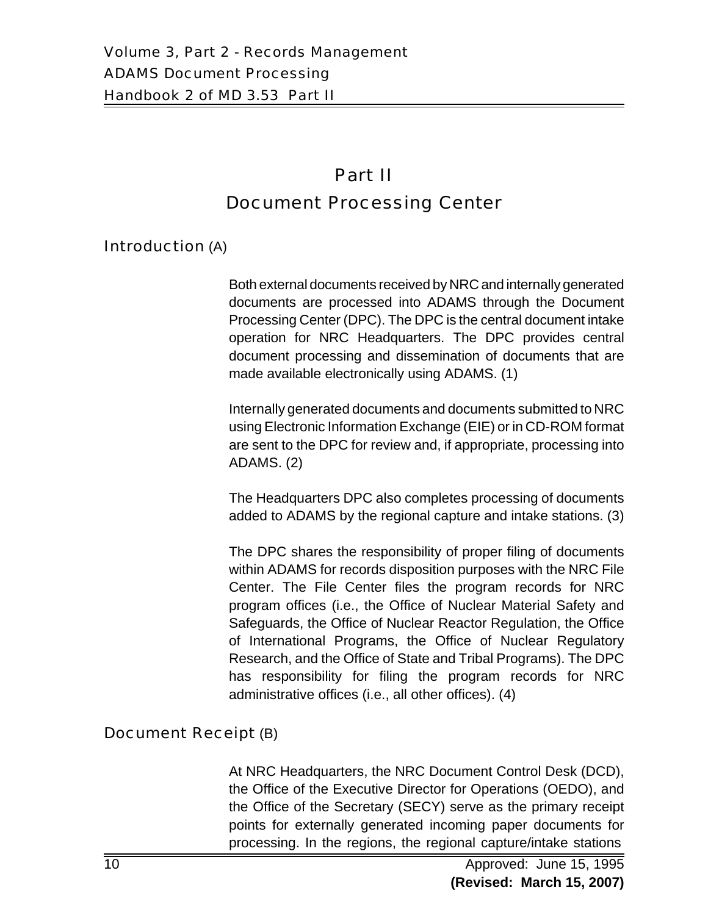# Part II
# Document Processing Center

## Introduction (A)

Both external documents received by NRC and internally generated documents are processed into ADAMS through the Document Processing Center (DPC). The DPC is the central document intake operation for NRC Headquarters. The DPC provides central document processing and dissemination of documents that are made available electronically using ADAMS. (1)

Internally generated documents and documents submitted to NRC using Electronic Information Exchange (EIE) or in CD-ROM format are sent to the DPC for review and, if appropriate, processing into ADAMS. (2)

The Headquarters DPC also completes processing of documents added to ADAMS by the regional capture and intake stations. (3)

The DPC shares the responsibility of proper filing of documents within ADAMS for records disposition purposes with the NRC File Center. The File Center files the program records for NRC program offices (i.e., the Office of Nuclear Material Safety and Safeguards, the Office of Nuclear Reactor Regulation, the Office of International Programs, the Office of Nuclear Regulatory Research, and the Office of State and Tribal Programs). The DPC has responsibility for filing the program records for NRC administrative offices (i.e., all other offices). (4)

## Document Receipt (B)

At NRC Headquarters, the NRC Document Control Desk (DCD), the Office of the Executive Director for Operations (OEDO), and the Office of the Secretary (SECY) serve as the primary receipt points for externally generated incoming paper documents for processing. In the regions, the regional capture/intake stations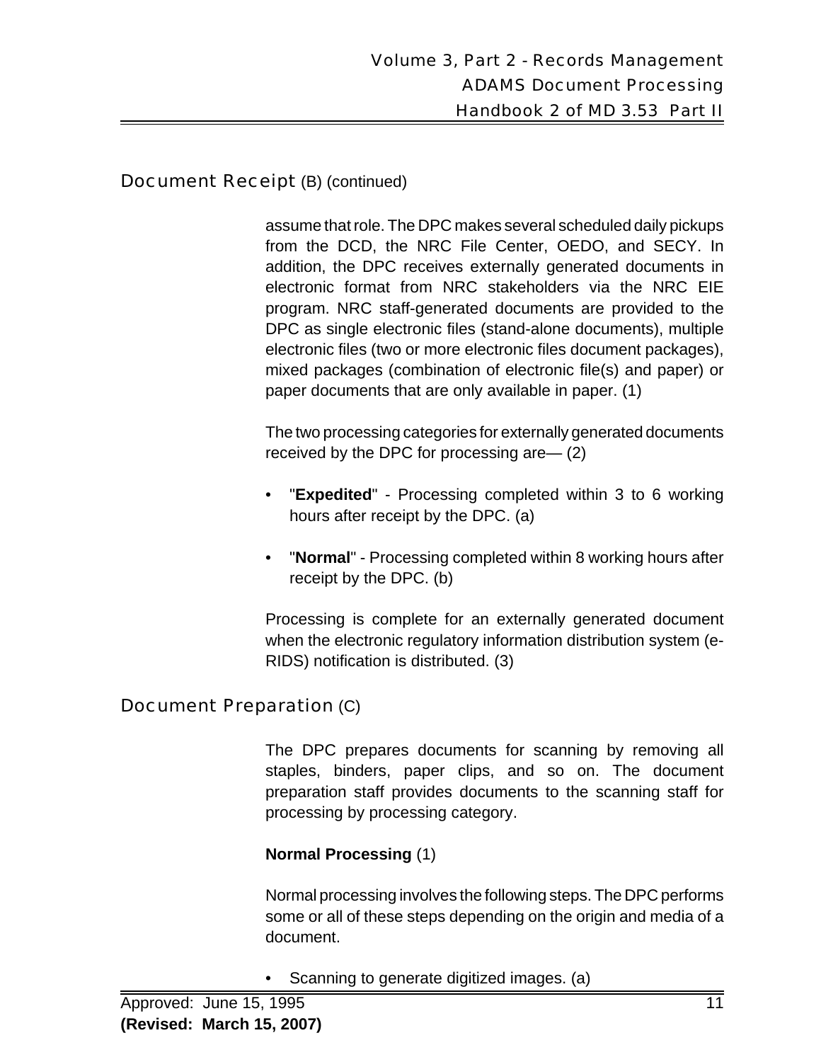## Document Receipt (B) (continued)

assume that role. The DPC makes several scheduled daily pickups from the DCD, the NRC File Center, OEDO, and SECY. In addition, the DPC receives externally generated documents in electronic format from NRC stakeholders via the NRC EIE program. NRC staff-generated documents are provided to the DPC as single electronic files (stand-alone documents), multiple electronic files (two or more electronic files document packages), mixed packages (combination of electronic file(s) and paper) or paper documents that are only available in paper. (1)

The two processing categories for externally generated documents received by the DPC for processing are— (2)

- "**Expedited**" - Processing completed within 3 to 6 working hours after receipt by the DPC. (a)
- "**Normal**" - Processing completed within 8 working hours after receipt by the DPC. (b)

Processing is complete for an externally generated document when the electronic regulatory information distribution system (e-RIDS) notification is distributed. (3)

## Document Preparation (C)

The DPC prepares documents for scanning by removing all staples, binders, paper clips, and so on. The document preparation staff provides documents to the scanning staff for processing by processing category.

**Normal Processing** (1)

Normal processing involves the following steps. The DPC performs some or all of these steps depending on the origin and media of a document.

- Scanning to generate digitized images. (a)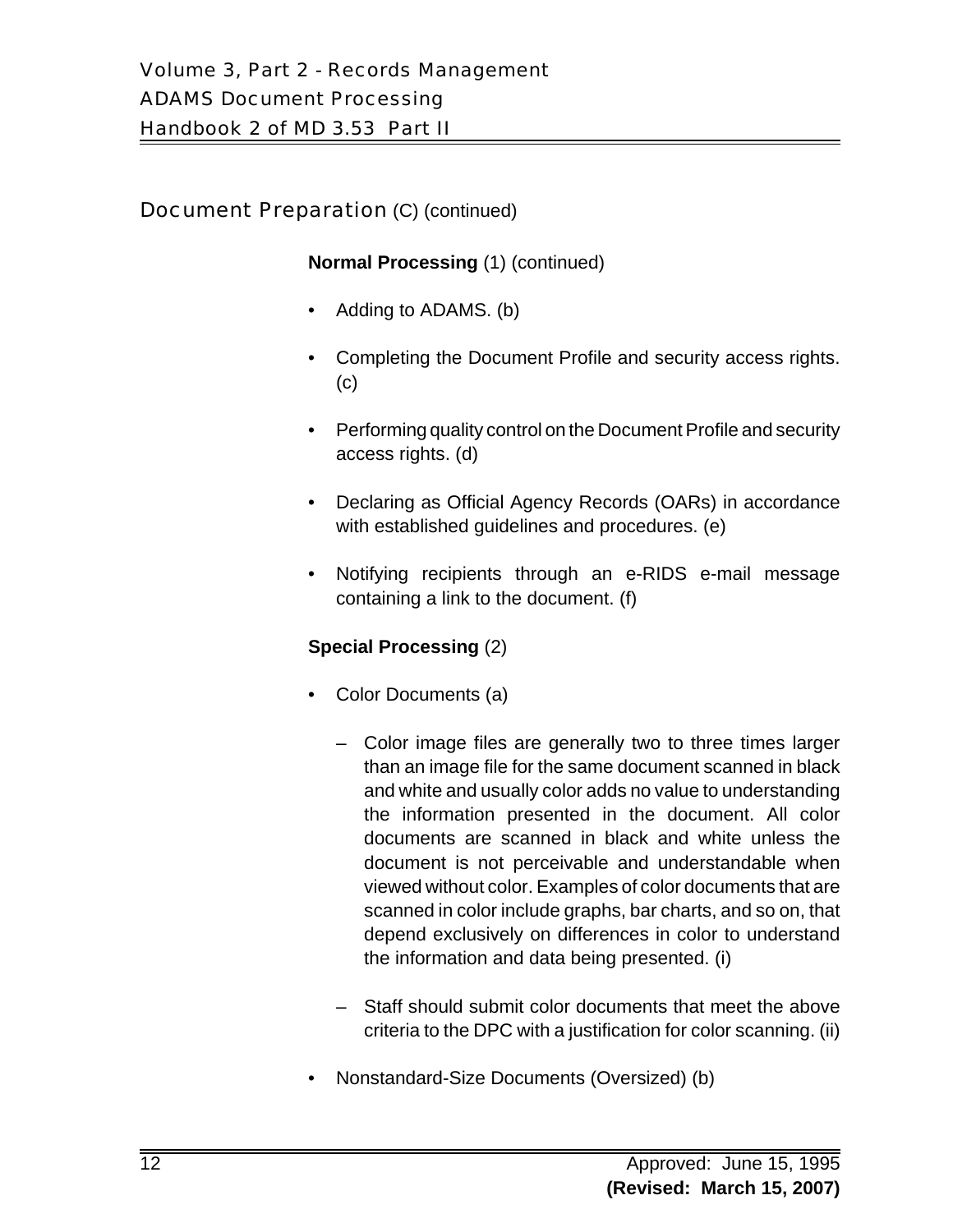## Document Preparation (C) (continued)

**Normal Processing** (1) (continued)

- Adding to ADAMS. (b)
- Completing the Document Profile and security access rights. (c)
- Performing quality control on the Document Profile and security access rights. (d)
- Declaring as Official Agency Records (OARs) in accordance with established guidelines and procedures. (e)
- Notifying recipients through an e-RIDS e-mail message containing a link to the document. (f)

**Special Processing** (2)

- Color Documents (a)
  - Color image files are generally two to three times larger than an image file for the same document scanned in black and white and usually color adds no value to understanding the information presented in the document. All color documents are scanned in black and white unless the document is not perceivable and understandable when viewed without color. Examples of color documents that are scanned in color include graphs, bar charts, and so on, that depend exclusively on differences in color to understand the information and data being presented. (i)
  - Staff should submit color documents that meet the above criteria to the DPC with a justification for color scanning. (ii)
- Nonstandard-Size Documents (Oversized) (b)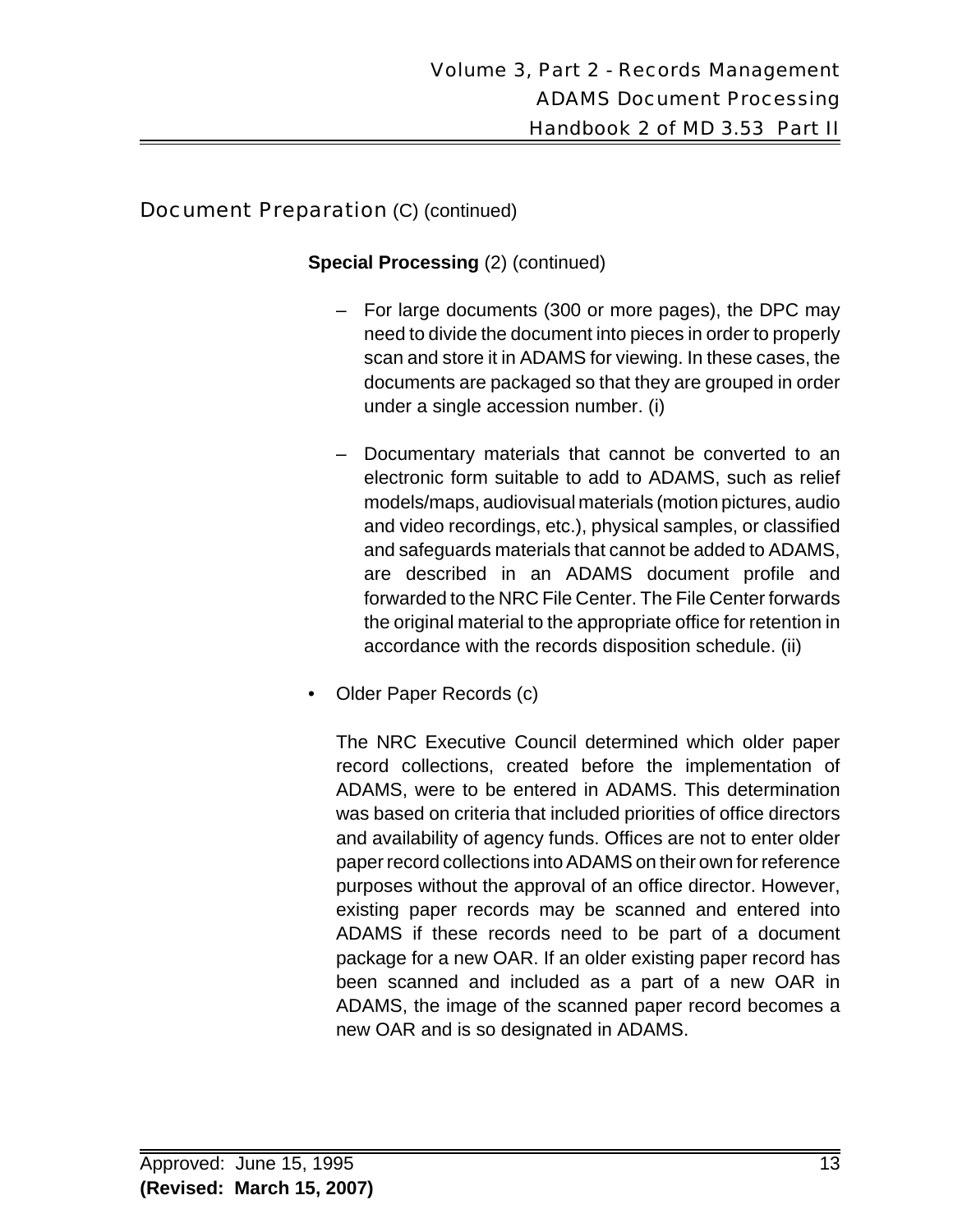## Document Preparation (C) (continued)

**Special Processing** (2) (continued)

- For large documents (300 or more pages), the DPC may need to divide the document into pieces in order to properly scan and store it in ADAMS for viewing. In these cases, the documents are packaged so that they are grouped in order under a single accession number. (i)

- Documentary materials that cannot be converted to an electronic form suitable to add to ADAMS, such as relief models/maps, audiovisual materials (motion pictures, audio and video recordings, etc.), physical samples, or classified and safeguards materials that cannot be added to ADAMS, are described in an ADAMS document profile and forwarded to the NRC File Center. The File Center forwards the original material to the appropriate office for retention in accordance with the records disposition schedule. (ii)

- Older Paper Records (c)

  The NRC Executive Council determined which older paper record collections, created before the implementation of ADAMS, were to be entered in ADAMS. This determination was based on criteria that included priorities of office directors and availability of agency funds. Offices are not to enter older paper record collections into ADAMS on their own for reference purposes without the approval of an office director. However, existing paper records may be scanned and entered into ADAMS if these records need to be part of a document package for a new OAR. If an older existing paper record has been scanned and included as a part of a new OAR in ADAMS, the image of the scanned paper record becomes a new OAR and is so designated in ADAMS.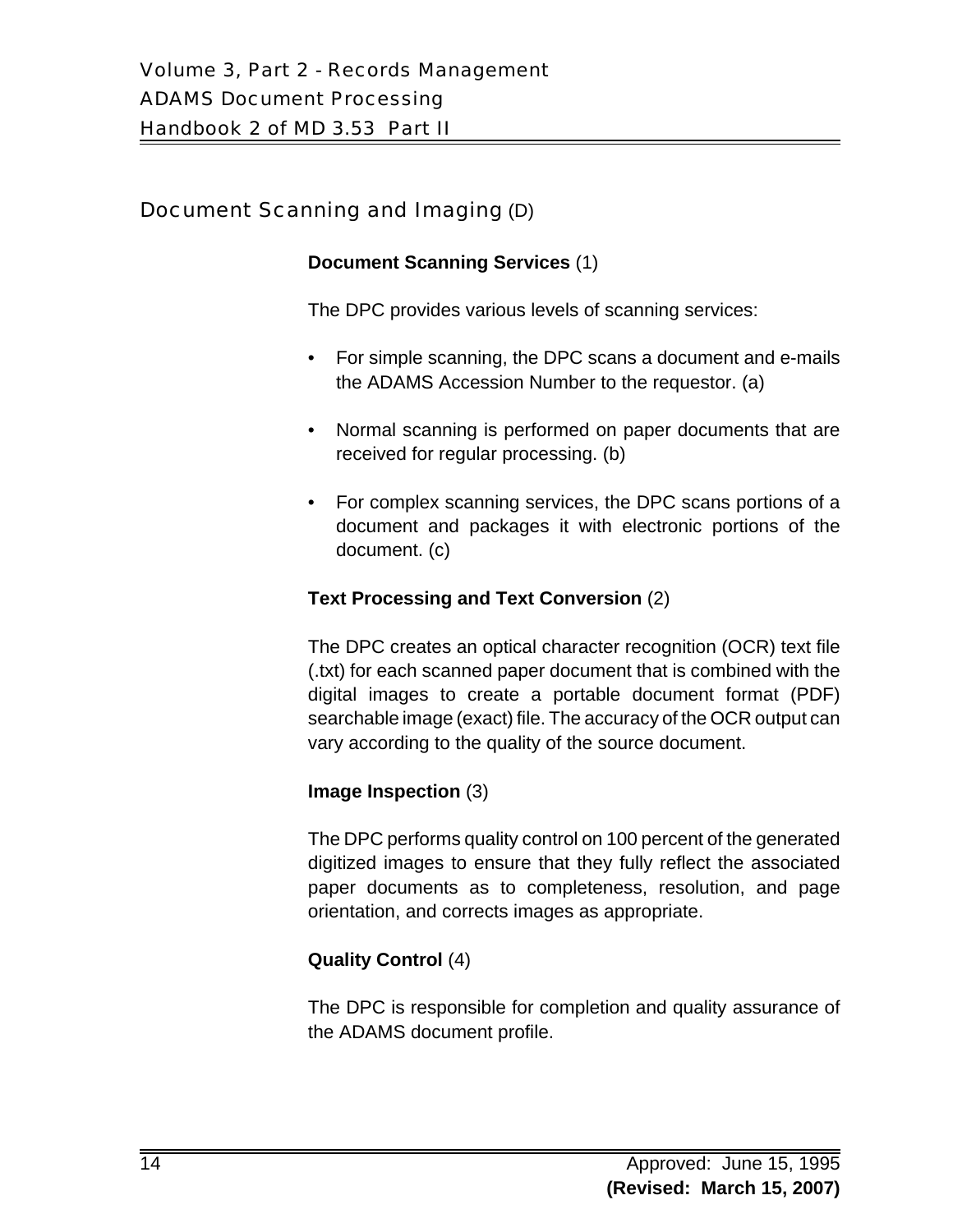## Document Scanning and Imaging (D)

**Document Scanning Services** (1)

The DPC provides various levels of scanning services:

- For simple scanning, the DPC scans a document and e-mails the ADAMS Accession Number to the requestor. (a)
- Normal scanning is performed on paper documents that are received for regular processing. (b)
- For complex scanning services, the DPC scans portions of a document and packages it with electronic portions of the document. (c)

**Text Processing and Text Conversion** (2)

The DPC creates an optical character recognition (OCR) text file (.txt) for each scanned paper document that is combined with the digital images to create a portable document format (PDF) searchable image (exact) file. The accuracy of the OCR output can vary according to the quality of the source document.

**Image Inspection** (3)

The DPC performs quality control on 100 percent of the generated digitized images to ensure that they fully reflect the associated paper documents as to completeness, resolution, and page orientation, and corrects images as appropriate.

**Quality Control** (4)

The DPC is responsible for completion and quality assurance of the ADAMS document profile.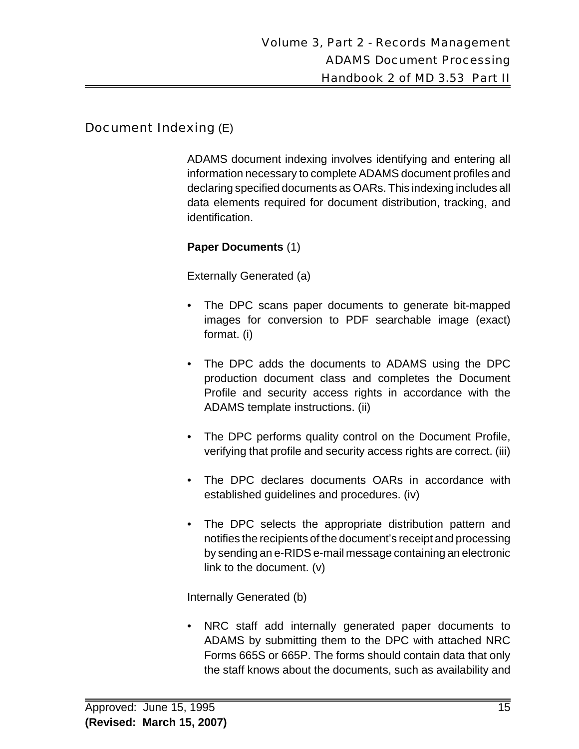## Document Indexing (E)

ADAMS document indexing involves identifying and entering all information necessary to complete ADAMS document profiles and declaring specified documents as OARs. This indexing includes all data elements required for document distribution, tracking, and identification.

**Paper Documents** (1)

Externally Generated (a)

- The DPC scans paper documents to generate bit-mapped images for conversion to PDF searchable image (exact) format. (i)
- The DPC adds the documents to ADAMS using the DPC production document class and completes the Document Profile and security access rights in accordance with the ADAMS template instructions. (ii)
- The DPC performs quality control on the Document Profile, verifying that profile and security access rights are correct. (iii)
- The DPC declares documents OARs in accordance with established guidelines and procedures. (iv)
- The DPC selects the appropriate distribution pattern and notifies the recipients of the document's receipt and processing by sending an e-RIDS e-mail message containing an electronic link to the document. (v)

Internally Generated (b)

- NRC staff add internally generated paper documents to ADAMS by submitting them to the DPC with attached NRC Forms 665S or 665P. The forms should contain data that only the staff knows about the documents, such as availability and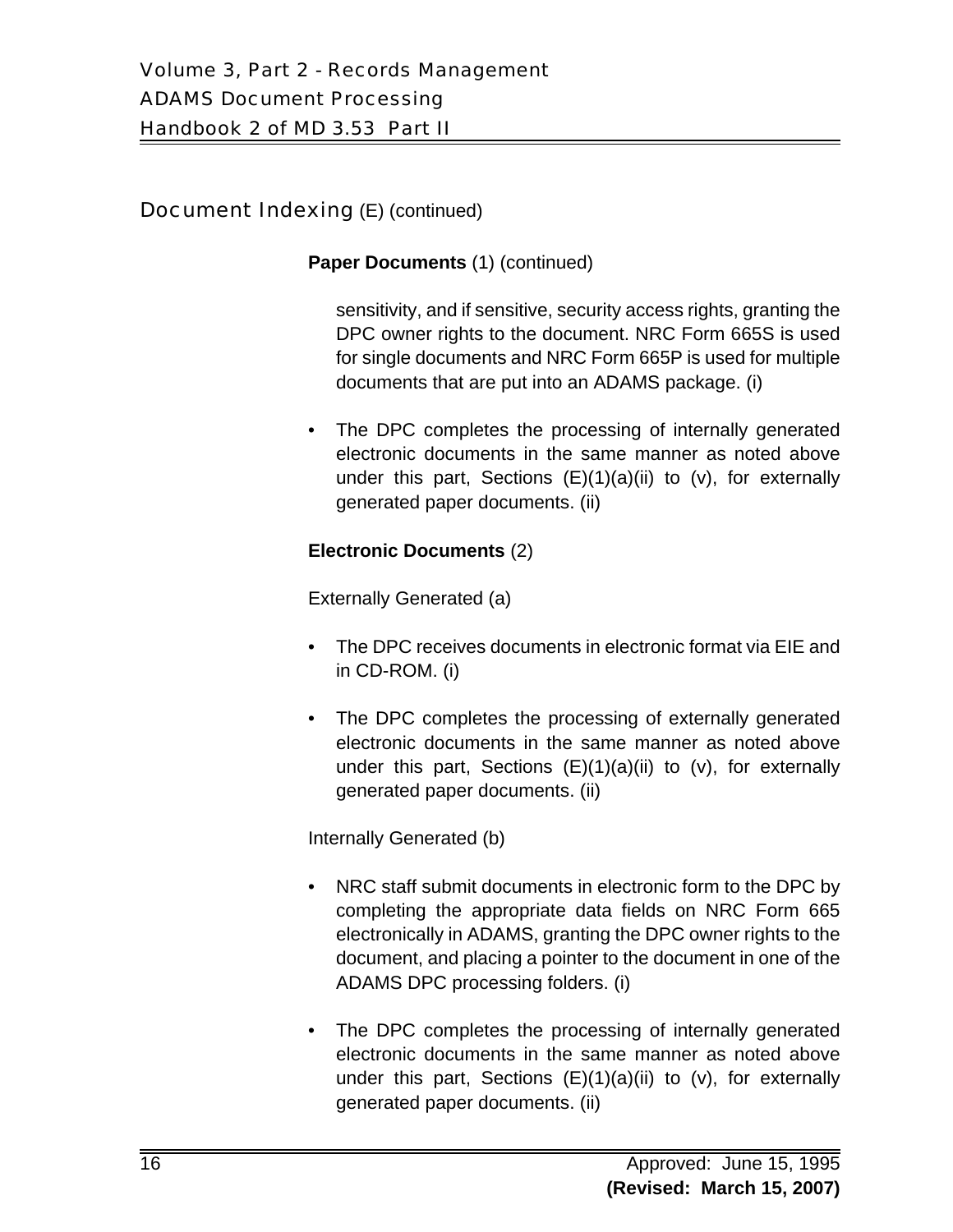## Document Indexing (E) (continued)

**Paper Documents** (1) (continued)

sensitivity, and if sensitive, security access rights, granting the DPC owner rights to the document. NRC Form 665S is used for single documents and NRC Form 665P is used for multiple documents that are put into an ADAMS package. (i)

- The DPC completes the processing of internally generated electronic documents in the same manner as noted above under this part, Sections (E)(1)(a)(ii) to (v), for externally generated paper documents. (ii)

**Electronic Documents** (2)

Externally Generated (a)

- The DPC receives documents in electronic format via EIE and in CD-ROM. (i)
- The DPC completes the processing of externally generated electronic documents in the same manner as noted above under this part, Sections (E)(1)(a)(ii) to (v), for externally generated paper documents. (ii)

Internally Generated (b)

- NRC staff submit documents in electronic form to the DPC by completing the appropriate data fields on NRC Form 665 electronically in ADAMS, granting the DPC owner rights to the document, and placing a pointer to the document in one of the ADAMS DPC processing folders. (i)
- The DPC completes the processing of internally generated electronic documents in the same manner as noted above under this part, Sections (E)(1)(a)(ii) to (v), for externally generated paper documents. (ii)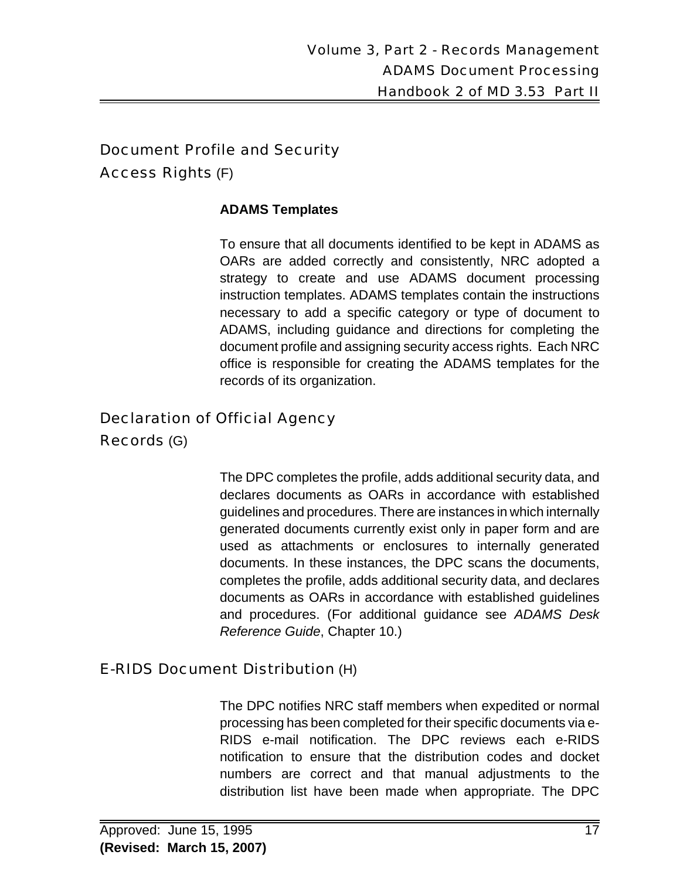## Document Profile and Security Access Rights (F)

**ADAMS Templates**

To ensure that all documents identified to be kept in ADAMS as OARs are added correctly and consistently, NRC adopted a strategy to create and use ADAMS document processing instruction templates. ADAMS templates contain the instructions necessary to add a specific category or type of document to ADAMS, including guidance and directions for completing the document profile and assigning security access rights. Each NRC office is responsible for creating the ADAMS templates for the records of its organization.

## Declaration of Official Agency Records (G)

The DPC completes the profile, adds additional security data, and declares documents as OARs in accordance with established guidelines and procedures. There are instances in which internally generated documents currently exist only in paper form and are used as attachments or enclosures to internally generated documents. In these instances, the DPC scans the documents, completes the profile, adds additional security data, and declares documents as OARs in accordance with established guidelines and procedures. (For additional guidance see *ADAMS Desk Reference Guide*, Chapter 10.)

## E-RIDS Document Distribution (H)

The DPC notifies NRC staff members when expedited or normal processing has been completed for their specific documents via e-RIDS e-mail notification. The DPC reviews each e-RIDS notification to ensure that the distribution codes and docket numbers are correct and that manual adjustments to the distribution list have been made when appropriate. The DPC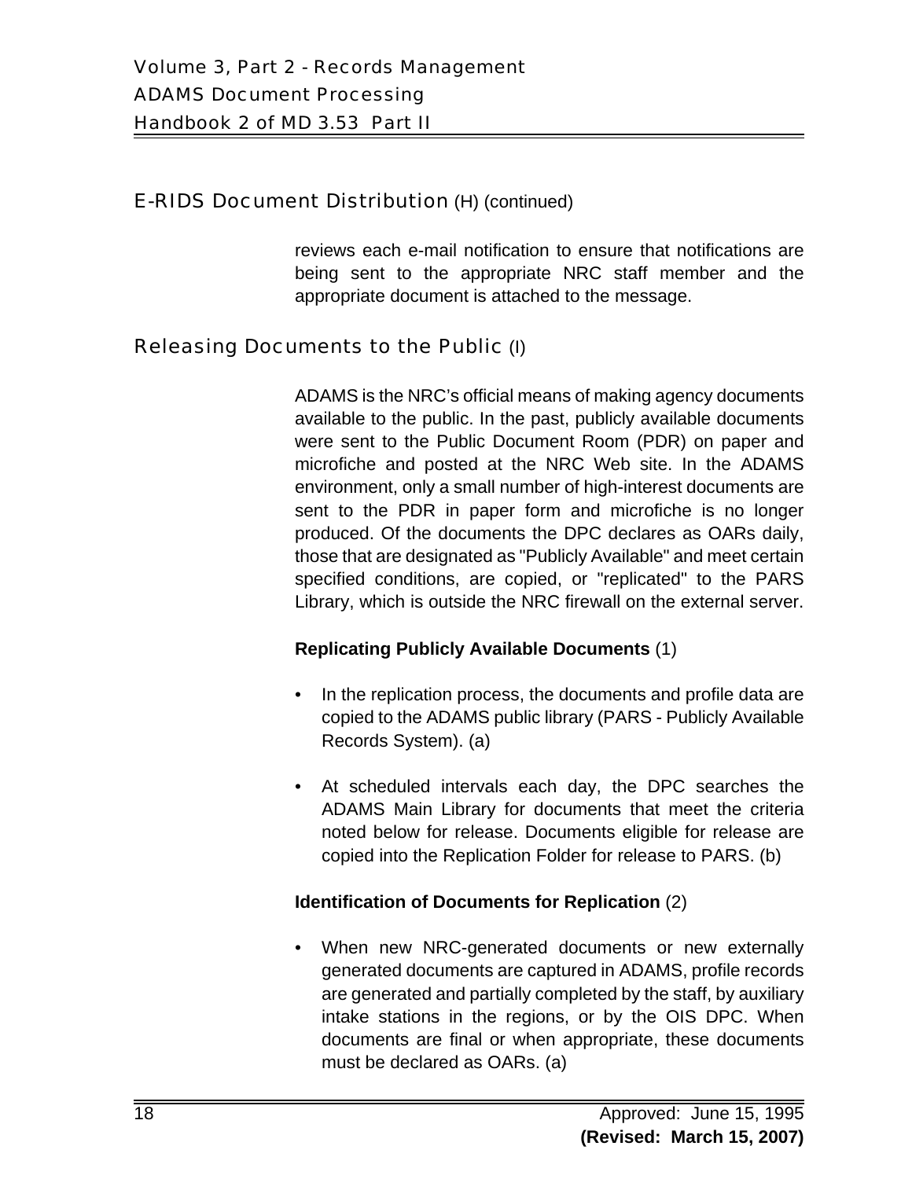## E-RIDS Document Distribution (H) (continued)

reviews each e-mail notification to ensure that notifications are being sent to the appropriate NRC staff member and the appropriate document is attached to the message.

## Releasing Documents to the Public (I)

ADAMS is the NRC's official means of making agency documents available to the public. In the past, publicly available documents were sent to the Public Document Room (PDR) on paper and microfiche and posted at the NRC Web site. In the ADAMS environment, only a small number of high-interest documents are sent to the PDR in paper form and microfiche is no longer produced. Of the documents the DPC declares as OARs daily, those that are designated as "Publicly Available" and meet certain specified conditions, are copied, or "replicated" to the PARS Library, which is outside the NRC firewall on the external server.

**Replicating Publicly Available Documents** (1)

- In the replication process, the documents and profile data are copied to the ADAMS public library (PARS - Publicly Available Records System). (a)
- At scheduled intervals each day, the DPC searches the ADAMS Main Library for documents that meet the criteria noted below for release. Documents eligible for release are copied into the Replication Folder for release to PARS. (b)

**Identification of Documents for Replication** (2)

- When new NRC-generated documents or new externally generated documents are captured in ADAMS, profile records are generated and partially completed by the staff, by auxiliary intake stations in the regions, or by the OIS DPC. When documents are final or when appropriate, these documents must be declared as OARs. (a)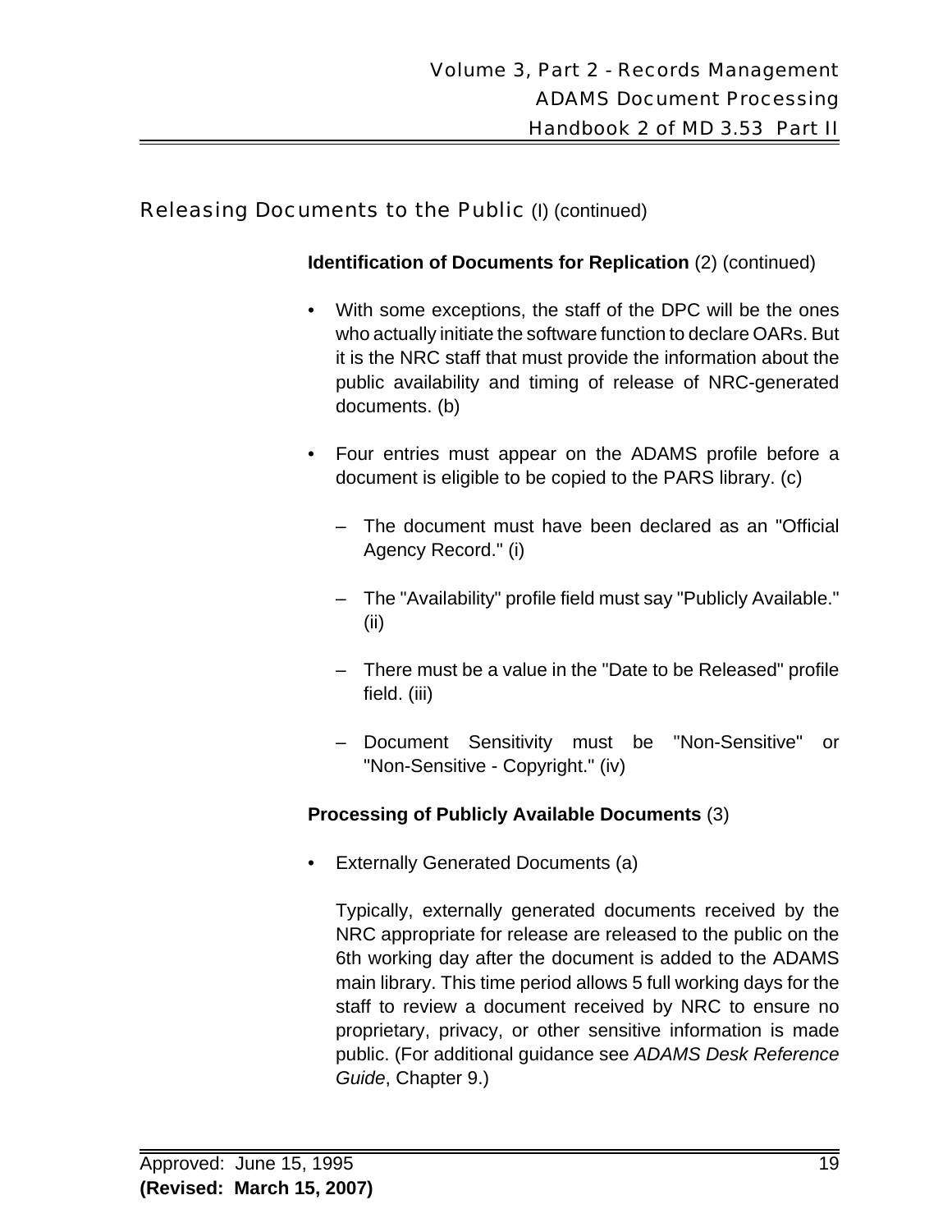## Releasing Documents to the Public (I) (continued)

**Identification of Documents for Replication** (2) (continued)

- With some exceptions, the staff of the DPC will be the ones who actually initiate the software function to declare OARs. But it is the NRC staff that must provide the information about the public availability and timing of release of NRC-generated documents. (b)

- Four entries must appear on the ADAMS profile before a document is eligible to be copied to the PARS library. (c)

  - The document must have been declared as an "Official Agency Record." (i)

  - The "Availability" profile field must say "Publicly Available." (ii)

  - There must be a value in the "Date to be Released" profile field. (iii)

  - Document Sensitivity must be "Non-Sensitive" or "Non-Sensitive - Copyright." (iv)

**Processing of Publicly Available Documents** (3)

- Externally Generated Documents (a)

  Typically, externally generated documents received by the NRC appropriate for release are released to the public on the 6th working day after the document is added to the ADAMS main library. This time period allows 5 full working days for the staff to review a document received by NRC to ensure no proprietary, privacy, or other sensitive information is made public. (For additional guidance see *ADAMS Desk Reference Guide*, Chapter 9.)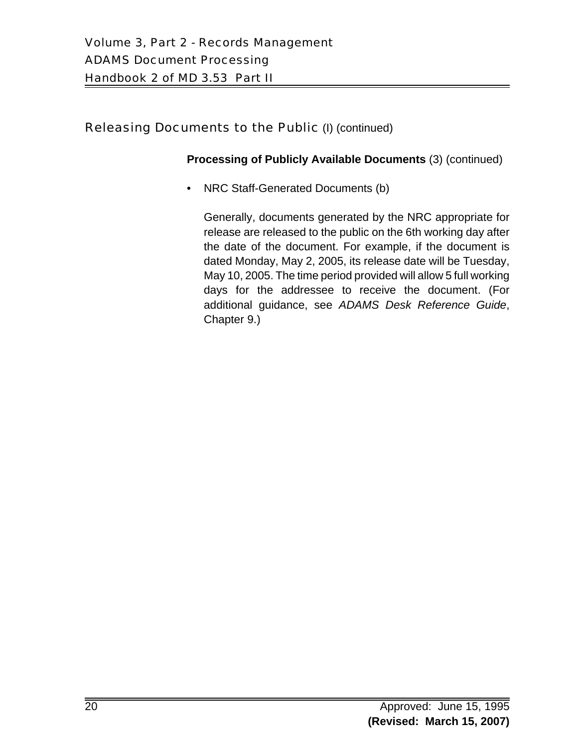## Releasing Documents to the Public (I) (continued)

**Processing of Publicly Available Documents** (3) (continued)

- NRC Staff-Generated Documents (b)

  Generally, documents generated by the NRC appropriate for release are released to the public on the 6th working day after the date of the document. For example, if the document is dated Monday, May 2, 2005, its release date will be Tuesday, May 10, 2005. The time period provided will allow 5 full working days for the addressee to receive the document. (For additional guidance, see *ADAMS Desk Reference Guide*, Chapter 9.)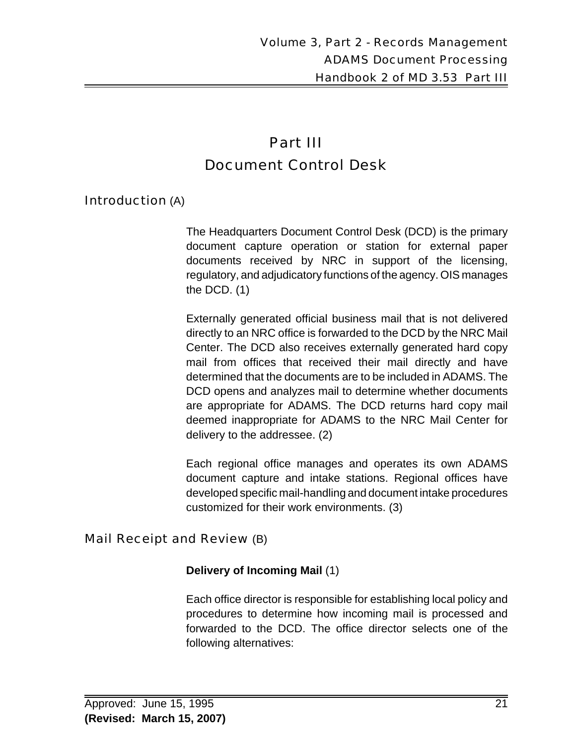# Part III
# Document Control Desk

## Introduction (A)

The Headquarters Document Control Desk (DCD) is the primary document capture operation or station for external paper documents received by NRC in support of the licensing, regulatory, and adjudicatory functions of the agency. OIS manages the DCD. (1)

Externally generated official business mail that is not delivered directly to an NRC office is forwarded to the DCD by the NRC Mail Center. The DCD also receives externally generated hard copy mail from offices that received their mail directly and have determined that the documents are to be included in ADAMS. The DCD opens and analyzes mail to determine whether documents are appropriate for ADAMS. The DCD returns hard copy mail deemed inappropriate for ADAMS to the NRC Mail Center for delivery to the addressee. (2)

Each regional office manages and operates its own ADAMS document capture and intake stations. Regional offices have developed specific mail-handling and document intake procedures customized for their work environments. (3)

## Mail Receipt and Review (B)

**Delivery of Incoming Mail** (1)

Each office director is responsible for establishing local policy and procedures to determine how incoming mail is processed and forwarded to the DCD. The office director selects one of the following alternatives: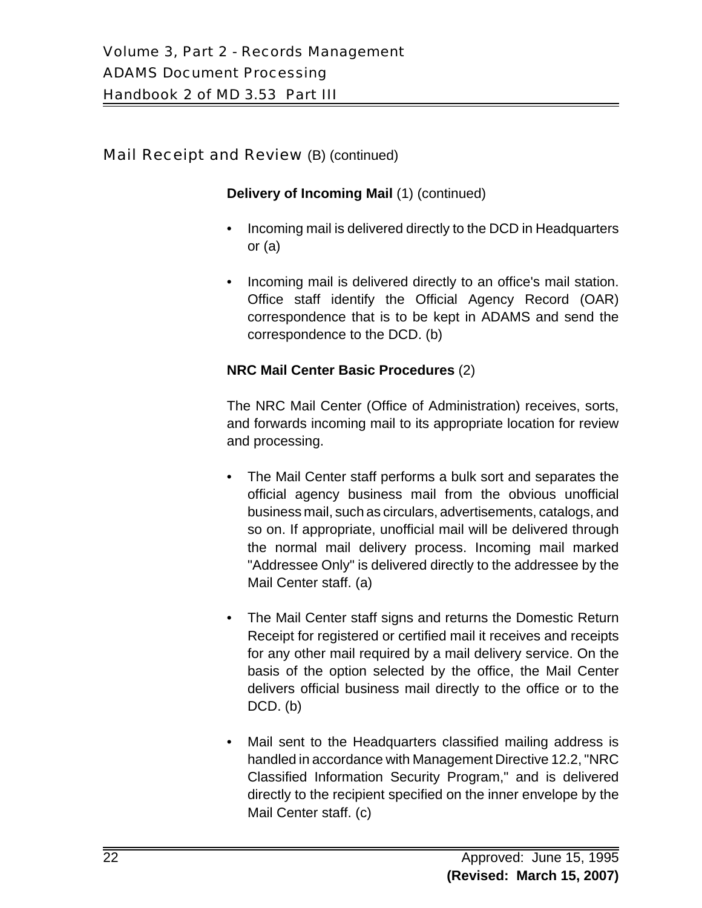## Mail Receipt and Review (B) (continued)

**Delivery of Incoming Mail** (1) (continued)

- Incoming mail is delivered directly to the DCD in Headquarters or (a)
- Incoming mail is delivered directly to an office's mail station. Office staff identify the Official Agency Record (OAR) correspondence that is to be kept in ADAMS and send the correspondence to the DCD. (b)

**NRC Mail Center Basic Procedures** (2)

The NRC Mail Center (Office of Administration) receives, sorts, and forwards incoming mail to its appropriate location for review and processing.

- The Mail Center staff performs a bulk sort and separates the official agency business mail from the obvious unofficial business mail, such as circulars, advertisements, catalogs, and so on. If appropriate, unofficial mail will be delivered through the normal mail delivery process. Incoming mail marked "Addressee Only" is delivered directly to the addressee by the Mail Center staff. (a)
- The Mail Center staff signs and returns the Domestic Return Receipt for registered or certified mail it receives and receipts for any other mail required by a mail delivery service. On the basis of the option selected by the office, the Mail Center delivers official business mail directly to the office or to the DCD. (b)
- Mail sent to the Headquarters classified mailing address is handled in accordance with Management Directive 12.2, "NRC Classified Information Security Program," and is delivered directly to the recipient specified on the inner envelope by the Mail Center staff. (c)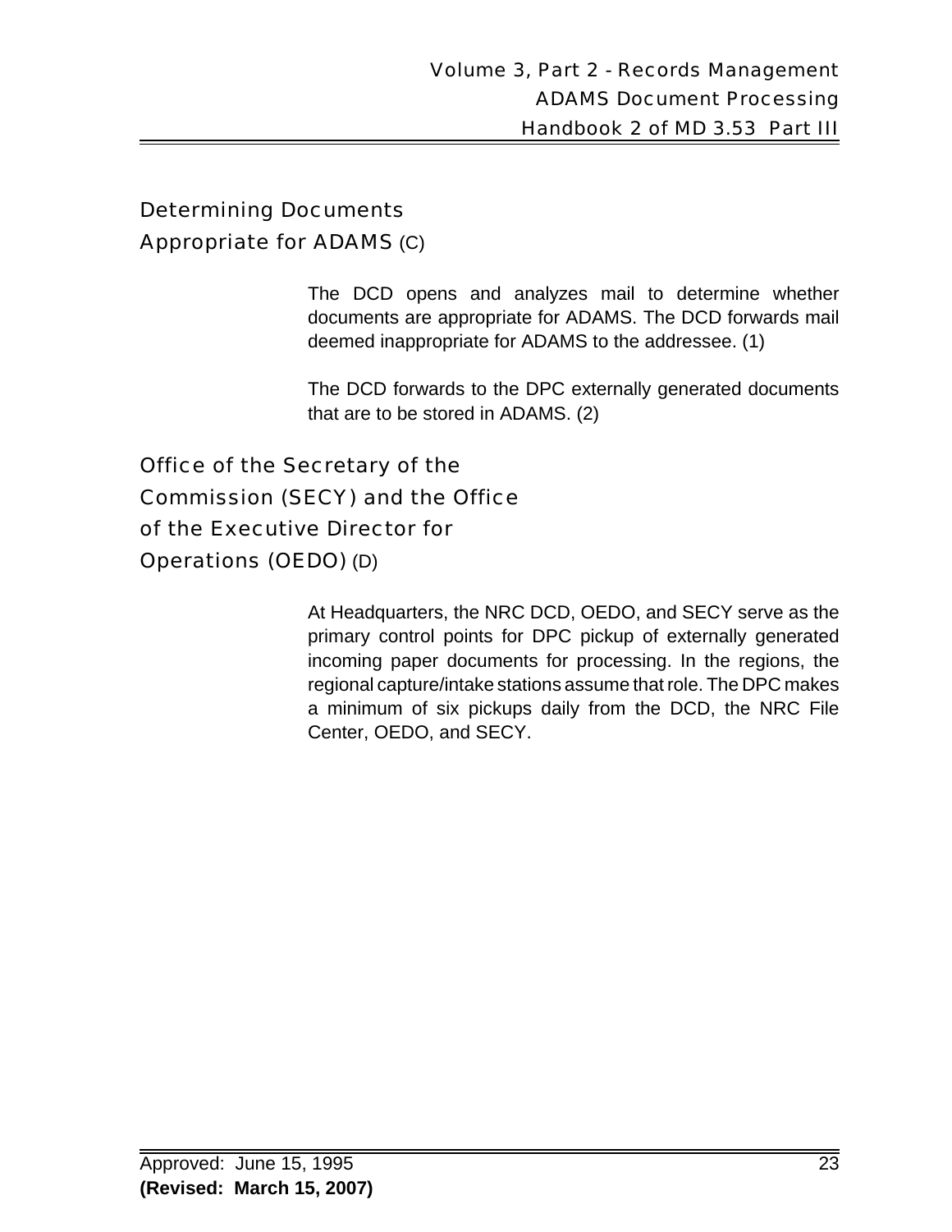## Determining Documents Appropriate for ADAMS (C)

The DCD opens and analyzes mail to determine whether documents are appropriate for ADAMS. The DCD forwards mail deemed inappropriate for ADAMS to the addressee. (1)

The DCD forwards to the DPC externally generated documents that are to be stored in ADAMS. (2)

## Office of the Secretary of the Commission (SECY) and the Office of the Executive Director for Operations (OEDO) (D)

At Headquarters, the NRC DCD, OEDO, and SECY serve as the primary control points for DPC pickup of externally generated incoming paper documents for processing. In the regions, the regional capture/intake stations assume that role. The DPC makes a minimum of six pickups daily from the DCD, the NRC File Center, OEDO, and SECY.

Approved: June 15, 1995
**(Revised: March 15, 2007)**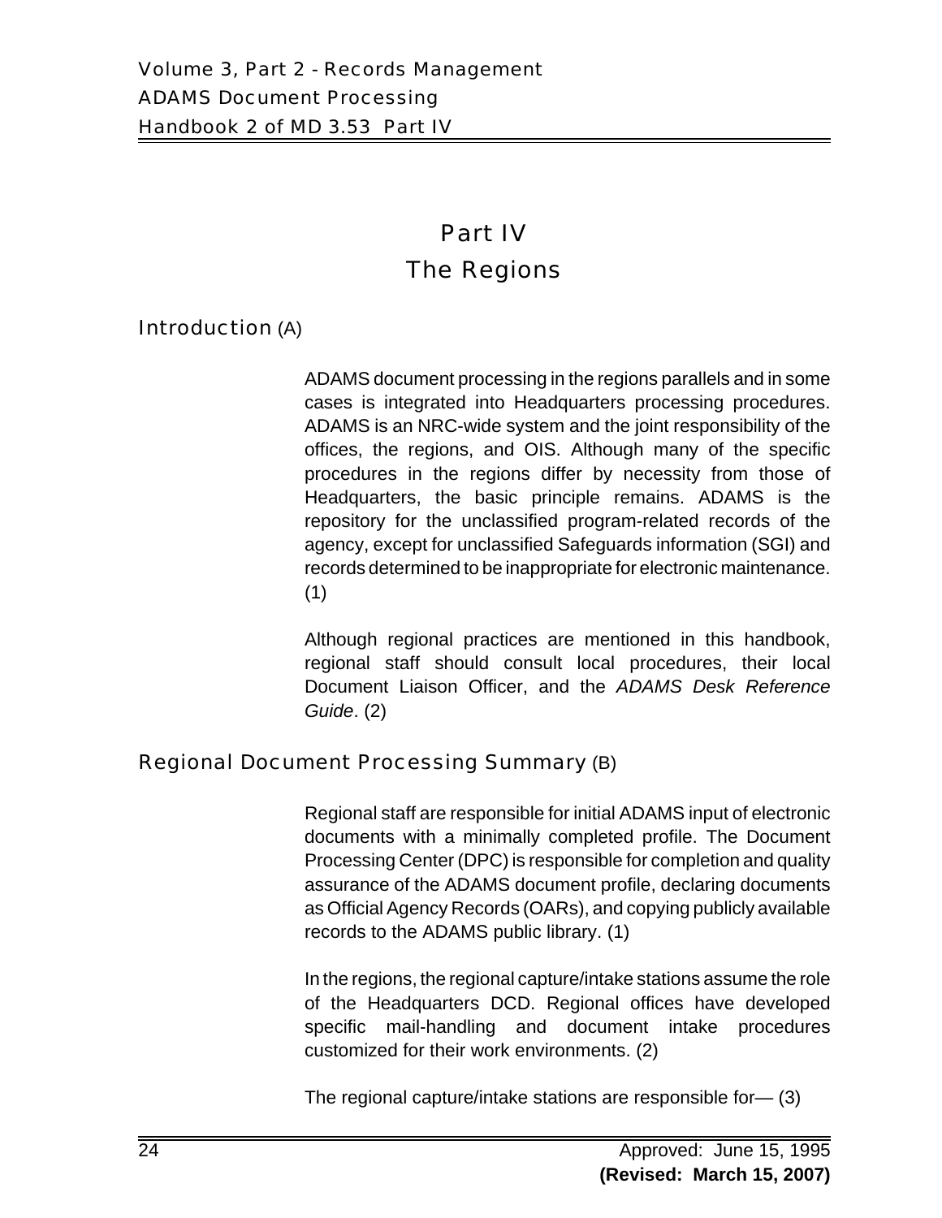# Part IV
# The Regions

## Introduction (A)

ADAMS document processing in the regions parallels and in some cases is integrated into Headquarters processing procedures. ADAMS is an NRC-wide system and the joint responsibility of the offices, the regions, and OIS. Although many of the specific procedures in the regions differ by necessity from those of Headquarters, the basic principle remains. ADAMS is the repository for the unclassified program-related records of the agency, except for unclassified Safeguards information (SGI) and records determined to be inappropriate for electronic maintenance. (1)

Although regional practices are mentioned in this handbook, regional staff should consult local procedures, their local Document Liaison Officer, and the *ADAMS Desk Reference Guide*. (2)

## Regional Document Processing Summary (B)

Regional staff are responsible for initial ADAMS input of electronic documents with a minimally completed profile. The Document Processing Center (DPC) is responsible for completion and quality assurance of the ADAMS document profile, declaring documents as Official Agency Records (OARs), and copying publicly available records to the ADAMS public library. (1)

In the regions, the regional capture/intake stations assume the role of the Headquarters DCD. Regional offices have developed specific mail-handling and document intake procedures customized for their work environments. (2)

The regional capture/intake stations are responsible for— (3)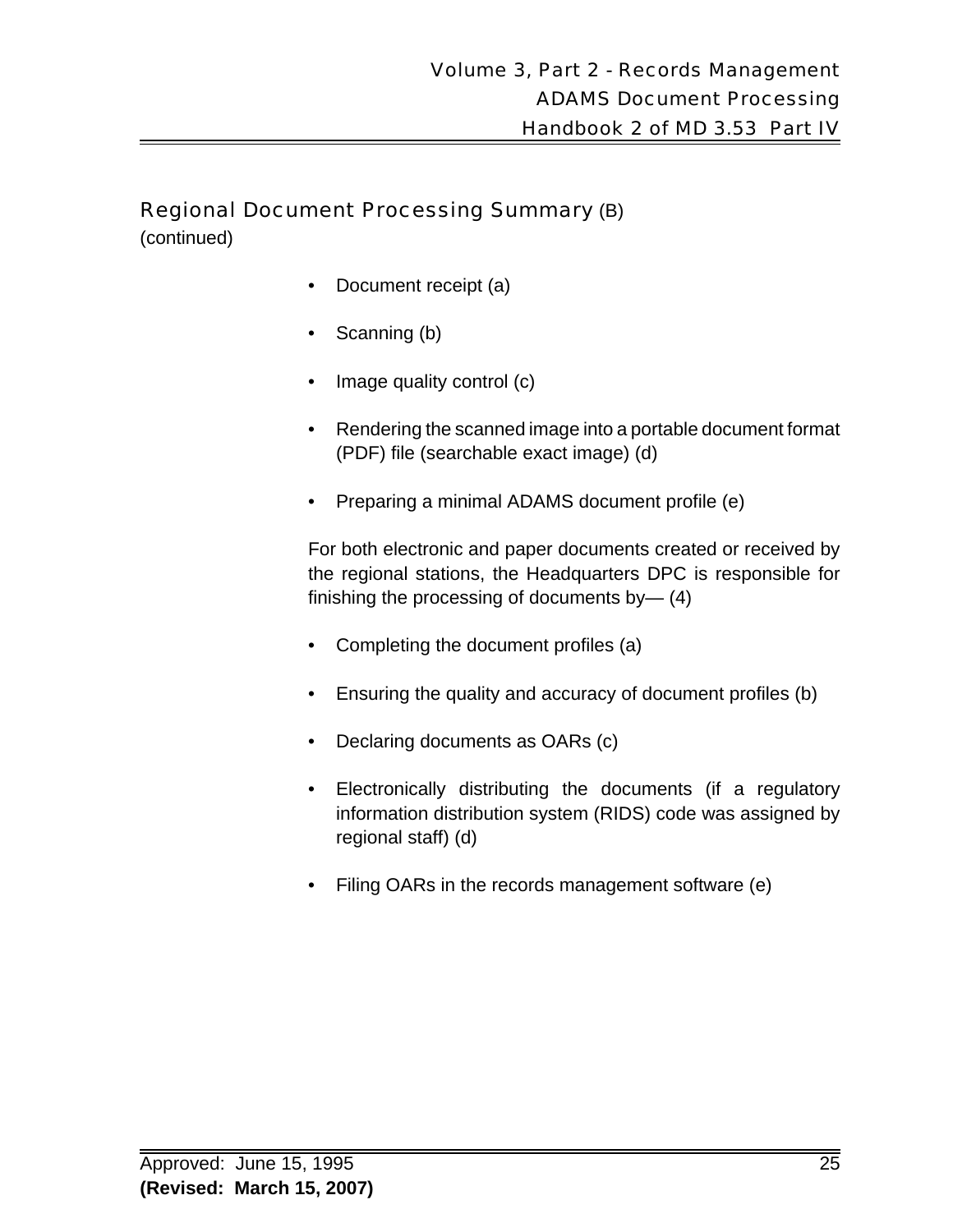## Regional Document Processing Summary (B) (continued)

- Document receipt (a)
- Scanning (b)
- Image quality control (c)
- Rendering the scanned image into a portable document format (PDF) file (searchable exact image) (d)
- Preparing a minimal ADAMS document profile (e)

For both electronic and paper documents created or received by the regional stations, the Headquarters DPC is responsible for finishing the processing of documents by— (4)

- Completing the document profiles (a)
- Ensuring the quality and accuracy of document profiles (b)
- Declaring documents as OARs (c)
- Electronically distributing the documents (if a regulatory information distribution system (RIDS) code was assigned by regional staff) (d)
- Filing OARs in the records management software (e)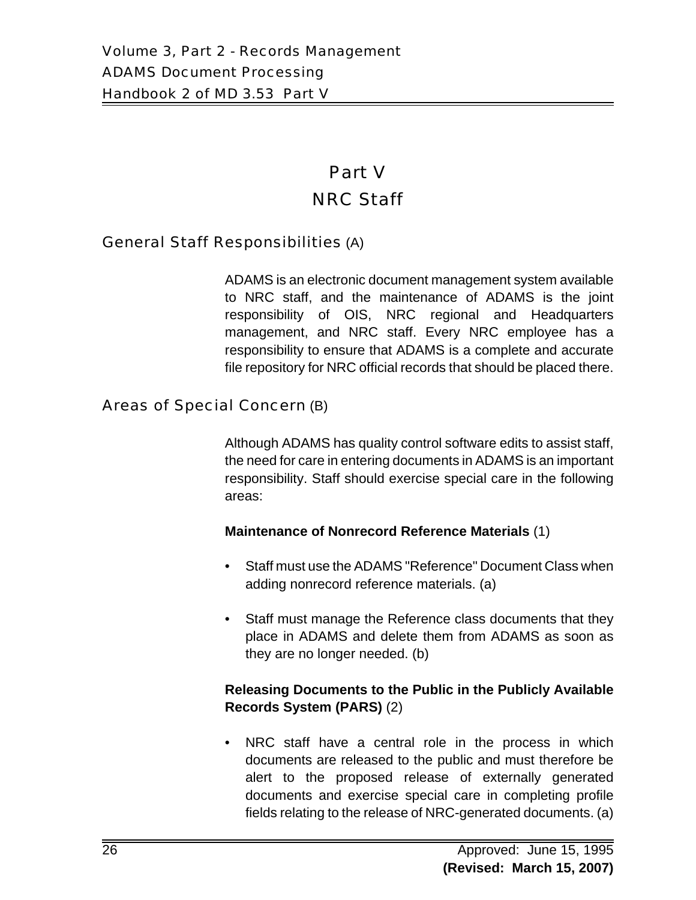# Part V
# NRC Staff

## General Staff Responsibilities (A)

ADAMS is an electronic document management system available to NRC staff, and the maintenance of ADAMS is the joint responsibility of OIS, NRC regional and Headquarters management, and NRC staff. Every NRC employee has a responsibility to ensure that ADAMS is a complete and accurate file repository for NRC official records that should be placed there.

## Areas of Special Concern (B)

Although ADAMS has quality control software edits to assist staff, the need for care in entering documents in ADAMS is an important responsibility. Staff should exercise special care in the following areas:

**Maintenance of Nonrecord Reference Materials** (1)

- Staff must use the ADAMS "Reference" Document Class when adding nonrecord reference materials. (a)
- Staff must manage the Reference class documents that they place in ADAMS and delete them from ADAMS as soon as they are no longer needed. (b)

**Releasing Documents to the Public in the Publicly Available Records System (PARS)** (2)

- NRC staff have a central role in the process in which documents are released to the public and must therefore be alert to the proposed release of externally generated documents and exercise special care in completing profile fields relating to the release of NRC-generated documents. (a)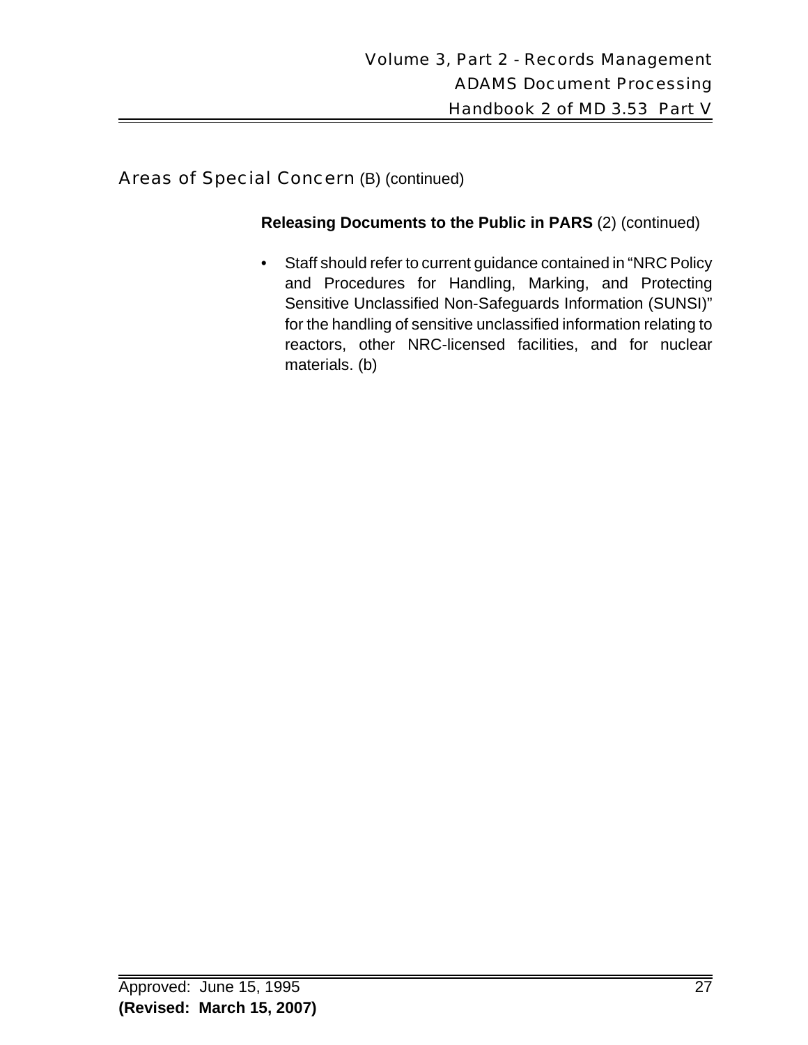## Areas of Special Concern (B) (continued)

**Releasing Documents to the Public in PARS** (2) (continued)

- Staff should refer to current guidance contained in "NRC Policy and Procedures for Handling, Marking, and Protecting Sensitive Unclassified Non-Safeguards Information (SUNSI)" for the handling of sensitive unclassified information relating to reactors, other NRC-licensed facilities, and for nuclear materials. (b)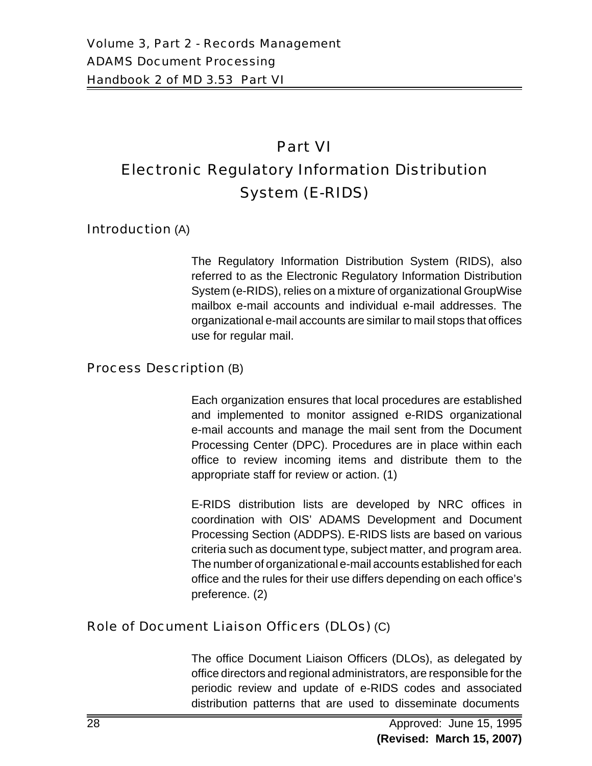# Part VI
# Electronic Regulatory Information Distribution System (E-RIDS)

## Introduction (A)

The Regulatory Information Distribution System (RIDS), also referred to as the Electronic Regulatory Information Distribution System (e-RIDS), relies on a mixture of organizational GroupWise mailbox e-mail accounts and individual e-mail addresses. The organizational e-mail accounts are similar to mail stops that offices use for regular mail.

## Process Description (B)

Each organization ensures that local procedures are established and implemented to monitor assigned e-RIDS organizational e-mail accounts and manage the mail sent from the Document Processing Center (DPC). Procedures are in place within each office to review incoming items and distribute them to the appropriate staff for review or action. (1)

E-RIDS distribution lists are developed by NRC offices in coordination with OIS' ADAMS Development and Document Processing Section (ADDPS). E-RIDS lists are based on various criteria such as document type, subject matter, and program area. The number of organizational e-mail accounts established for each office and the rules for their use differs depending on each office's preference. (2)

## Role of Document Liaison Officers (DLOs) (C)

The office Document Liaison Officers (DLOs), as delegated by office directors and regional administrators, are responsible for the periodic review and update of e-RIDS codes and associated distribution patterns that are used to disseminate documents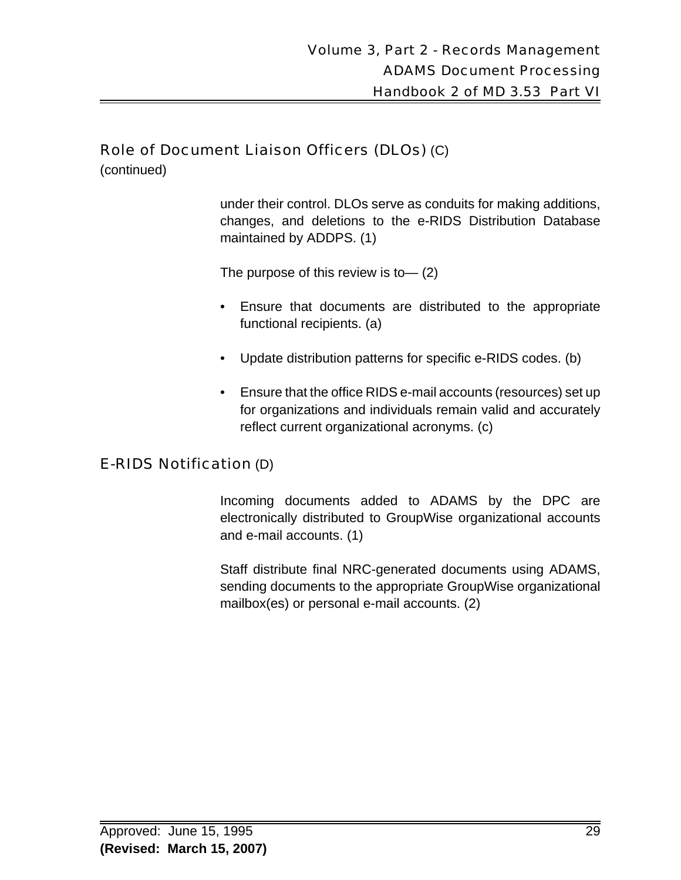## Role of Document Liaison Officers (DLOs) (C)

(continued)

under their control. DLOs serve as conduits for making additions, changes, and deletions to the e-RIDS Distribution Database maintained by ADDPS. (1)

The purpose of this review is to— (2)

- Ensure that documents are distributed to the appropriate functional recipients. (a)
- Update distribution patterns for specific e-RIDS codes. (b)
- Ensure that the office RIDS e-mail accounts (resources) set up for organizations and individuals remain valid and accurately reflect current organizational acronyms. (c)

## E-RIDS Notification (D)

Incoming documents added to ADAMS by the DPC are electronically distributed to GroupWise organizational accounts and e-mail accounts. (1)

Staff distribute final NRC-generated documents using ADAMS, sending documents to the appropriate GroupWise organizational mailbox(es) or personal e-mail accounts. (2)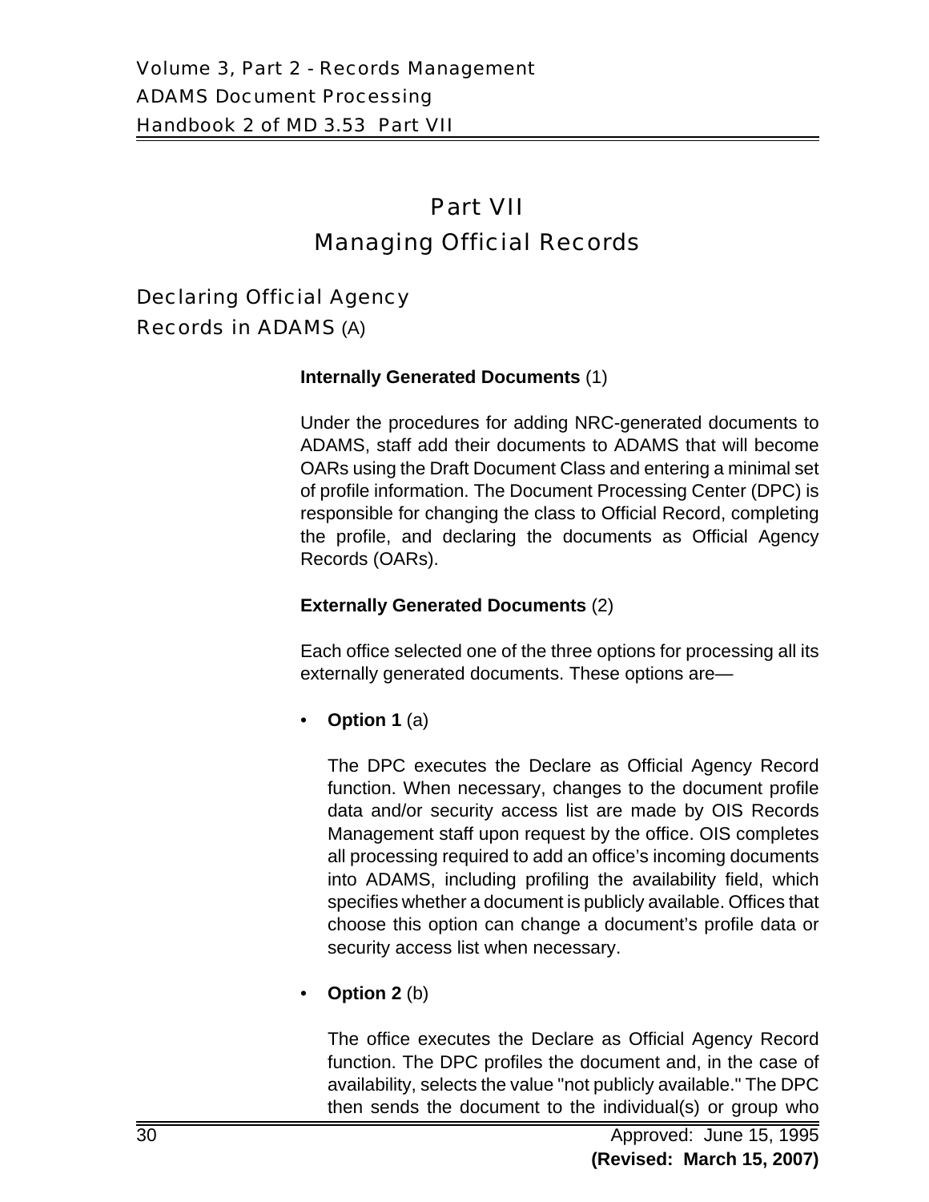# Part VII
# Managing Official Records

## Declaring Official Agency Records in ADAMS (A)

**Internally Generated Documents** (1)

Under the procedures for adding NRC-generated documents to ADAMS, staff add their documents to ADAMS that will become OARs using the Draft Document Class and entering a minimal set of profile information. The Document Processing Center (DPC) is responsible for changing the class to Official Record, completing the profile, and declaring the documents as Official Agency Records (OARs).

**Externally Generated Documents** (2)

Each office selected one of the three options for processing all its externally generated documents. These options are—

- **Option 1** (a)

  The DPC executes the Declare as Official Agency Record function. When necessary, changes to the document profile data and/or security access list are made by OIS Records Management staff upon request by the office. OIS completes all processing required to add an office's incoming documents into ADAMS, including profiling the availability field, which specifies whether a document is publicly available. Offices that choose this option can change a document's profile data or security access list when necessary.

- **Option 2** (b)

  The office executes the Declare as Official Agency Record function. The DPC profiles the document and, in the case of availability, selects the value "not publicly available." The DPC then sends the document to the individual(s) or group who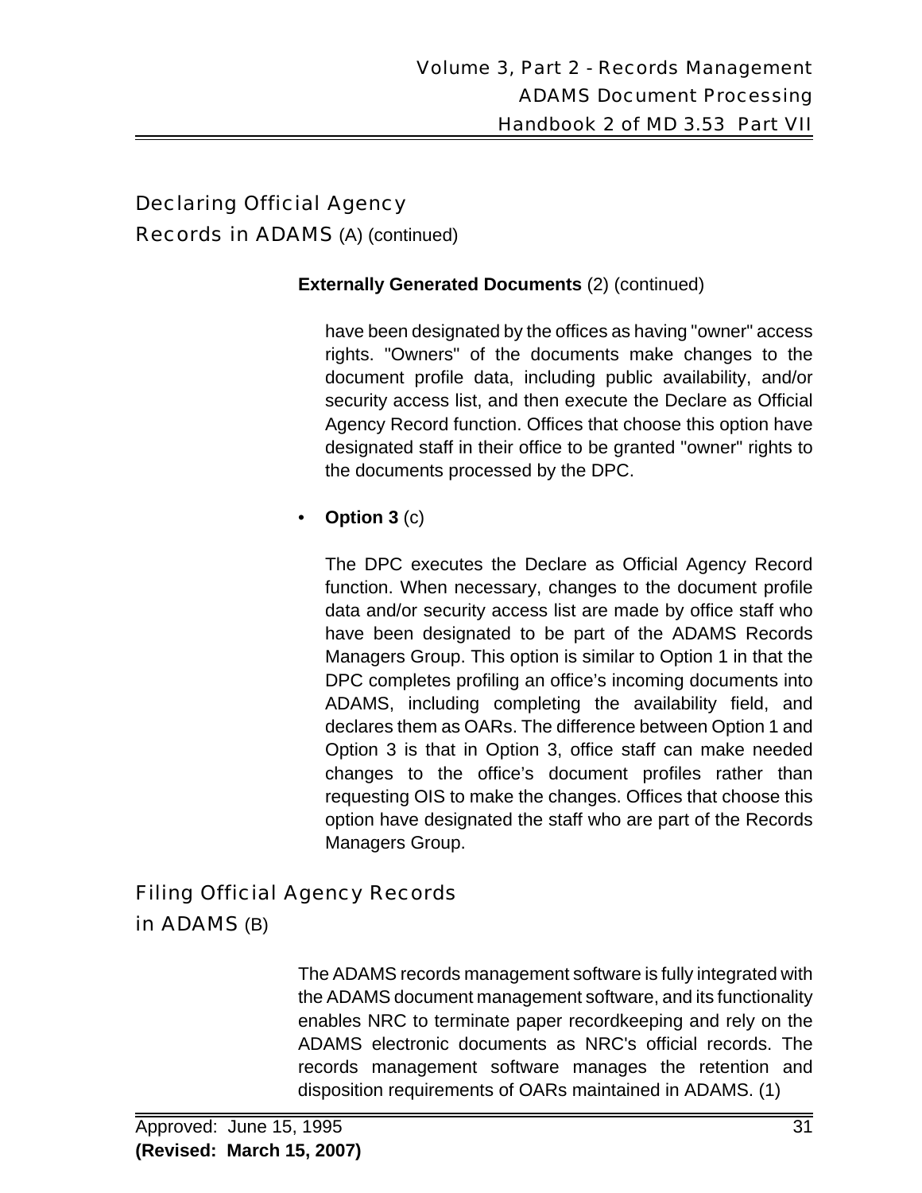## Declaring Official Agency Records in ADAMS (A) (continued)

**Externally Generated Documents** (2) (continued)

have been designated by the offices as having "owner" access rights. "Owners" of the documents make changes to the document profile data, including public availability, and/or security access list, and then execute the Declare as Official Agency Record function. Offices that choose this option have designated staff in their office to be granted "owner" rights to the documents processed by the DPC.

- **Option 3** (c)

  The DPC executes the Declare as Official Agency Record function. When necessary, changes to the document profile data and/or security access list are made by office staff who have been designated to be part of the ADAMS Records Managers Group. This option is similar to Option 1 in that the DPC completes profiling an office's incoming documents into ADAMS, including completing the availability field, and declares them as OARs. The difference between Option 1 and Option 3 is that in Option 3, office staff can make needed changes to the office's document profiles rather than requesting OIS to make the changes. Offices that choose this option have designated the staff who are part of the Records Managers Group.

## Filing Official Agency Records in ADAMS (B)

The ADAMS records management software is fully integrated with the ADAMS document management software, and its functionality enables NRC to terminate paper recordkeeping and rely on the ADAMS electronic documents as NRC's official records. The records management software manages the retention and disposition requirements of OARs maintained in ADAMS. (1)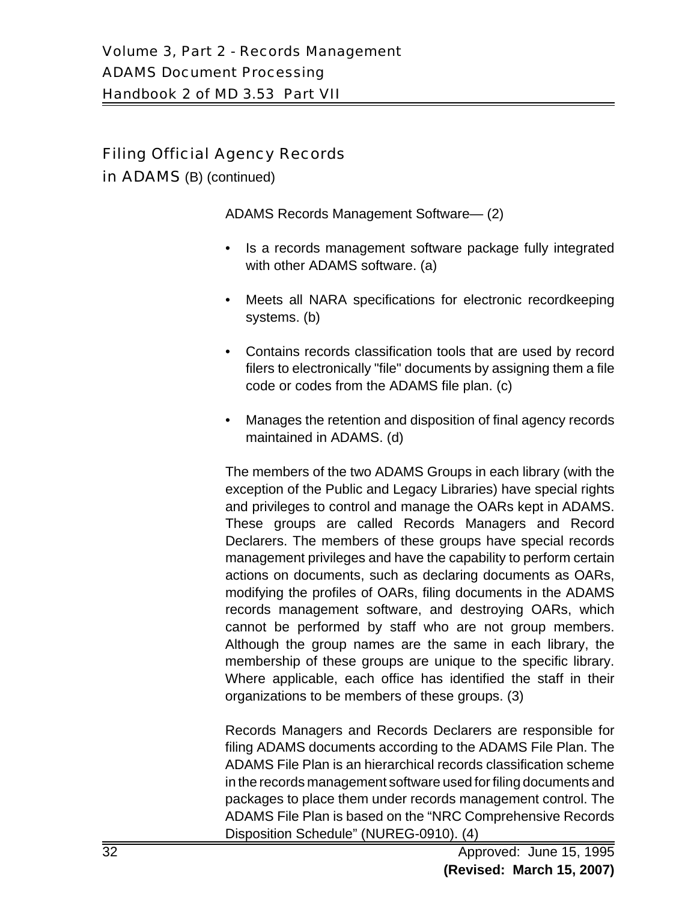## Filing Official Agency Records in ADAMS (B) (continued)

ADAMS Records Management Software— (2)

- Is a records management software package fully integrated with other ADAMS software. (a)
- Meets all NARA specifications for electronic recordkeeping systems. (b)
- Contains records classification tools that are used by record filers to electronically "file" documents by assigning them a file code or codes from the ADAMS file plan. (c)
- Manages the retention and disposition of final agency records maintained in ADAMS. (d)

The members of the two ADAMS Groups in each library (with the exception of the Public and Legacy Libraries) have special rights and privileges to control and manage the OARs kept in ADAMS. These groups are called Records Managers and Record Declarers. The members of these groups have special records management privileges and have the capability to perform certain actions on documents, such as declaring documents as OARs, modifying the profiles of OARs, filing documents in the ADAMS records management software, and destroying OARs, which cannot be performed by staff who are not group members. Although the group names are the same in each library, the membership of these groups are unique to the specific library. Where applicable, each office has identified the staff in their organizations to be members of these groups. (3)

Records Managers and Records Declarers are responsible for filing ADAMS documents according to the ADAMS File Plan. The ADAMS File Plan is an hierarchical records classification scheme in the records management software used for filing documents and packages to place them under records management control. The ADAMS File Plan is based on the “NRC Comprehensive Records Disposition Schedule” (NUREG-0910). (4)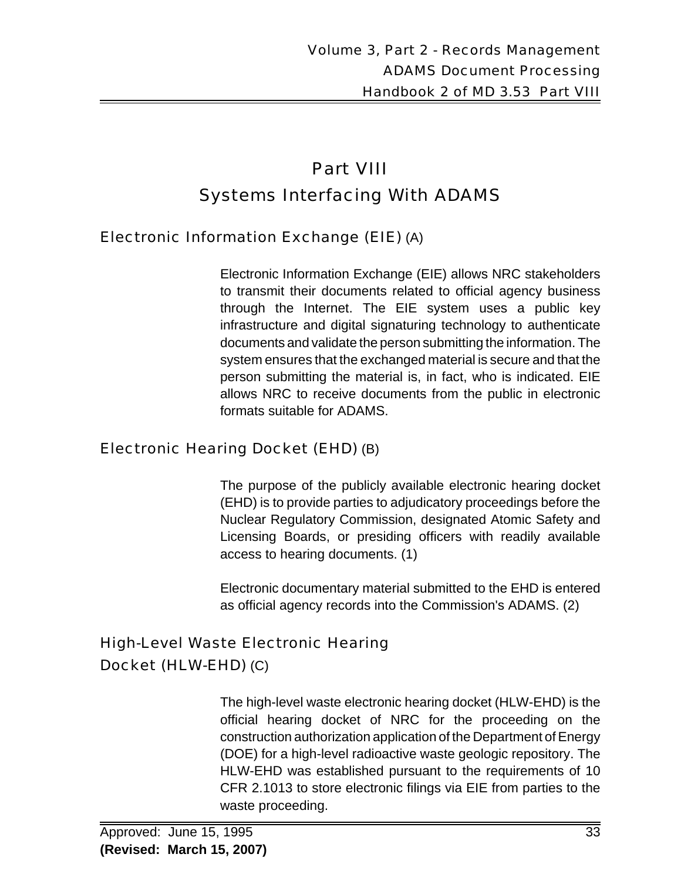# Part VIII
# Systems Interfacing With ADAMS

## Electronic Information Exchange (EIE) (A)

Electronic Information Exchange (EIE) allows NRC stakeholders to transmit their documents related to official agency business through the Internet. The EIE system uses a public key infrastructure and digital signaturing technology to authenticate documents and validate the person submitting the information. The system ensures that the exchanged material is secure and that the person submitting the material is, in fact, who is indicated. EIE allows NRC to receive documents from the public in electronic formats suitable for ADAMS.

## Electronic Hearing Docket (EHD) (B)

The purpose of the publicly available electronic hearing docket (EHD) is to provide parties to adjudicatory proceedings before the Nuclear Regulatory Commission, designated Atomic Safety and Licensing Boards, or presiding officers with readily available access to hearing documents. (1)

Electronic documentary material submitted to the EHD is entered as official agency records into the Commission's ADAMS. (2)

## High-Level Waste Electronic Hearing Docket (HLW-EHD) (C)

The high-level waste electronic hearing docket (HLW-EHD) is the official hearing docket of NRC for the proceeding on the construction authorization application of the Department of Energy (DOE) for a high-level radioactive waste geologic repository. The HLW-EHD was established pursuant to the requirements of 10 CFR 2.1013 to store electronic filings via EIE from parties to the waste proceeding.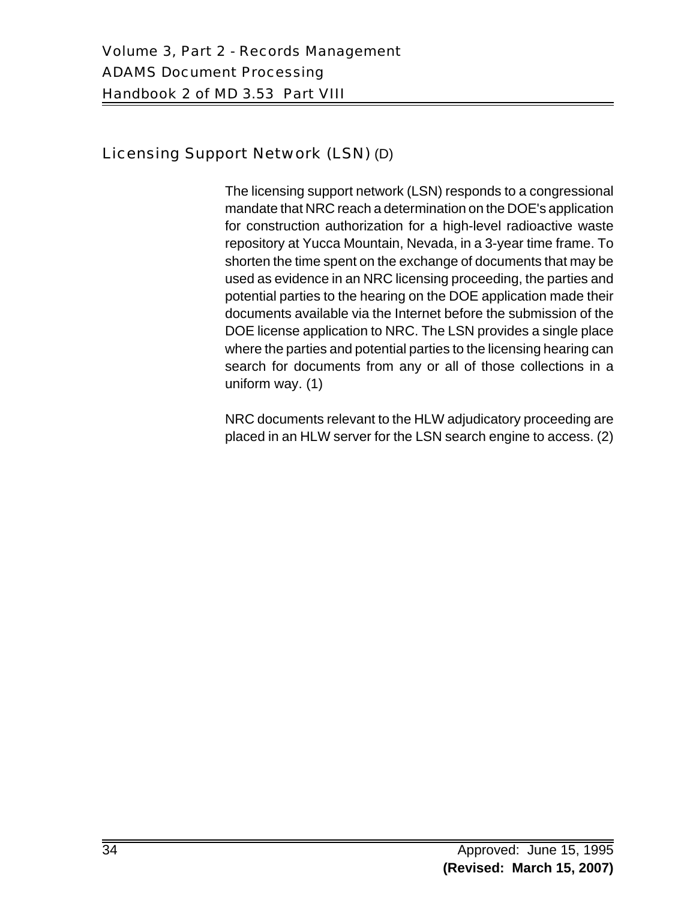## Licensing Support Network (LSN) (D)

The licensing support network (LSN) responds to a congressional mandate that NRC reach a determination on the DOE's application for construction authorization for a high-level radioactive waste repository at Yucca Mountain, Nevada, in a 3-year time frame. To shorten the time spent on the exchange of documents that may be used as evidence in an NRC licensing proceeding, the parties and potential parties to the hearing on the DOE application made their documents available via the Internet before the submission of the DOE license application to NRC. The LSN provides a single place where the parties and potential parties to the licensing hearing can search for documents from any or all of those collections in a uniform way. (1)

NRC documents relevant to the HLW adjudicatory proceeding are placed in an HLW server for the LSN search engine to access. (2)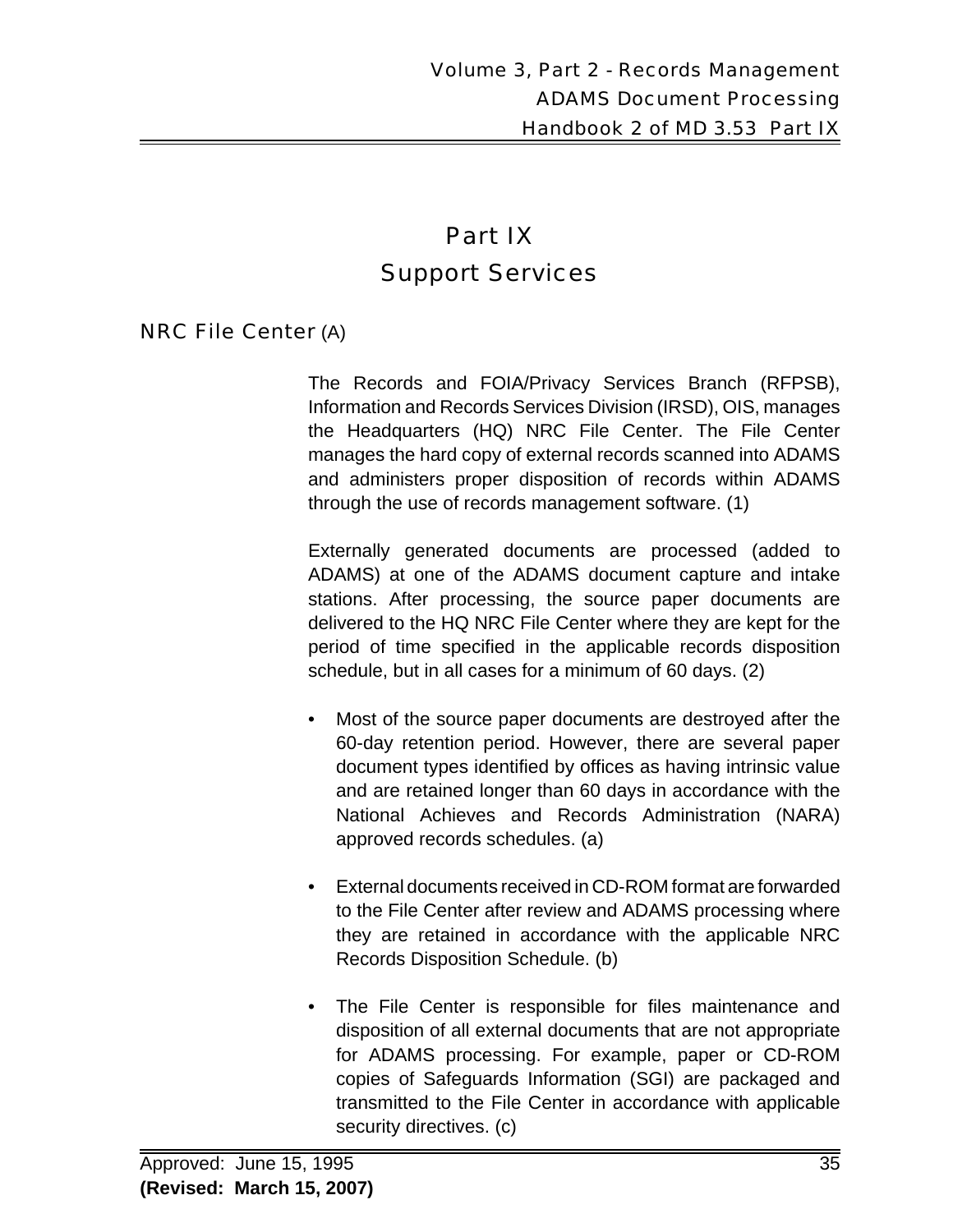# Part IX
# Support Services

## NRC File Center (A)

The Records and FOIA/Privacy Services Branch (RFPSB), Information and Records Services Division (IRSD), OIS, manages the Headquarters (HQ) NRC File Center. The File Center manages the hard copy of external records scanned into ADAMS and administers proper disposition of records within ADAMS through the use of records management software. (1)

Externally generated documents are processed (added to ADAMS) at one of the ADAMS document capture and intake stations. After processing, the source paper documents are delivered to the HQ NRC File Center where they are kept for the period of time specified in the applicable records disposition schedule, but in all cases for a minimum of 60 days. (2)

- Most of the source paper documents are destroyed after the 60-day retention period. However, there are several paper document types identified by offices as having intrinsic value and are retained longer than 60 days in accordance with the National Achieves and Records Administration (NARA) approved records schedules. (a)

- External documents received in CD-ROM format are forwarded to the File Center after review and ADAMS processing where they are retained in accordance with the applicable NRC Records Disposition Schedule. (b)

- The File Center is responsible for files maintenance and disposition of all external documents that are not appropriate for ADAMS processing. For example, paper or CD-ROM copies of Safeguards Information (SGI) are packaged and transmitted to the File Center in accordance with applicable security directives. (c)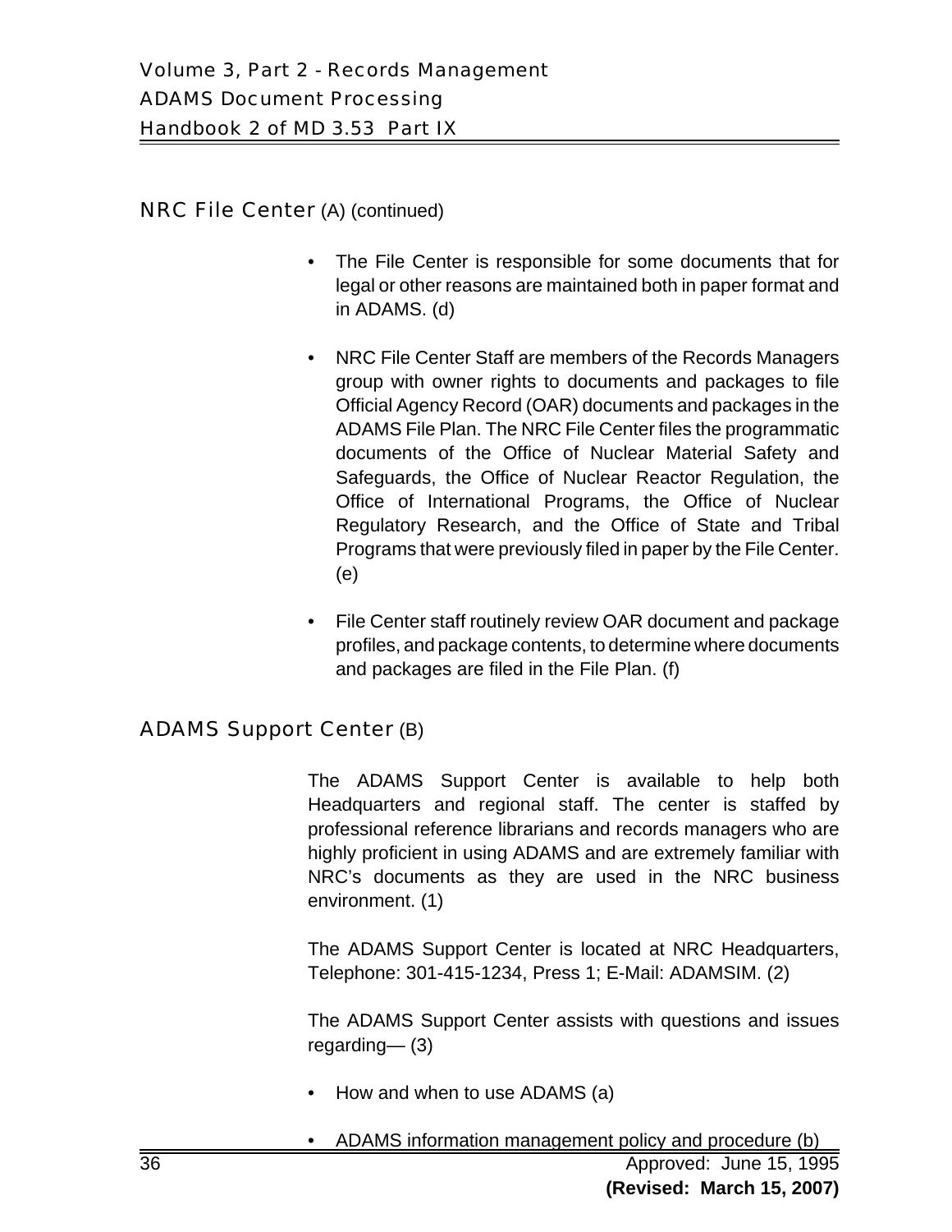## NRC File Center (A) (continued)

- The File Center is responsible for some documents that for legal or other reasons are maintained both in paper format and in ADAMS. (d)

- NRC File Center Staff are members of the Records Managers group with owner rights to documents and packages to file Official Agency Record (OAR) documents and packages in the ADAMS File Plan. The NRC File Center files the programmatic documents of the Office of Nuclear Material Safety and Safeguards, the Office of Nuclear Reactor Regulation, the Office of International Programs, the Office of Nuclear Regulatory Research, and the Office of State and Tribal Programs that were previously filed in paper by the File Center. (e)

- File Center staff routinely review OAR document and package profiles, and package contents, to determine where documents and packages are filed in the File Plan. (f)

## ADAMS Support Center (B)

The ADAMS Support Center is available to help both Headquarters and regional staff. The center is staffed by professional reference librarians and records managers who are highly proficient in using ADAMS and are extremely familiar with NRC's documents as they are used in the NRC business environment. (1)

The ADAMS Support Center is located at NRC Headquarters, Telephone: 301-415-1234, Press 1; E-Mail: ADAMSIM. (2)

The ADAMS Support Center assists with questions and issues regarding— (3)

- How and when to use ADAMS (a)

- ADAMS information management policy and procedure (b)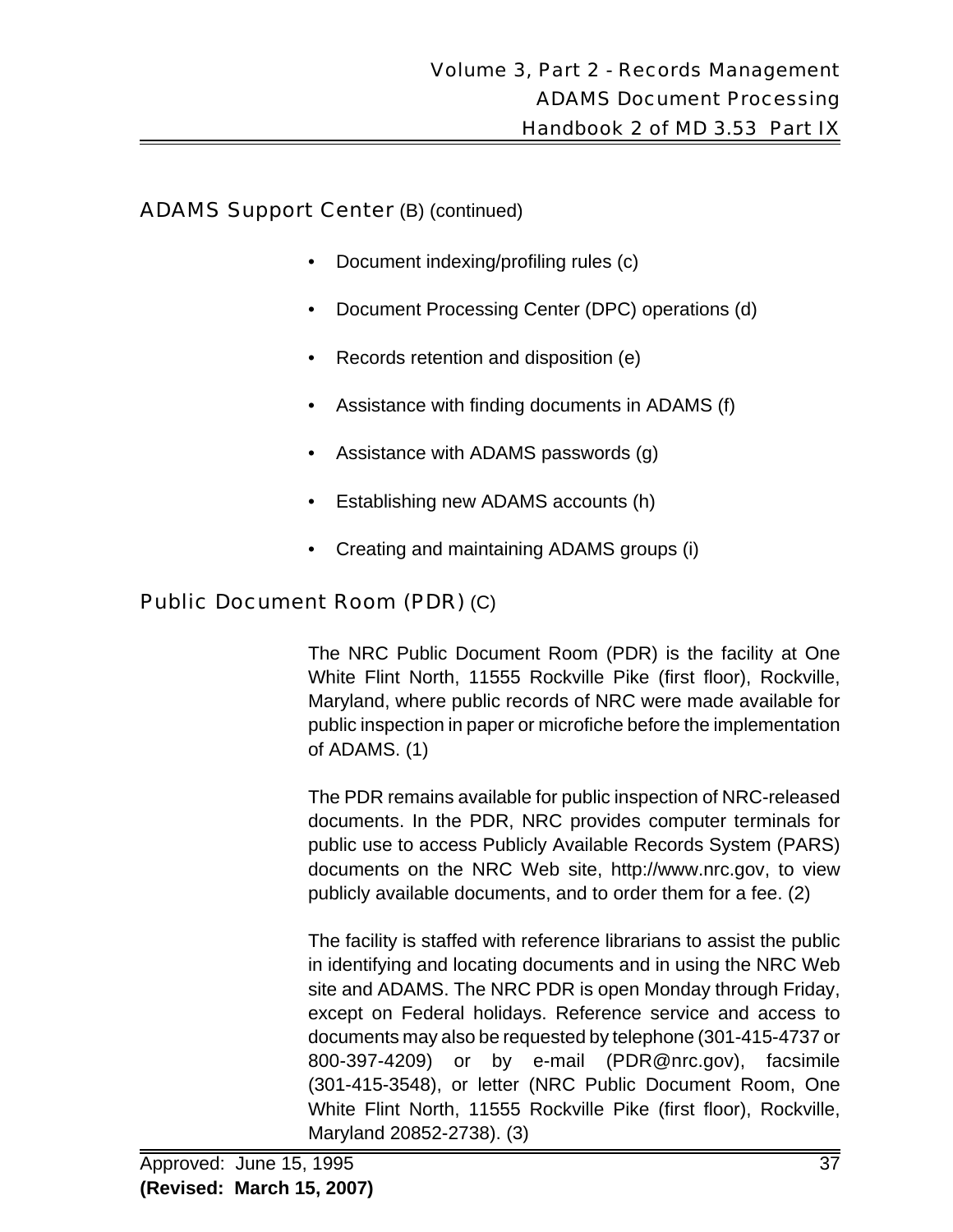## ADAMS Support Center (B) (continued)

- Document indexing/profiling rules (c)
- Document Processing Center (DPC) operations (d)
- Records retention and disposition (e)
- Assistance with finding documents in ADAMS (f)
- Assistance with ADAMS passwords (g)
- Establishing new ADAMS accounts (h)
- Creating and maintaining ADAMS groups (i)

## Public Document Room (PDR) (C)

The NRC Public Document Room (PDR) is the facility at One White Flint North, 11555 Rockville Pike (first floor), Rockville, Maryland, where public records of NRC were made available for public inspection in paper or microfiche before the implementation of ADAMS. (1)

The PDR remains available for public inspection of NRC-released documents. In the PDR, NRC provides computer terminals for public use to access Publicly Available Records System (PARS) documents on the NRC Web site, http://www.nrc.gov, to view publicly available documents, and to order them for a fee. (2)

The facility is staffed with reference librarians to assist the public in identifying and locating documents and in using the NRC Web site and ADAMS. The NRC PDR is open Monday through Friday, except on Federal holidays. Reference service and access to documents may also be requested by telephone (301-415-4737 or 800-397-4209) or by e-mail (PDR@nrc.gov), facsimile (301-415-3548), or letter (NRC Public Document Room, One White Flint North, 11555 Rockville Pike (first floor), Rockville, Maryland 20852-2738). (3)